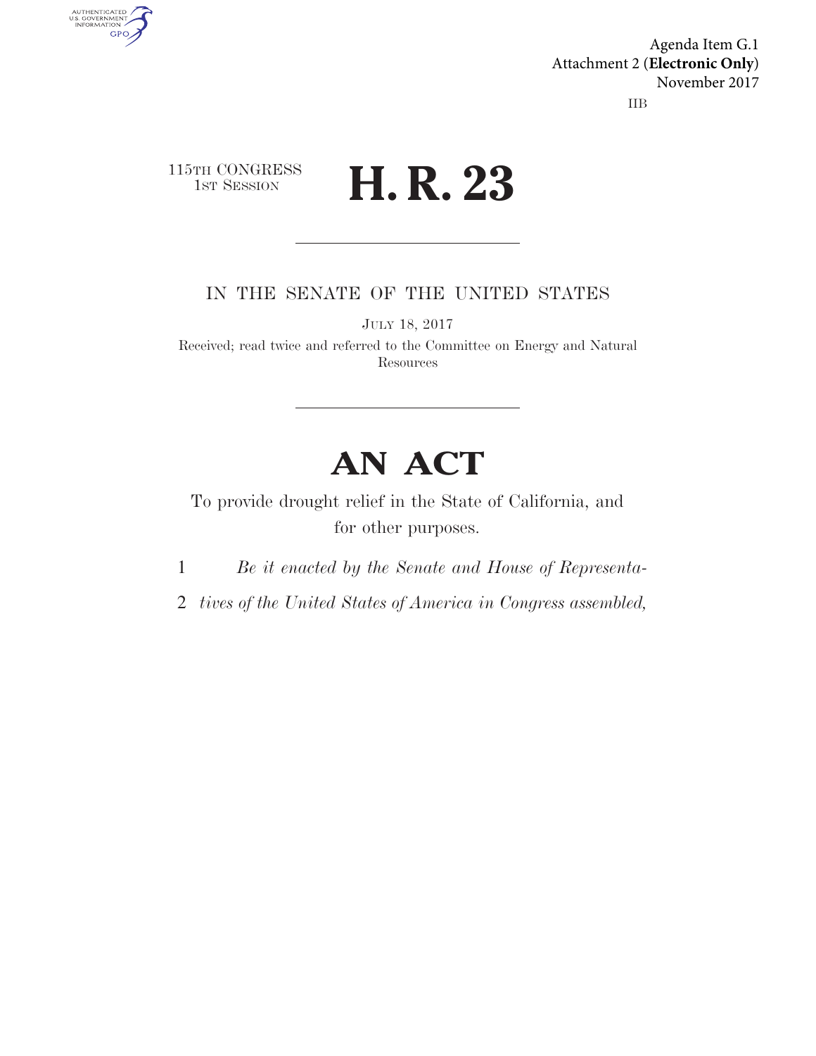Agenda Item G.1
Attachment 2 (**Electronic Only**)
November 2017

IIB

115TH CONGRESS
1ST SESSION

# H. R. 23

IN THE SENATE OF THE UNITED STATES

JULY 18, 2017

Received; read twice and referred to the Committee on Energy and Natural Resources

# AN ACT

To provide drought relief in the State of California, and for other purposes.

1 *Be it enacted by the Senate and House of Representa-*
2 *tives of the United States of America in Congress assembled,*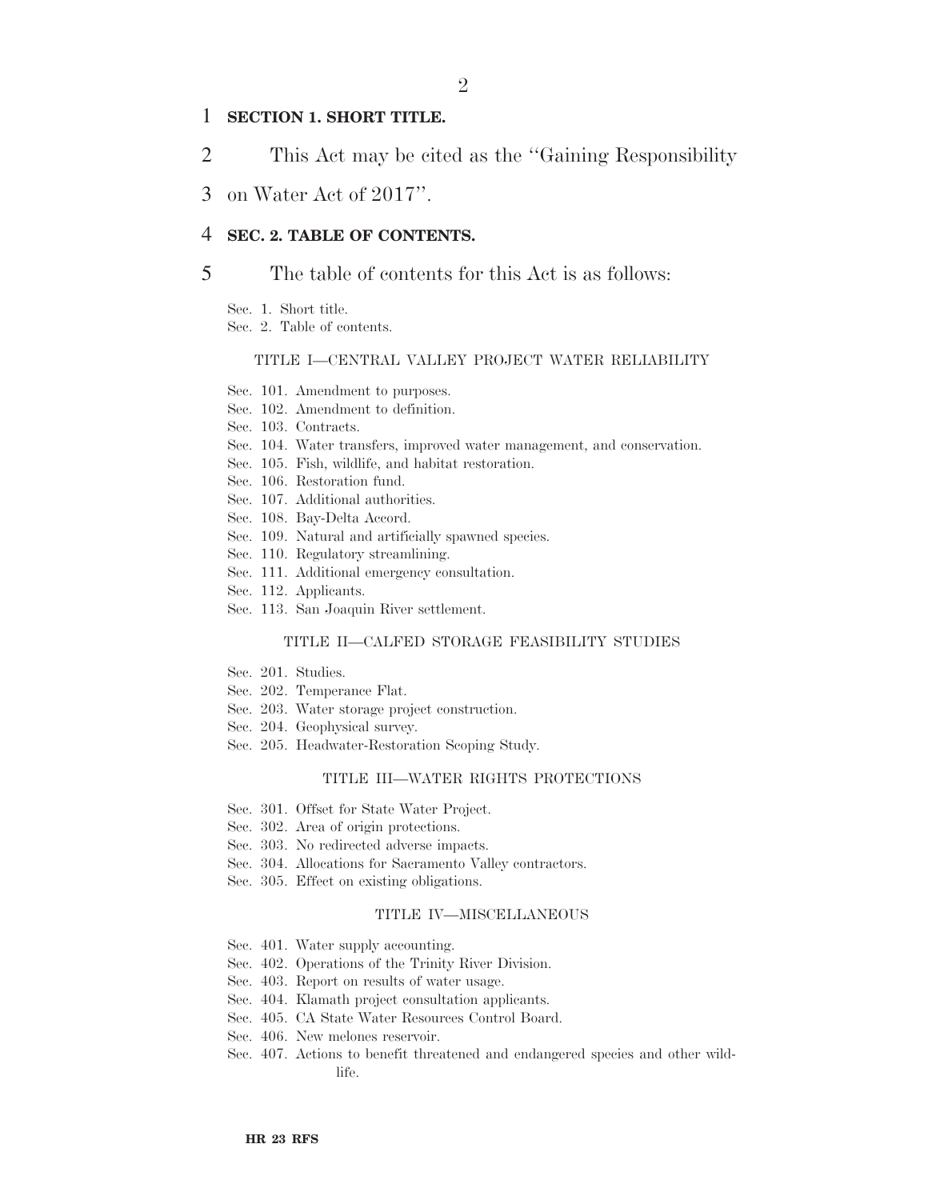**SECTION 1. SHORT TITLE.**

This Act may be cited as the ''Gaining Responsibility on Water Act of 2017''.

**SEC. 2. TABLE OF CONTENTS.**

The table of contents for this Act is as follows:

Sec. 1. Short title.
Sec. 2. Table of contents.

TITLE I—CENTRAL VALLEY PROJECT WATER RELIABILITY

Sec. 101. Amendment to purposes.
Sec. 102. Amendment to definition.
Sec. 103. Contracts.
Sec. 104. Water transfers, improved water management, and conservation.
Sec. 105. Fish, wildlife, and habitat restoration.
Sec. 106. Restoration fund.
Sec. 107. Additional authorities.
Sec. 108. Bay-Delta Accord.
Sec. 109. Natural and artificially spawned species.
Sec. 110. Regulatory streamlining.
Sec. 111. Additional emergency consultation.
Sec. 112. Applicants.
Sec. 113. San Joaquin River settlement.

TITLE II—CALFED STORAGE FEASIBILITY STUDIES

Sec. 201. Studies.
Sec. 202. Temperance Flat.
Sec. 203. Water storage project construction.
Sec. 204. Geophysical survey.
Sec. 205. Headwater-Restoration Scoping Study.

TITLE III—WATER RIGHTS PROTECTIONS

Sec. 301. Offset for State Water Project.
Sec. 302. Area of origin protections.
Sec. 303. No redirected adverse impacts.
Sec. 304. Allocations for Sacramento Valley contractors.
Sec. 305. Effect on existing obligations.

TITLE IV—MISCELLANEOUS

Sec. 401. Water supply accounting.
Sec. 402. Operations of the Trinity River Division.
Sec. 403. Report on results of water usage.
Sec. 404. Klamath project consultation applicants.
Sec. 405. CA State Water Resources Control Board.
Sec. 406. New melones reservoir.
Sec. 407. Actions to benefit threatened and endangered species and other wildlife.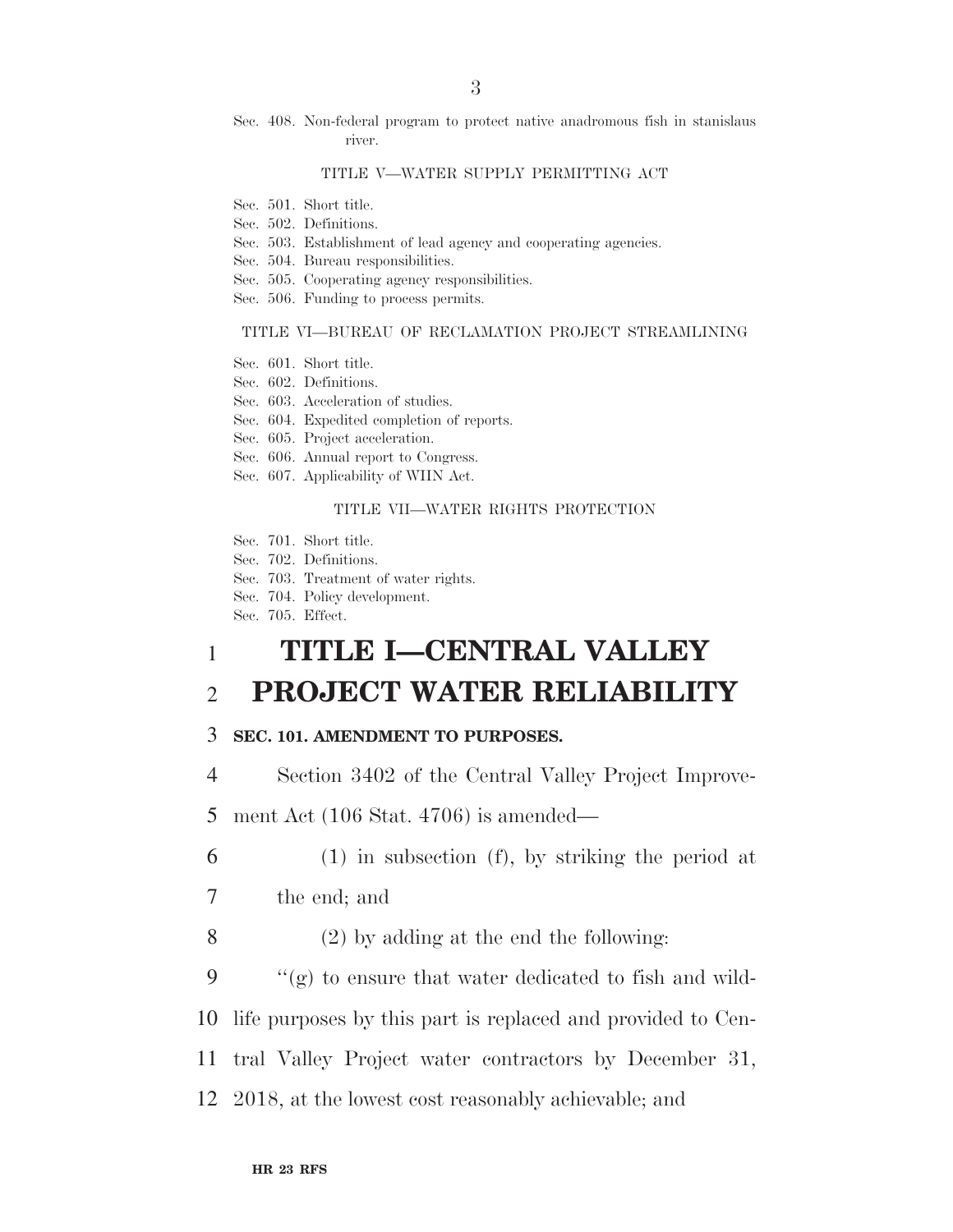Sec. 408. Non-federal program to protect native anadromous fish in stanislaus river.

TITLE V—WATER SUPPLY PERMITTING ACT

Sec. 501. Short title.
Sec. 502. Definitions.
Sec. 503. Establishment of lead agency and cooperating agencies.
Sec. 504. Bureau responsibilities.
Sec. 505. Cooperating agency responsibilities.
Sec. 506. Funding to process permits.

TITLE VI—BUREAU OF RECLAMATION PROJECT STREAMLINING

Sec. 601. Short title.
Sec. 602. Definitions.
Sec. 603. Acceleration of studies.
Sec. 604. Expedited completion of reports.
Sec. 605. Project acceleration.
Sec. 606. Annual report to Congress.
Sec. 607. Applicability of WIIN Act.

TITLE VII—WATER RIGHTS PROTECTION

Sec. 701. Short title.
Sec. 702. Definitions.
Sec. 703. Treatment of water rights.
Sec. 704. Policy development.
Sec. 705. Effect.

# TITLE I—CENTRAL VALLEY PROJECT WATER RELIABILITY

## SEC. 101. AMENDMENT TO PURPOSES.

Section 3402 of the Central Valley Project Improvement Act (106 Stat. 4706) is amended—

(1) in subsection (f), by striking the period at the end; and

(2) by adding at the end the following:

"(g) to ensure that water dedicated to fish and wildlife purposes by this part is replaced and provided to Central Valley Project water contractors by December 31, 2018, at the lowest cost reasonably achievable; and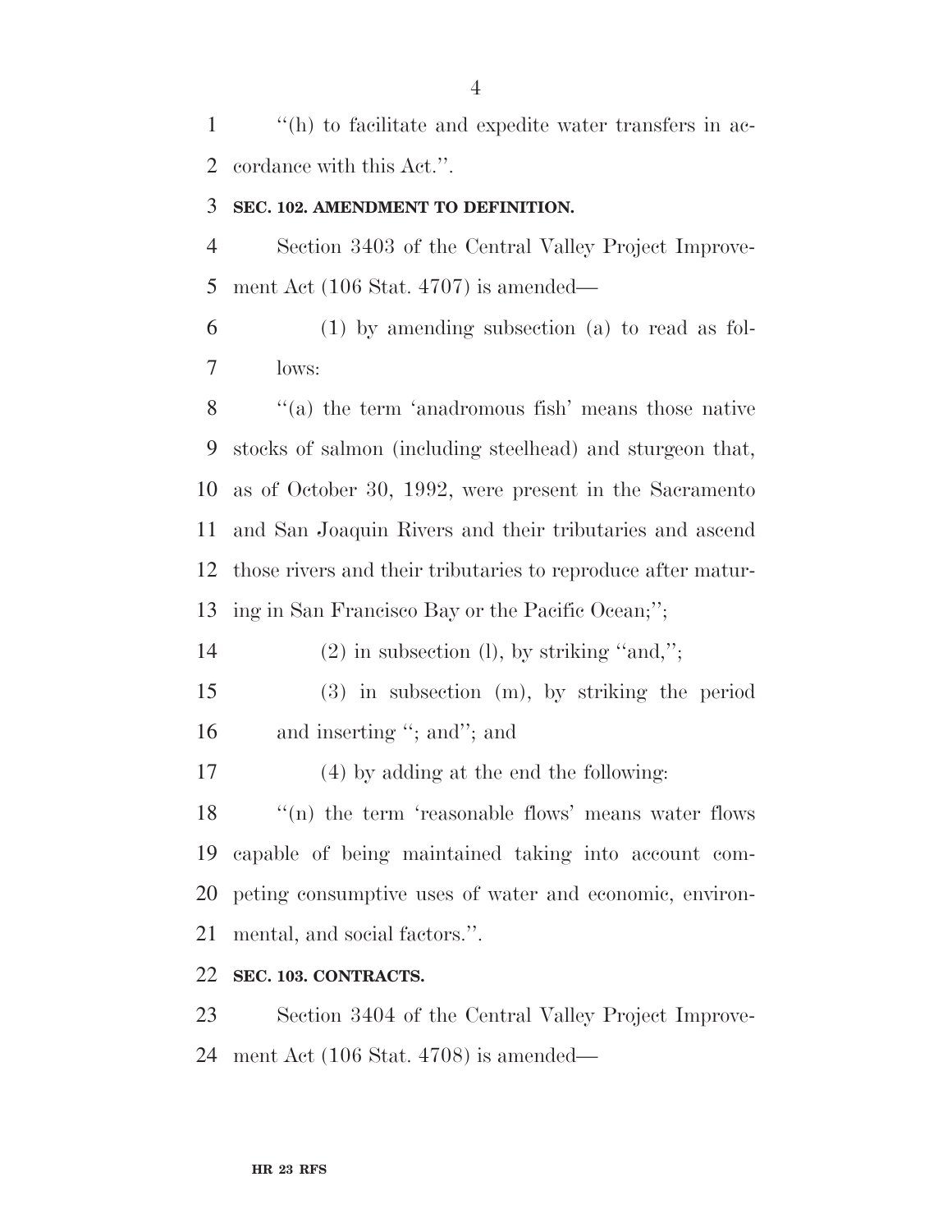''(h) to facilitate and expedite water transfers in accordance with this Act.''.

**SEC. 102. AMENDMENT TO DEFINITION.**

Section 3403 of the Central Valley Project Improvement Act (106 Stat. 4707) is amended—

(1) by amending subsection (a) to read as follows:

''(a) the term 'anadromous fish' means those native stocks of salmon (including steelhead) and sturgeon that, as of October 30, 1992, were present in the Sacramento and San Joaquin Rivers and their tributaries and ascend those rivers and their tributaries to reproduce after maturing in San Francisco Bay or the Pacific Ocean;'';

(2) in subsection (l), by striking ''and,'';

(3) in subsection (m), by striking the period and inserting ''; and''; and

(4) by adding at the end the following:

''(n) the term 'reasonable flows' means water flows capable of being maintained taking into account competing consumptive uses of water and economic, environmental, and social factors.''.

**SEC. 103. CONTRACTS.**

Section 3404 of the Central Valley Project Improvement Act (106 Stat. 4708) is amended—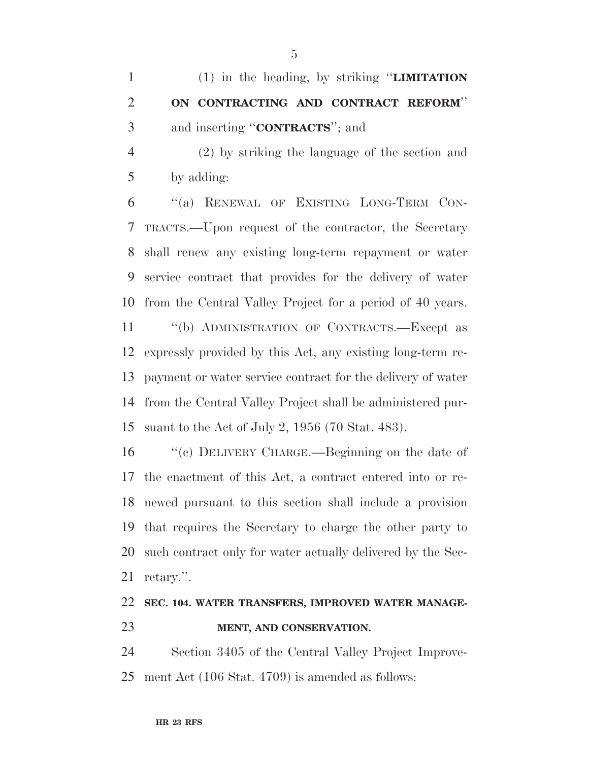(1) in the heading, by striking "**LIMITATION ON CONTRACTING AND CONTRACT REFORM**" and inserting "**CONTRACTS**"; and

(2) by striking the language of the section and by adding:

"(a) RENEWAL OF EXISTING LONG-TERM CONTRACTS.—Upon request of the contractor, the Secretary shall renew any existing long-term repayment or water service contract that provides for the delivery of water from the Central Valley Project for a period of 40 years.

"(b) ADMINISTRATION OF CONTRACTS.—Except as expressly provided by this Act, any existing long-term repayment or water service contract for the delivery of water from the Central Valley Project shall be administered pursuant to the Act of July 2, 1956 (70 Stat. 483).

"(c) DELIVERY CHARGE.—Beginning on the date of the enactment of this Act, a contract entered into or renewed pursuant to this section shall include a provision that requires the Secretary to charge the other party to such contract only for water actually delivered by the Secretary.".

## SEC. 104. WATER TRANSFERS, IMPROVED WATER MANAGEMENT, AND CONSERVATION.

Section 3405 of the Central Valley Project Improvement Act (106 Stat. 4709) is amended as follows: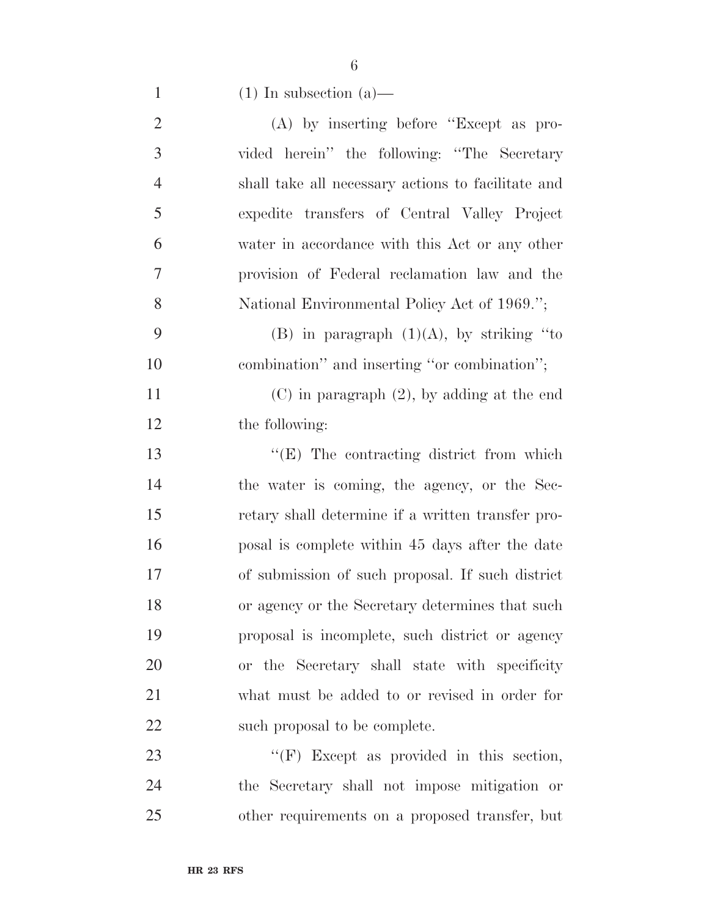(1) In subsection (a)—

(A) by inserting before "Except as provided herein" the following: "The Secretary shall take all necessary actions to facilitate and expedite transfers of Central Valley Project water in accordance with this Act or any other provision of Federal reclamation law and the National Environmental Policy Act of 1969.";

(B) in paragraph (1)(A), by striking "to combination" and inserting "or combination";

(C) in paragraph (2), by adding at the end the following:

"(E) The contracting district from which the water is coming, the agency, or the Secretary shall determine if a written transfer proposal is complete within 45 days after the date of submission of such proposal. If such district or agency or the Secretary determines that such proposal is incomplete, such district or agency or the Secretary shall state with specificity what must be added to or revised in order for such proposal to be complete.

"(F) Except as provided in this section, the Secretary shall not impose mitigation or other requirements on a proposed transfer, but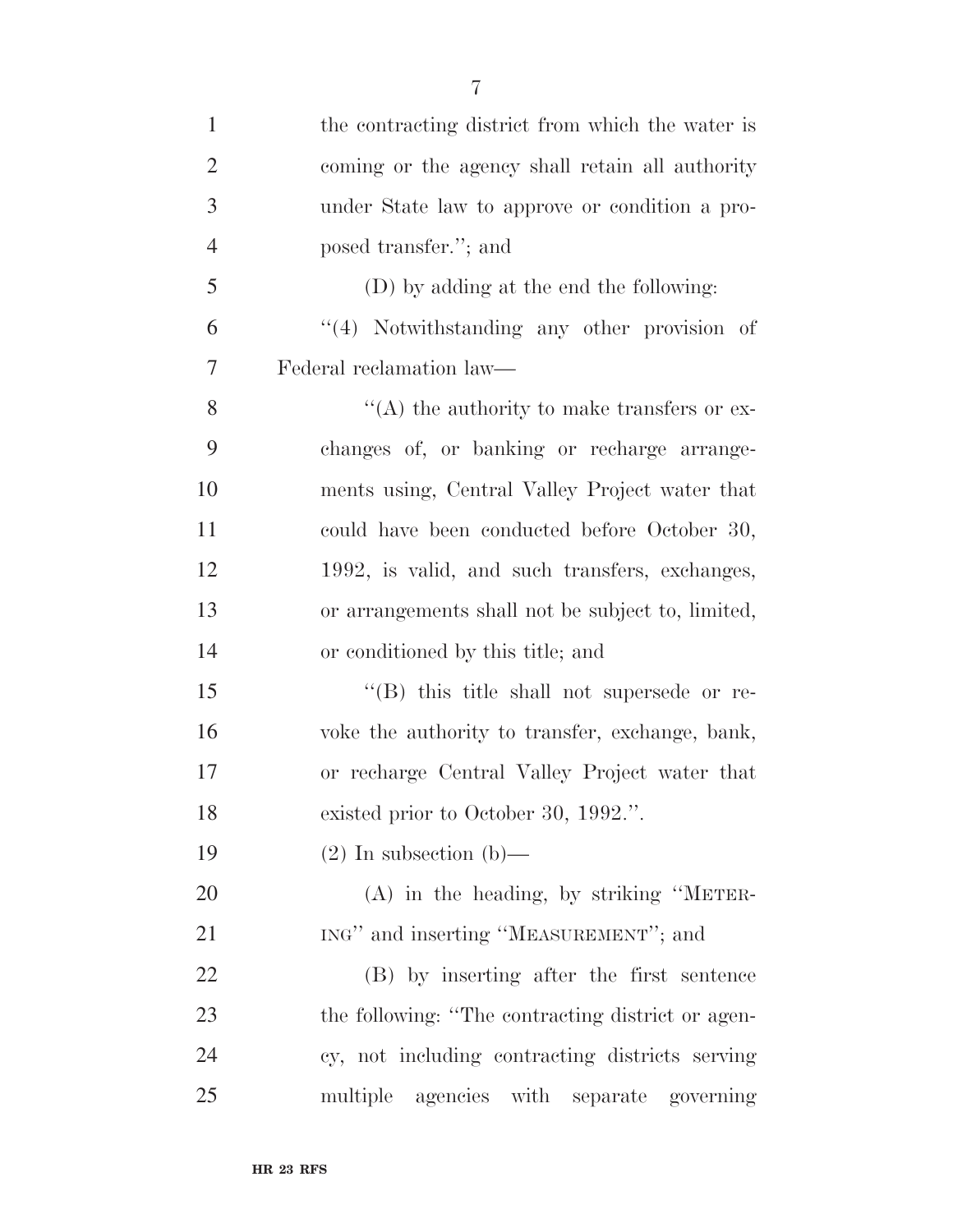the contracting district from which the water is coming or the agency shall retain all authority under State law to approve or condition a proposed transfer.''; and

(D) by adding at the end the following:

''(4) Notwithstanding any other provision of Federal reclamation law—

''(A) the authority to make transfers or exchanges of, or banking or recharge arrangements using, Central Valley Project water that could have been conducted before October 30, 1992, is valid, and such transfers, exchanges, or arrangements shall not be subject to, limited, or conditioned by this title; and

''(B) this title shall not supersede or revoke the authority to transfer, exchange, bank, or recharge Central Valley Project water that existed prior to October 30, 1992.''.

(2) In subsection (b)—

(A) in the heading, by striking ''METERING'' and inserting ''MEASUREMENT''; and

(B) by inserting after the first sentence the following: ''The contracting district or agency, not including contracting districts serving multiple agencies with separate governing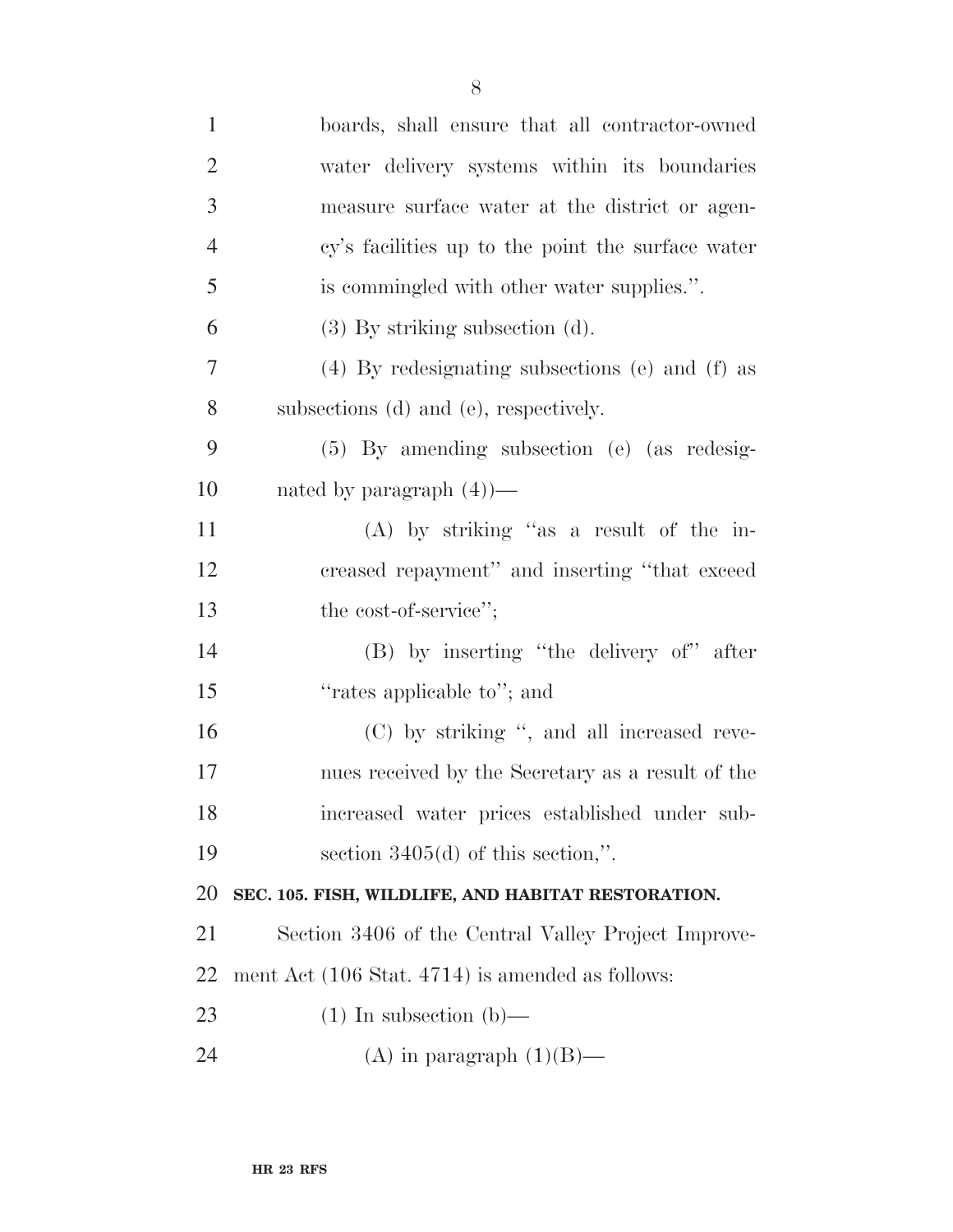boards, shall ensure that all contractor-owned water delivery systems within its boundaries measure surface water at the district or agency's facilities up to the point the surface water is commingled with other water supplies.''.

(3) By striking subsection (d).

(4) By redesignating subsections (e) and (f) as subsections (d) and (e), respectively.

(5) By amending subsection (e) (as redesignated by paragraph (4))—

(A) by striking ''as a result of the increased repayment'' and inserting ''that exceed the cost-of-service'';

(B) by inserting ''the delivery of'' after ''rates applicable to''; and

(C) by striking '', and all increased revenues received by the Secretary as a result of the increased water prices established under subsection 3405(d) of this section,''.

**SEC. 105. FISH, WILDLIFE, AND HABITAT RESTORATION.**

Section 3406 of the Central Valley Project Improvement Act (106 Stat. 4714) is amended as follows:

(1) In subsection (b)—

(A) in paragraph (1)(B)—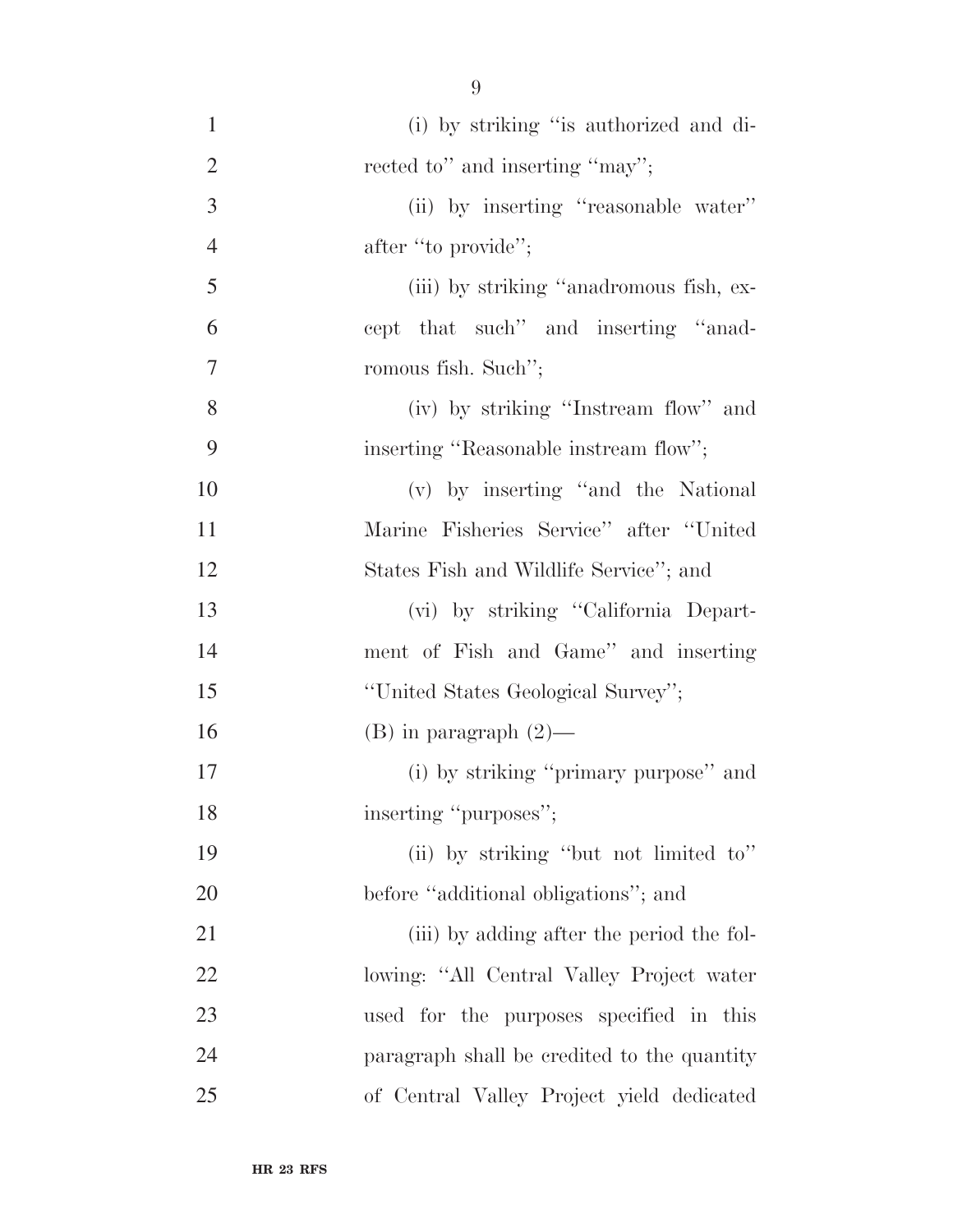(i) by striking ''is authorized and directed to'' and inserting ''may'';

(ii) by inserting ''reasonable water'' after ''to provide'';

(iii) by striking ''anadromous fish, except that such'' and inserting ''anadromous fish. Such'';

(iv) by striking ''Instream flow'' and inserting ''Reasonable instream flow'';

(v) by inserting ''and the National Marine Fisheries Service'' after ''United States Fish and Wildlife Service''; and

(vi) by striking ''California Department of Fish and Game'' and inserting ''United States Geological Survey'';

(B) in paragraph (2)—

(i) by striking ''primary purpose'' and inserting ''purposes'';

(ii) by striking ''but not limited to'' before ''additional obligations''; and

(iii) by adding after the period the following: ''All Central Valley Project water used for the purposes specified in this paragraph shall be credited to the quantity of Central Valley Project yield dedicated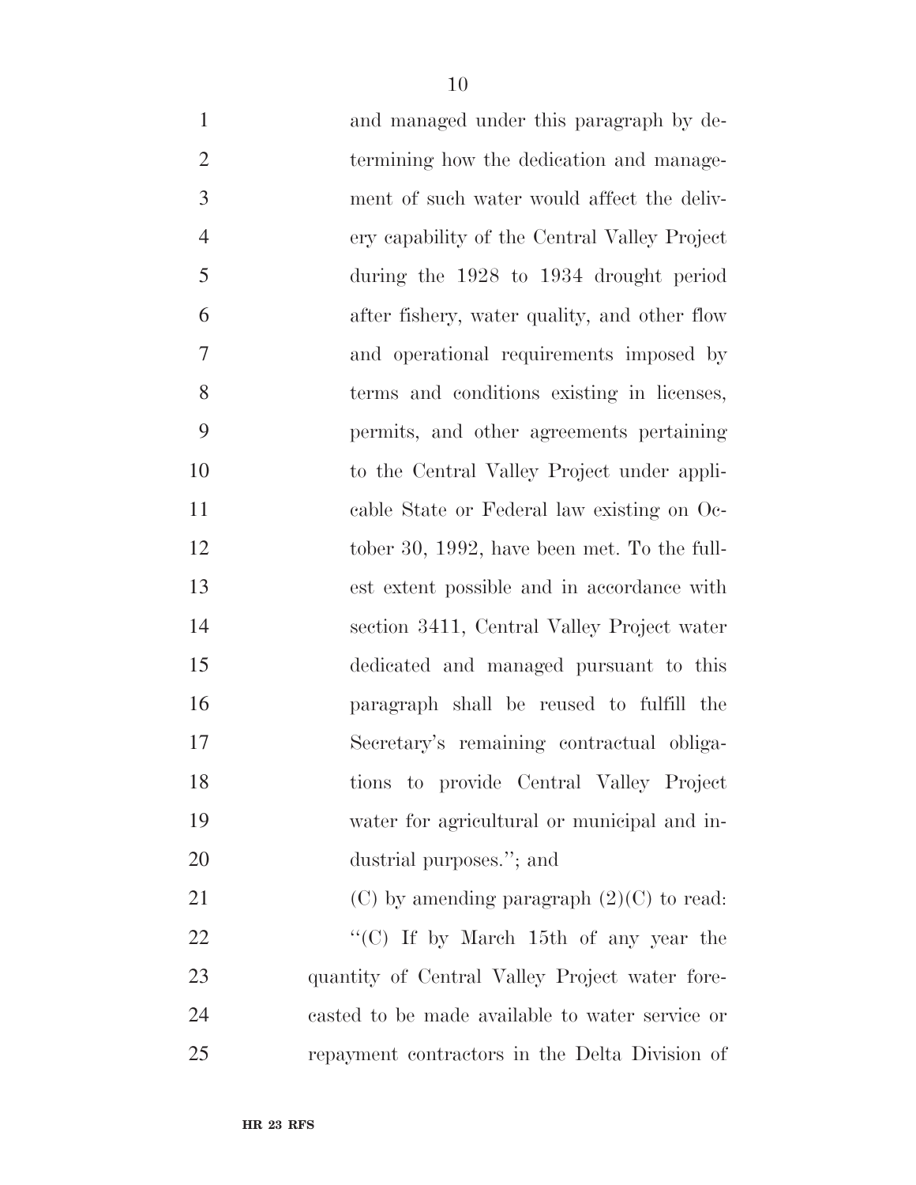and managed under this paragraph by determining how the dedication and management of such water would affect the delivery capability of the Central Valley Project during the 1928 to 1934 drought period after fishery, water quality, and other flow and operational requirements imposed by terms and conditions existing in licenses, permits, and other agreements pertaining to the Central Valley Project under applicable State or Federal law existing on October 30, 1992, have been met. To the fullest extent possible and in accordance with section 3411, Central Valley Project water dedicated and managed pursuant to this paragraph shall be reused to fulfill the Secretary's remaining contractual obligations to provide Central Valley Project water for agricultural or municipal and industrial purposes."; and

(C) by amending paragraph (2)(C) to read:

"(C) If by March 15th of any year the quantity of Central Valley Project water forecasted to be made available to water service or repayment contractors in the Delta Division of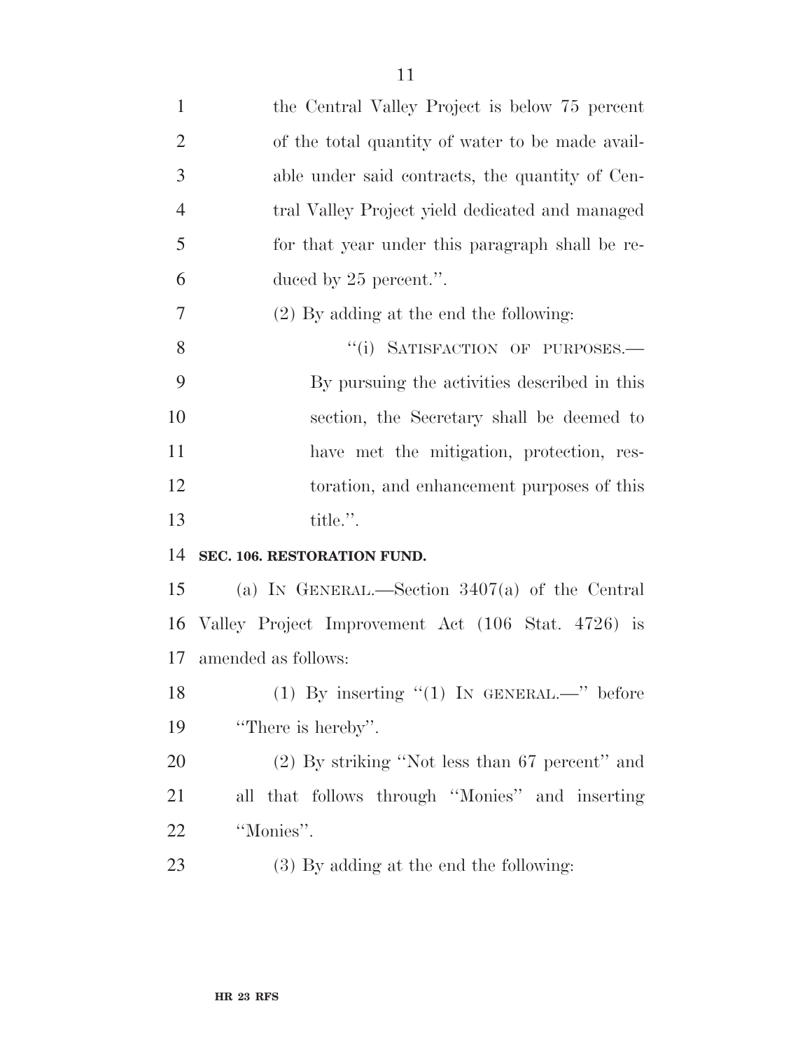the Central Valley Project is below 75 percent of the total quantity of water to be made available under said contracts, the quantity of Central Valley Project yield dedicated and managed for that year under this paragraph shall be reduced by 25 percent.''.

(2) By adding at the end the following:

''(i) SATISFACTION OF PURPOSES.—By pursuing the activities described in this section, the Secretary shall be deemed to have met the mitigation, protection, restoration, and enhancement purposes of this title.''.

**SEC. 106. RESTORATION FUND.**

(a) IN GENERAL.—Section 3407(a) of the Central Valley Project Improvement Act (106 Stat. 4726) is amended as follows:

(1) By inserting ''(1) IN GENERAL.—'' before ''There is hereby''.

(2) By striking ''Not less than 67 percent'' and all that follows through ''Monies'' and inserting ''Monies''.

(3) By adding at the end the following: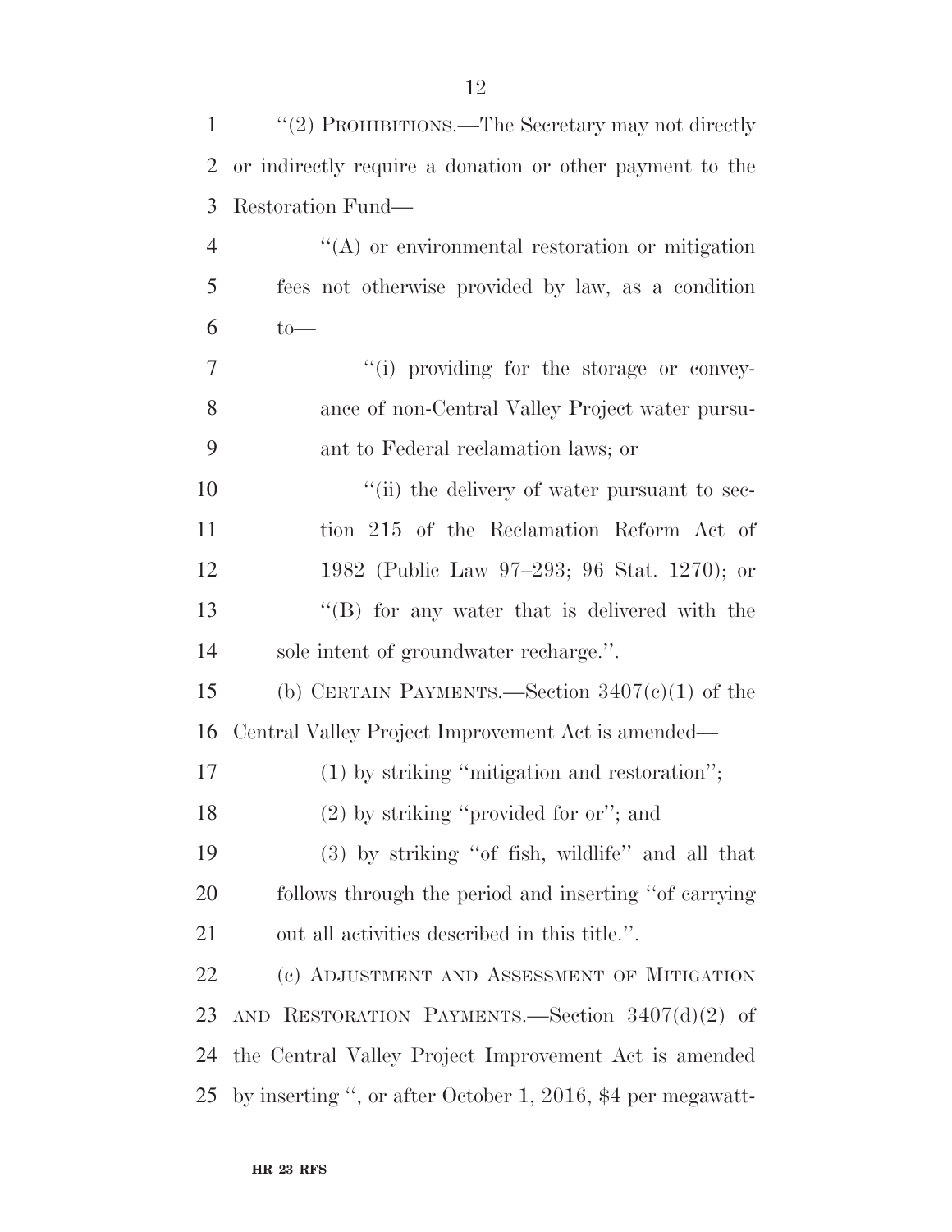''(2) PROHIBITIONS.—The Secretary may not directly or indirectly require a donation or other payment to the Restoration Fund—

''(A) or environmental restoration or mitigation fees not otherwise provided by law, as a condition to—

''(i) providing for the storage or conveyance of non-Central Valley Project water pursuant to Federal reclamation laws; or

''(ii) the delivery of water pursuant to section 215 of the Reclamation Reform Act of 1982 (Public Law 97–293; 96 Stat. 1270); or

''(B) for any water that is delivered with the sole intent of groundwater recharge.''.

(b) CERTAIN PAYMENTS.—Section 3407(c)(1) of the Central Valley Project Improvement Act is amended—

(1) by striking ''mitigation and restoration'';

(2) by striking ''provided for or''; and

(3) by striking ''of fish, wildlife'' and all that follows through the period and inserting ''of carrying out all activities described in this title.''.

(c) ADJUSTMENT AND ASSESSMENT OF MITIGATION AND RESTORATION PAYMENTS.—Section 3407(d)(2) of the Central Valley Project Improvement Act is amended by inserting '', or after October 1, 2016, $4 per megawatt-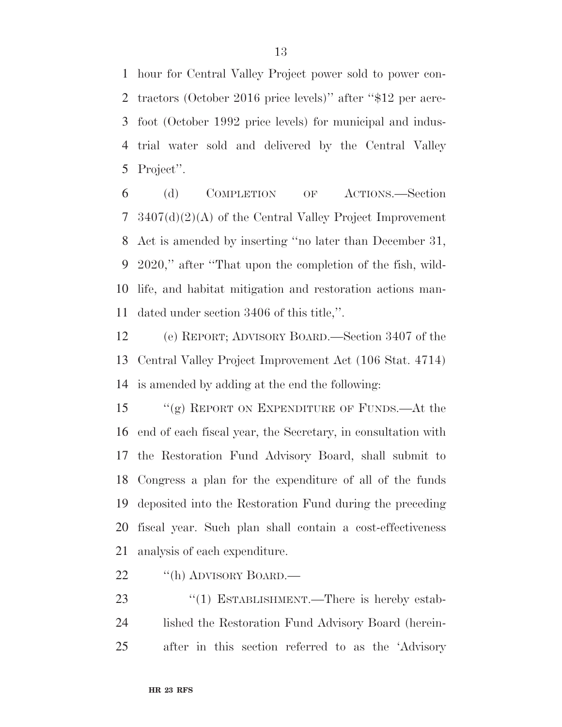hour for Central Valley Project power sold to power contractors (October 2016 price levels)'' after ''$12 per acre-foot (October 1992 price levels) for municipal and industrial water sold and delivered by the Central Valley Project''.

(d) COMPLETION OF ACTIONS.—Section 3407(d)(2)(A) of the Central Valley Project Improvement Act is amended by inserting ''no later than December 31, 2020,'' after ''That upon the completion of the fish, wildlife, and habitat mitigation and restoration actions mandated under section 3406 of this title,''.

(e) REPORT; ADVISORY BOARD.—Section 3407 of the Central Valley Project Improvement Act (106 Stat. 4714) is amended by adding at the end the following:

''(g) REPORT ON EXPENDITURE OF FUNDS.—At the end of each fiscal year, the Secretary, in consultation with the Restoration Fund Advisory Board, shall submit to Congress a plan for the expenditure of all of the funds deposited into the Restoration Fund during the preceding fiscal year. Such plan shall contain a cost-effectiveness analysis of each expenditure.

''(h) ADVISORY BOARD.—

''(1) ESTABLISHMENT.—There is hereby established the Restoration Fund Advisory Board (hereinafter in this section referred to as the 'Advisory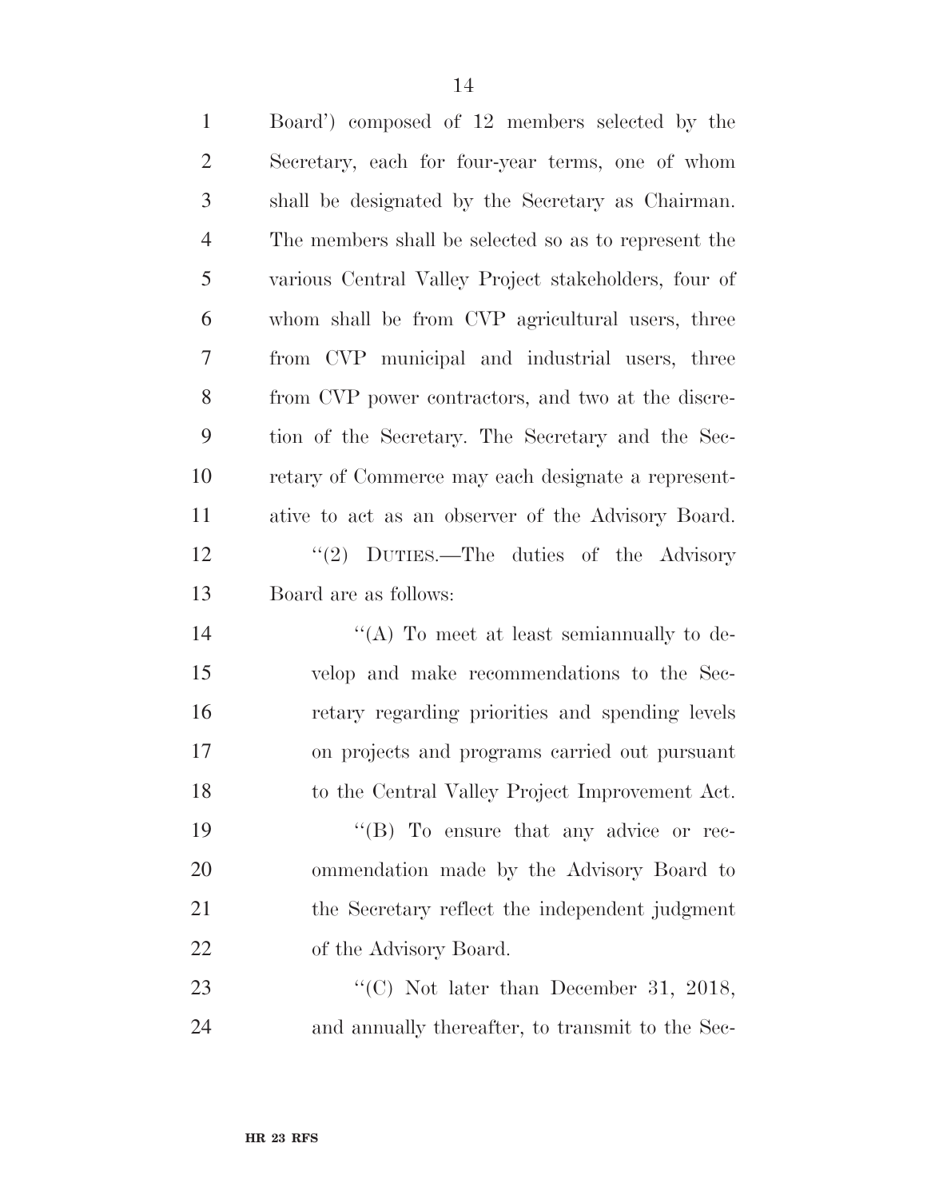Board') composed of 12 members selected by the Secretary, each for four-year terms, one of whom shall be designated by the Secretary as Chairman. The members shall be selected so as to represent the various Central Valley Project stakeholders, four of whom shall be from CVP agricultural users, three from CVP municipal and industrial users, three from CVP power contractors, and two at the discretion of the Secretary. The Secretary and the Secretary of Commerce may each designate a representative to act as an observer of the Advisory Board.

"(2) DUTIES.—The duties of the Advisory Board are as follows:

"(A) To meet at least semiannually to develop and make recommendations to the Secretary regarding priorities and spending levels on projects and programs carried out pursuant to the Central Valley Project Improvement Act.

"(B) To ensure that any advice or recommendation made by the Advisory Board to the Secretary reflect the independent judgment of the Advisory Board.

"(C) Not later than December 31, 2018, and annually thereafter, to transmit to the Sec-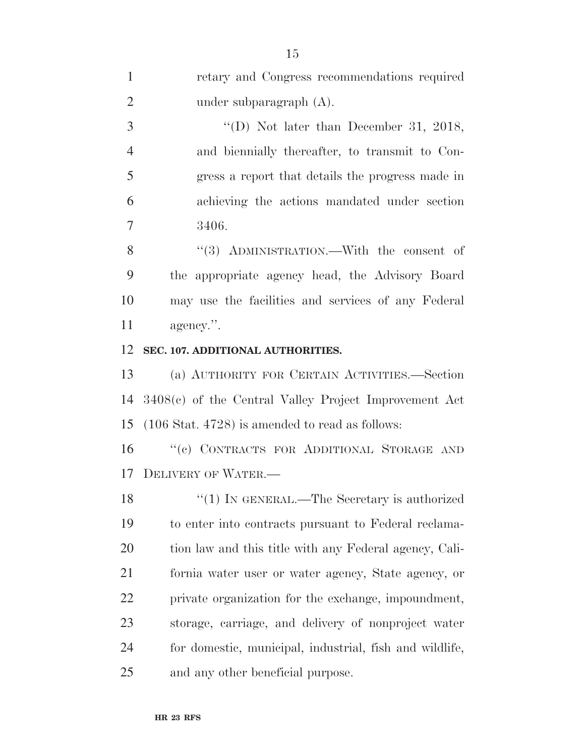retary and Congress recommendations required under subparagraph (A).

"(D) Not later than December 31, 2018, and biennially thereafter, to transmit to Congress a report that details the progress made in achieving the actions mandated under section 3406.

"(3) ADMINISTRATION.—With the consent of the appropriate agency head, the Advisory Board may use the facilities and services of any Federal agency.".

**SEC. 107. ADDITIONAL AUTHORITIES.**

(a) AUTHORITY FOR CERTAIN ACTIVITIES.—Section 3408(c) of the Central Valley Project Improvement Act (106 Stat. 4728) is amended to read as follows:

"(c) CONTRACTS FOR ADDITIONAL STORAGE AND DELIVERY OF WATER.—

"(1) IN GENERAL.—The Secretary is authorized to enter into contracts pursuant to Federal reclamation law and this title with any Federal agency, California water user or water agency, State agency, or private organization for the exchange, impoundment, storage, carriage, and delivery of nonproject water for domestic, municipal, industrial, fish and wildlife, and any other beneficial purpose.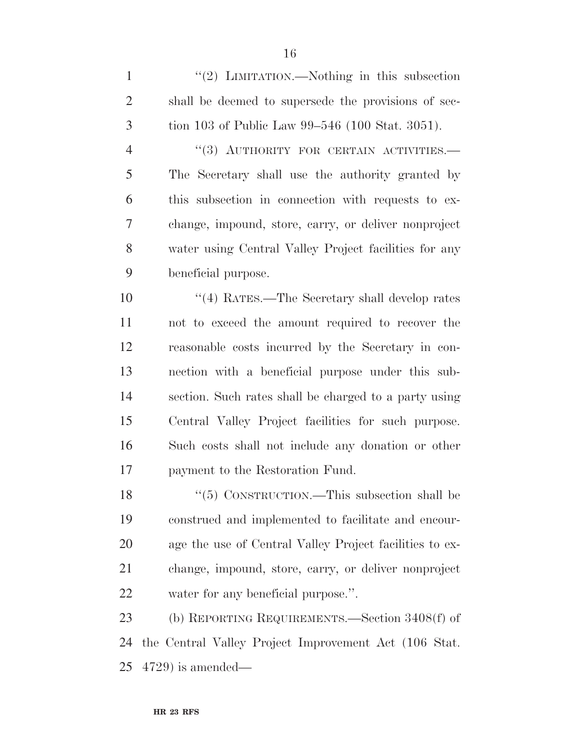''(2) LIMITATION.—Nothing in this subsection shall be deemed to supersede the provisions of section 103 of Public Law 99–546 (100 Stat. 3051).

''(3) AUTHORITY FOR CERTAIN ACTIVITIES.—The Secretary shall use the authority granted by this subsection in connection with requests to exchange, impound, store, carry, or deliver nonproject water using Central Valley Project facilities for any beneficial purpose.

''(4) RATES.—The Secretary shall develop rates not to exceed the amount required to recover the reasonable costs incurred by the Secretary in connection with a beneficial purpose under this subsection. Such rates shall be charged to a party using Central Valley Project facilities for such purpose. Such costs shall not include any donation or other payment to the Restoration Fund.

''(5) CONSTRUCTION.—This subsection shall be construed and implemented to facilitate and encourage the use of Central Valley Project facilities to exchange, impound, store, carry, or deliver nonproject water for any beneficial purpose.''.

(b) REPORTING REQUIREMENTS.—Section 3408(f) of the Central Valley Project Improvement Act (106 Stat. 4729) is amended—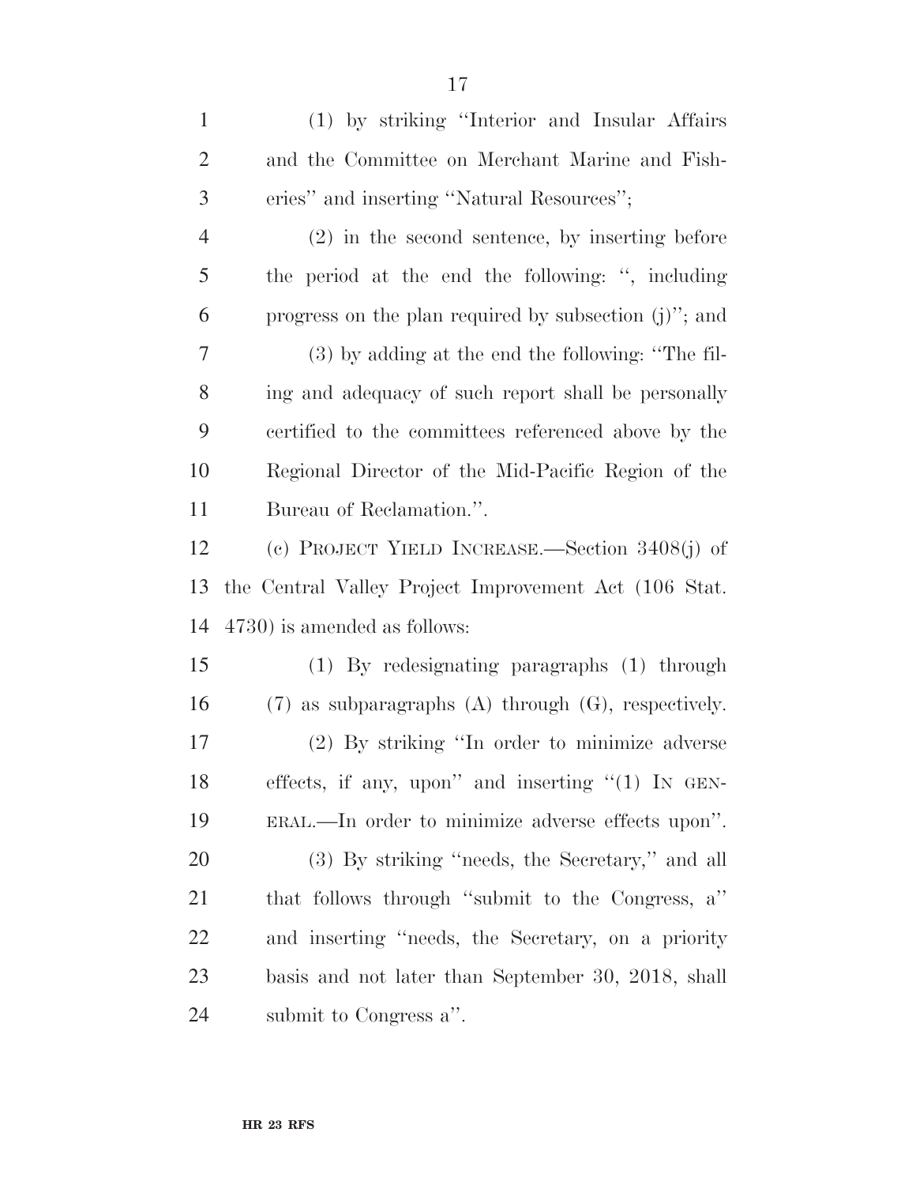(1) by striking "Interior and Insular Affairs and the Committee on Merchant Marine and Fisheries" and inserting "Natural Resources";

(2) in the second sentence, by inserting before the period at the end the following: ", including progress on the plan required by subsection (j)"; and

(3) by adding at the end the following: "The filing and adequacy of such report shall be personally certified to the committees referenced above by the Regional Director of the Mid-Pacific Region of the Bureau of Reclamation.".

(c) PROJECT YIELD INCREASE.—Section 3408(j) of the Central Valley Project Improvement Act (106 Stat. 4730) is amended as follows:

(1) By redesignating paragraphs (1) through (7) as subparagraphs (A) through (G), respectively.

(2) By striking "In order to minimize adverse effects, if any, upon" and inserting "(1) IN GENERAL.—In order to minimize adverse effects upon".

(3) By striking "needs, the Secretary," and all that follows through "submit to the Congress, a" and inserting "needs, the Secretary, on a priority basis and not later than September 30, 2018, shall submit to Congress a".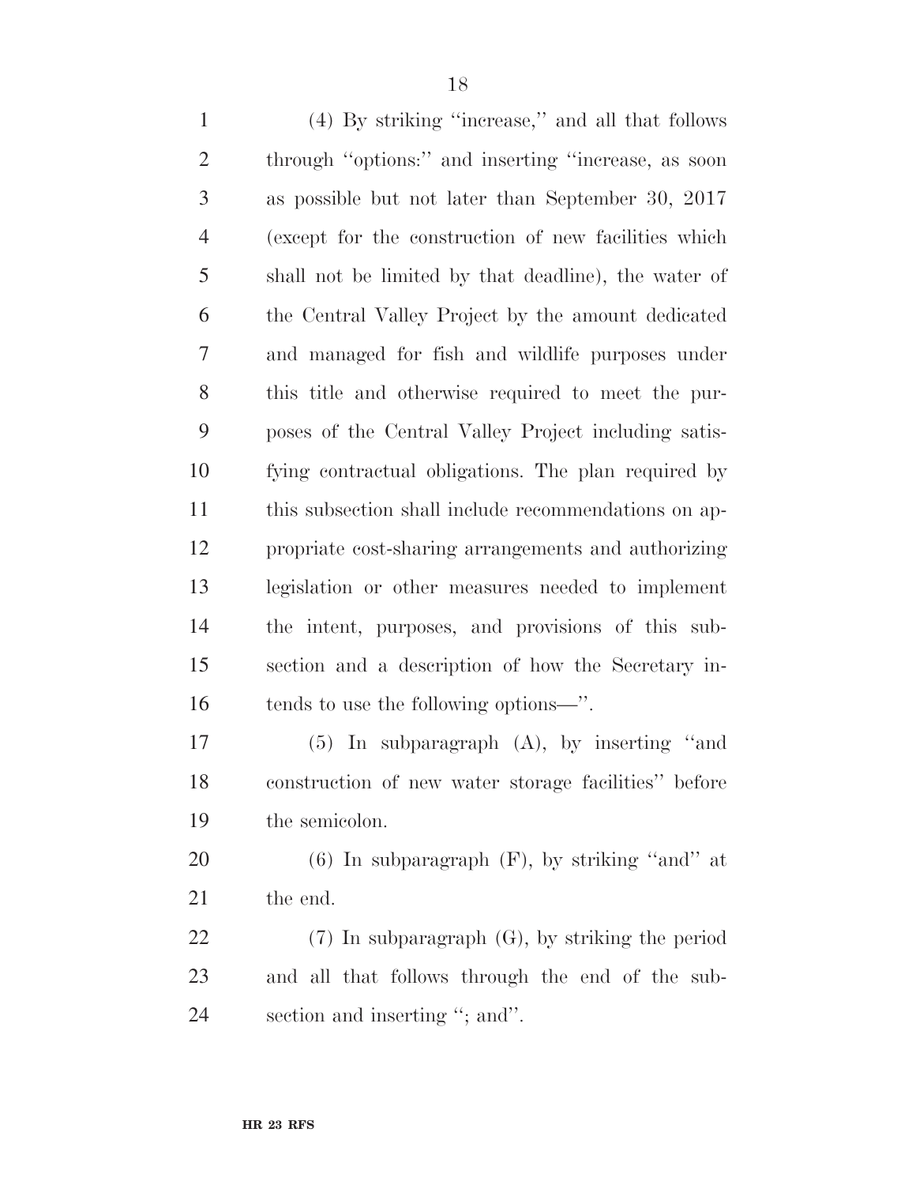(4) By striking ''increase,'' and all that follows through ''options:'' and inserting ''increase, as soon as possible but not later than September 30, 2017 (except for the construction of new facilities which shall not be limited by that deadline), the water of the Central Valley Project by the amount dedicated and managed for fish and wildlife purposes under this title and otherwise required to meet the purposes of the Central Valley Project including satisfying contractual obligations. The plan required by this subsection shall include recommendations on appropriate cost-sharing arrangements and authorizing legislation or other measures needed to implement the intent, purposes, and provisions of this subsection and a description of how the Secretary intends to use the following options—''.

(5) In subparagraph (A), by inserting ''and construction of new water storage facilities'' before the semicolon.

(6) In subparagraph (F), by striking ''and'' at the end.

(7) In subparagraph (G), by striking the period and all that follows through the end of the subsection and inserting ''; and''.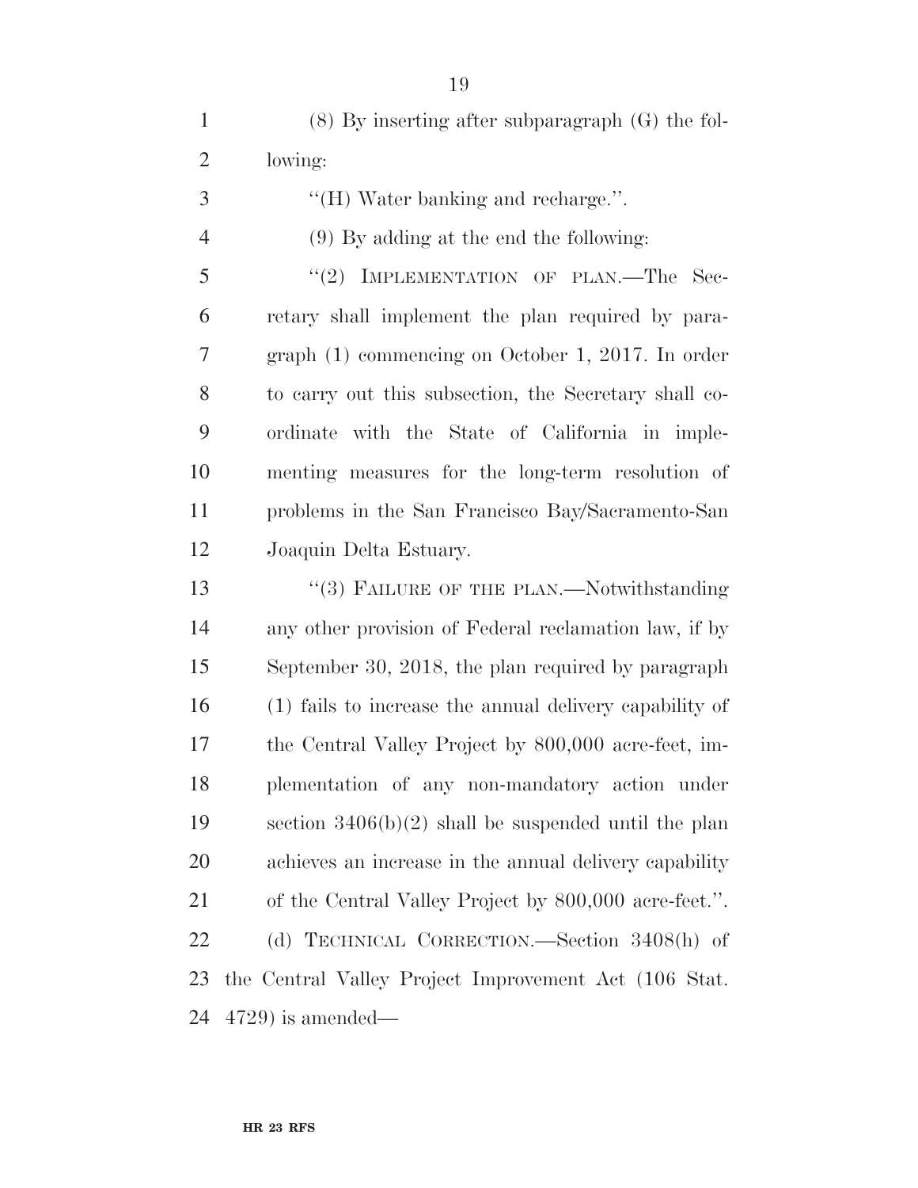(8) By inserting after subparagraph (G) the following:

''(H) Water banking and recharge.''.

(9) By adding at the end the following:

''(2) IMPLEMENTATION OF PLAN.—The Secretary shall implement the plan required by paragraph (1) commencing on October 1, 2017. In order to carry out this subsection, the Secretary shall coordinate with the State of California in implementing measures for the long-term resolution of problems in the San Francisco Bay/Sacramento-San Joaquin Delta Estuary.

''(3) FAILURE OF THE PLAN.—Notwithstanding any other provision of Federal reclamation law, if by September 30, 2018, the plan required by paragraph (1) fails to increase the annual delivery capability of the Central Valley Project by 800,000 acre-feet, implementation of any non-mandatory action under section 3406(b)(2) shall be suspended until the plan achieves an increase in the annual delivery capability of the Central Valley Project by 800,000 acre-feet.''.

(d) TECHNICAL CORRECTION.—Section 3408(h) of the Central Valley Project Improvement Act (106 Stat. 4729) is amended—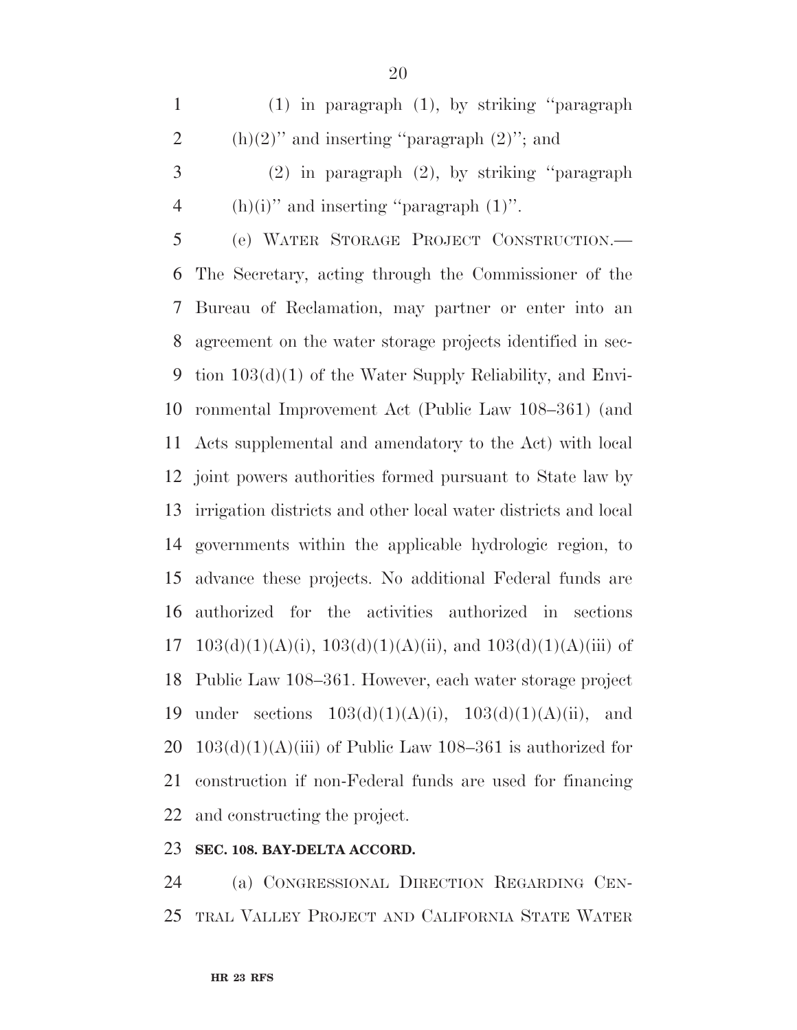(1) in paragraph (1), by striking ''paragraph (h)(2)'' and inserting ''paragraph (2)''; and

(2) in paragraph (2), by striking ''paragraph (h)(i)'' and inserting ''paragraph (1)''.

(e) WATER STORAGE PROJECT CONSTRUCTION.—The Secretary, acting through the Commissioner of the Bureau of Reclamation, may partner or enter into an agreement on the water storage projects identified in section 103(d)(1) of the Water Supply Reliability, and Environmental Improvement Act (Public Law 108–361) (and Acts supplemental and amendatory to the Act) with local joint powers authorities formed pursuant to State law by irrigation districts and other local water districts and local governments within the applicable hydrologic region, to advance these projects. No additional Federal funds are authorized for the activities authorized in sections 103(d)(1)(A)(i), 103(d)(1)(A)(ii), and 103(d)(1)(A)(iii) of Public Law 108–361. However, each water storage project under sections 103(d)(1)(A)(i), 103(d)(1)(A)(ii), and 103(d)(1)(A)(iii) of Public Law 108–361 is authorized for construction if non-Federal funds are used for financing and constructing the project.

**SEC. 108. BAY-DELTA ACCORD.**

(a) CONGRESSIONAL DIRECTION REGARDING CENTRAL VALLEY PROJECT AND CALIFORNIA STATE WATER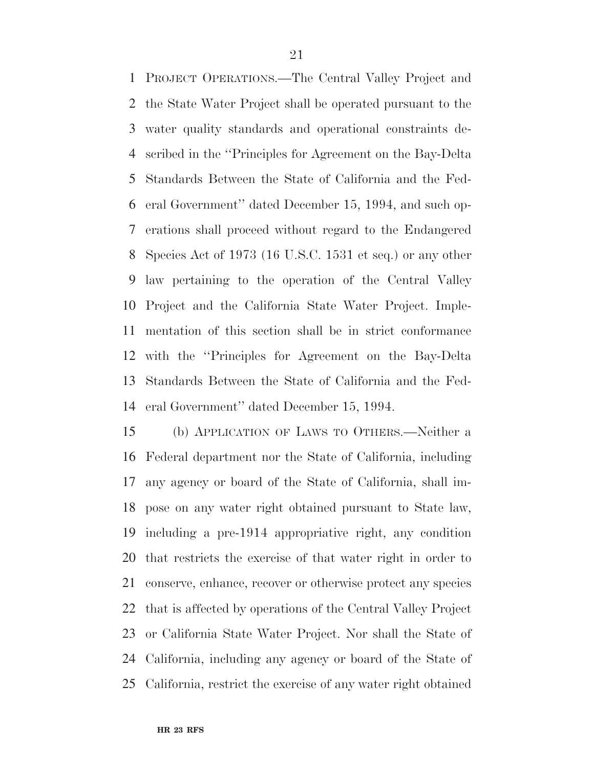PROJECT OPERATIONS.—The Central Valley Project and the State Water Project shall be operated pursuant to the water quality standards and operational constraints described in the ''Principles for Agreement on the Bay-Delta Standards Between the State of California and the Federal Government'' dated December 15, 1994, and such operations shall proceed without regard to the Endangered Species Act of 1973 (16 U.S.C. 1531 et seq.) or any other law pertaining to the operation of the Central Valley Project and the California State Water Project. Implementation of this section shall be in strict conformance with the ''Principles for Agreement on the Bay-Delta Standards Between the State of California and the Federal Government'' dated December 15, 1994.

(b) APPLICATION OF LAWS TO OTHERS.—Neither a Federal department nor the State of California, including any agency or board of the State of California, shall impose on any water right obtained pursuant to State law, including a pre-1914 appropriative right, any condition that restricts the exercise of that water right in order to conserve, enhance, recover or otherwise protect any species that is affected by operations of the Central Valley Project or California State Water Project. Nor shall the State of California, including any agency or board of the State of California, restrict the exercise of any water right obtained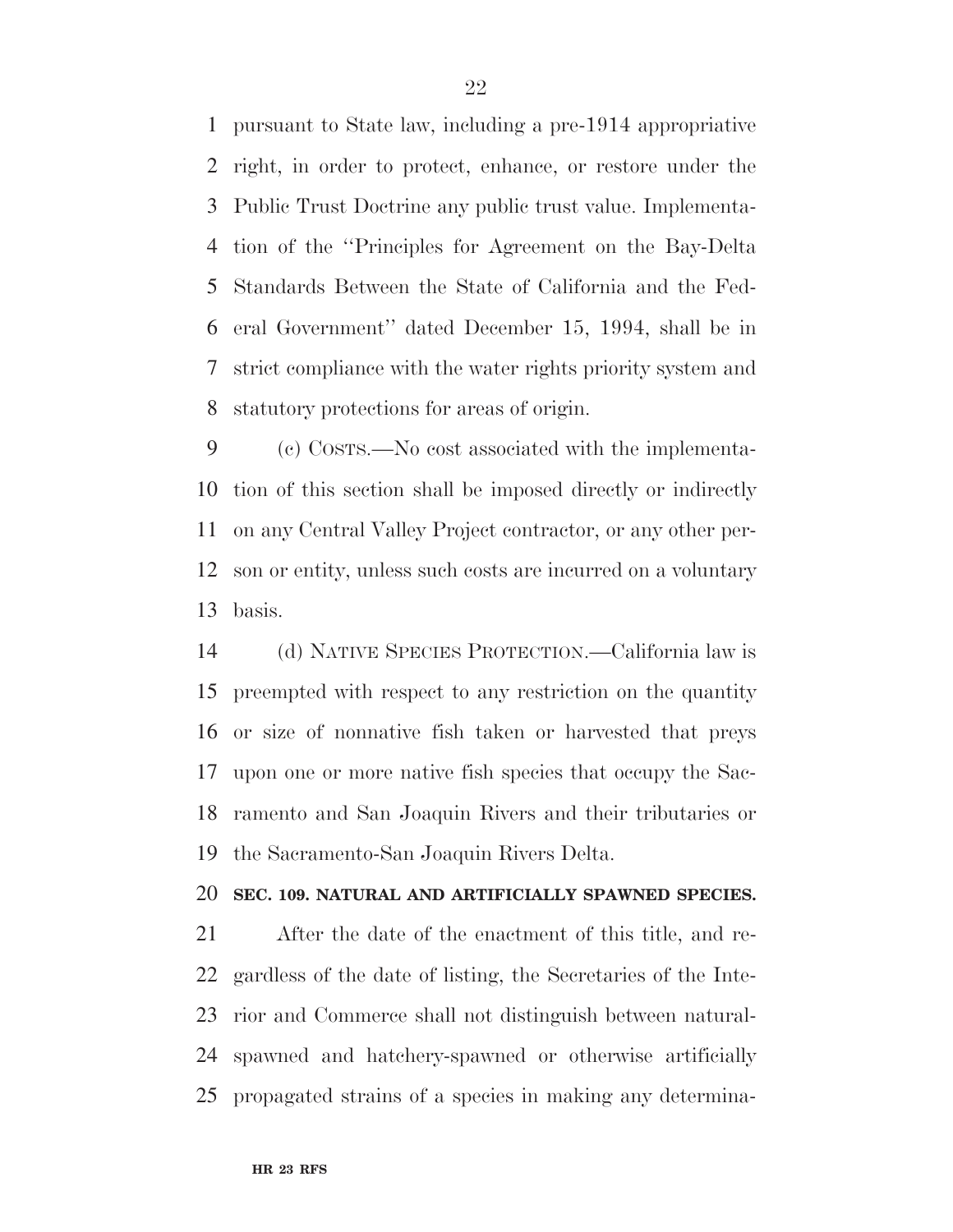pursuant to State law, including a pre-1914 appropriative right, in order to protect, enhance, or restore under the Public Trust Doctrine any public trust value. Implementation of the ''Principles for Agreement on the Bay-Delta Standards Between the State of California and the Federal Government'' dated December 15, 1994, shall be in strict compliance with the water rights priority system and statutory protections for areas of origin.

(c) COSTS.—No cost associated with the implementation of this section shall be imposed directly or indirectly on any Central Valley Project contractor, or any other person or entity, unless such costs are incurred on a voluntary basis.

(d) NATIVE SPECIES PROTECTION.—California law is preempted with respect to any restriction on the quantity or size of nonnative fish taken or harvested that preys upon one or more native fish species that occupy the Sacramento and San Joaquin Rivers and their tributaries or the Sacramento-San Joaquin Rivers Delta.

**SEC. 109. NATURAL AND ARTIFICIALLY SPAWNED SPECIES.**

After the date of the enactment of this title, and regardless of the date of listing, the Secretaries of the Interior and Commerce shall not distinguish between natural-spawned and hatchery-spawned or otherwise artificially propagated strains of a species in making any determina-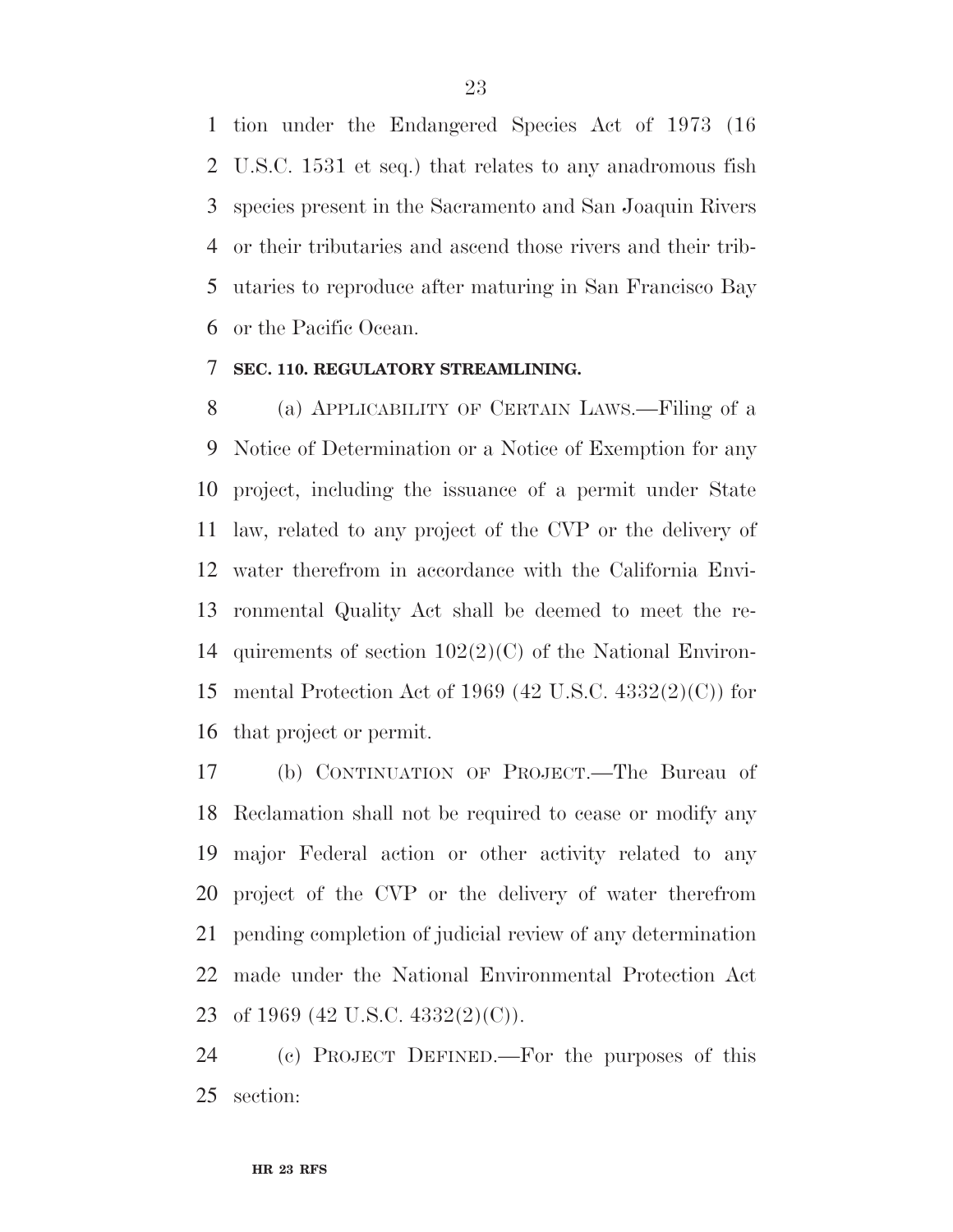tion under the Endangered Species Act of 1973 (16 U.S.C. 1531 et seq.) that relates to any anadromous fish species present in the Sacramento and San Joaquin Rivers or their tributaries and ascend those rivers and their tributaries to reproduce after maturing in San Francisco Bay or the Pacific Ocean.

**SEC. 110. REGULATORY STREAMLINING.**

(a) APPLICABILITY OF CERTAIN LAWS.—Filing of a Notice of Determination or a Notice of Exemption for any project, including the issuance of a permit under State law, related to any project of the CVP or the delivery of water therefrom in accordance with the California Environmental Quality Act shall be deemed to meet the requirements of section 102(2)(C) of the National Environmental Protection Act of 1969 (42 U.S.C. 4332(2)(C)) for that project or permit.

(b) CONTINUATION OF PROJECT.—The Bureau of Reclamation shall not be required to cease or modify any major Federal action or other activity related to any project of the CVP or the delivery of water therefrom pending completion of judicial review of any determination made under the National Environmental Protection Act of 1969 (42 U.S.C. 4332(2)(C)).

(c) PROJECT DEFINED.—For the purposes of this section: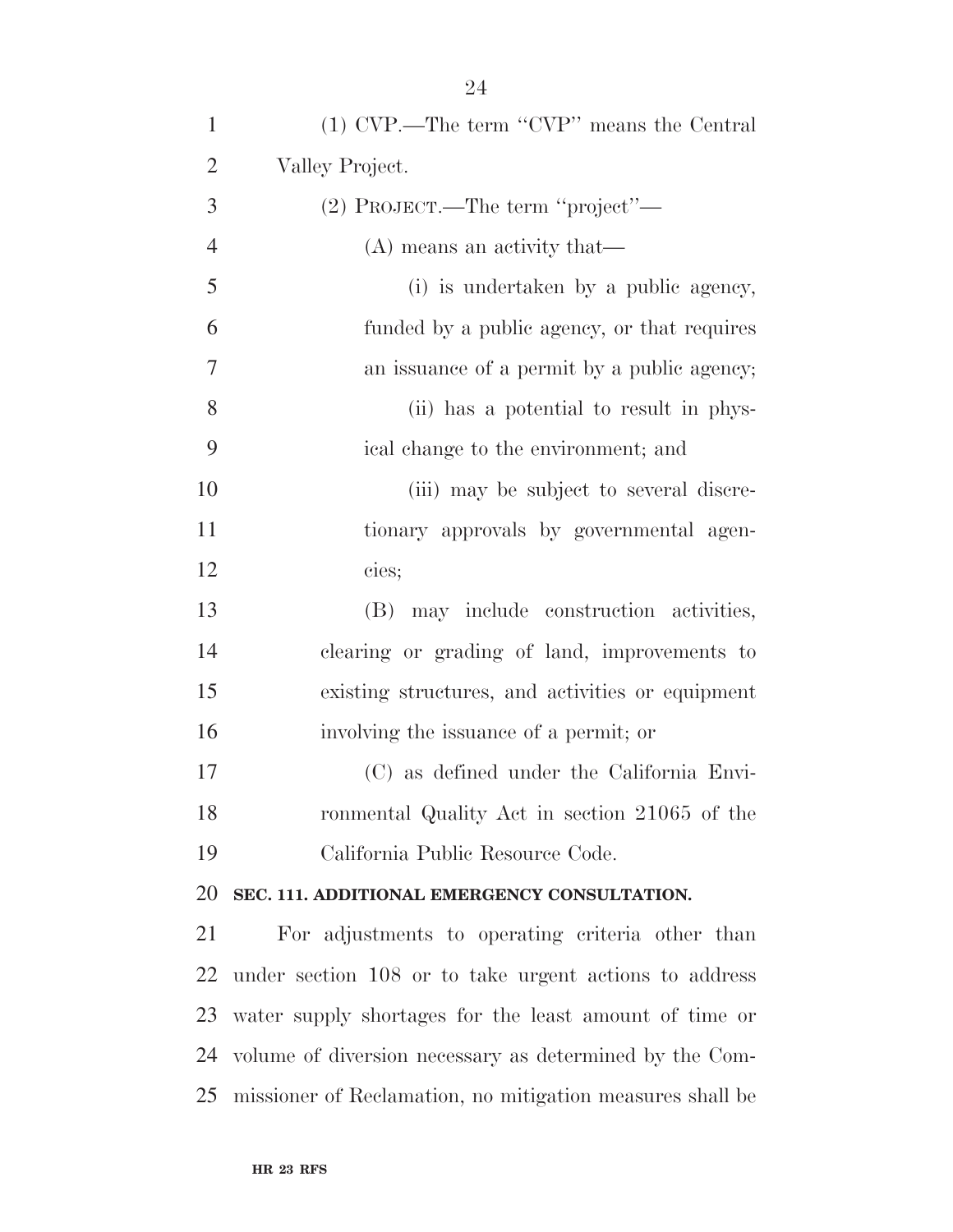(1) CVP.—The term "CVP" means the Central Valley Project.

(2) PROJECT.—The term "project"—

(A) means an activity that—

(i) is undertaken by a public agency, funded by a public agency, or that requires an issuance of a permit by a public agency;

(ii) has a potential to result in physical change to the environment; and

(iii) may be subject to several discretionary approvals by governmental agencies;

(B) may include construction activities, clearing or grading of land, improvements to existing structures, and activities or equipment involving the issuance of a permit; or

(C) as defined under the California Environmental Quality Act in section 21065 of the California Public Resource Code.

**SEC. 111. ADDITIONAL EMERGENCY CONSULTATION.**

For adjustments to operating criteria other than under section 108 or to take urgent actions to address water supply shortages for the least amount of time or volume of diversion necessary as determined by the Commissioner of Reclamation, no mitigation measures shall be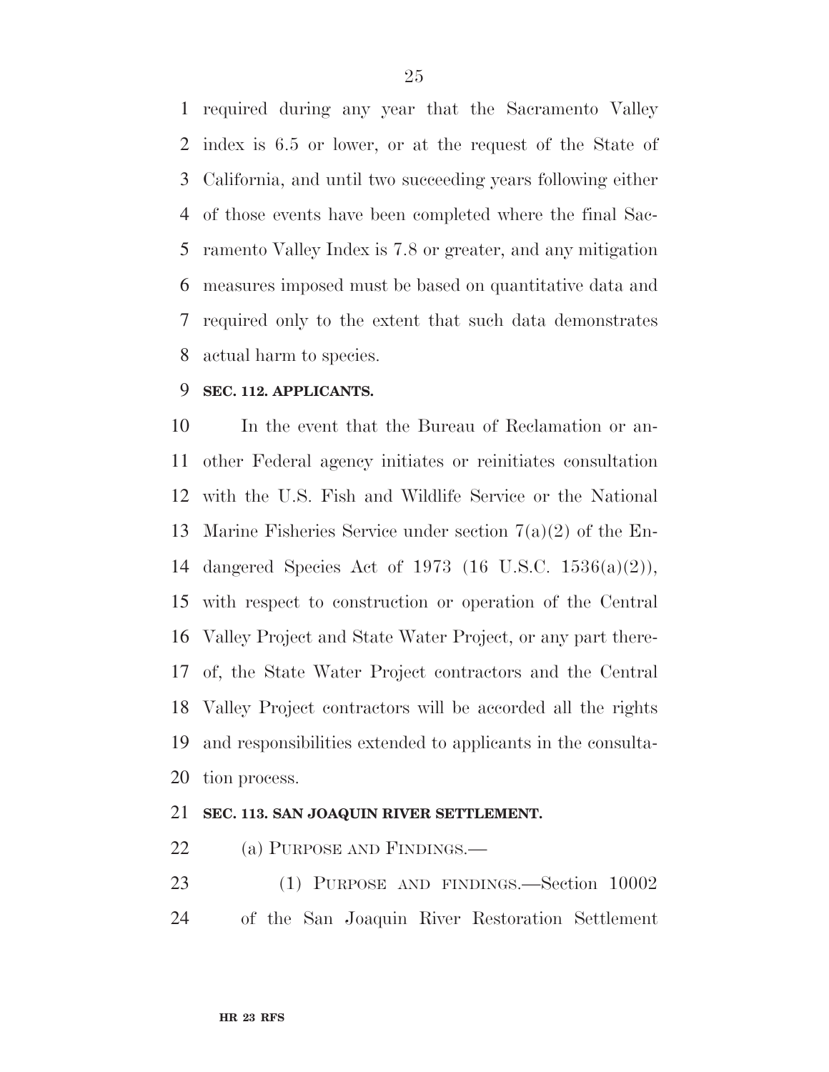required during any year that the Sacramento Valley index is 6.5 or lower, or at the request of the State of California, and until two succeeding years following either of those events have been completed where the final Sacramento Valley Index is 7.8 or greater, and any mitigation measures imposed must be based on quantitative data and required only to the extent that such data demonstrates actual harm to species.

**SEC. 112. APPLICANTS.**

In the event that the Bureau of Reclamation or another Federal agency initiates or reinitiates consultation with the U.S. Fish and Wildlife Service or the National Marine Fisheries Service under section 7(a)(2) of the Endangered Species Act of 1973 (16 U.S.C. 1536(a)(2)), with respect to construction or operation of the Central Valley Project and State Water Project, or any part thereof, the State Water Project contractors and the Central Valley Project contractors will be accorded all the rights and responsibilities extended to applicants in the consultation process.

**SEC. 113. SAN JOAQUIN RIVER SETTLEMENT.**

(a) PURPOSE AND FINDINGS.—

(1) PURPOSE AND FINDINGS.—Section 10002 of the San Joaquin River Restoration Settlement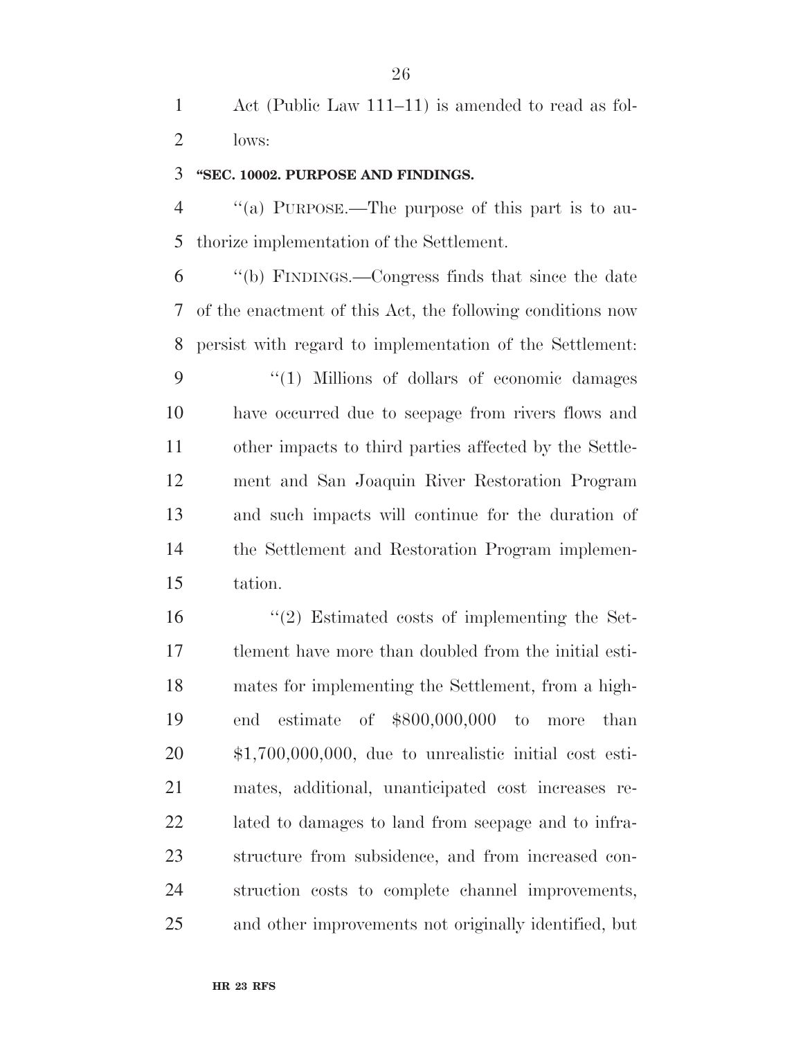Act (Public Law 111–11) is amended to read as follows:

**"SEC. 10002. PURPOSE AND FINDINGS.**

"(a) PURPOSE.—The purpose of this part is to authorize implementation of the Settlement.

"(b) FINDINGS.—Congress finds that since the date of the enactment of this Act, the following conditions now persist with regard to implementation of the Settlement:

"(1) Millions of dollars of economic damages have occurred due to seepage from rivers flows and other impacts to third parties affected by the Settlement and San Joaquin River Restoration Program and such impacts will continue for the duration of the Settlement and Restoration Program implementation.

"(2) Estimated costs of implementing the Settlement have more than doubled from the initial estimates for implementing the Settlement, from a high-end estimate of $800,000,000 to more than $1,700,000,000, due to unrealistic initial cost estimates, additional, unanticipated cost increases related to damages to land from seepage and to infrastructure from subsidence, and from increased construction costs to complete channel improvements, and other improvements not originally identified, but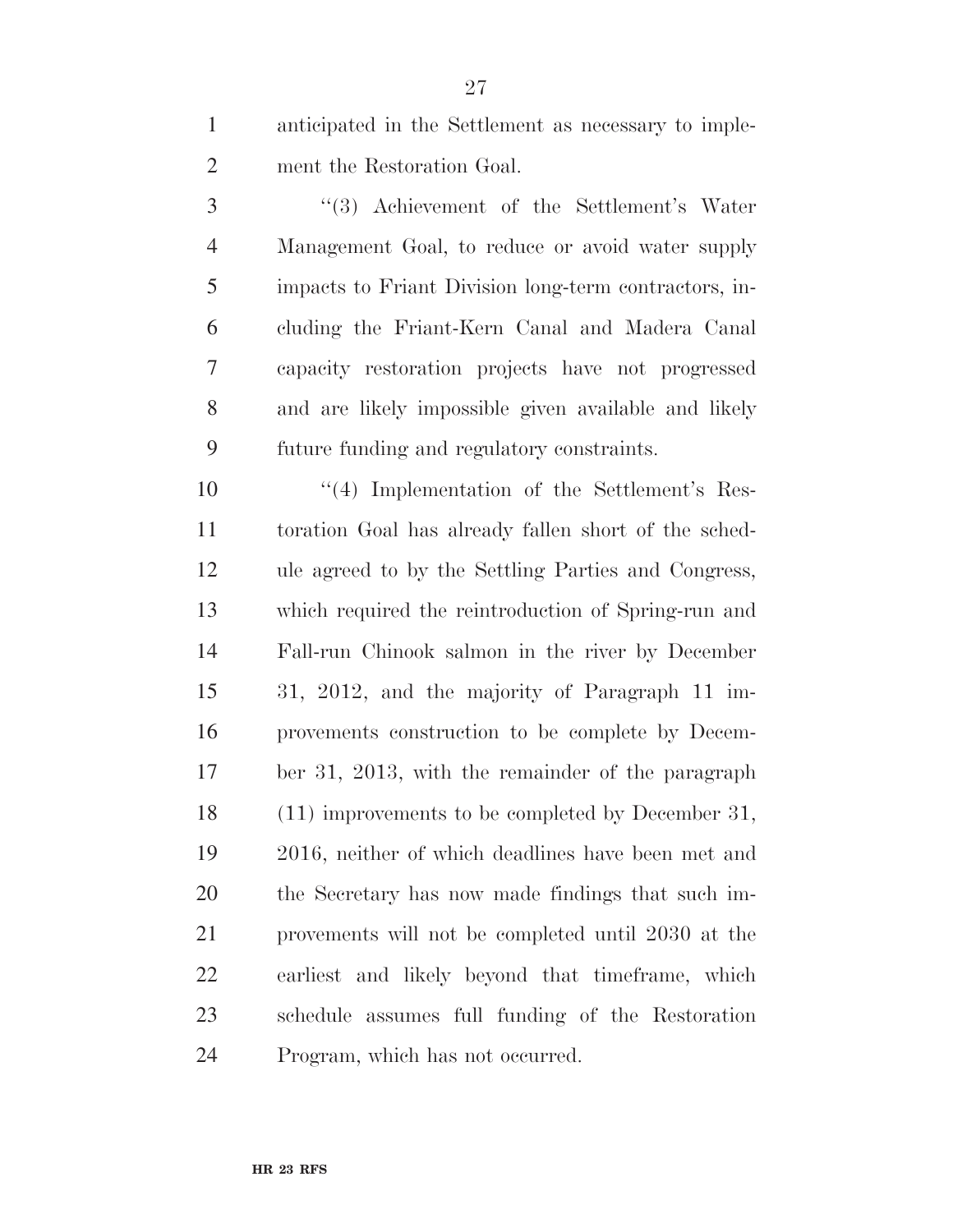anticipated in the Settlement as necessary to implement the Restoration Goal.

''(3) Achievement of the Settlement's Water Management Goal, to reduce or avoid water supply impacts to Friant Division long-term contractors, including the Friant-Kern Canal and Madera Canal capacity restoration projects have not progressed and are likely impossible given available and likely future funding and regulatory constraints.

''(4) Implementation of the Settlement's Restoration Goal has already fallen short of the schedule agreed to by the Settling Parties and Congress, which required the reintroduction of Spring-run and Fall-run Chinook salmon in the river by December 31, 2012, and the majority of Paragraph 11 improvements construction to be complete by December 31, 2013, with the remainder of the paragraph (11) improvements to be completed by December 31, 2016, neither of which deadlines have been met and the Secretary has now made findings that such improvements will not be completed until 2030 at the earliest and likely beyond that timeframe, which schedule assumes full funding of the Restoration Program, which has not occurred.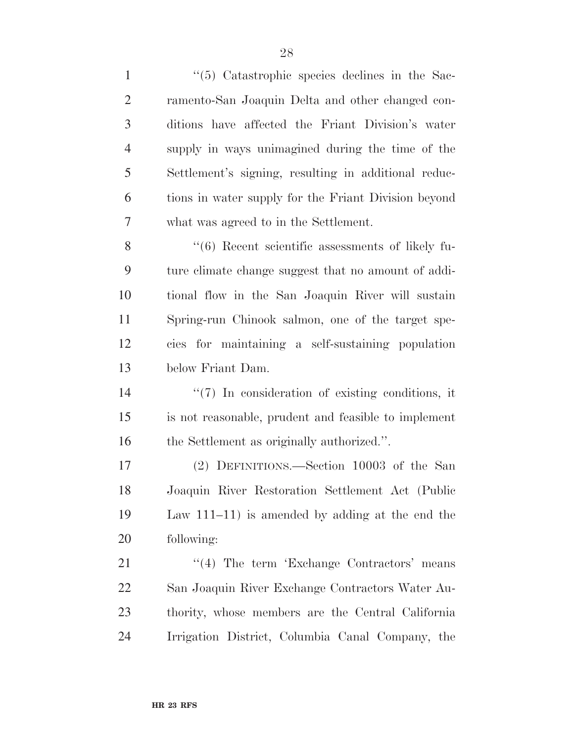"(5) Catastrophic species declines in the Sacramento-San Joaquin Delta and other changed conditions have affected the Friant Division's water supply in ways unimagined during the time of the Settlement's signing, resulting in additional reductions in water supply for the Friant Division beyond what was agreed to in the Settlement.

"(6) Recent scientific assessments of likely future climate change suggest that no amount of additional flow in the San Joaquin River will sustain Spring-run Chinook salmon, one of the target species for maintaining a self-sustaining population below Friant Dam.

"(7) In consideration of existing conditions, it is not reasonable, prudent and feasible to implement the Settlement as originally authorized.".

(2) DEFINITIONS.—Section 10003 of the San Joaquin River Restoration Settlement Act (Public Law 111–11) is amended by adding at the end the following:

"(4) The term 'Exchange Contractors' means San Joaquin River Exchange Contractors Water Authority, whose members are the Central California Irrigation District, Columbia Canal Company, the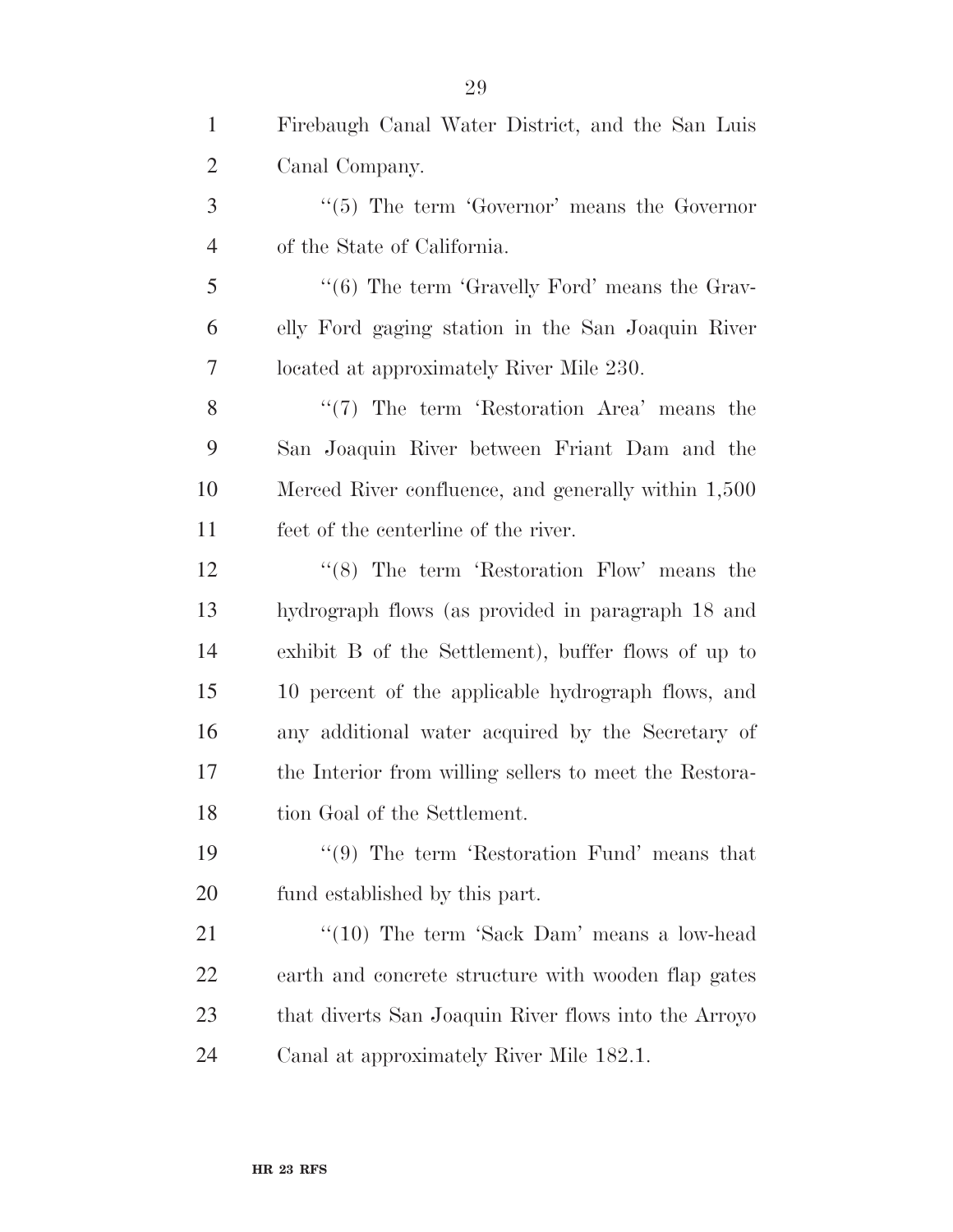Firebaugh Canal Water District, and the San Luis Canal Company.

''(5) The term 'Governor' means the Governor of the State of California.

''(6) The term 'Gravelly Ford' means the Gravelly Ford gaging station in the San Joaquin River located at approximately River Mile 230.

''(7) The term 'Restoration Area' means the San Joaquin River between Friant Dam and the Merced River confluence, and generally within 1,500 feet of the centerline of the river.

''(8) The term 'Restoration Flow' means the hydrograph flows (as provided in paragraph 18 and exhibit B of the Settlement), buffer flows of up to 10 percent of the applicable hydrograph flows, and any additional water acquired by the Secretary of the Interior from willing sellers to meet the Restoration Goal of the Settlement.

''(9) The term 'Restoration Fund' means that fund established by this part.

''(10) The term 'Sack Dam' means a low-head earth and concrete structure with wooden flap gates that diverts San Joaquin River flows into the Arroyo Canal at approximately River Mile 182.1.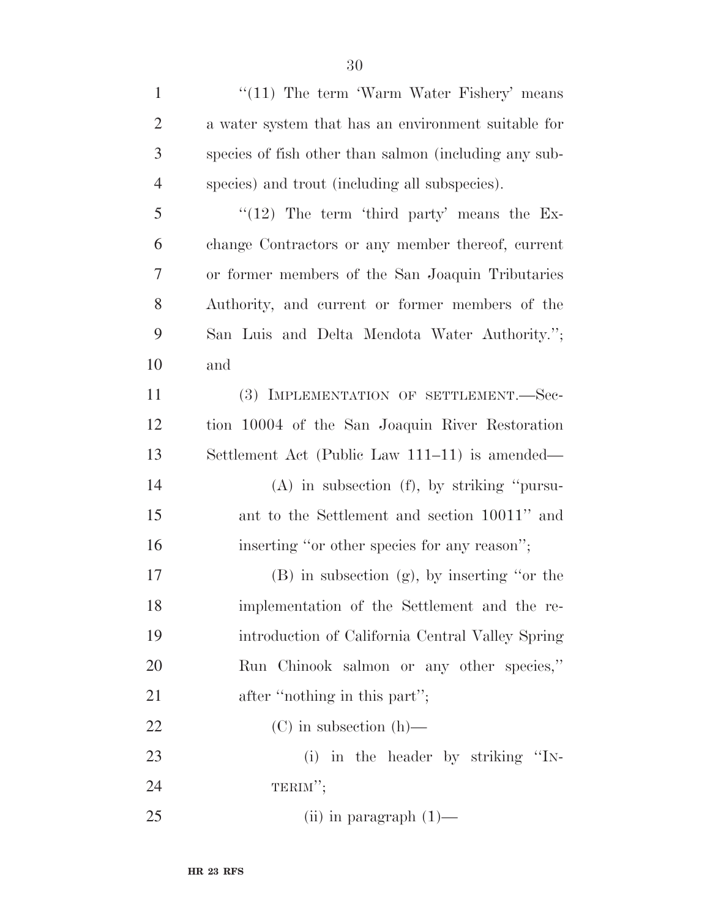"(11) The term 'Warm Water Fishery' means a water system that has an environment suitable for species of fish other than salmon (including any subspecies) and trout (including all subspecies).

"(12) The term 'third party' means the Exchange Contractors or any member thereof, current or former members of the San Joaquin Tributaries Authority, and current or former members of the San Luis and Delta Mendota Water Authority."; and

(3) IMPLEMENTATION OF SETTLEMENT.—Section 10004 of the San Joaquin River Restoration Settlement Act (Public Law 111–11) is amended—

(A) in subsection (f), by striking "pursuant to the Settlement and section 10011" and inserting "or other species for any reason";

(B) in subsection (g), by inserting "or the implementation of the Settlement and the reintroduction of California Central Valley Spring Run Chinook salmon or any other species," after "nothing in this part";

(C) in subsection (h)—

(i) in the header by striking "INTERIM";

(ii) in paragraph (1)—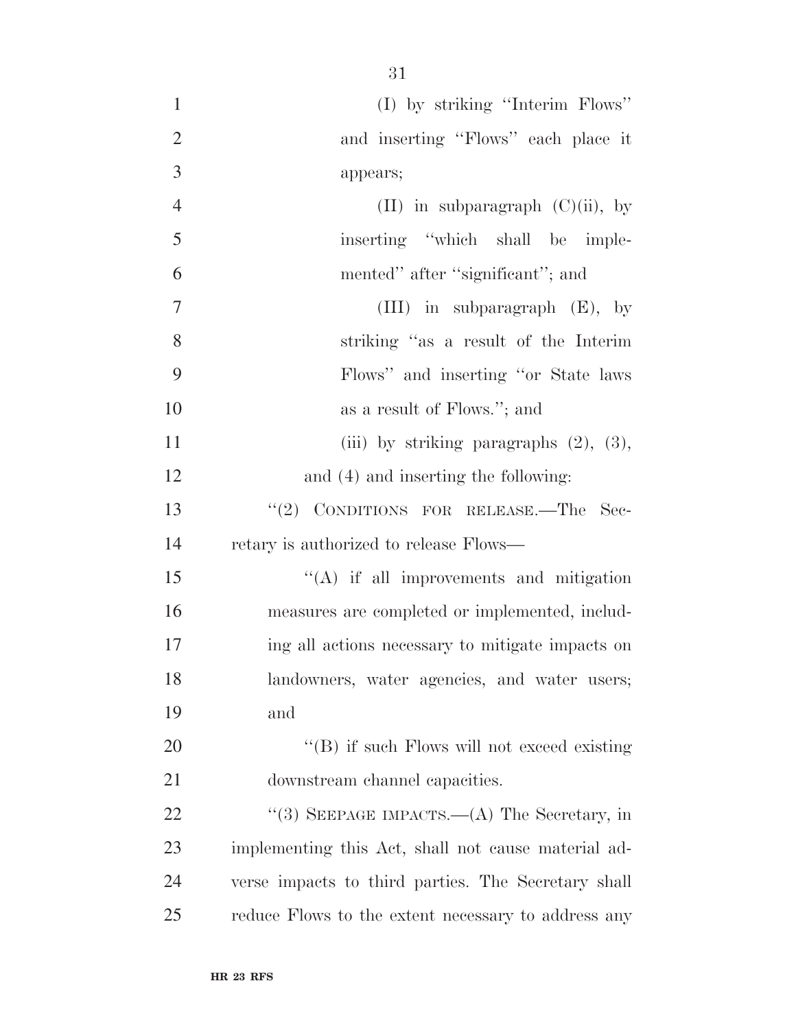(I) by striking ''Interim Flows'' and inserting ''Flows'' each place it appears;

(II) in subparagraph (C)(ii), by inserting ''which shall be implemented'' after ''significant''; and

(III) in subparagraph (E), by striking ''as a result of the Interim Flows'' and inserting ''or State laws as a result of Flows.''; and

(iii) by striking paragraphs (2), (3), and (4) and inserting the following:

''(2) CONDITIONS FOR RELEASE.—The Secretary is authorized to release Flows—

''(A) if all improvements and mitigation measures are completed or implemented, including all actions necessary to mitigate impacts on landowners, water agencies, and water users; and

''(B) if such Flows will not exceed existing downstream channel capacities.

''(3) SEEPAGE IMPACTS.—(A) The Secretary, in implementing this Act, shall not cause material adverse impacts to third parties. The Secretary shall reduce Flows to the extent necessary to address any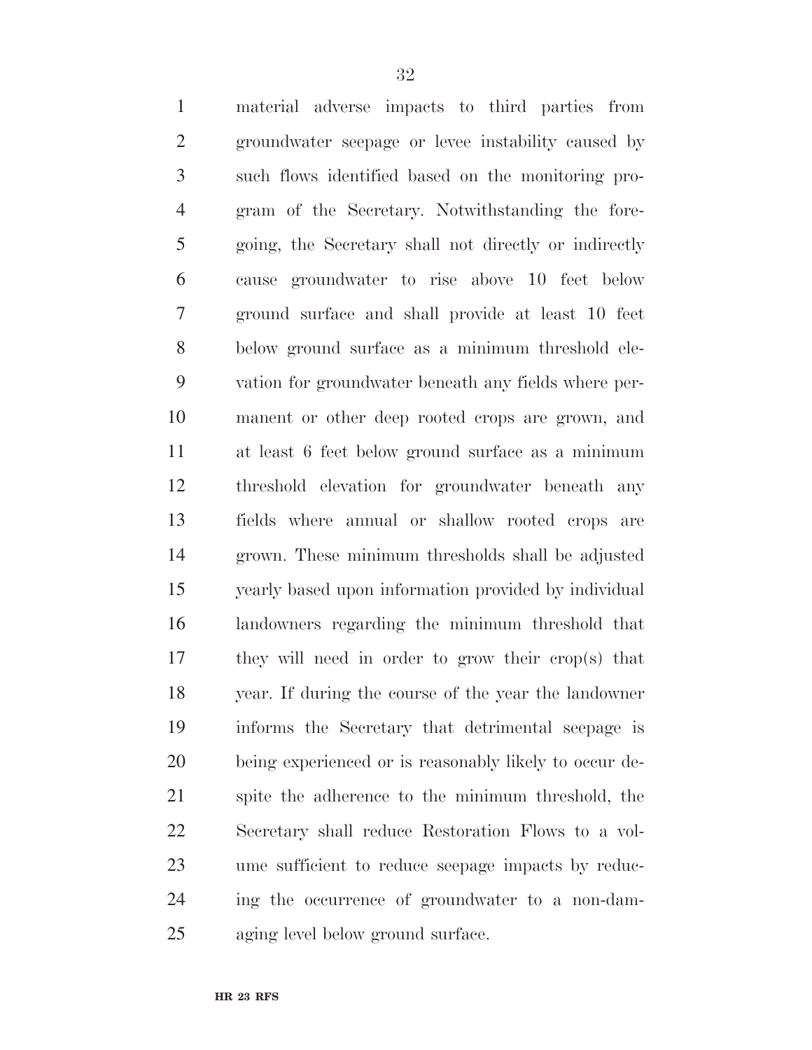material adverse impacts to third parties from groundwater seepage or levee instability caused by such flows identified based on the monitoring program of the Secretary. Notwithstanding the foregoing, the Secretary shall not directly or indirectly cause groundwater to rise above 10 feet below ground surface and shall provide at least 10 feet below ground surface as a minimum threshold elevation for groundwater beneath any fields where permanent or other deep rooted crops are grown, and at least 6 feet below ground surface as a minimum threshold elevation for groundwater beneath any fields where annual or shallow rooted crops are grown. These minimum thresholds shall be adjusted yearly based upon information provided by individual landowners regarding the minimum threshold that they will need in order to grow their crop(s) that year. If during the course of the year the landowner informs the Secretary that detrimental seepage is being experienced or is reasonably likely to occur despite the adherence to the minimum threshold, the Secretary shall reduce Restoration Flows to a volume sufficient to reduce seepage impacts by reducing the occurrence of groundwater to a non-damaging level below ground surface.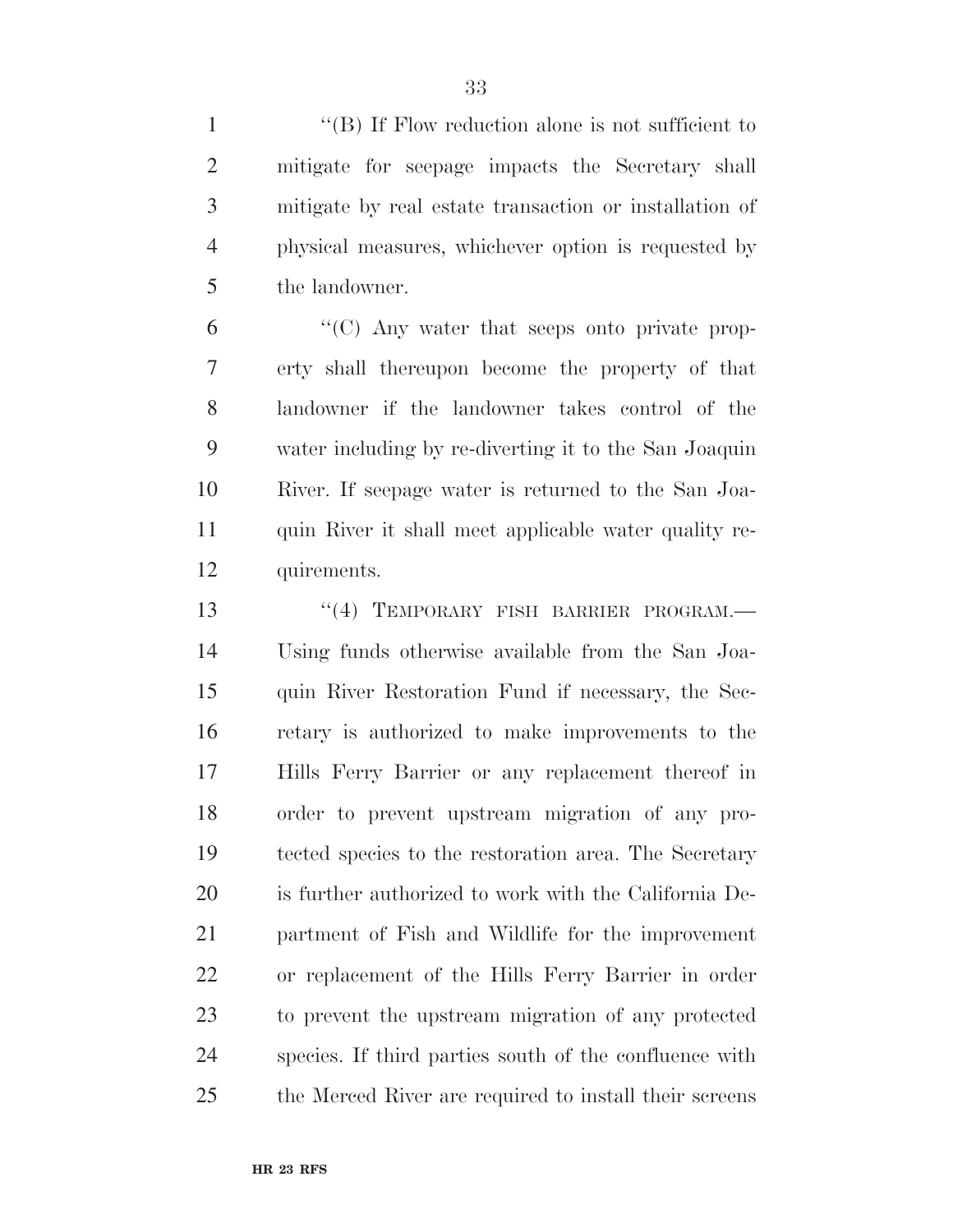''(B) If Flow reduction alone is not sufficient to mitigate for seepage impacts the Secretary shall mitigate by real estate transaction or installation of physical measures, whichever option is requested by the landowner.

''(C) Any water that seeps onto private property shall thereupon become the property of that landowner if the landowner takes control of the water including by re-diverting it to the San Joaquin River. If seepage water is returned to the San Joaquin River it shall meet applicable water quality requirements.

''(4) TEMPORARY FISH BARRIER PROGRAM.—Using funds otherwise available from the San Joaquin River Restoration Fund if necessary, the Secretary is authorized to make improvements to the Hills Ferry Barrier or any replacement thereof in order to prevent upstream migration of any protected species to the restoration area. The Secretary is further authorized to work with the California Department of Fish and Wildlife for the improvement or replacement of the Hills Ferry Barrier in order to prevent the upstream migration of any protected species. If third parties south of the confluence with the Merced River are required to install their screens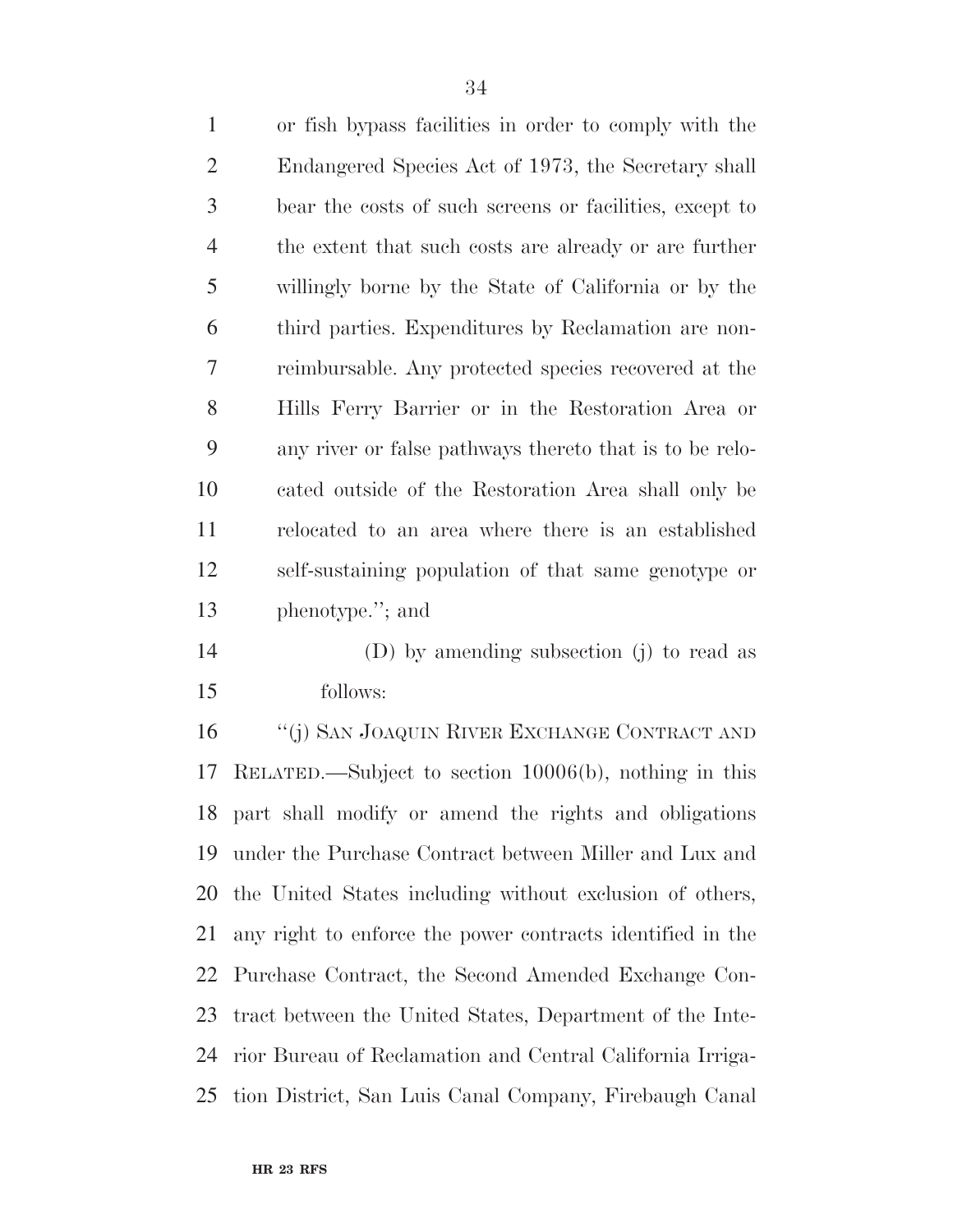or fish bypass facilities in order to comply with the Endangered Species Act of 1973, the Secretary shall bear the costs of such screens or facilities, except to the extent that such costs are already or are further willingly borne by the State of California or by the third parties. Expenditures by Reclamation are non-reimbursable. Any protected species recovered at the Hills Ferry Barrier or in the Restoration Area or any river or false pathways thereto that is to be relocated outside of the Restoration Area shall only be relocated to an area where there is an established self-sustaining population of that same genotype or phenotype.''; and

(D) by amending subsection (j) to read as follows:

''(j) SAN JOAQUIN RIVER EXCHANGE CONTRACT AND RELATED.—Subject to section 10006(b), nothing in this part shall modify or amend the rights and obligations under the Purchase Contract between Miller and Lux and the United States including without exclusion of others, any right to enforce the power contracts identified in the Purchase Contract, the Second Amended Exchange Contract between the United States, Department of the Interior Bureau of Reclamation and Central California Irrigation District, San Luis Canal Company, Firebaugh Canal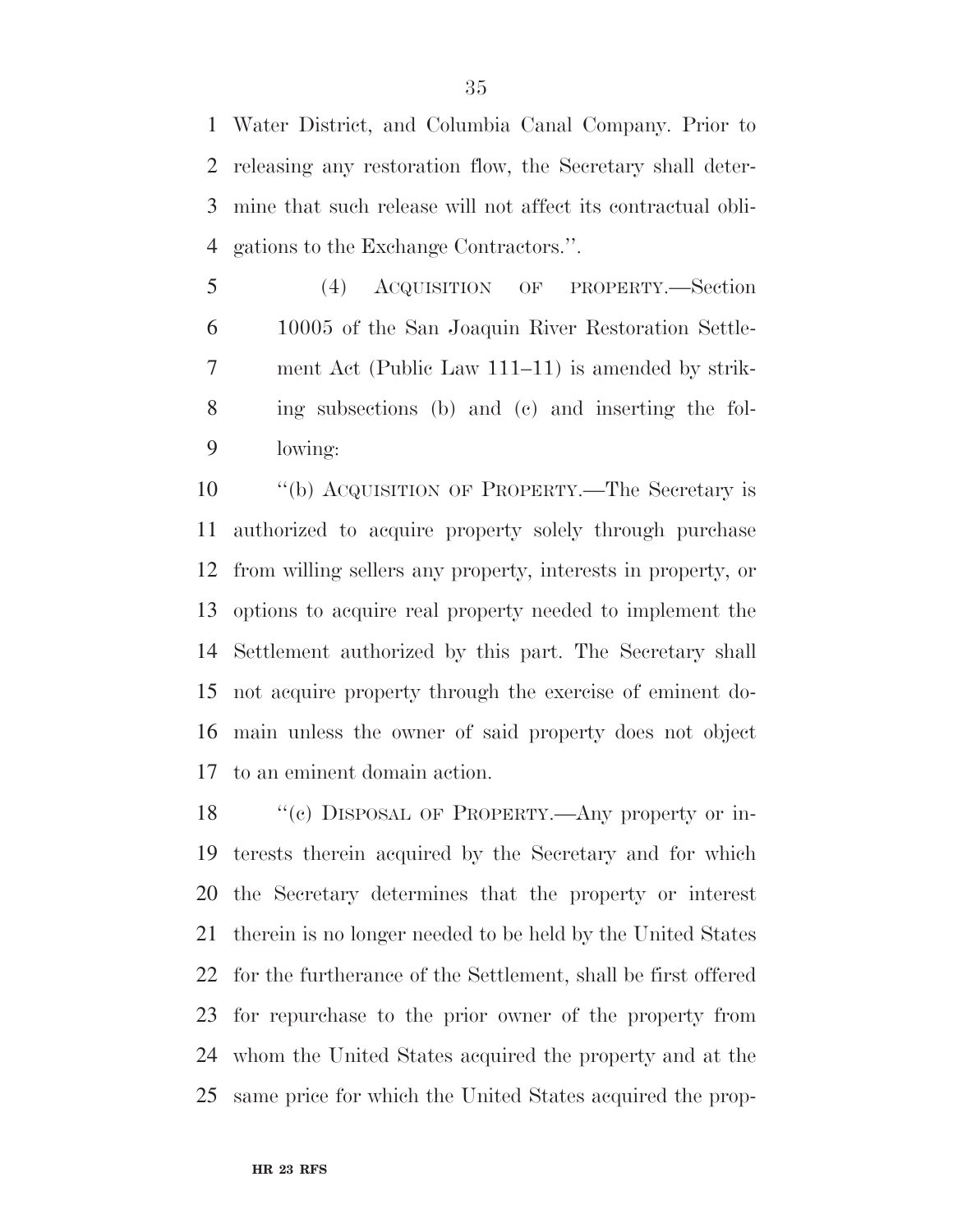Water District, and Columbia Canal Company. Prior to releasing any restoration flow, the Secretary shall determine that such release will not affect its contractual obligations to the Exchange Contractors.''.

(4) ACQUISITION OF PROPERTY.—Section 10005 of the San Joaquin River Restoration Settlement Act (Public Law 111–11) is amended by striking subsections (b) and (c) and inserting the following:

''(b) ACQUISITION OF PROPERTY.—The Secretary is authorized to acquire property solely through purchase from willing sellers any property, interests in property, or options to acquire real property needed to implement the Settlement authorized by this part. The Secretary shall not acquire property through the exercise of eminent domain unless the owner of said property does not object to an eminent domain action.

''(c) DISPOSAL OF PROPERTY.—Any property or interests therein acquired by the Secretary and for which the Secretary determines that the property or interest therein is no longer needed to be held by the United States for the furtherance of the Settlement, shall be first offered for repurchase to the prior owner of the property from whom the United States acquired the property and at the same price for which the United States acquired the prop-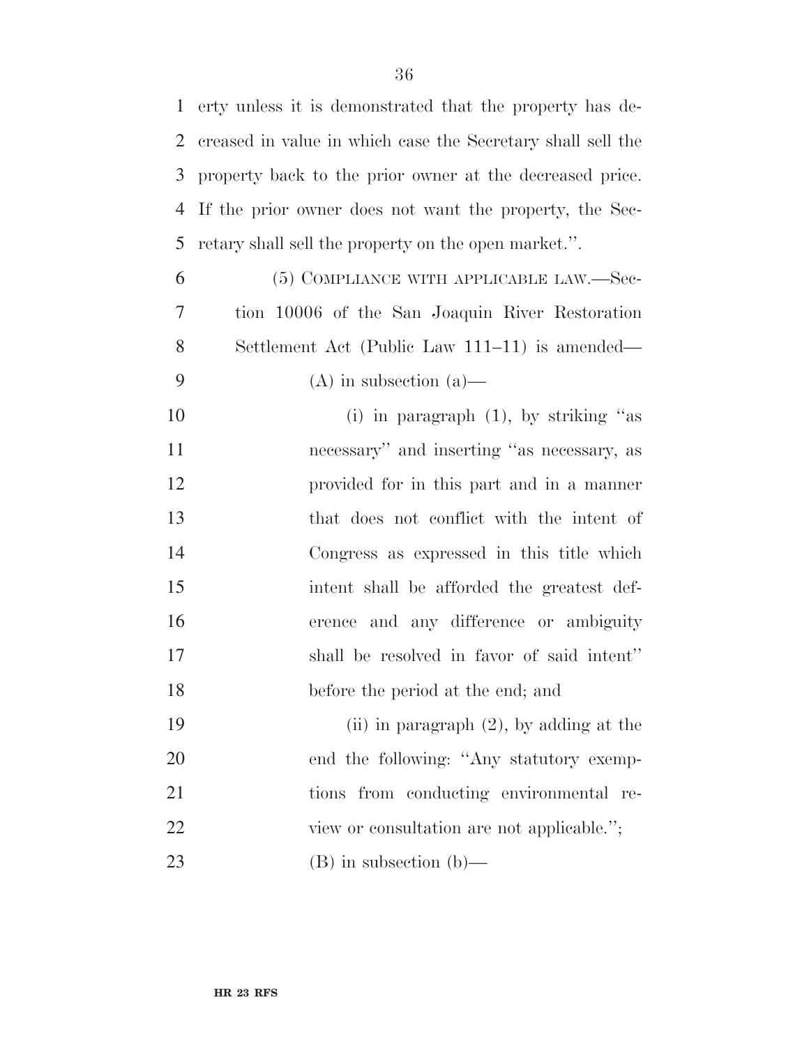erty unless it is demonstrated that the property has decreased in value in which case the Secretary shall sell the property back to the prior owner at the decreased price. If the prior owner does not want the property, the Secretary shall sell the property on the open market.''.

(5) COMPLIANCE WITH APPLICABLE LAW.—Section 10006 of the San Joaquin River Restoration Settlement Act (Public Law 111–11) is amended—

(A) in subsection (a)—

(i) in paragraph (1), by striking ''as necessary'' and inserting ''as necessary, as provided for in this part and in a manner that does not conflict with the intent of Congress as expressed in this title which intent shall be afforded the greatest deference and any difference or ambiguity shall be resolved in favor of said intent'' before the period at the end; and

(ii) in paragraph (2), by adding at the end the following: ''Any statutory exemptions from conducting environmental review or consultation are not applicable.'';

(B) in subsection (b)—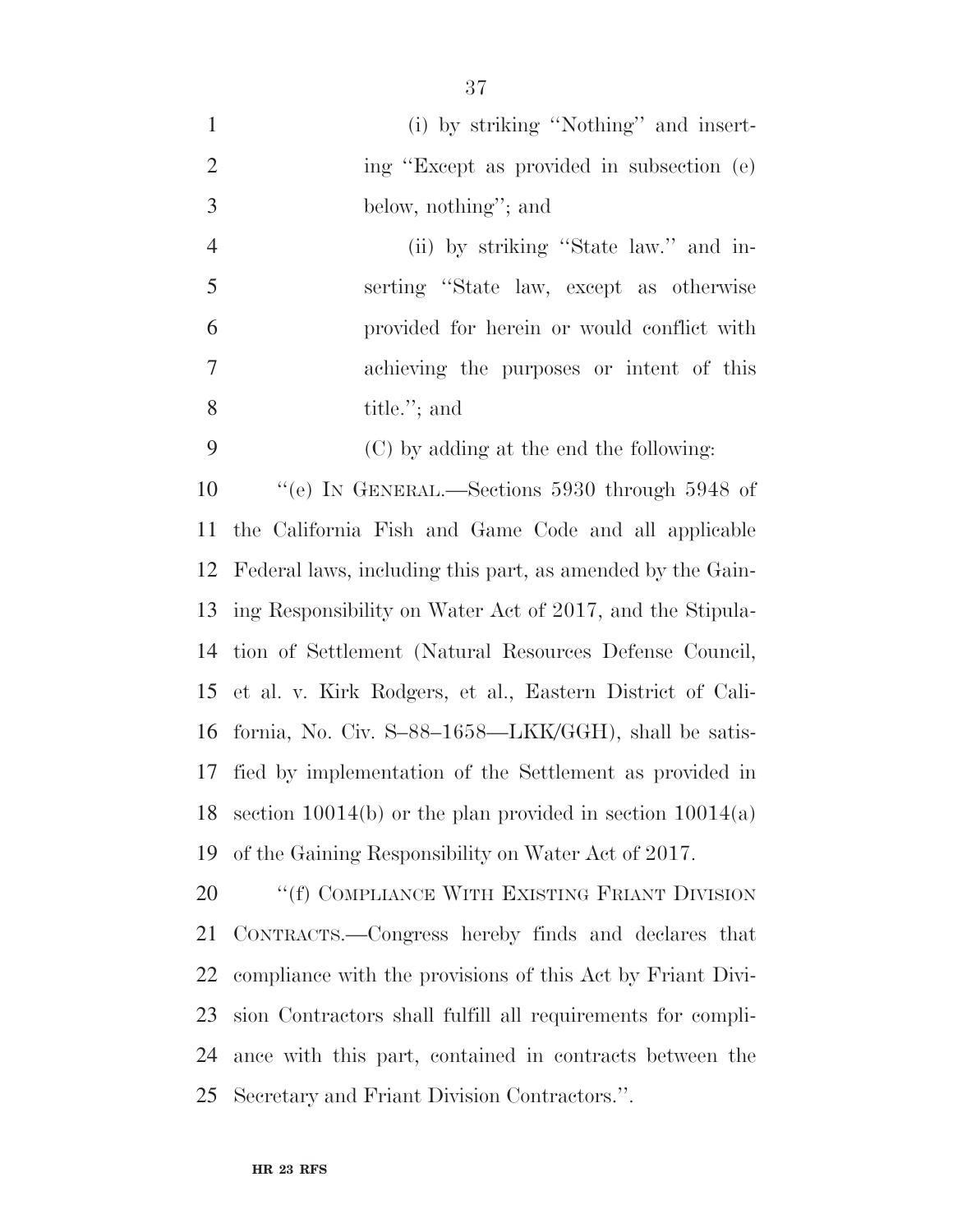(i) by striking "Nothing" and inserting "Except as provided in subsection (e) below, nothing"; and

(ii) by striking "State law." and inserting "State law, except as otherwise provided for herein or would conflict with achieving the purposes or intent of this title."; and

(C) by adding at the end the following:

"(e) IN GENERAL.—Sections 5930 through 5948 of the California Fish and Game Code and all applicable Federal laws, including this part, as amended by the Gaining Responsibility on Water Act of 2017, and the Stipulation of Settlement (Natural Resources Defense Council, et al. v. Kirk Rodgers, et al., Eastern District of California, No. Civ. S–88–1658—LKK/GGH), shall be satisfied by implementation of the Settlement as provided in section 10014(b) or the plan provided in section 10014(a) of the Gaining Responsibility on Water Act of 2017.

"(f) COMPLIANCE WITH EXISTING FRIANT DIVISION CONTRACTS.—Congress hereby finds and declares that compliance with the provisions of this Act by Friant Division Contractors shall fulfill all requirements for compliance with this part, contained in contracts between the Secretary and Friant Division Contractors.".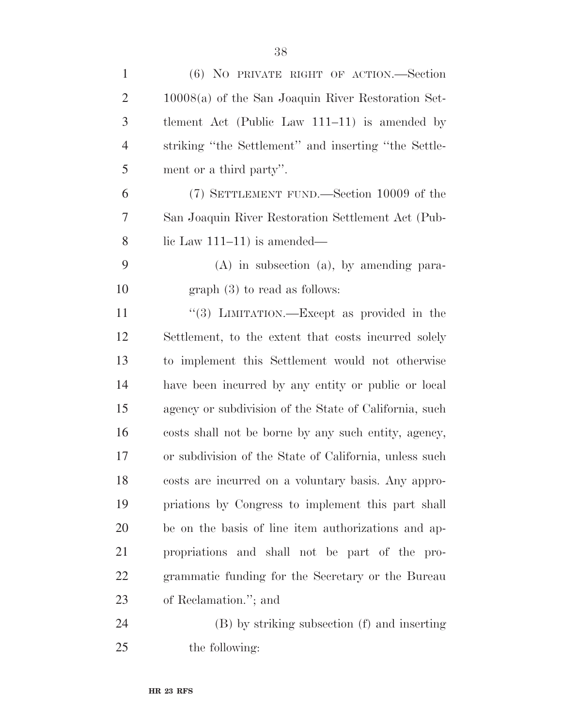(6) NO PRIVATE RIGHT OF ACTION.—Section 10008(a) of the San Joaquin River Restoration Settlement Act (Public Law 111–11) is amended by striking ''the Settlement'' and inserting ''the Settlement or a third party''.

(7) SETTLEMENT FUND.—Section 10009 of the San Joaquin River Restoration Settlement Act (Public Law 111–11) is amended—

(A) in subsection (a), by amending paragraph (3) to read as follows:

''(3) LIMITATION.—Except as provided in the Settlement, to the extent that costs incurred solely to implement this Settlement would not otherwise have been incurred by any entity or public or local agency or subdivision of the State of California, such costs shall not be borne by any such entity, agency, or subdivision of the State of California, unless such costs are incurred on a voluntary basis. Any appropriations by Congress to implement this part shall be on the basis of line item authorizations and appropriations and shall not be part of the programmatic funding for the Secretary or the Bureau of Reclamation.''; and

(B) by striking subsection (f) and inserting the following: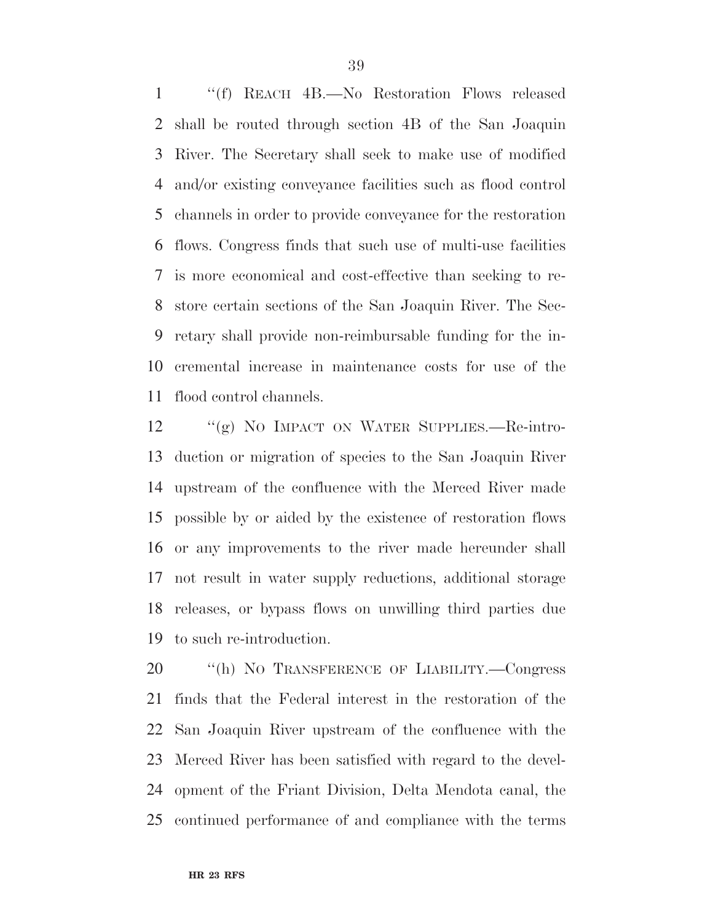"(f) REACH 4B.—No Restoration Flows released shall be routed through section 4B of the San Joaquin River. The Secretary shall seek to make use of modified and/or existing conveyance facilities such as flood control channels in order to provide conveyance for the restoration flows. Congress finds that such use of multi-use facilities is more economical and cost-effective than seeking to restore certain sections of the San Joaquin River. The Secretary shall provide non-reimbursable funding for the incremental increase in maintenance costs for use of the flood control channels.

"(g) NO IMPACT ON WATER SUPPLIES.—Re-introduction or migration of species to the San Joaquin River upstream of the confluence with the Merced River made possible by or aided by the existence of restoration flows or any improvements to the river made hereunder shall not result in water supply reductions, additional storage releases, or bypass flows on unwilling third parties due to such re-introduction.

"(h) NO TRANSFERENCE OF LIABILITY.—Congress finds that the Federal interest in the restoration of the San Joaquin River upstream of the confluence with the Merced River has been satisfied with regard to the development of the Friant Division, Delta Mendota canal, the continued performance of and compliance with the terms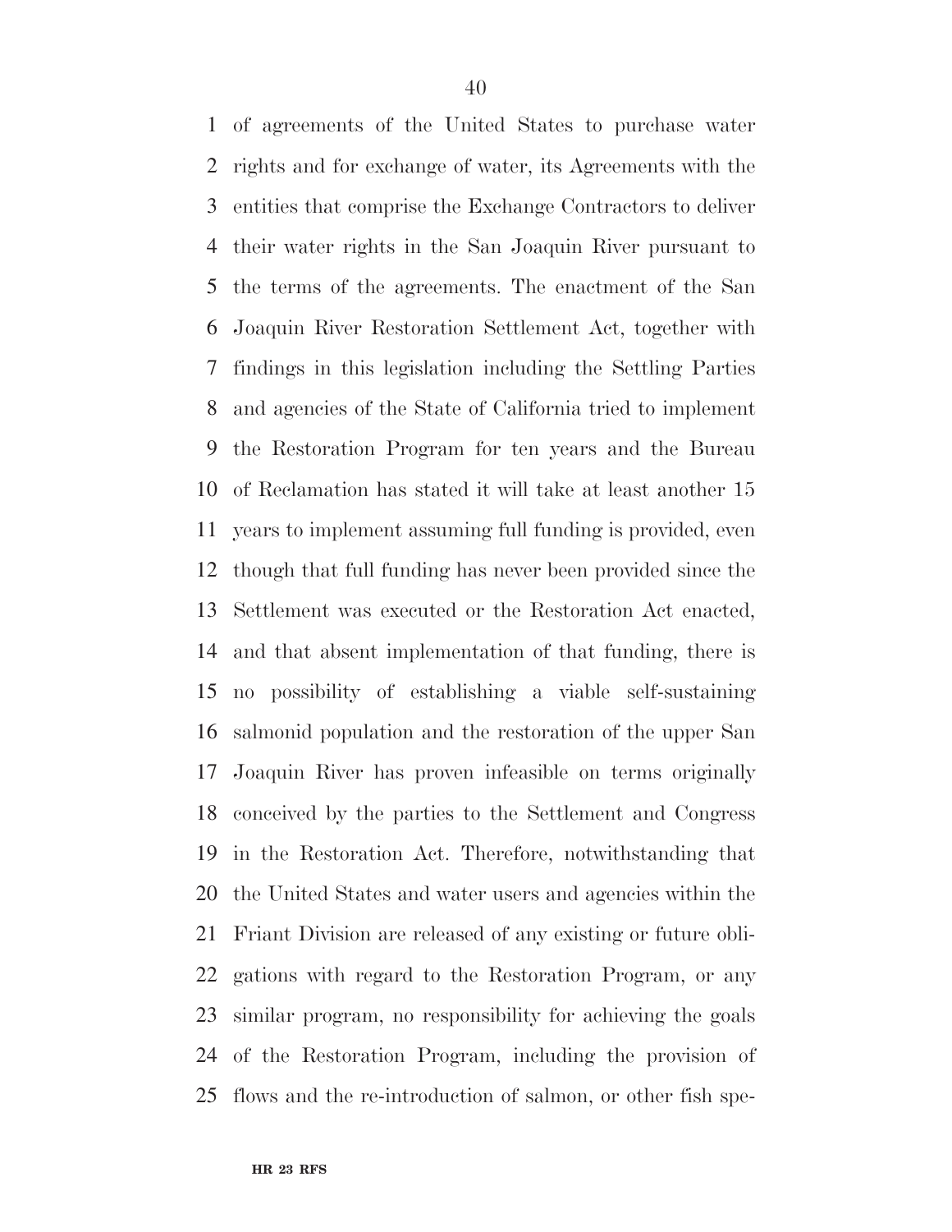of agreements of the United States to purchase water rights and for exchange of water, its Agreements with the entities that comprise the Exchange Contractors to deliver their water rights in the San Joaquin River pursuant to the terms of the agreements. The enactment of the San Joaquin River Restoration Settlement Act, together with findings in this legislation including the Settling Parties and agencies of the State of California tried to implement the Restoration Program for ten years and the Bureau of Reclamation has stated it will take at least another 15 years to implement assuming full funding is provided, even though that full funding has never been provided since the Settlement was executed or the Restoration Act enacted, and that absent implementation of that funding, there is no possibility of establishing a viable self-sustaining salmonid population and the restoration of the upper San Joaquin River has proven infeasible on terms originally conceived by the parties to the Settlement and Congress in the Restoration Act. Therefore, notwithstanding that the United States and water users and agencies within the Friant Division are released of any existing or future obligations with regard to the Restoration Program, or any similar program, no responsibility for achieving the goals of the Restoration Program, including the provision of flows and the re-introduction of salmon, or other fish spe-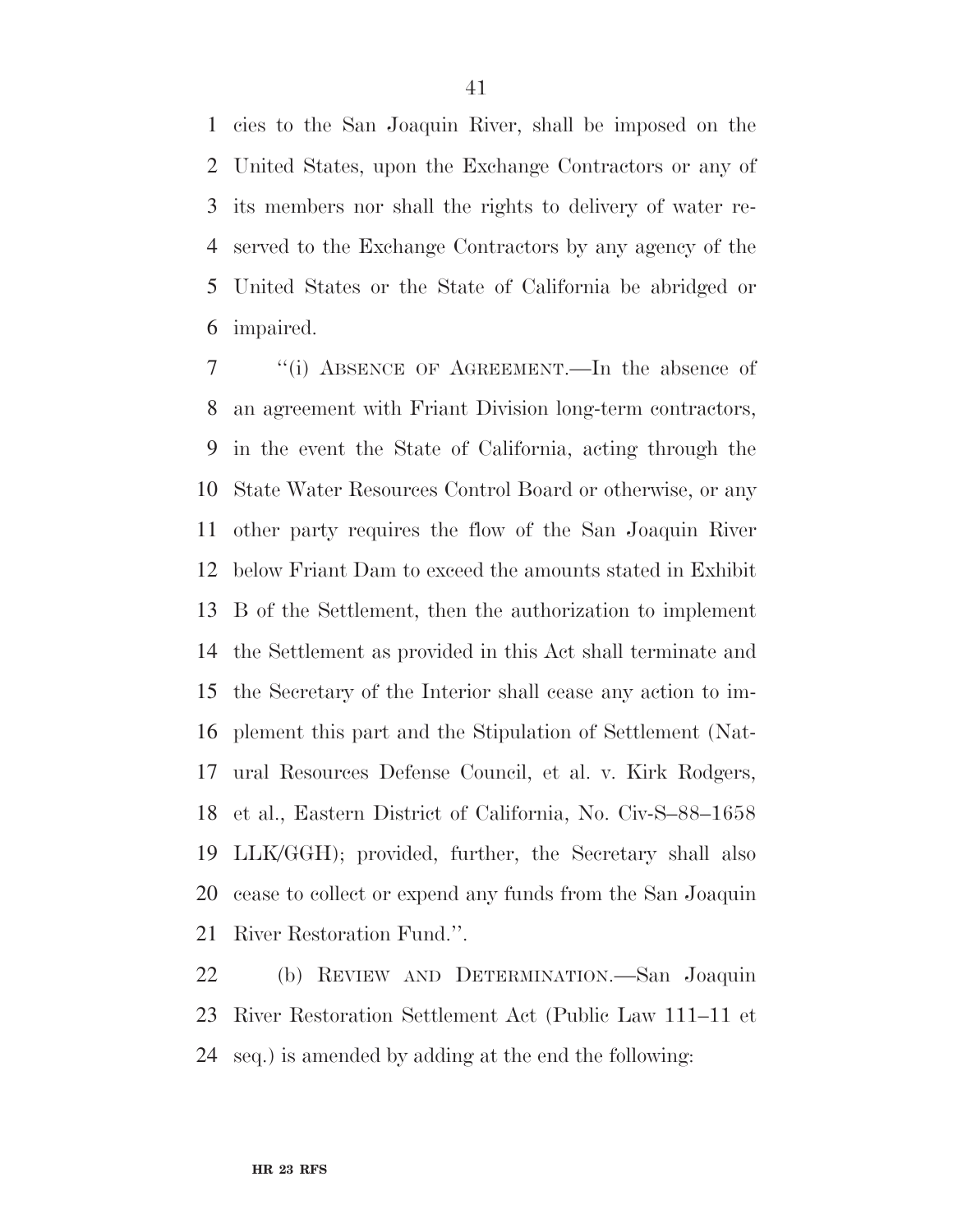cies to the San Joaquin River, shall be imposed on the United States, upon the Exchange Contractors or any of its members nor shall the rights to delivery of water reserved to the Exchange Contractors by any agency of the United States or the State of California be abridged or impaired.

"(i) ABSENCE OF AGREEMENT.—In the absence of an agreement with Friant Division long-term contractors, in the event the State of California, acting through the State Water Resources Control Board or otherwise, or any other party requires the flow of the San Joaquin River below Friant Dam to exceed the amounts stated in Exhibit B of the Settlement, then the authorization to implement the Settlement as provided in this Act shall terminate and the Secretary of the Interior shall cease any action to implement this part and the Stipulation of Settlement (Natural Resources Defense Council, et al. v. Kirk Rodgers, et al., Eastern District of California, No. Civ-S–88–1658 LLK/GGH); provided, further, the Secretary shall also cease to collect or expend any funds from the San Joaquin River Restoration Fund.".

(b) REVIEW AND DETERMINATION.—San Joaquin River Restoration Settlement Act (Public Law 111–11 et seq.) is amended by adding at the end the following: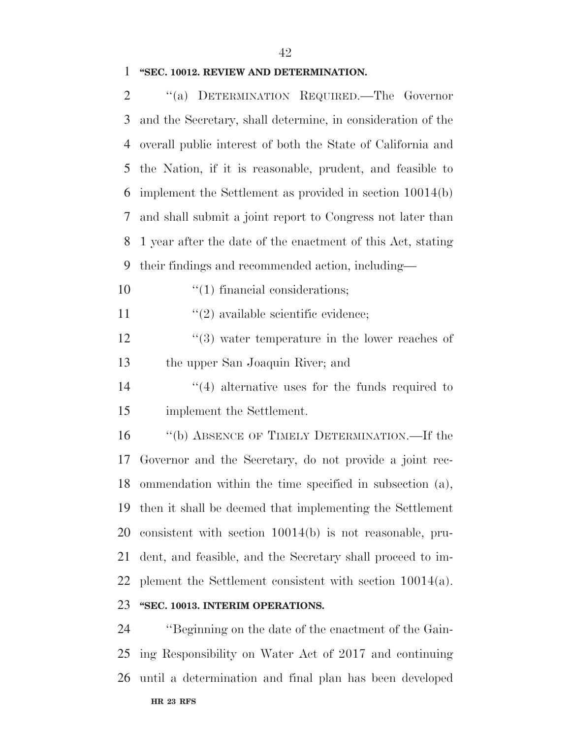**"SEC. 10012. REVIEW AND DETERMINATION.**

"(a) DETERMINATION REQUIRED.—The Governor and the Secretary, shall determine, in consideration of the overall public interest of both the State of California and the Nation, if it is reasonable, prudent, and feasible to implement the Settlement as provided in section 10014(b) and shall submit a joint report to Congress not later than 1 year after the date of the enactment of this Act, stating their findings and recommended action, including—

"(1) financial considerations;

"(2) available scientific evidence;

"(3) water temperature in the lower reaches of the upper San Joaquin River; and

"(4) alternative uses for the funds required to implement the Settlement.

"(b) ABSENCE OF TIMELY DETERMINATION.—If the Governor and the Secretary, do not provide a joint recommendation within the time specified in subsection (a), then it shall be deemed that implementing the Settlement consistent with section 10014(b) is not reasonable, prudent, and feasible, and the Secretary shall proceed to implement the Settlement consistent with section 10014(a).

**"SEC. 10013. INTERIM OPERATIONS.**

"Beginning on the date of the enactment of the Gaining Responsibility on Water Act of 2017 and continuing until a determination and final plan has been developed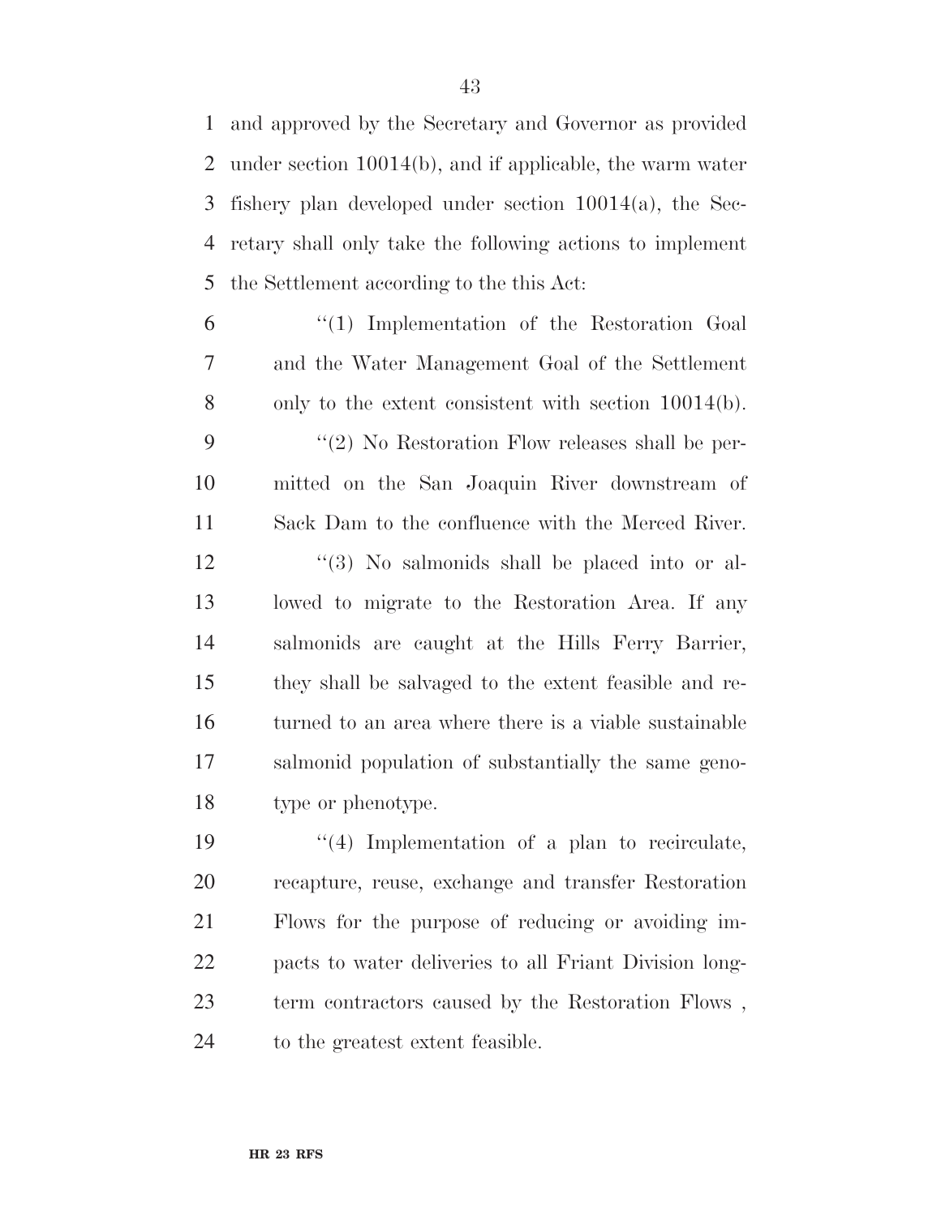and approved by the Secretary and Governor as provided under section 10014(b), and if applicable, the warm water fishery plan developed under section 10014(a), the Secretary shall only take the following actions to implement the Settlement according to the this Act:

"(1) Implementation of the Restoration Goal and the Water Management Goal of the Settlement only to the extent consistent with section 10014(b).

"(2) No Restoration Flow releases shall be permitted on the San Joaquin River downstream of Sack Dam to the confluence with the Merced River.

"(3) No salmonids shall be placed into or allowed to migrate to the Restoration Area. If any salmonids are caught at the Hills Ferry Barrier, they shall be salvaged to the extent feasible and returned to an area where there is a viable sustainable salmonid population of substantially the same genotype or phenotype.

"(4) Implementation of a plan to recirculate, recapture, reuse, exchange and transfer Restoration Flows for the purpose of reducing or avoiding impacts to water deliveries to all Friant Division long-term contractors caused by the Restoration Flows , to the greatest extent feasible.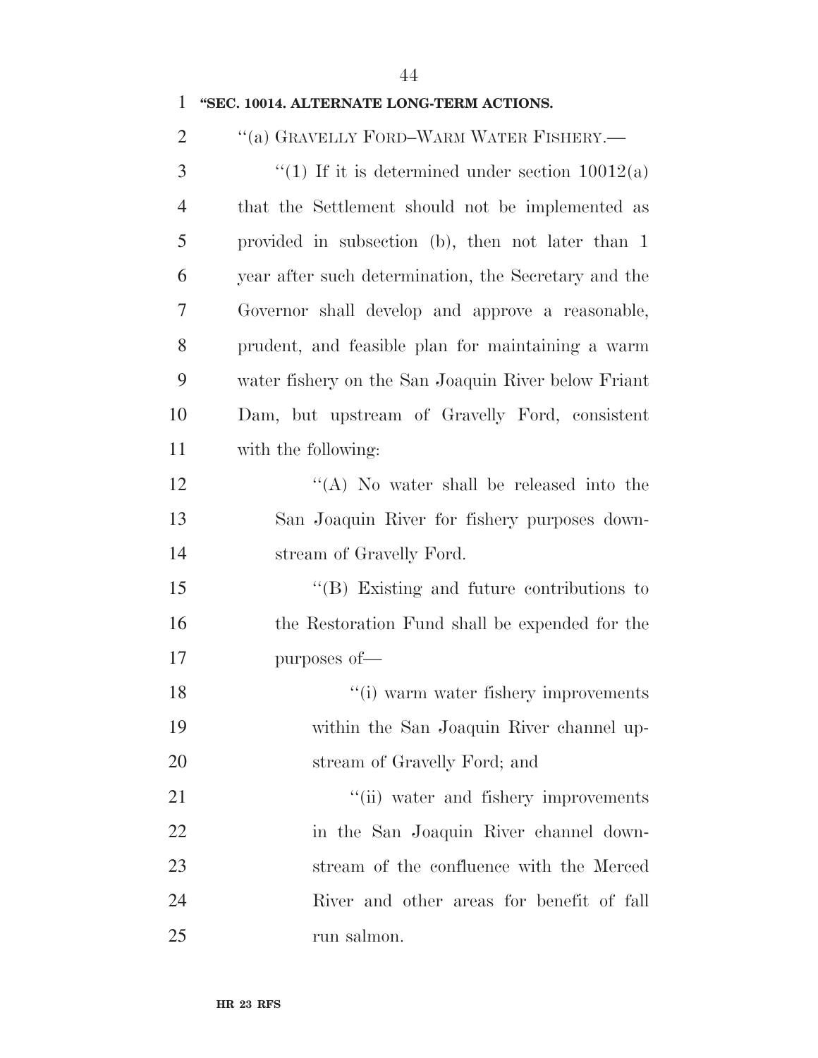**"SEC. 10014. ALTERNATE LONG-TERM ACTIONS.**

"(a) GRAVELLY FORD–WARM WATER FISHERY.—

"(1) If it is determined under section 10012(a) that the Settlement should not be implemented as provided in subsection (b), then not later than 1 year after such determination, the Secretary and the Governor shall develop and approve a reasonable, prudent, and feasible plan for maintaining a warm water fishery on the San Joaquin River below Friant Dam, but upstream of Gravelly Ford, consistent with the following:

"(A) No water shall be released into the San Joaquin River for fishery purposes downstream of Gravelly Ford.

"(B) Existing and future contributions to the Restoration Fund shall be expended for the purposes of—

"(i) warm water fishery improvements within the San Joaquin River channel upstream of Gravelly Ford; and

"(ii) water and fishery improvements in the San Joaquin River channel downstream of the confluence with the Merced River and other areas for benefit of fall run salmon.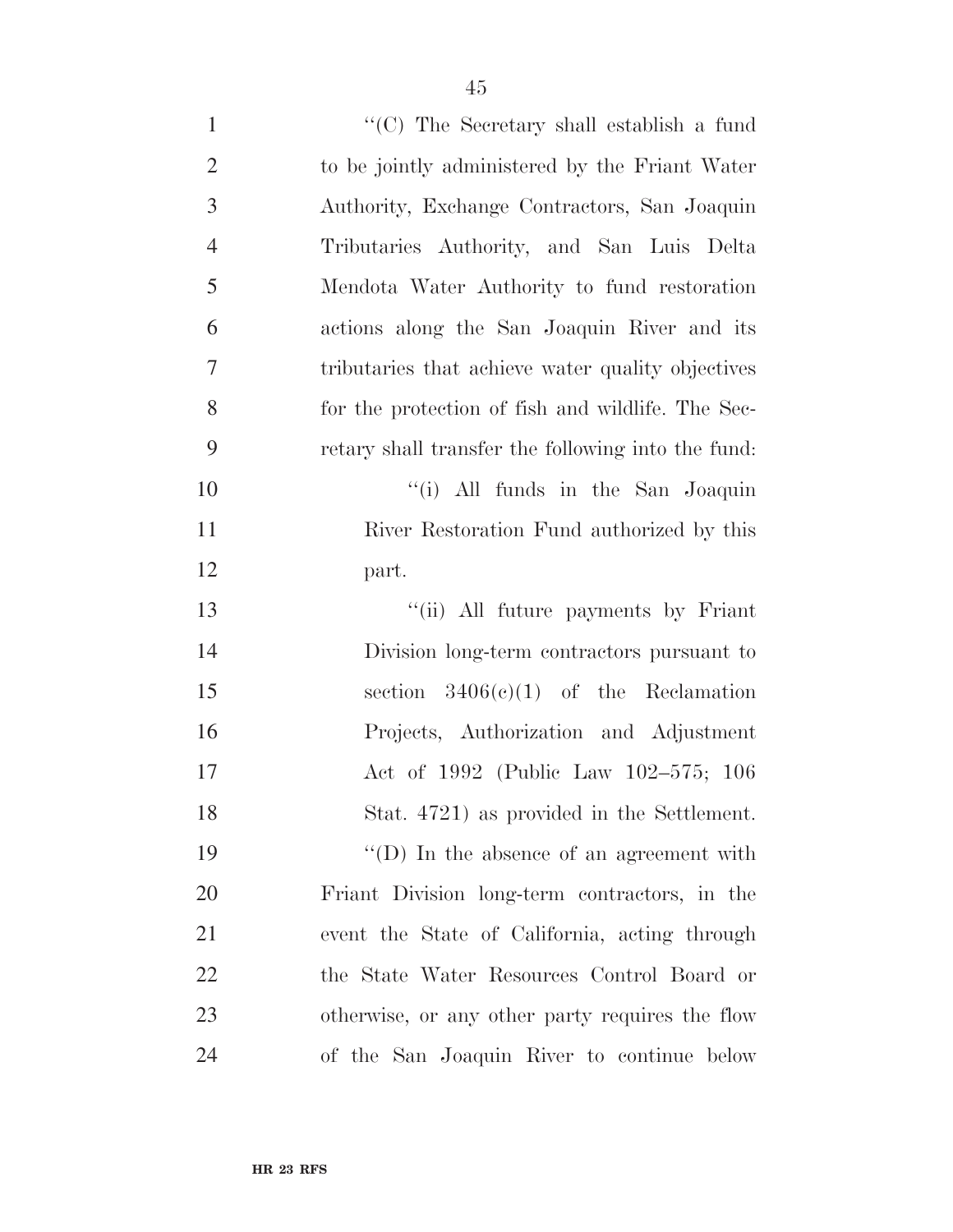''(C) The Secretary shall establish a fund to be jointly administered by the Friant Water Authority, Exchange Contractors, San Joaquin Tributaries Authority, and San Luis Delta Mendota Water Authority to fund restoration actions along the San Joaquin River and its tributaries that achieve water quality objectives for the protection of fish and wildlife. The Secretary shall transfer the following into the fund:

''(i) All funds in the San Joaquin River Restoration Fund authorized by this part.

''(ii) All future payments by Friant Division long-term contractors pursuant to section 3406(c)(1) of the Reclamation Projects, Authorization and Adjustment Act of 1992 (Public Law 102–575; 106 Stat. 4721) as provided in the Settlement.

''(D) In the absence of an agreement with Friant Division long-term contractors, in the event the State of California, acting through the State Water Resources Control Board or otherwise, or any other party requires the flow of the San Joaquin River to continue below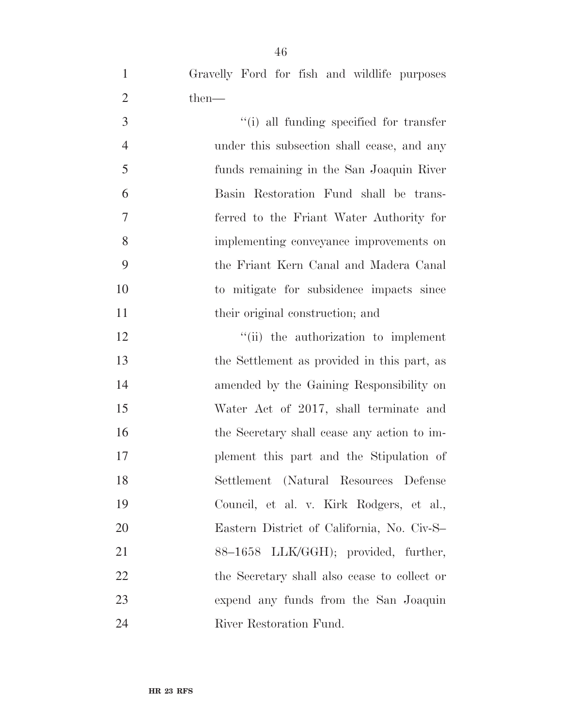Gravelly Ford for fish and wildlife purposes then—

''(i) all funding specified for transfer under this subsection shall cease, and any funds remaining in the San Joaquin River Basin Restoration Fund shall be transferred to the Friant Water Authority for implementing conveyance improvements on the Friant Kern Canal and Madera Canal to mitigate for subsidence impacts since their original construction; and

''(ii) the authorization to implement the Settlement as provided in this part, as amended by the Gaining Responsibility on Water Act of 2017, shall terminate and the Secretary shall cease any action to implement this part and the Stipulation of Settlement (Natural Resources Defense Council, et al. v. Kirk Rodgers, et al., Eastern District of California, No. Civ-S–88–1658 LLK/GGH); provided, further, the Secretary shall also cease to collect or expend any funds from the San Joaquin River Restoration Fund.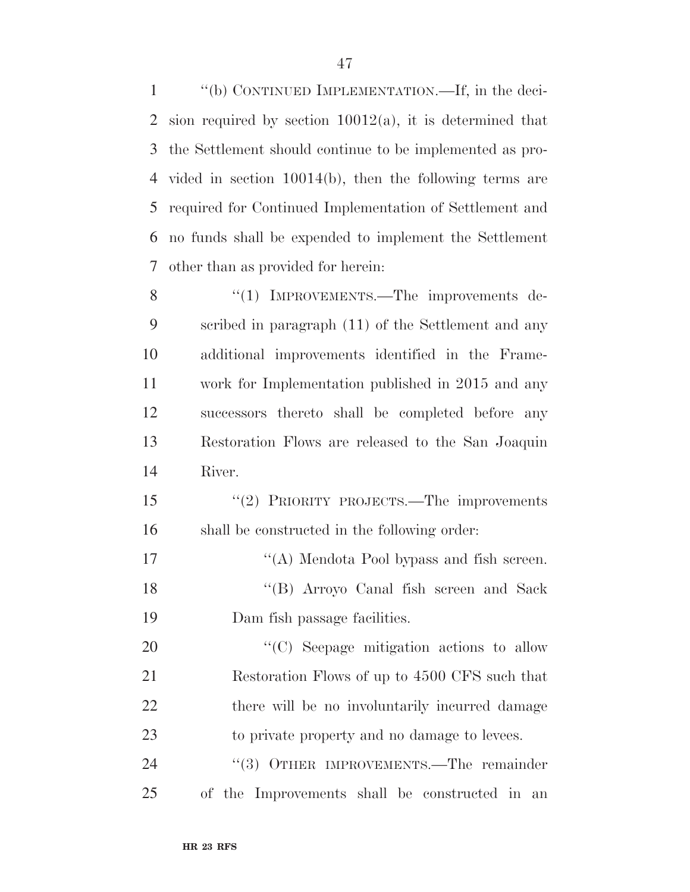''(b) CONTINUED IMPLEMENTATION.—If, in the decision required by section 10012(a), it is determined that the Settlement should continue to be implemented as provided in section 10014(b), then the following terms are required for Continued Implementation of Settlement and no funds shall be expended to implement the Settlement other than as provided for herein:

''(1) IMPROVEMENTS.—The improvements described in paragraph (11) of the Settlement and any additional improvements identified in the Framework for Implementation published in 2015 and any successors thereto shall be completed before any Restoration Flows are released to the San Joaquin River.

''(2) PRIORITY PROJECTS.—The improvements shall be constructed in the following order:

''(A) Mendota Pool bypass and fish screen.

''(B) Arroyo Canal fish screen and Sack Dam fish passage facilities.

''(C) Seepage mitigation actions to allow Restoration Flows of up to 4500 CFS such that there will be no involuntarily incurred damage to private property and no damage to levees.

''(3) OTHER IMPROVEMENTS.—The remainder of the Improvements shall be constructed in an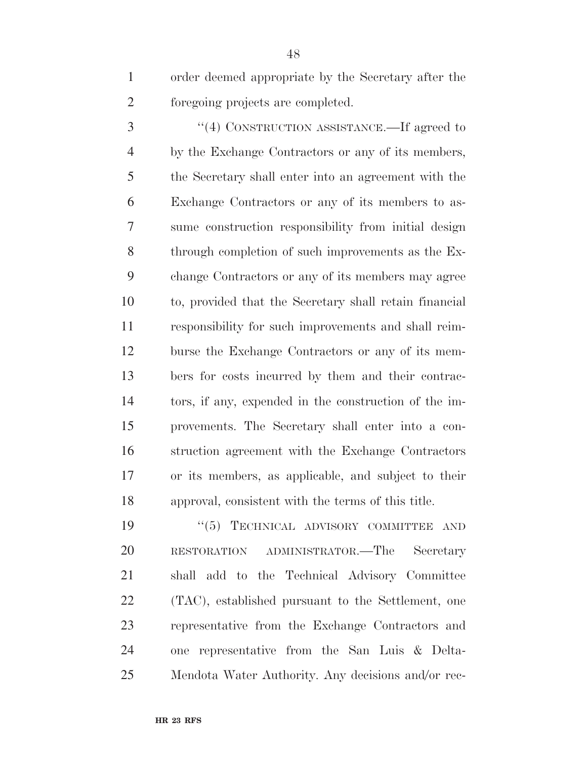order deemed appropriate by the Secretary after the foregoing projects are completed.

"(4) CONSTRUCTION ASSISTANCE.—If agreed to by the Exchange Contractors or any of its members, the Secretary shall enter into an agreement with the Exchange Contractors or any of its members to assume construction responsibility from initial design through completion of such improvements as the Exchange Contractors or any of its members may agree to, provided that the Secretary shall retain financial responsibility for such improvements and shall reimburse the Exchange Contractors or any of its members for costs incurred by them and their contractors, if any, expended in the construction of the improvements. The Secretary shall enter into a construction agreement with the Exchange Contractors or its members, as applicable, and subject to their approval, consistent with the terms of this title.

"(5) TECHNICAL ADVISORY COMMITTEE AND RESTORATION ADMINISTRATOR.—The Secretary shall add to the Technical Advisory Committee (TAC), established pursuant to the Settlement, one representative from the Exchange Contractors and one representative from the San Luis & Delta-Mendota Water Authority. Any decisions and/or rec-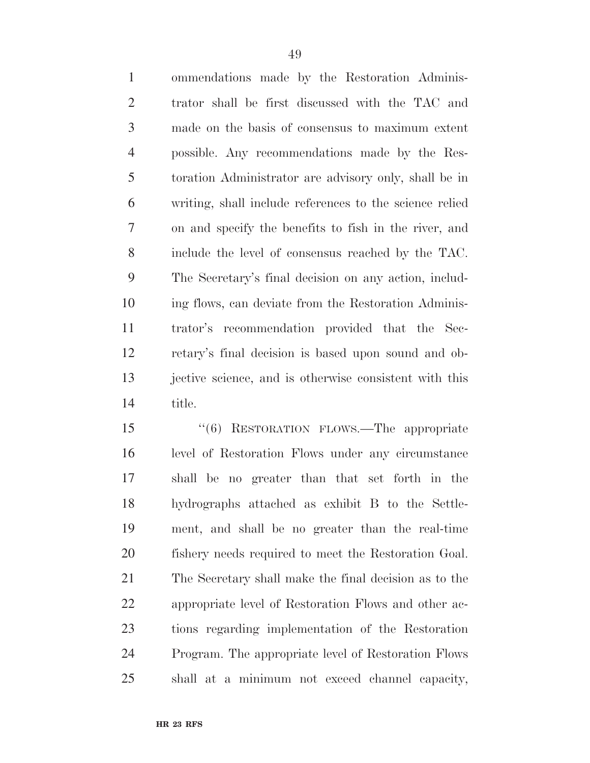ommendations made by the Restoration Administrator shall be first discussed with the TAC and made on the basis of consensus to maximum extent possible. Any recommendations made by the Restoration Administrator are advisory only, shall be in writing, shall include references to the science relied on and specify the benefits to fish in the river, and include the level of consensus reached by the TAC. The Secretary's final decision on any action, including flows, can deviate from the Restoration Administrator's recommendation provided that the Secretary's final decision is based upon sound and objective science, and is otherwise consistent with this title.

''(6) RESTORATION FLOWS.—The appropriate level of Restoration Flows under any circumstance shall be no greater than that set forth in the hydrographs attached as exhibit B to the Settlement, and shall be no greater than the real-time fishery needs required to meet the Restoration Goal. The Secretary shall make the final decision as to the appropriate level of Restoration Flows and other actions regarding implementation of the Restoration Program. The appropriate level of Restoration Flows shall at a minimum not exceed channel capacity,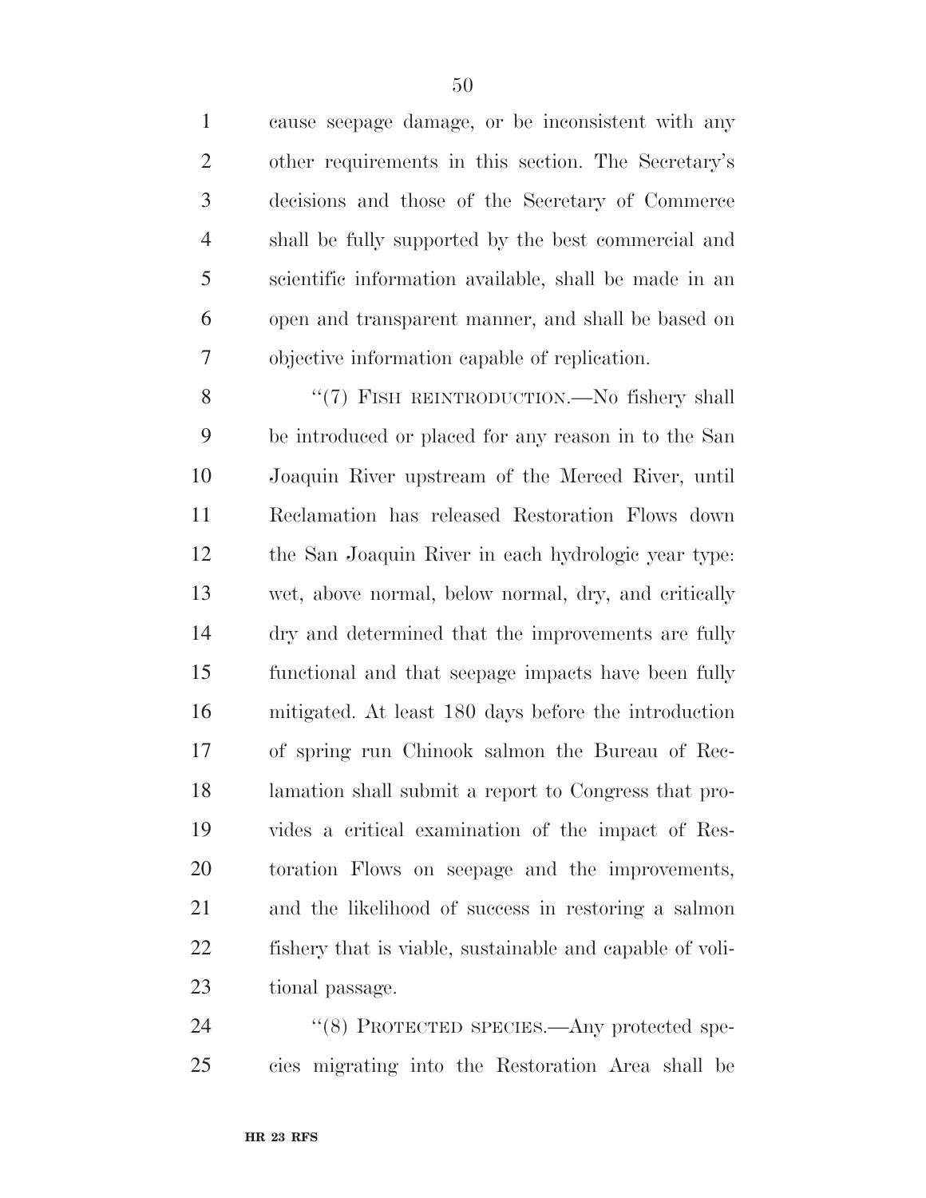cause seepage damage, or be inconsistent with any other requirements in this section. The Secretary's decisions and those of the Secretary of Commerce shall be fully supported by the best commercial and scientific information available, shall be made in an open and transparent manner, and shall be based on objective information capable of replication.

"(7) FISH REINTRODUCTION.—No fishery shall be introduced or placed for any reason in to the San Joaquin River upstream of the Merced River, until Reclamation has released Restoration Flows down the San Joaquin River in each hydrologic year type: wet, above normal, below normal, dry, and critically dry and determined that the improvements are fully functional and that seepage impacts have been fully mitigated. At least 180 days before the introduction of spring run Chinook salmon the Bureau of Reclamation shall submit a report to Congress that provides a critical examination of the impact of Restoration Flows on seepage and the improvements, and the likelihood of success in restoring a salmon fishery that is viable, sustainable and capable of volitional passage.

"(8) PROTECTED SPECIES.—Any protected species migrating into the Restoration Area shall be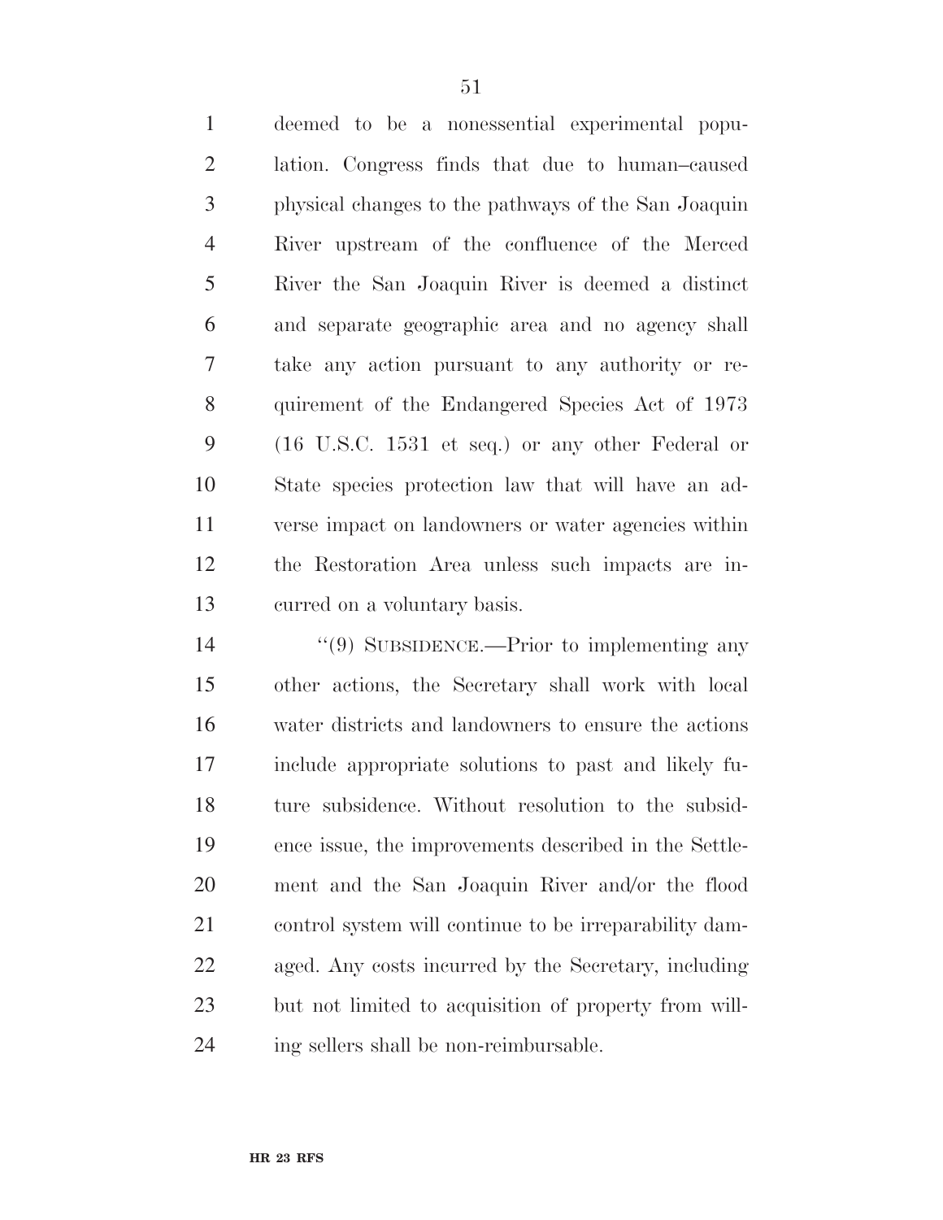deemed to be a nonessential experimental population. Congress finds that due to human–caused physical changes to the pathways of the San Joaquin River upstream of the confluence of the Merced River the San Joaquin River is deemed a distinct and separate geographic area and no agency shall take any action pursuant to any authority or requirement of the Endangered Species Act of 1973 (16 U.S.C. 1531 et seq.) or any other Federal or State species protection law that will have an adverse impact on landowners or water agencies within the Restoration Area unless such impacts are incurred on a voluntary basis.

''(9) SUBSIDENCE.—Prior to implementing any other actions, the Secretary shall work with local water districts and landowners to ensure the actions include appropriate solutions to past and likely future subsidence. Without resolution to the subsidence issue, the improvements described in the Settlement and the San Joaquin River and/or the flood control system will continue to be irreparability damaged. Any costs incurred by the Secretary, including but not limited to acquisition of property from willing sellers shall be non-reimbursable.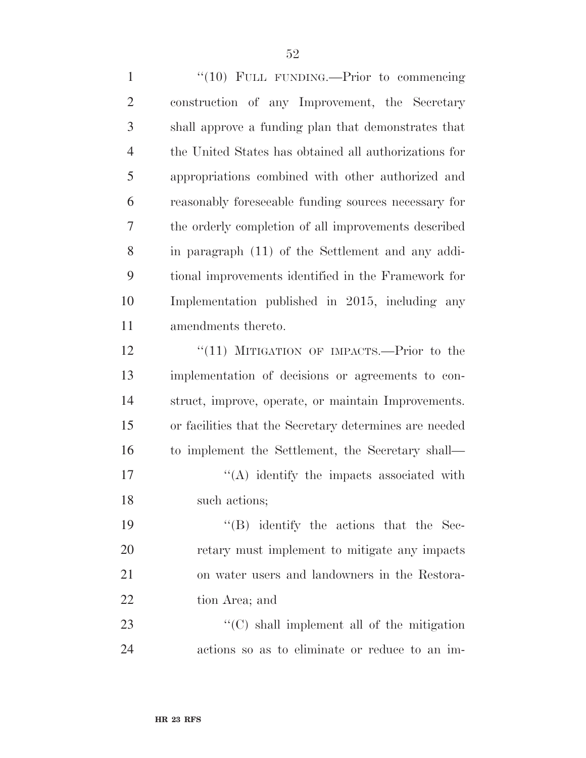"(10) FULL FUNDING.—Prior to commencing construction of any Improvement, the Secretary shall approve a funding plan that demonstrates that the United States has obtained all authorizations for appropriations combined with other authorized and reasonably foreseeable funding sources necessary for the orderly completion of all improvements described in paragraph (11) of the Settlement and any additional improvements identified in the Framework for Implementation published in 2015, including any amendments thereto.

"(11) MITIGATION OF IMPACTS.—Prior to the implementation of decisions or agreements to construct, improve, operate, or maintain Improvements. or facilities that the Secretary determines are needed to implement the Settlement, the Secretary shall—

"(A) identify the impacts associated with such actions;

"(B) identify the actions that the Secretary must implement to mitigate any impacts on water users and landowners in the Restoration Area; and

"(C) shall implement all of the mitigation actions so as to eliminate or reduce to an im-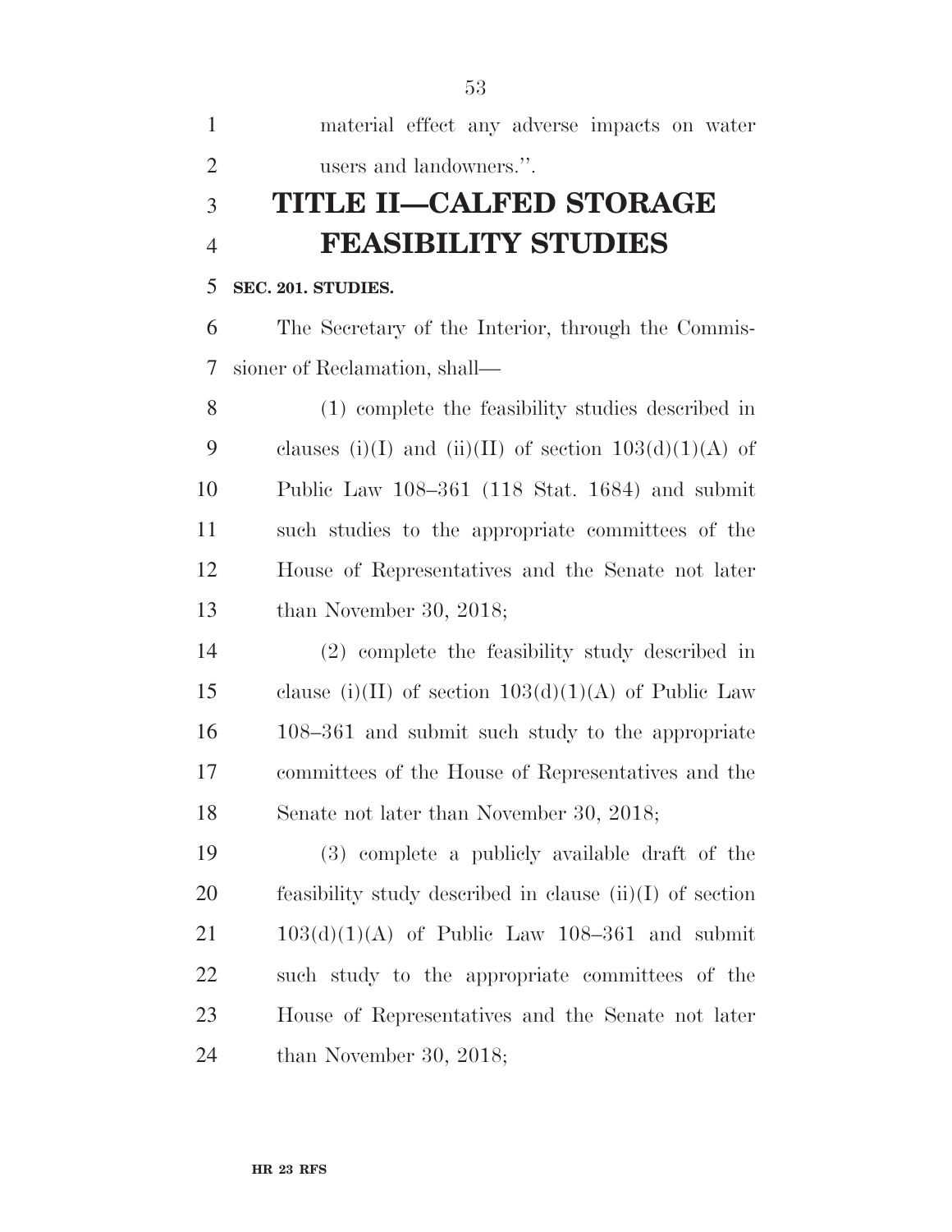material effect any adverse impacts on water users and landowners.''.

# TITLE II—CALFED STORAGE FEASIBILITY STUDIES

**SEC. 201. STUDIES.**

The Secretary of the Interior, through the Commissioner of Reclamation, shall—

(1) complete the feasibility studies described in clauses (i)(I) and (ii)(II) of section 103(d)(1)(A) of Public Law 108–361 (118 Stat. 1684) and submit such studies to the appropriate committees of the House of Representatives and the Senate not later than November 30, 2018;

(2) complete the feasibility study described in clause (i)(II) of section 103(d)(1)(A) of Public Law 108–361 and submit such study to the appropriate committees of the House of Representatives and the Senate not later than November 30, 2018;

(3) complete a publicly available draft of the feasibility study described in clause (ii)(I) of section 103(d)(1)(A) of Public Law 108–361 and submit such study to the appropriate committees of the House of Representatives and the Senate not later than November 30, 2018;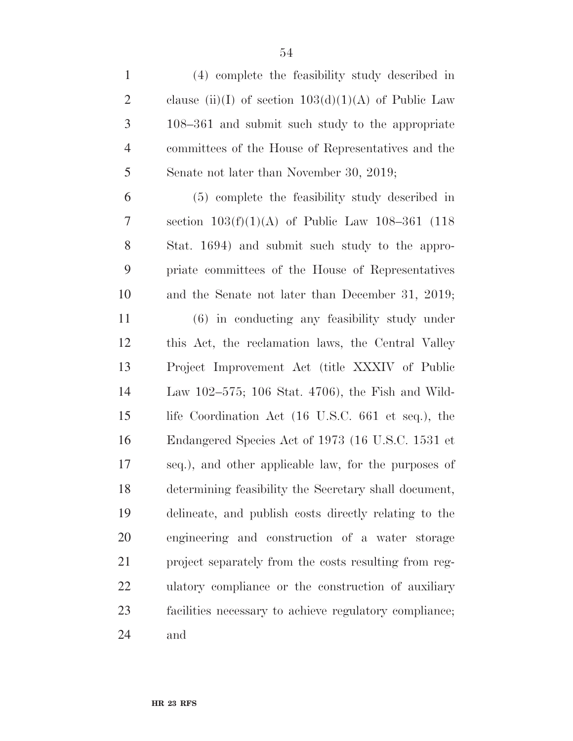(4) complete the feasibility study described in clause (ii)(I) of section 103(d)(1)(A) of Public Law 108–361 and submit such study to the appropriate committees of the House of Representatives and the Senate not later than November 30, 2019;

(5) complete the feasibility study described in section 103(f)(1)(A) of Public Law 108–361 (118 Stat. 1694) and submit such study to the appropriate committees of the House of Representatives and the Senate not later than December 31, 2019;

(6) in conducting any feasibility study under this Act, the reclamation laws, the Central Valley Project Improvement Act (title XXXIV of Public Law 102–575; 106 Stat. 4706), the Fish and Wildlife Coordination Act (16 U.S.C. 661 et seq.), the Endangered Species Act of 1973 (16 U.S.C. 1531 et seq.), and other applicable law, for the purposes of determining feasibility the Secretary shall document, delineate, and publish costs directly relating to the engineering and construction of a water storage project separately from the costs resulting from regulatory compliance or the construction of auxiliary facilities necessary to achieve regulatory compliance; and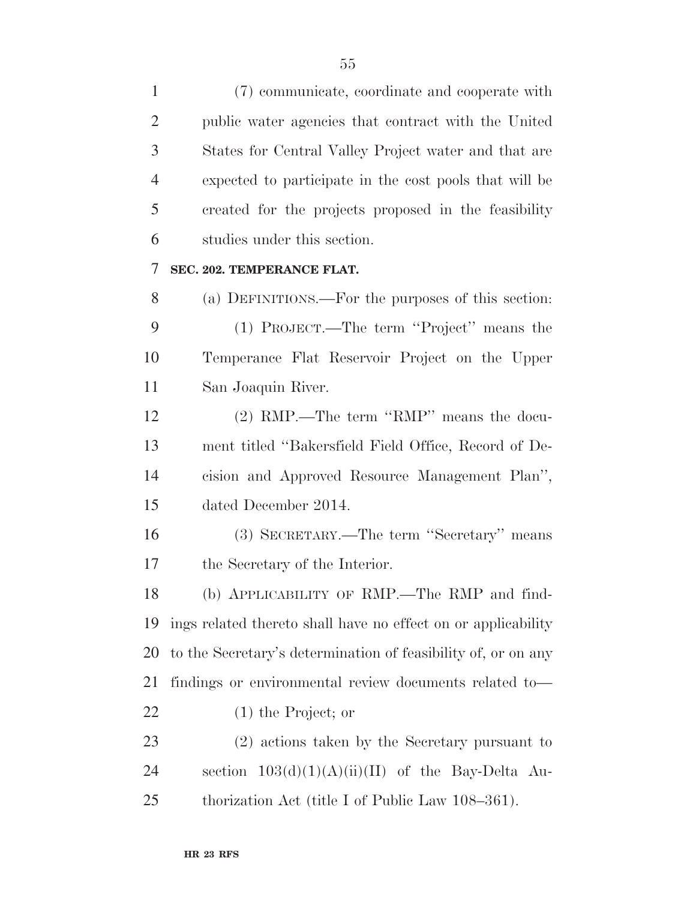(7) communicate, coordinate and cooperate with public water agencies that contract with the United States for Central Valley Project water and that are expected to participate in the cost pools that will be created for the projects proposed in the feasibility studies under this section.

**SEC. 202. TEMPERANCE FLAT.**

(a) DEFINITIONS.—For the purposes of this section:

(1) PROJECT.—The term ''Project'' means the Temperance Flat Reservoir Project on the Upper San Joaquin River.

(2) RMP.—The term ''RMP'' means the document titled ''Bakersfield Field Office, Record of Decision and Approved Resource Management Plan'', dated December 2014.

(3) SECRETARY.—The term ''Secretary'' means the Secretary of the Interior.

(b) APPLICABILITY OF RMP.—The RMP and findings related thereto shall have no effect on or applicability to the Secretary's determination of feasibility of, or on any findings or environmental review documents related to—

(1) the Project; or

(2) actions taken by the Secretary pursuant to section 103(d)(1)(A)(ii)(II) of the Bay-Delta Authorization Act (title I of Public Law 108–361).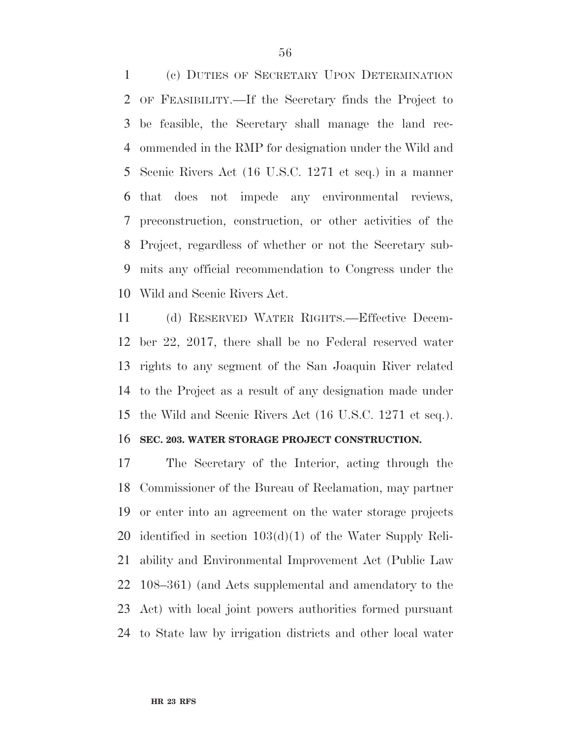(c) DUTIES OF SECRETARY UPON DETERMINATION OF FEASIBILITY.—If the Secretary finds the Project to be feasible, the Secretary shall manage the land recommended in the RMP for designation under the Wild and Scenic Rivers Act (16 U.S.C. 1271 et seq.) in a manner that does not impede any environmental reviews, preconstruction, construction, or other activities of the Project, regardless of whether or not the Secretary submits any official recommendation to Congress under the Wild and Scenic Rivers Act.

(d) RESERVED WATER RIGHTS.—Effective December 22, 2017, there shall be no Federal reserved water rights to any segment of the San Joaquin River related to the Project as a result of any designation made under the Wild and Scenic Rivers Act (16 U.S.C. 1271 et seq.).

**SEC. 203. WATER STORAGE PROJECT CONSTRUCTION.**

The Secretary of the Interior, acting through the Commissioner of the Bureau of Reclamation, may partner or enter into an agreement on the water storage projects identified in section 103(d)(1) of the Water Supply Reliability and Environmental Improvement Act (Public Law 108–361) (and Acts supplemental and amendatory to the Act) with local joint powers authorities formed pursuant to State law by irrigation districts and other local water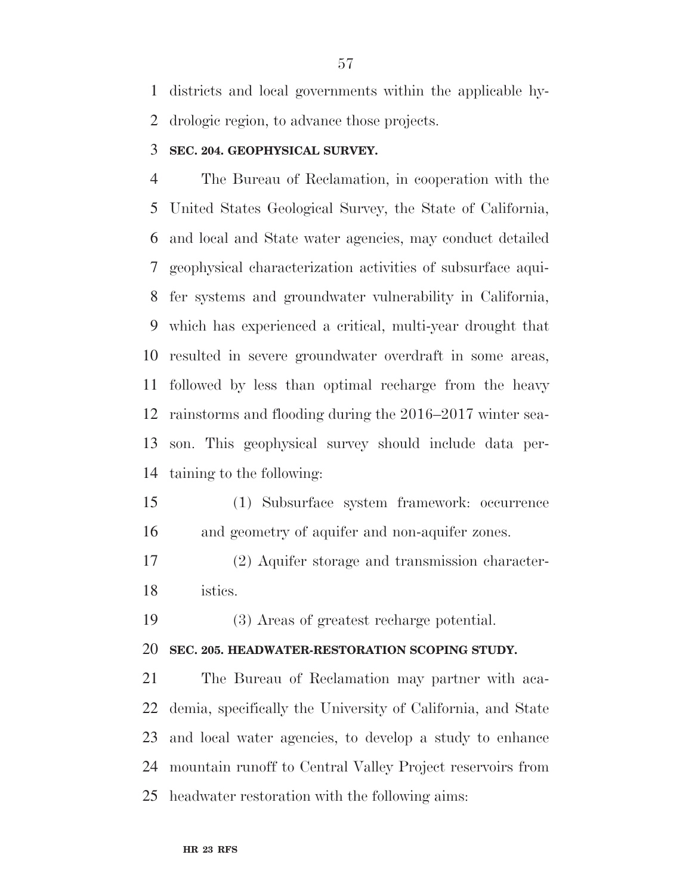districts and local governments within the applicable hydrologic region, to advance those projects.

### SEC. 204. GEOPHYSICAL SURVEY.

The Bureau of Reclamation, in cooperation with the United States Geological Survey, the State of California, and local and State water agencies, may conduct detailed geophysical characterization activities of subsurface aquifer systems and groundwater vulnerability in California, which has experienced a critical, multi-year drought that resulted in severe groundwater overdraft in some areas, followed by less than optimal recharge from the heavy rainstorms and flooding during the 2016–2017 winter season. This geophysical survey should include data pertaining to the following:

(1) Subsurface system framework: occurrence and geometry of aquifer and non-aquifer zones.

(2) Aquifer storage and transmission characteristics.

(3) Areas of greatest recharge potential.

### SEC. 205. HEADWATER-RESTORATION SCOPING STUDY.

The Bureau of Reclamation may partner with academia, specifically the University of California, and State and local water agencies, to develop a study to enhance mountain runoff to Central Valley Project reservoirs from headwater restoration with the following aims: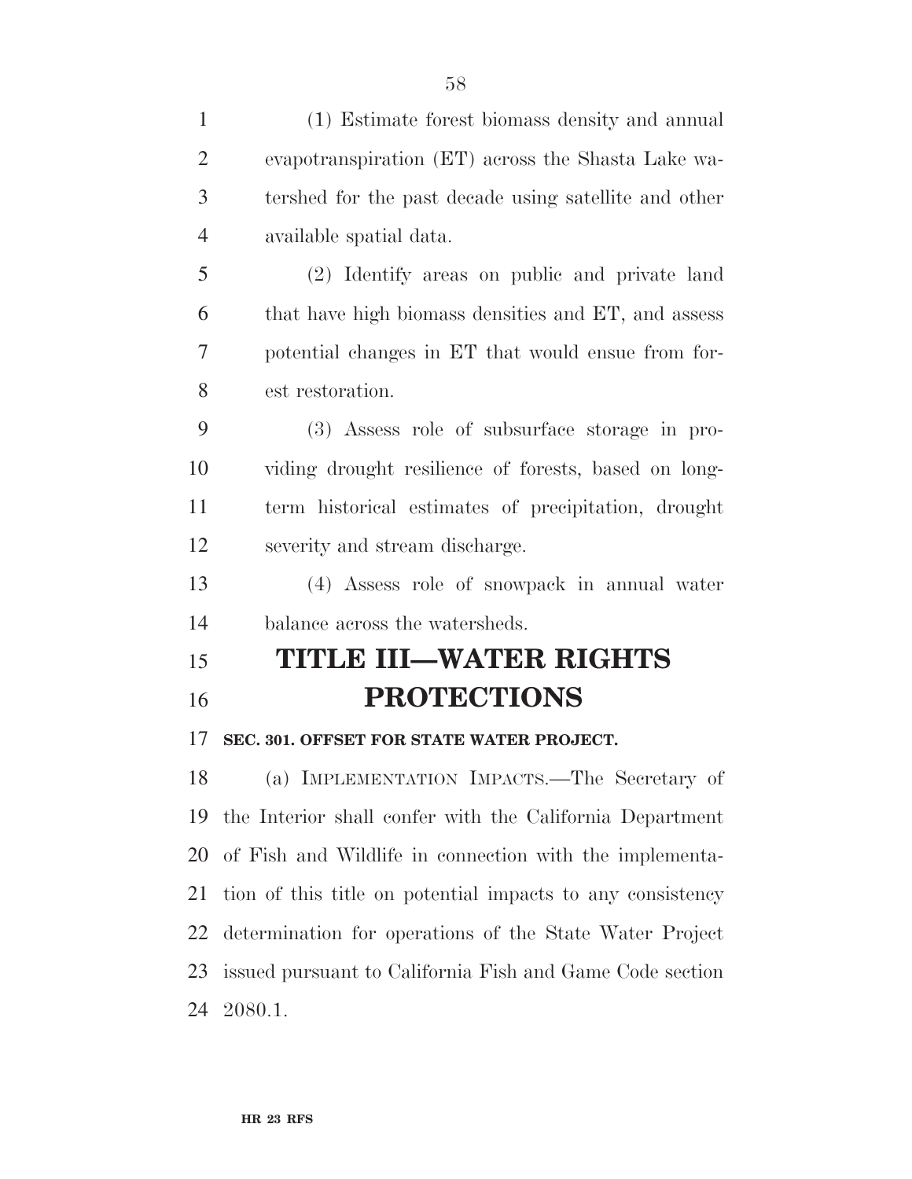(1) Estimate forest biomass density and annual evapotranspiration (ET) across the Shasta Lake watershed for the past decade using satellite and other available spatial data.

(2) Identify areas on public and private land that have high biomass densities and ET, and assess potential changes in ET that would ensue from forest restoration.

(3) Assess role of subsurface storage in providing drought resilience of forests, based on long-term historical estimates of precipitation, drought severity and stream discharge.

(4) Assess role of snowpack in annual water balance across the watersheds.

# TITLE III—WATER RIGHTS PROTECTIONS

### SEC. 301. OFFSET FOR STATE WATER PROJECT.

(a) IMPLEMENTATION IMPACTS.—The Secretary of the Interior shall confer with the California Department of Fish and Wildlife in connection with the implementation of this title on potential impacts to any consistency determination for operations of the State Water Project issued pursuant to California Fish and Game Code section 2080.1.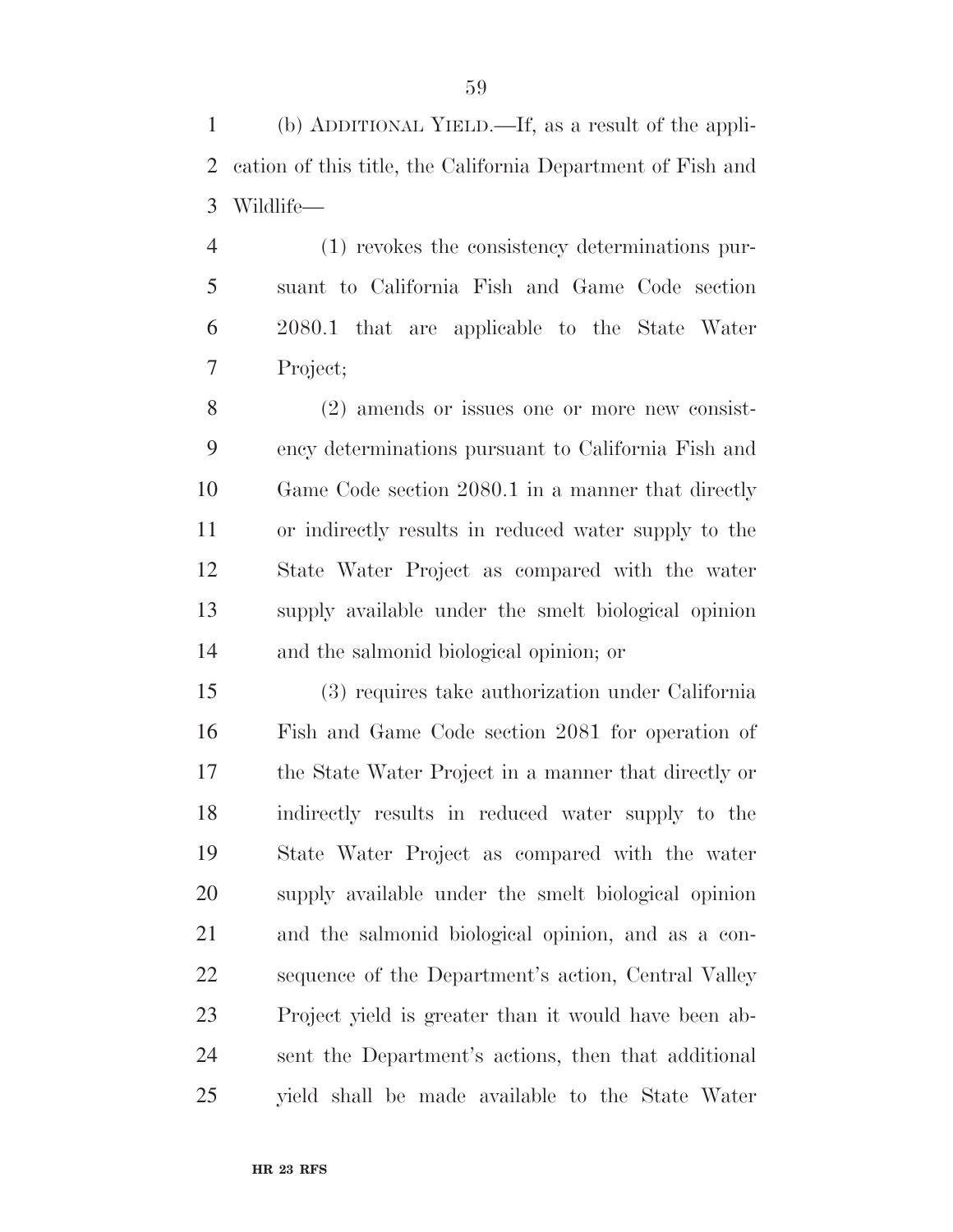(b) ADDITIONAL YIELD.—If, as a result of the application of this title, the California Department of Fish and Wildlife—

(1) revokes the consistency determinations pursuant to California Fish and Game Code section 2080.1 that are applicable to the State Water Project;

(2) amends or issues one or more new consistency determinations pursuant to California Fish and Game Code section 2080.1 in a manner that directly or indirectly results in reduced water supply to the State Water Project as compared with the water supply available under the smelt biological opinion and the salmonid biological opinion; or

(3) requires take authorization under California Fish and Game Code section 2081 for operation of the State Water Project in a manner that directly or indirectly results in reduced water supply to the State Water Project as compared with the water supply available under the smelt biological opinion and the salmonid biological opinion, and as a consequence of the Department's action, Central Valley Project yield is greater than it would have been absent the Department's actions, then that additional yield shall be made available to the State Water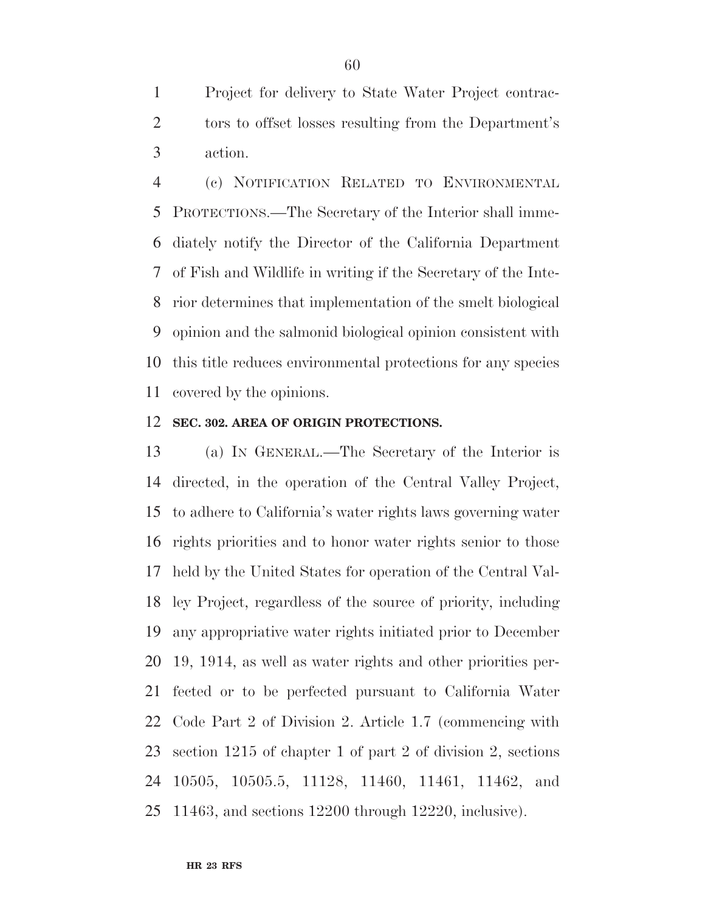Project for delivery to State Water Project contractors to offset losses resulting from the Department's action.

(c) NOTIFICATION RELATED TO ENVIRONMENTAL PROTECTIONS.—The Secretary of the Interior shall immediately notify the Director of the California Department of Fish and Wildlife in writing if the Secretary of the Interior determines that implementation of the smelt biological opinion and the salmonid biological opinion consistent with this title reduces environmental protections for any species covered by the opinions.

**SEC. 302. AREA OF ORIGIN PROTECTIONS.**

(a) IN GENERAL.—The Secretary of the Interior is directed, in the operation of the Central Valley Project, to adhere to California's water rights laws governing water rights priorities and to honor water rights senior to those held by the United States for operation of the Central Valley Project, regardless of the source of priority, including any appropriative water rights initiated prior to December 19, 1914, as well as water rights and other priorities perfected or to be perfected pursuant to California Water Code Part 2 of Division 2. Article 1.7 (commencing with section 1215 of chapter 1 of part 2 of division 2, sections 10505, 10505.5, 11128, 11460, 11461, 11462, and 11463, and sections 12200 through 12220, inclusive).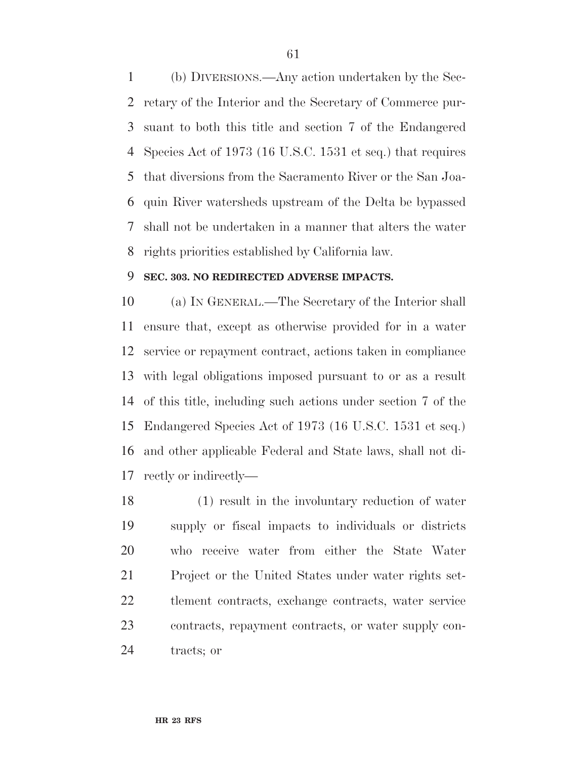(b) DIVERSIONS.—Any action undertaken by the Secretary of the Interior and the Secretary of Commerce pursuant to both this title and section 7 of the Endangered Species Act of 1973 (16 U.S.C. 1531 et seq.) that requires that diversions from the Sacramento River or the San Joaquin River watersheds upstream of the Delta be bypassed shall not be undertaken in a manner that alters the water rights priorities established by California law.

**SEC. 303. NO REDIRECTED ADVERSE IMPACTS.**

(a) IN GENERAL.—The Secretary of the Interior shall ensure that, except as otherwise provided for in a water service or repayment contract, actions taken in compliance with legal obligations imposed pursuant to or as a result of this title, including such actions under section 7 of the Endangered Species Act of 1973 (16 U.S.C. 1531 et seq.) and other applicable Federal and State laws, shall not directly or indirectly—

(1) result in the involuntary reduction of water supply or fiscal impacts to individuals or districts who receive water from either the State Water Project or the United States under water rights settlement contracts, exchange contracts, water service contracts, repayment contracts, or water supply contracts; or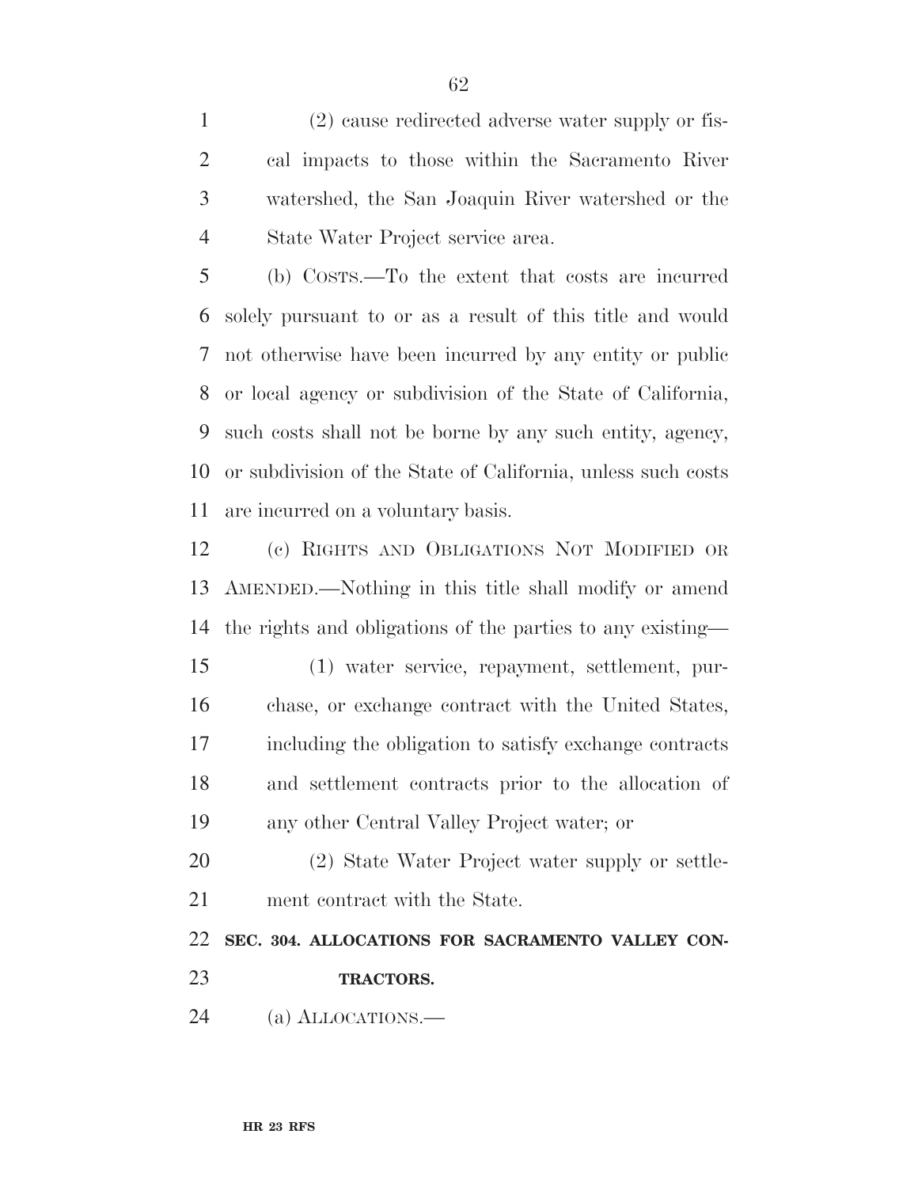(2) cause redirected adverse water supply or fiscal impacts to those within the Sacramento River watershed, the San Joaquin River watershed or the State Water Project service area.

(b) COSTS.—To the extent that costs are incurred solely pursuant to or as a result of this title and would not otherwise have been incurred by any entity or public or local agency or subdivision of the State of California, such costs shall not be borne by any such entity, agency, or subdivision of the State of California, unless such costs are incurred on a voluntary basis.

(c) RIGHTS AND OBLIGATIONS NOT MODIFIED OR AMENDED.—Nothing in this title shall modify or amend the rights and obligations of the parties to any existing—

(1) water service, repayment, settlement, purchase, or exchange contract with the United States, including the obligation to satisfy exchange contracts and settlement contracts prior to the allocation of any other Central Valley Project water; or

(2) State Water Project water supply or settlement contract with the State.

**SEC. 304. ALLOCATIONS FOR SACRAMENTO VALLEY CONTRACTORS.**

(a) ALLOCATIONS.—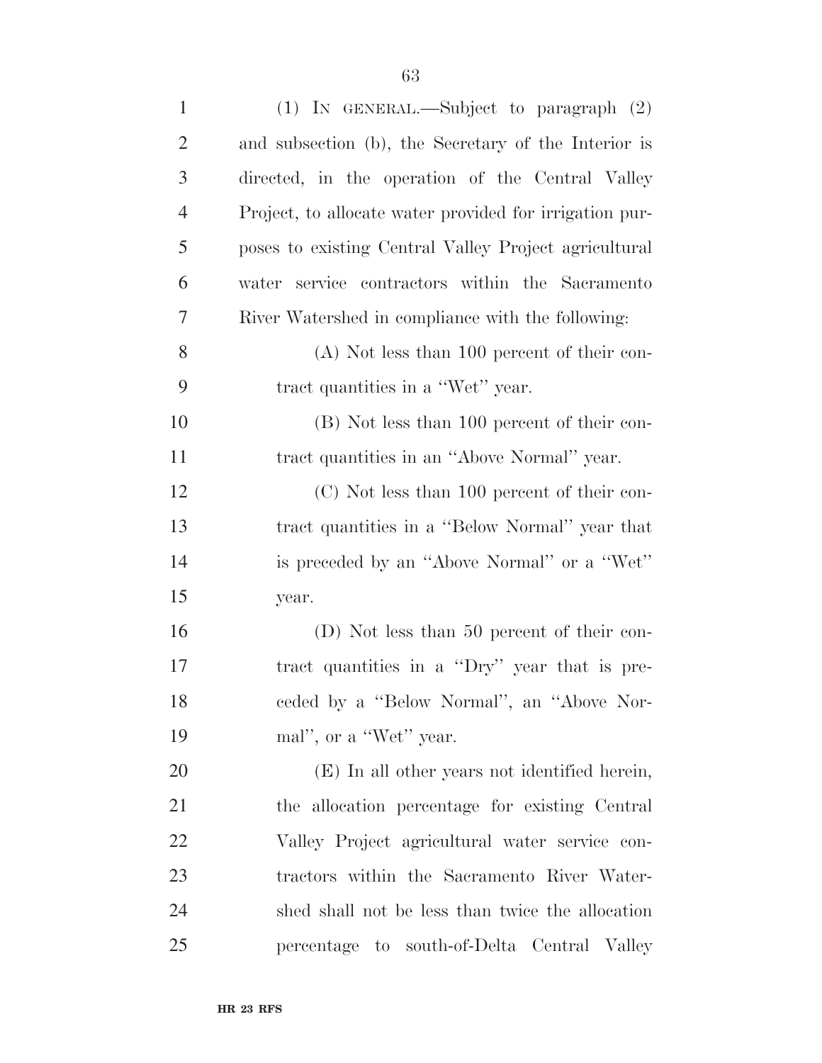(1) IN GENERAL.—Subject to paragraph (2) and subsection (b), the Secretary of the Interior is directed, in the operation of the Central Valley Project, to allocate water provided for irrigation purposes to existing Central Valley Project agricultural water service contractors within the Sacramento River Watershed in compliance with the following:

(A) Not less than 100 percent of their contract quantities in a ''Wet'' year.

(B) Not less than 100 percent of their contract quantities in an ''Above Normal'' year.

(C) Not less than 100 percent of their contract quantities in a ''Below Normal'' year that is preceded by an ''Above Normal'' or a ''Wet'' year.

(D) Not less than 50 percent of their contract quantities in a ''Dry'' year that is preceded by a ''Below Normal'', an ''Above Normal'', or a ''Wet'' year.

(E) In all other years not identified herein, the allocation percentage for existing Central Valley Project agricultural water service contractors within the Sacramento River Watershed shall not be less than twice the allocation percentage to south-of-Delta Central Valley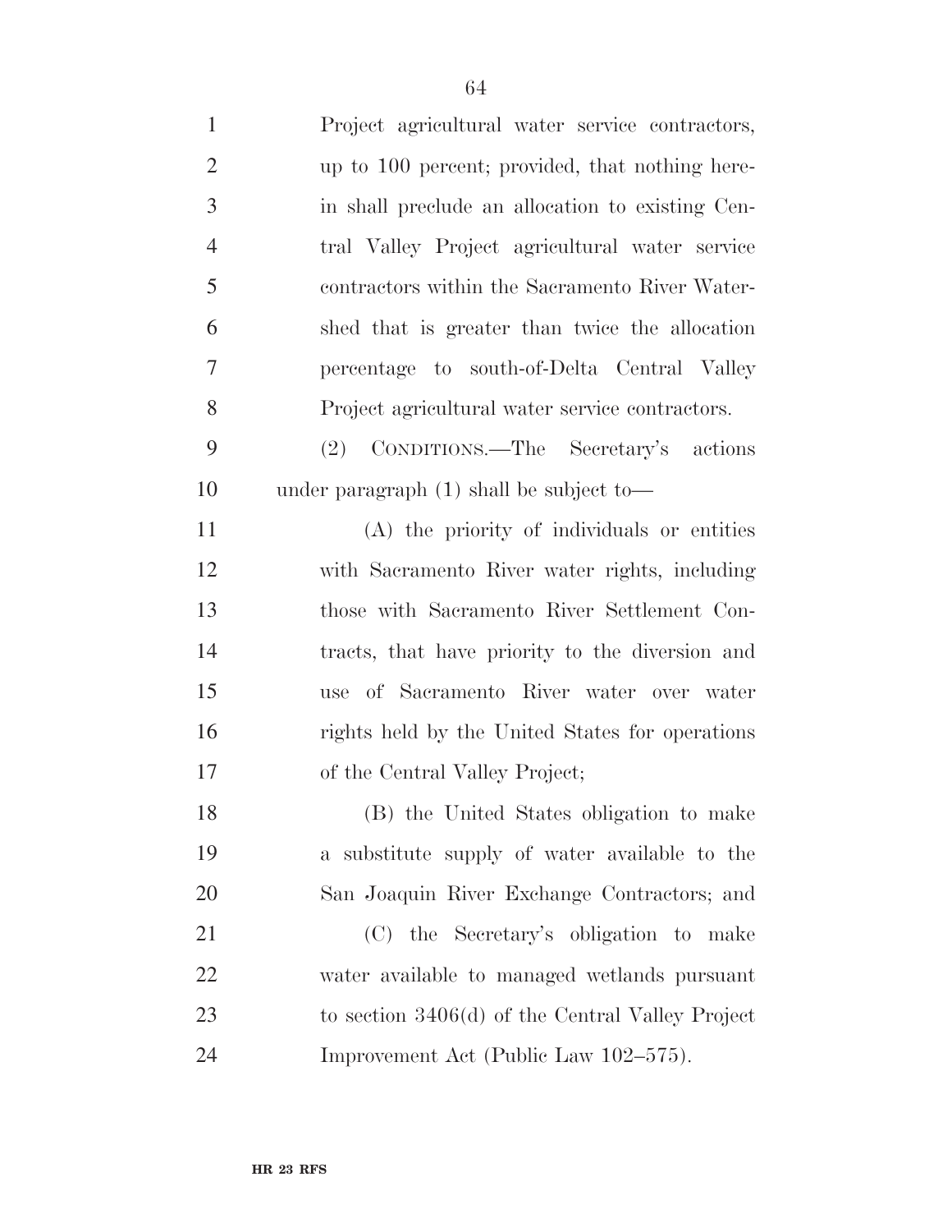Project agricultural water service contractors, up to 100 percent; provided, that nothing herein shall preclude an allocation to existing Central Valley Project agricultural water service contractors within the Sacramento River Watershed that is greater than twice the allocation percentage to south-of-Delta Central Valley Project agricultural water service contractors.

(2) CONDITIONS.—The Secretary's actions under paragraph (1) shall be subject to—

(A) the priority of individuals or entities with Sacramento River water rights, including those with Sacramento River Settlement Contracts, that have priority to the diversion and use of Sacramento River water over water rights held by the United States for operations of the Central Valley Project;

(B) the United States obligation to make a substitute supply of water available to the San Joaquin River Exchange Contractors; and

(C) the Secretary's obligation to make water available to managed wetlands pursuant to section 3406(d) of the Central Valley Project Improvement Act (Public Law 102–575).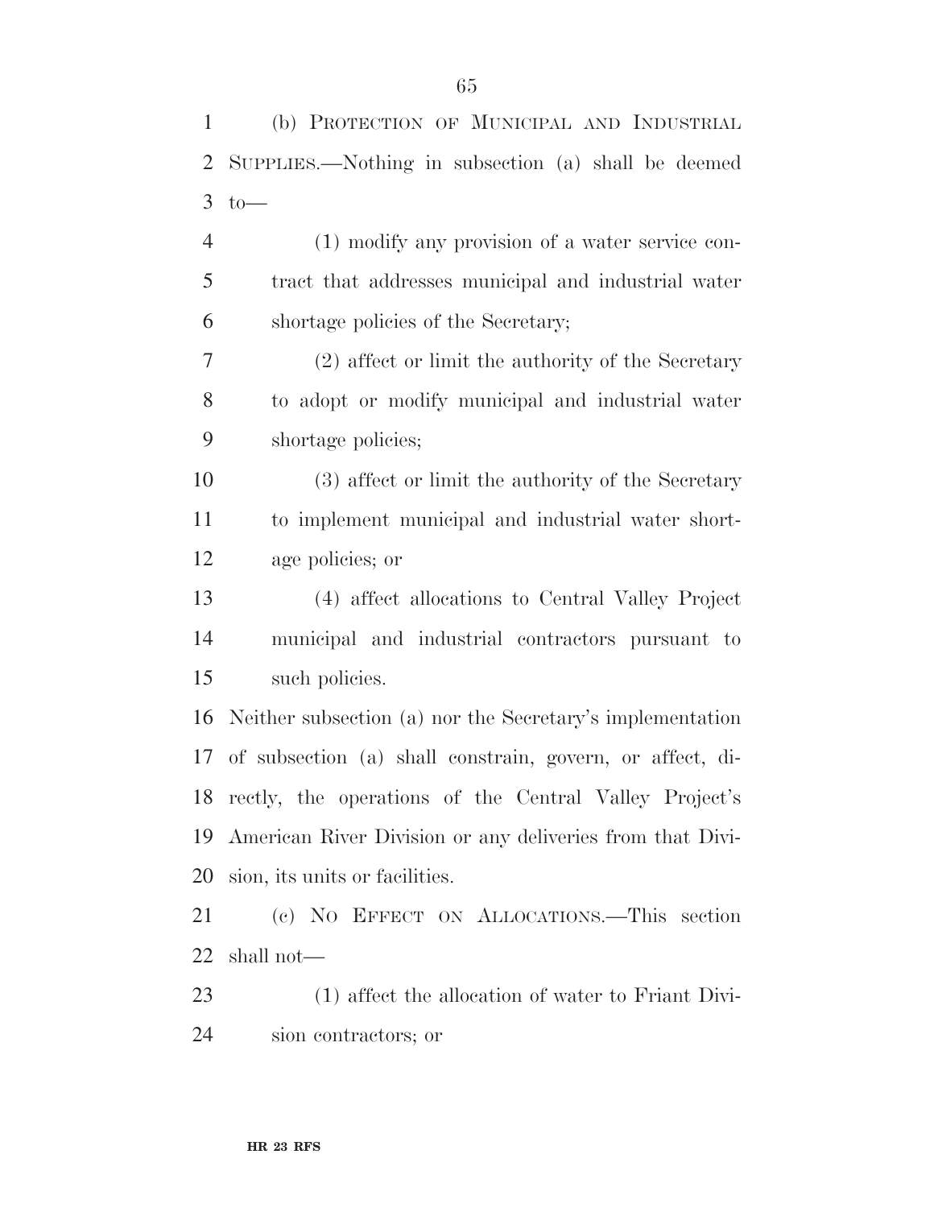(b) PROTECTION OF MUNICIPAL AND INDUSTRIAL SUPPLIES.—Nothing in subsection (a) shall be deemed to—

(1) modify any provision of a water service contract that addresses municipal and industrial water shortage policies of the Secretary;

(2) affect or limit the authority of the Secretary to adopt or modify municipal and industrial water shortage policies;

(3) affect or limit the authority of the Secretary to implement municipal and industrial water shortage policies; or

(4) affect allocations to Central Valley Project municipal and industrial contractors pursuant to such policies.

Neither subsection (a) nor the Secretary's implementation of subsection (a) shall constrain, govern, or affect, directly, the operations of the Central Valley Project's American River Division or any deliveries from that Division, its units or facilities.

(c) NO EFFECT ON ALLOCATIONS.—This section shall not—

(1) affect the allocation of water to Friant Division contractors; or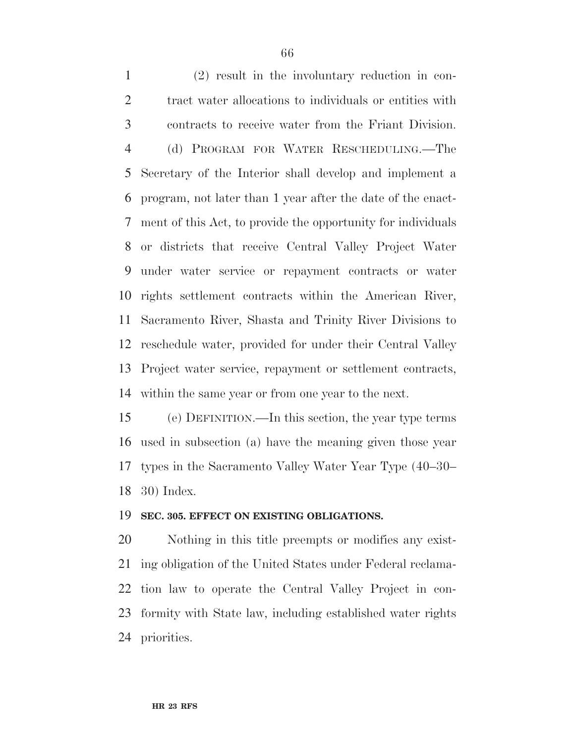(2) result in the involuntary reduction in contract water allocations to individuals or entities with contracts to receive water from the Friant Division.

(d) PROGRAM FOR WATER RESCHEDULING.—The Secretary of the Interior shall develop and implement a program, not later than 1 year after the date of the enactment of this Act, to provide the opportunity for individuals or districts that receive Central Valley Project Water under water service or repayment contracts or water rights settlement contracts within the American River, Sacramento River, Shasta and Trinity River Divisions to reschedule water, provided for under their Central Valley Project water service, repayment or settlement contracts, within the same year or from one year to the next.

(e) DEFINITION.—In this section, the year type terms used in subsection (a) have the meaning given those year types in the Sacramento Valley Water Year Type (40–30–30) Index.

**SEC. 305. EFFECT ON EXISTING OBLIGATIONS.**

Nothing in this title preempts or modifies any existing obligation of the United States under Federal reclamation law to operate the Central Valley Project in conformity with State law, including established water rights priorities.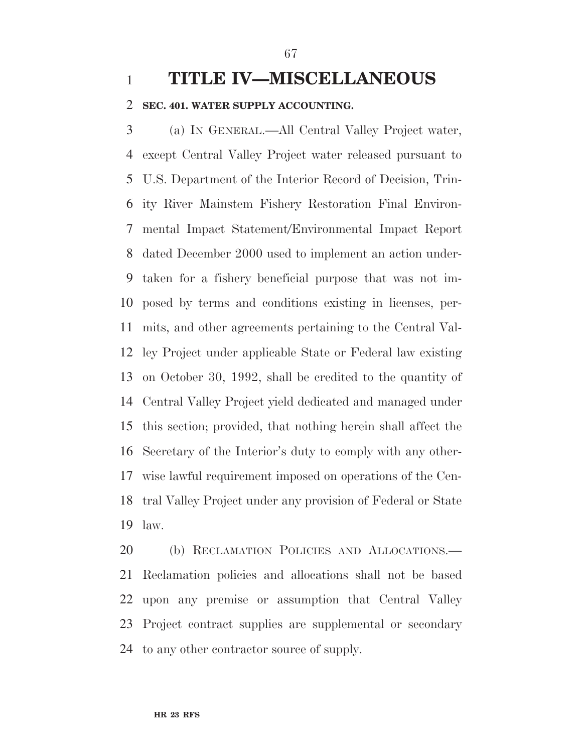# TITLE IV—MISCELLANEOUS

## SEC. 401. WATER SUPPLY ACCOUNTING.

(a) IN GENERAL.—All Central Valley Project water, except Central Valley Project water released pursuant to U.S. Department of the Interior Record of Decision, Trinity River Mainstem Fishery Restoration Final Environmental Impact Statement/Environmental Impact Report dated December 2000 used to implement an action undertaken for a fishery beneficial purpose that was not imposed by terms and conditions existing in licenses, permits, and other agreements pertaining to the Central Valley Project under applicable State or Federal law existing on October 30, 1992, shall be credited to the quantity of Central Valley Project yield dedicated and managed under this section; provided, that nothing herein shall affect the Secretary of the Interior's duty to comply with any otherwise lawful requirement imposed on operations of the Central Valley Project under any provision of Federal or State law.

(b) RECLAMATION POLICIES AND ALLOCATIONS.—Reclamation policies and allocations shall not be based upon any premise or assumption that Central Valley Project contract supplies are supplemental or secondary to any other contractor source of supply.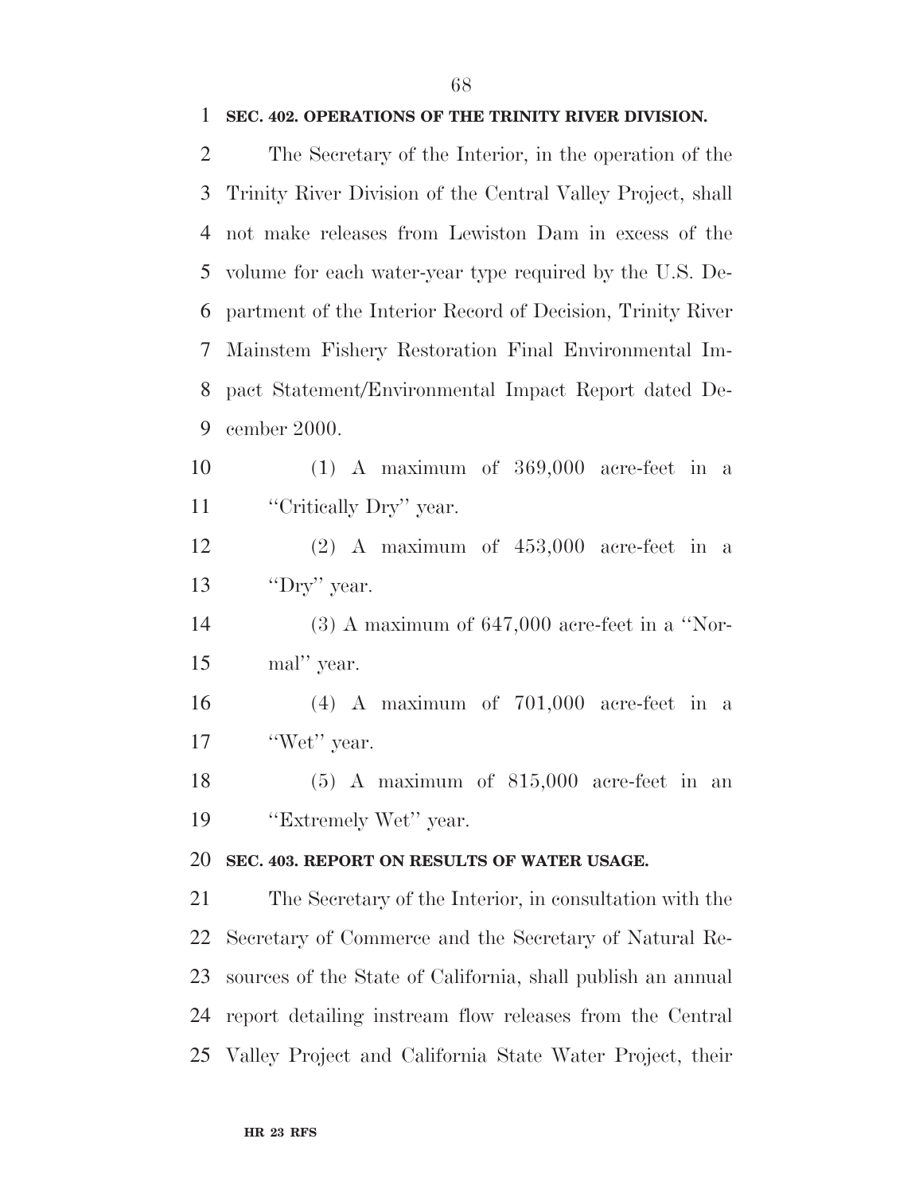**SEC. 402. OPERATIONS OF THE TRINITY RIVER DIVISION.**

The Secretary of the Interior, in the operation of the Trinity River Division of the Central Valley Project, shall not make releases from Lewiston Dam in excess of the volume for each water-year type required by the U.S. Department of the Interior Record of Decision, Trinity River Mainstem Fishery Restoration Final Environmental Impact Statement/Environmental Impact Report dated December 2000.

(1) A maximum of 369,000 acre-feet in a ''Critically Dry'' year.

(2) A maximum of 453,000 acre-feet in a ''Dry'' year.

(3) A maximum of 647,000 acre-feet in a ''Normal'' year.

(4) A maximum of 701,000 acre-feet in a ''Wet'' year.

(5) A maximum of 815,000 acre-feet in an ''Extremely Wet'' year.

**SEC. 403. REPORT ON RESULTS OF WATER USAGE.**

The Secretary of the Interior, in consultation with the Secretary of Commerce and the Secretary of Natural Resources of the State of California, shall publish an annual report detailing instream flow releases from the Central Valley Project and California State Water Project, their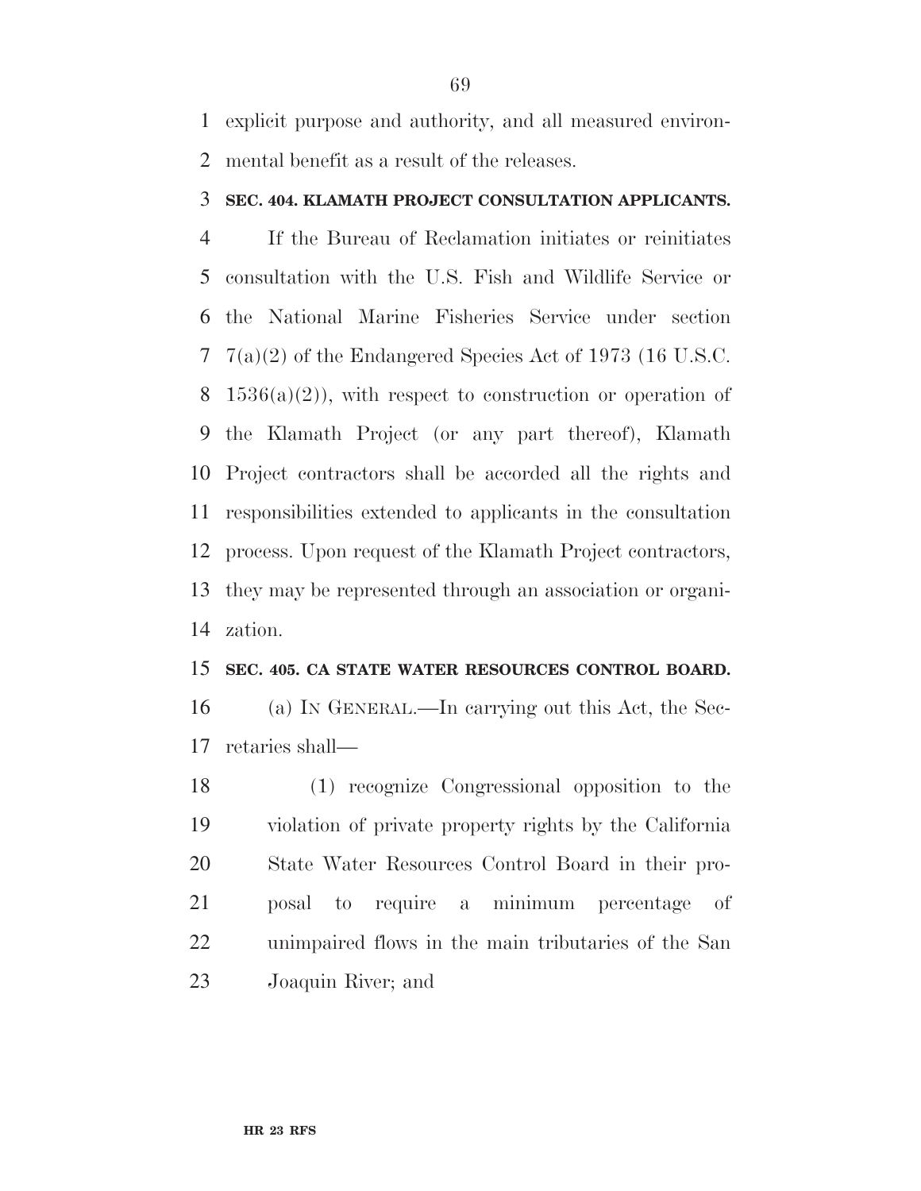explicit purpose and authority, and all measured environmental benefit as a result of the releases.

**SEC. 404. KLAMATH PROJECT CONSULTATION APPLICANTS.**

If the Bureau of Reclamation initiates or reinitiates consultation with the U.S. Fish and Wildlife Service or the National Marine Fisheries Service under section 7(a)(2) of the Endangered Species Act of 1973 (16 U.S.C. 1536(a)(2)), with respect to construction or operation of the Klamath Project (or any part thereof), Klamath Project contractors shall be accorded all the rights and responsibilities extended to applicants in the consultation process. Upon request of the Klamath Project contractors, they may be represented through an association or organization.

**SEC. 405. CA STATE WATER RESOURCES CONTROL BOARD.**

(a) IN GENERAL.—In carrying out this Act, the Secretaries shall—

(1) recognize Congressional opposition to the violation of private property rights by the California State Water Resources Control Board in their proposal to require a minimum percentage of unimpaired flows in the main tributaries of the San Joaquin River; and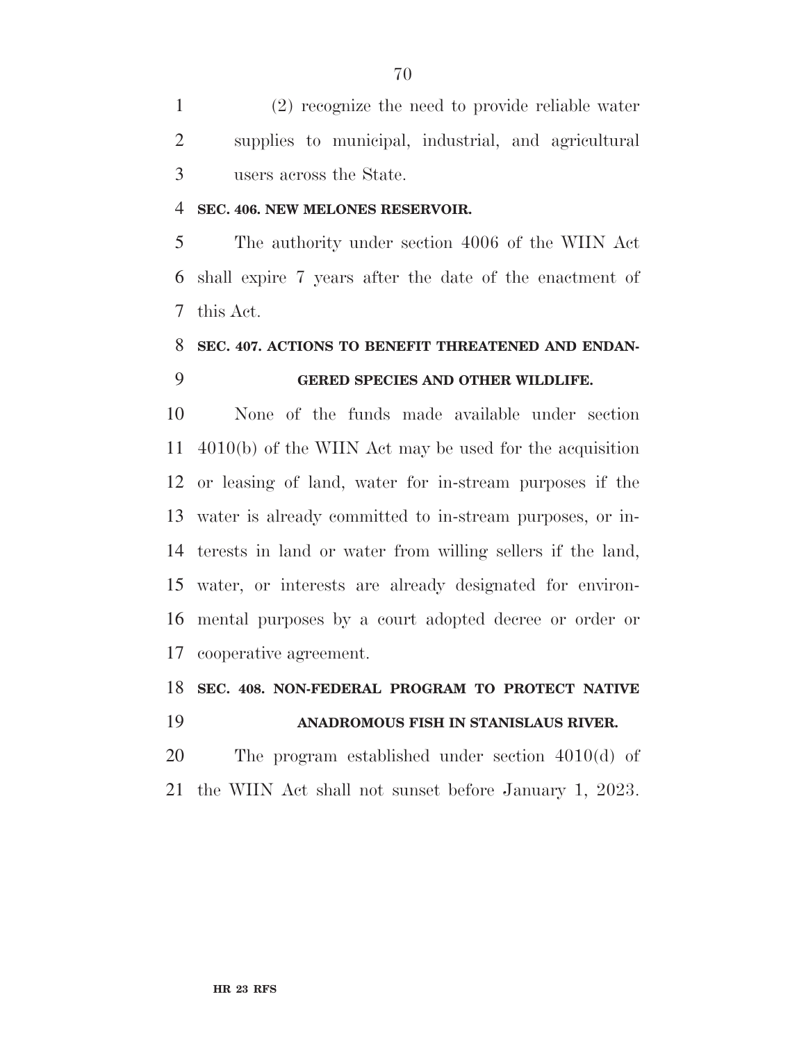(2) recognize the need to provide reliable water supplies to municipal, industrial, and agricultural users across the State.

**SEC. 406. NEW MELONES RESERVOIR.**

The authority under section 4006 of the WIIN Act shall expire 7 years after the date of the enactment of this Act.

**SEC. 407. ACTIONS TO BENEFIT THREATENED AND ENDANGERED SPECIES AND OTHER WILDLIFE.**

None of the funds made available under section 4010(b) of the WIIN Act may be used for the acquisition or leasing of land, water for in-stream purposes if the water is already committed to in-stream purposes, or interests in land or water from willing sellers if the land, water, or interests are already designated for environmental purposes by a court adopted decree or order or cooperative agreement.

**SEC. 408. NON-FEDERAL PROGRAM TO PROTECT NATIVE ANADROMOUS FISH IN STANISLAUS RIVER.**

The program established under section 4010(d) of the WIIN Act shall not sunset before January 1, 2023.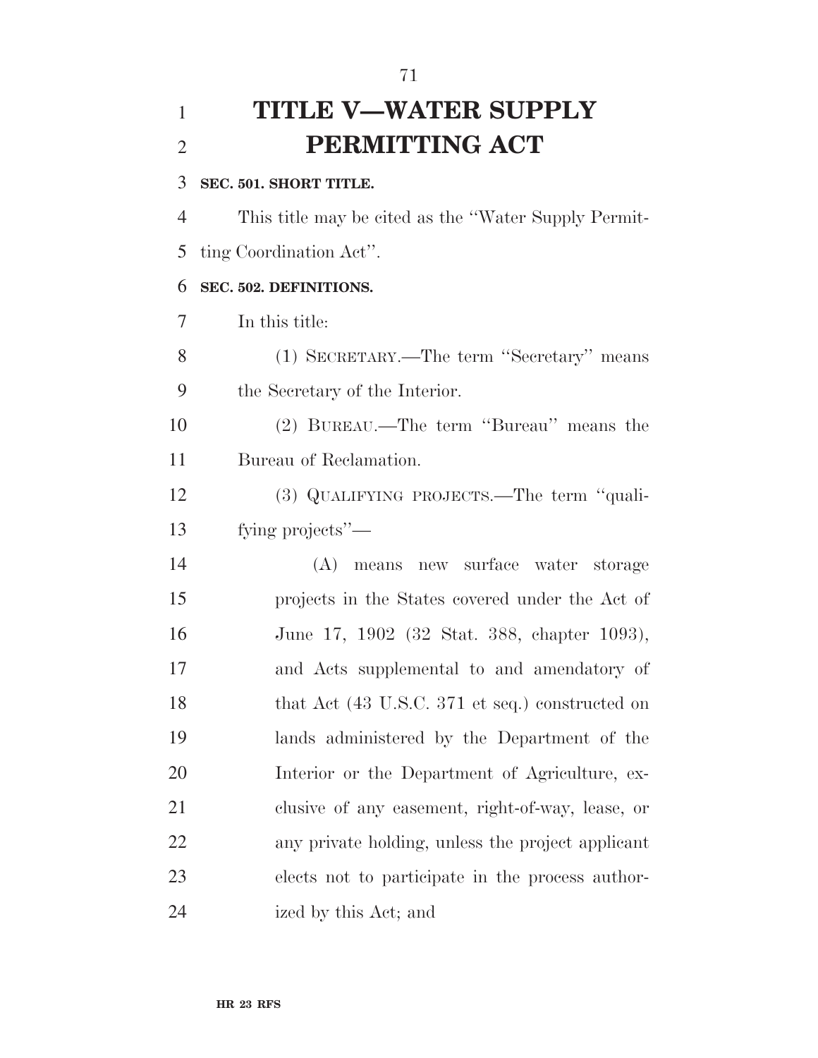# TITLE V—WATER SUPPLY PERMITTING ACT

**SEC. 501. SHORT TITLE.**

This title may be cited as the ''Water Supply Permitting Coordination Act''.

**SEC. 502. DEFINITIONS.**

In this title:

(1) SECRETARY.—The term ''Secretary'' means the Secretary of the Interior.

(2) BUREAU.—The term ''Bureau'' means the Bureau of Reclamation.

(3) QUALIFYING PROJECTS.—The term ''qualifying projects''—

(A) means new surface water storage projects in the States covered under the Act of June 17, 1902 (32 Stat. 388, chapter 1093), and Acts supplemental to and amendatory of that Act (43 U.S.C. 371 et seq.) constructed on lands administered by the Department of the Interior or the Department of Agriculture, exclusive of any easement, right-of-way, lease, or any private holding, unless the project applicant elects not to participate in the process authorized by this Act; and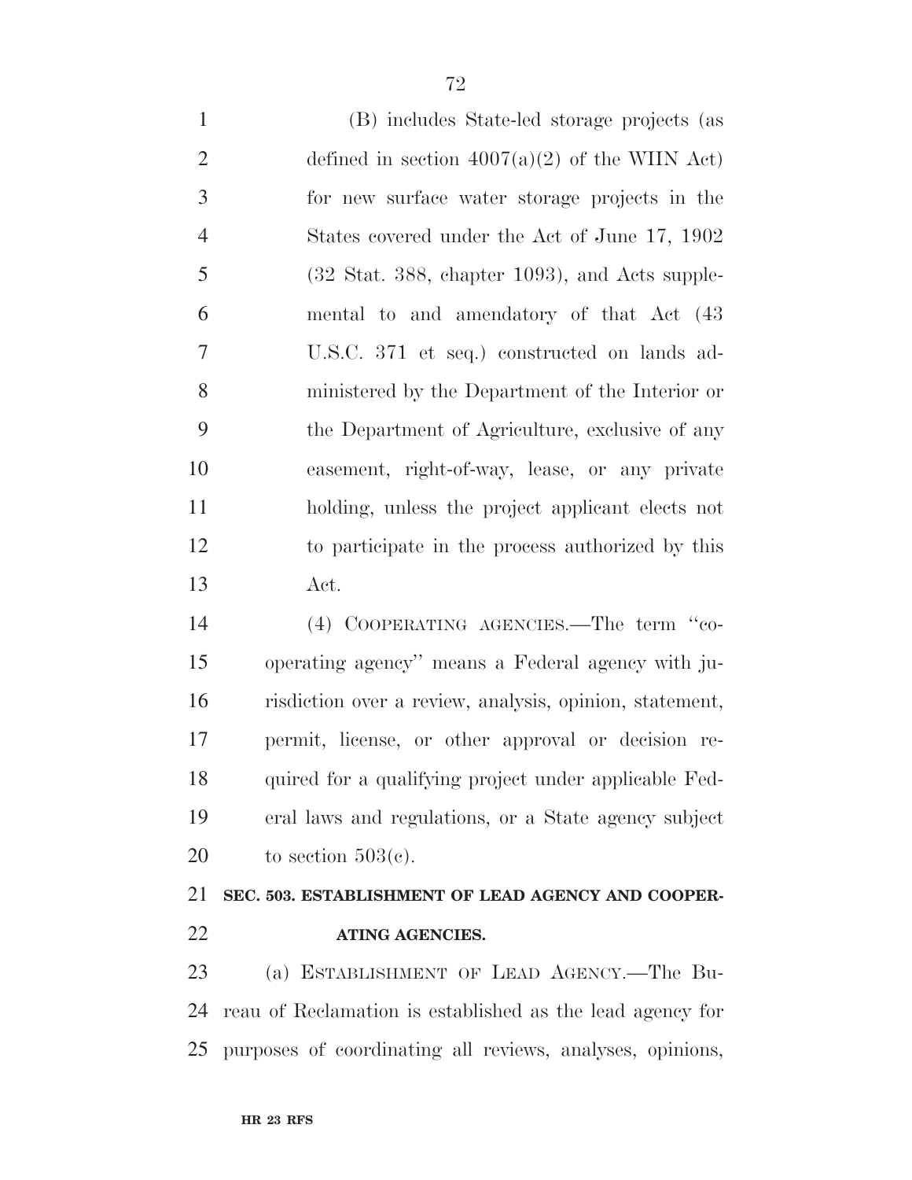(B) includes State-led storage projects (as defined in section 4007(a)(2) of the WIIN Act) for new surface water storage projects in the States covered under the Act of June 17, 1902 (32 Stat. 388, chapter 1093), and Acts supplemental to and amendatory of that Act (43 U.S.C. 371 et seq.) constructed on lands administered by the Department of the Interior or the Department of Agriculture, exclusive of any easement, right-of-way, lease, or any private holding, unless the project applicant elects not to participate in the process authorized by this Act.

(4) COOPERATING AGENCIES.—The term ''cooperating agency'' means a Federal agency with jurisdiction over a review, analysis, opinion, statement, permit, license, or other approval or decision required for a qualifying project under applicable Federal laws and regulations, or a State agency subject to section 503(c).

**SEC. 503. ESTABLISHMENT OF LEAD AGENCY AND COOPERATING AGENCIES.**

(a) ESTABLISHMENT OF LEAD AGENCY.—The Bureau of Reclamation is established as the lead agency for purposes of coordinating all reviews, analyses, opinions,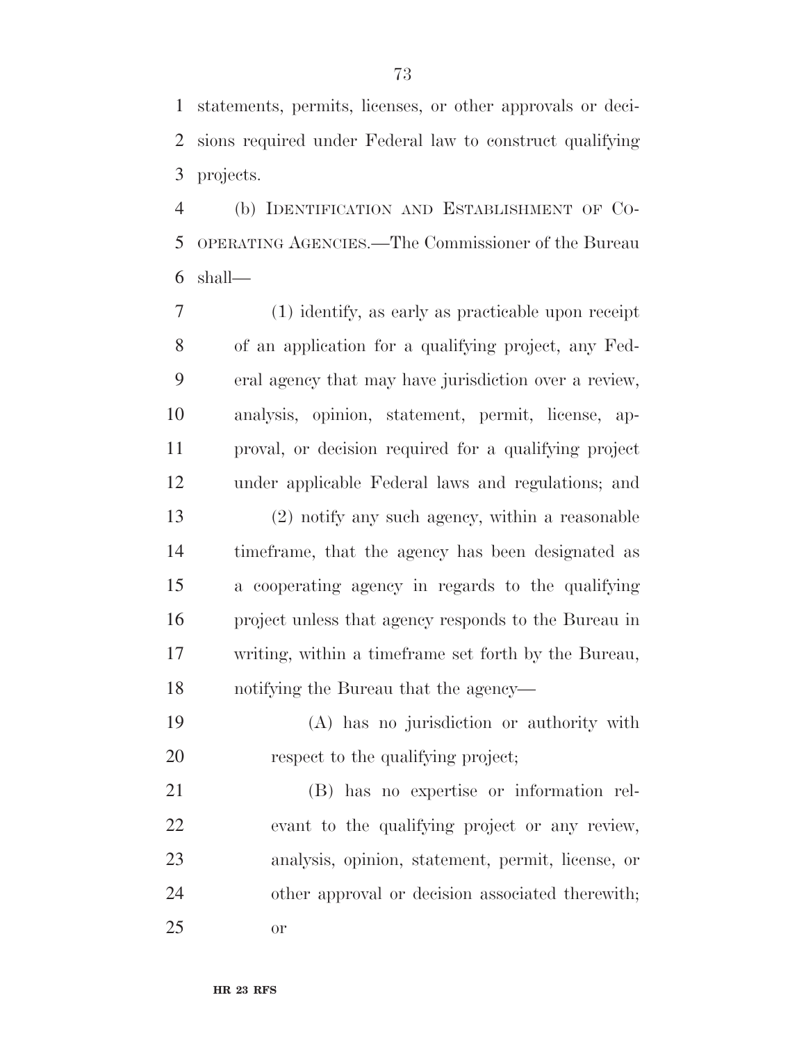statements, permits, licenses, or other approvals or decisions required under Federal law to construct qualifying projects.

(b) IDENTIFICATION AND ESTABLISHMENT OF COOPERATING AGENCIES.—The Commissioner of the Bureau shall—

(1) identify, as early as practicable upon receipt of an application for a qualifying project, any Federal agency that may have jurisdiction over a review, analysis, opinion, statement, permit, license, approval, or decision required for a qualifying project under applicable Federal laws and regulations; and

(2) notify any such agency, within a reasonable timeframe, that the agency has been designated as a cooperating agency in regards to the qualifying project unless that agency responds to the Bureau in writing, within a timeframe set forth by the Bureau, notifying the Bureau that the agency—

(A) has no jurisdiction or authority with respect to the qualifying project;

(B) has no expertise or information relevant to the qualifying project or any review, analysis, opinion, statement, permit, license, or other approval or decision associated therewith; or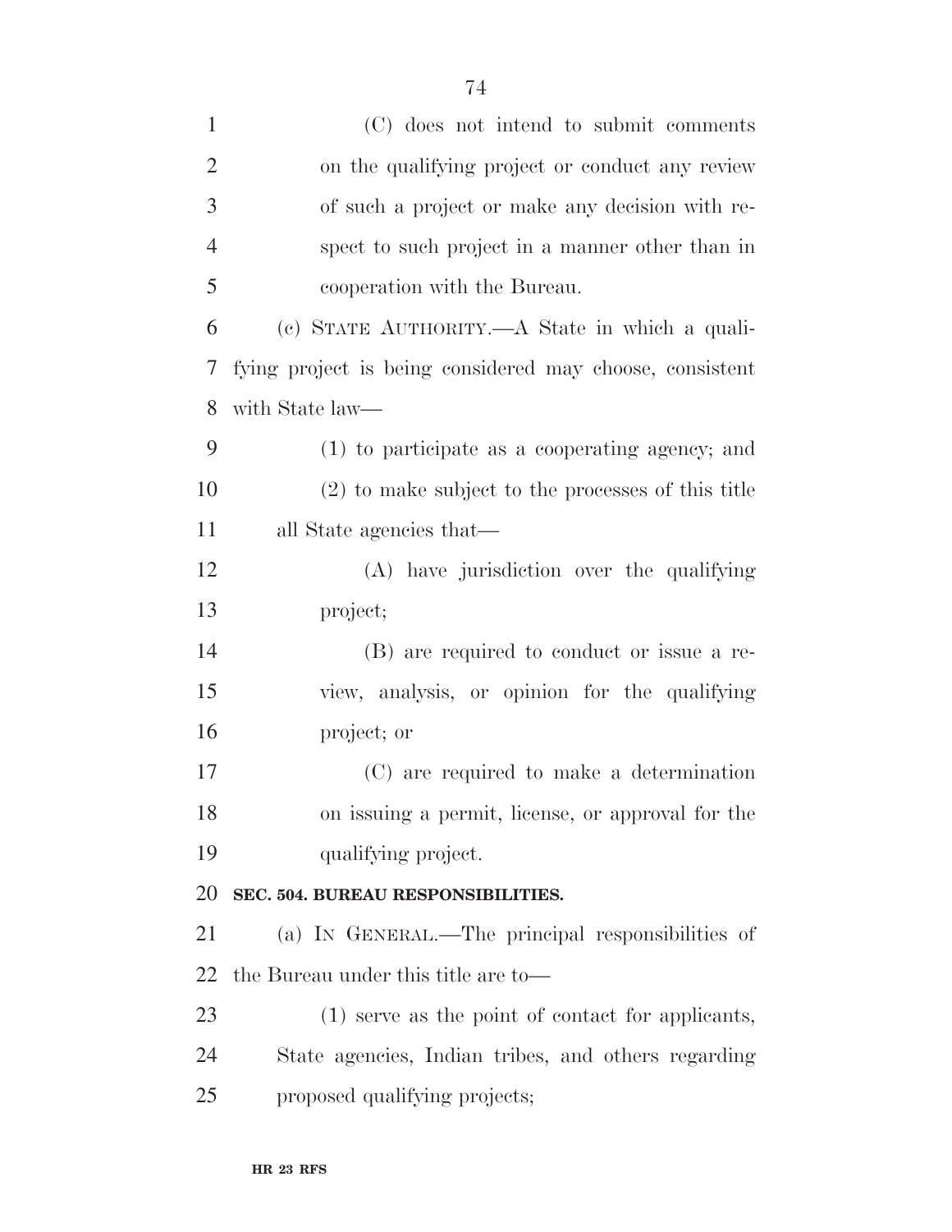(C) does not intend to submit comments on the qualifying project or conduct any review of such a project or make any decision with respect to such project in a manner other than in cooperation with the Bureau.

(c) STATE AUTHORITY.—A State in which a qualifying project is being considered may choose, consistent with State law—

(1) to participate as a cooperating agency; and

(2) to make subject to the processes of this title all State agencies that—

(A) have jurisdiction over the qualifying project;

(B) are required to conduct or issue a review, analysis, or opinion for the qualifying project; or

(C) are required to make a determination on issuing a permit, license, or approval for the qualifying project.

**SEC. 504. BUREAU RESPONSIBILITIES.**

(a) IN GENERAL.—The principal responsibilities of the Bureau under this title are to—

(1) serve as the point of contact for applicants, State agencies, Indian tribes, and others regarding proposed qualifying projects;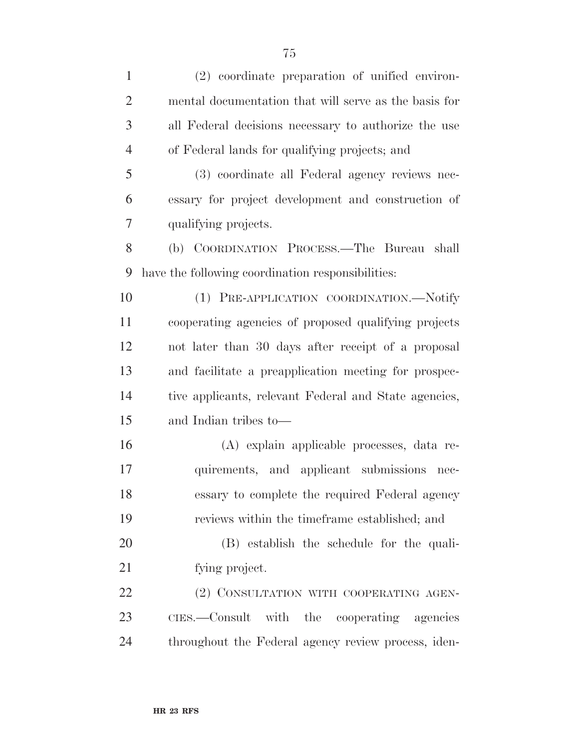(2) coordinate preparation of unified environmental documentation that will serve as the basis for all Federal decisions necessary to authorize the use of Federal lands for qualifying projects; and

(3) coordinate all Federal agency reviews necessary for project development and construction of qualifying projects.

(b) COORDINATION PROCESS.—The Bureau shall have the following coordination responsibilities:

(1) PRE-APPLICATION COORDINATION.—Notify cooperating agencies of proposed qualifying projects not later than 30 days after receipt of a proposal and facilitate a preapplication meeting for prospective applicants, relevant Federal and State agencies, and Indian tribes to—

(A) explain applicable processes, data requirements, and applicant submissions necessary to complete the required Federal agency reviews within the timeframe established; and

(B) establish the schedule for the qualifying project.

(2) CONSULTATION WITH COOPERATING AGENCIES.—Consult with the cooperating agencies throughout the Federal agency review process, iden-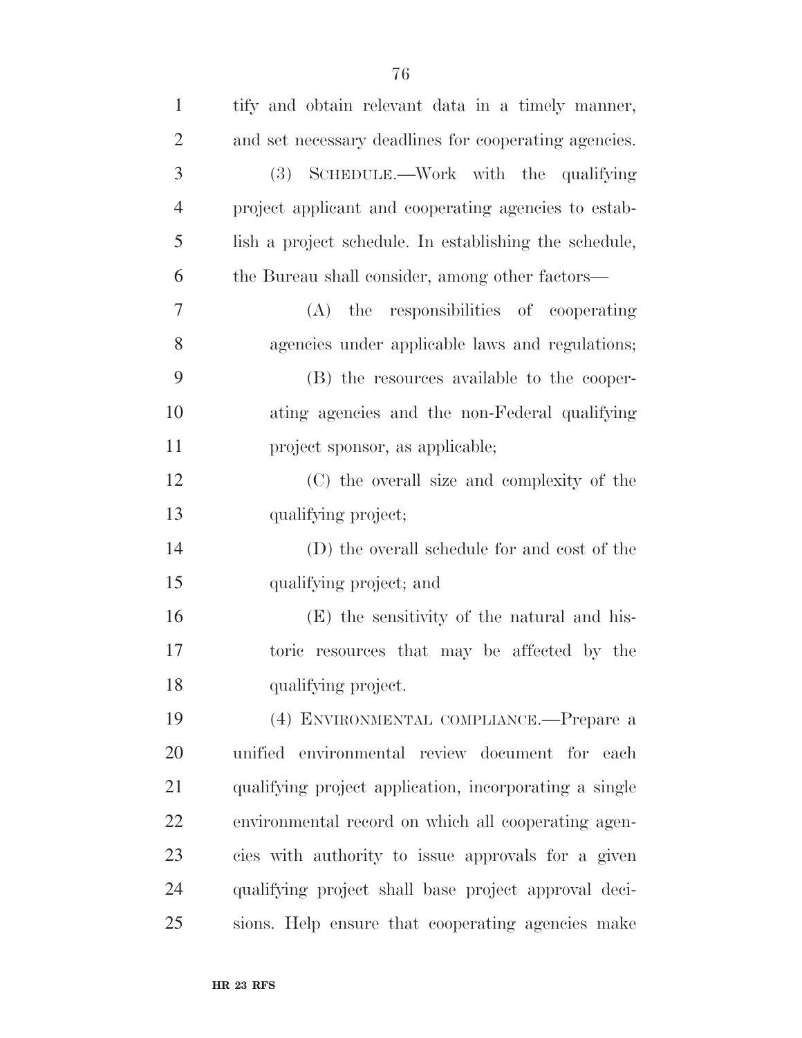tify and obtain relevant data in a timely manner, and set necessary deadlines for cooperating agencies.

(3) SCHEDULE.—Work with the qualifying project applicant and cooperating agencies to establish a project schedule. In establishing the schedule, the Bureau shall consider, among other factors—

(A) the responsibilities of cooperating agencies under applicable laws and regulations;

(B) the resources available to the cooperating agencies and the non-Federal qualifying project sponsor, as applicable;

(C) the overall size and complexity of the qualifying project;

(D) the overall schedule for and cost of the qualifying project; and

(E) the sensitivity of the natural and historic resources that may be affected by the qualifying project.

(4) ENVIRONMENTAL COMPLIANCE.—Prepare a unified environmental review document for each qualifying project application, incorporating a single environmental record on which all cooperating agencies with authority to issue approvals for a given qualifying project shall base project approval decisions. Help ensure that cooperating agencies make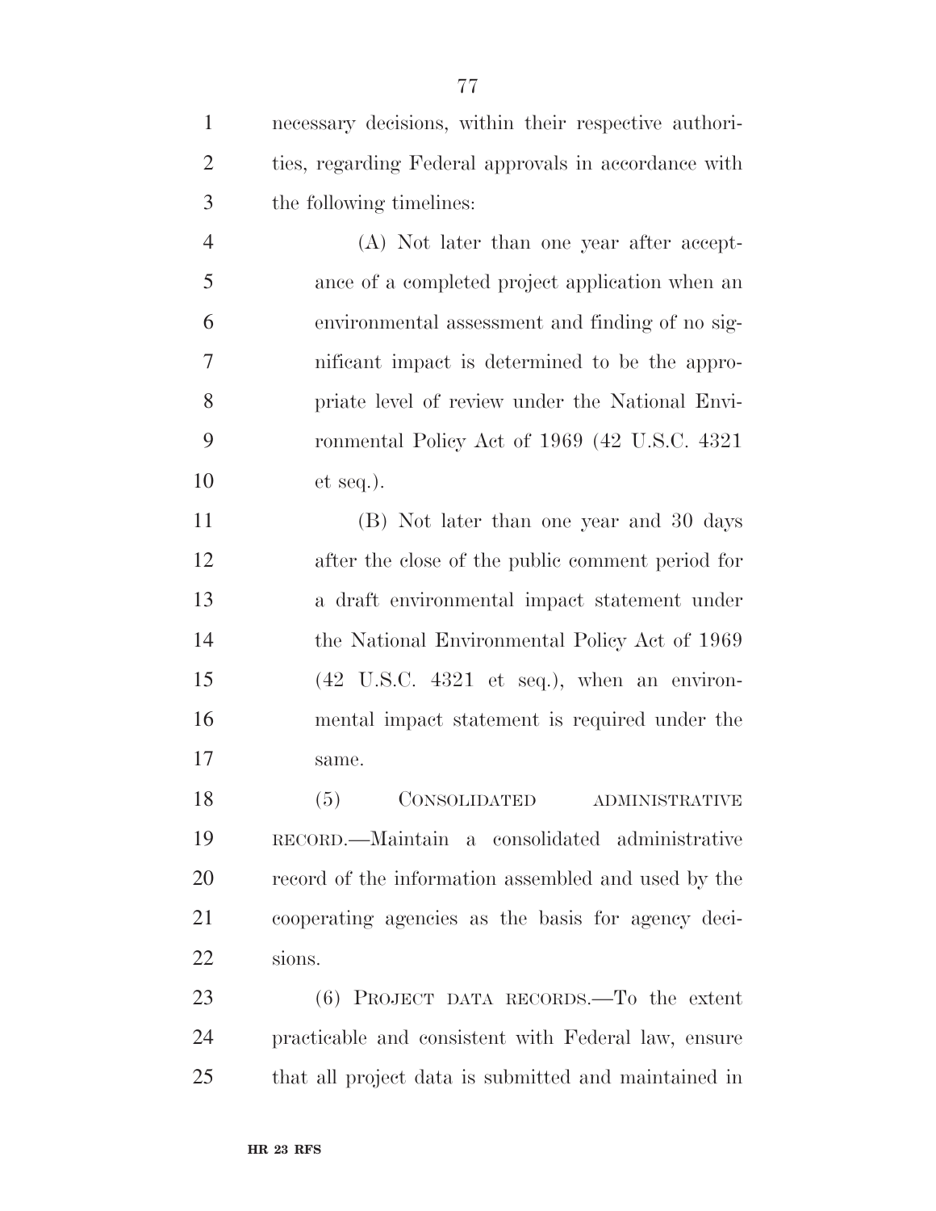necessary decisions, within their respective authorities, regarding Federal approvals in accordance with the following timelines:

(A) Not later than one year after acceptance of a completed project application when an environmental assessment and finding of no significant impact is determined to be the appropriate level of review under the National Environmental Policy Act of 1969 (42 U.S.C. 4321 et seq.).

(B) Not later than one year and 30 days after the close of the public comment period for a draft environmental impact statement under the National Environmental Policy Act of 1969 (42 U.S.C. 4321 et seq.), when an environmental impact statement is required under the same.

(5) CONSOLIDATED ADMINISTRATIVE RECORD.—Maintain a consolidated administrative record of the information assembled and used by the cooperating agencies as the basis for agency decisions.

(6) PROJECT DATA RECORDS.—To the extent practicable and consistent with Federal law, ensure that all project data is submitted and maintained in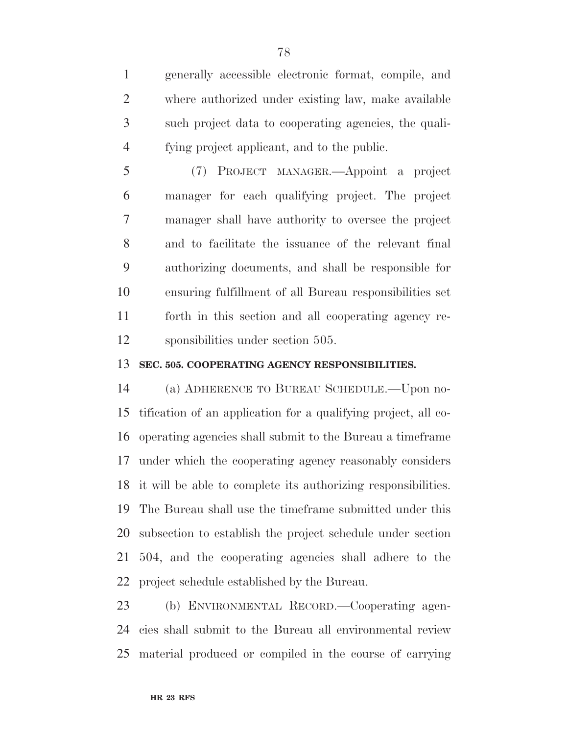generally accessible electronic format, compile, and where authorized under existing law, make available such project data to cooperating agencies, the qualifying project applicant, and to the public.

(7) PROJECT MANAGER.—Appoint a project manager for each qualifying project. The project manager shall have authority to oversee the project and to facilitate the issuance of the relevant final authorizing documents, and shall be responsible for ensuring fulfillment of all Bureau responsibilities set forth in this section and all cooperating agency responsibilities under section 505.

### SEC. 505. COOPERATING AGENCY RESPONSIBILITIES.

(a) ADHERENCE TO BUREAU SCHEDULE.—Upon notification of an application for a qualifying project, all cooperating agencies shall submit to the Bureau a timeframe under which the cooperating agency reasonably considers it will be able to complete its authorizing responsibilities. The Bureau shall use the timeframe submitted under this subsection to establish the project schedule under section 504, and the cooperating agencies shall adhere to the project schedule established by the Bureau.

(b) ENVIRONMENTAL RECORD.—Cooperating agencies shall submit to the Bureau all environmental review material produced or compiled in the course of carrying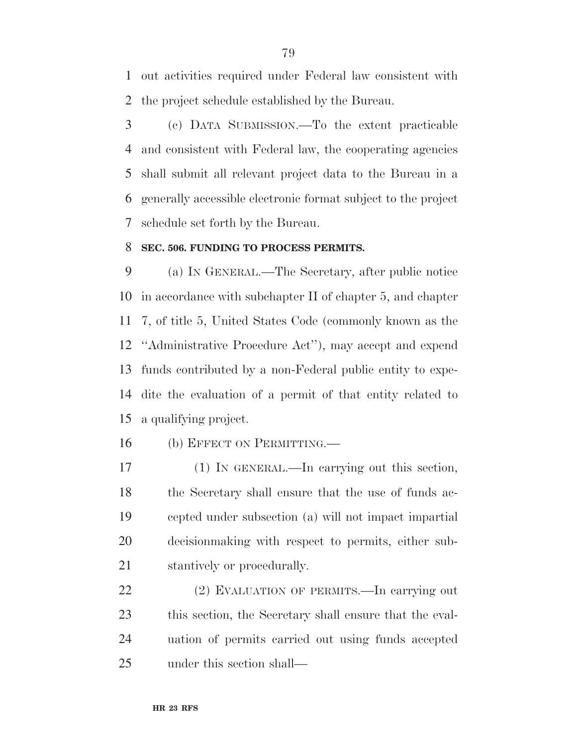out activities required under Federal law consistent with the project schedule established by the Bureau.

(c) DATA SUBMISSION.—To the extent practicable and consistent with Federal law, the cooperating agencies shall submit all relevant project data to the Bureau in a generally accessible electronic format subject to the project schedule set forth by the Bureau.

**SEC. 506. FUNDING TO PROCESS PERMITS.**

(a) IN GENERAL.—The Secretary, after public notice in accordance with subchapter II of chapter 5, and chapter 7, of title 5, United States Code (commonly known as the ''Administrative Procedure Act''), may accept and expend funds contributed by a non-Federal public entity to expedite the evaluation of a permit of that entity related to a qualifying project.

(b) EFFECT ON PERMITTING.—

(1) IN GENERAL.—In carrying out this section, the Secretary shall ensure that the use of funds accepted under subsection (a) will not impact impartial decisionmaking with respect to permits, either substantively or procedurally.

(2) EVALUATION OF PERMITS.—In carrying out this section, the Secretary shall ensure that the evaluation of permits carried out using funds accepted under this section shall—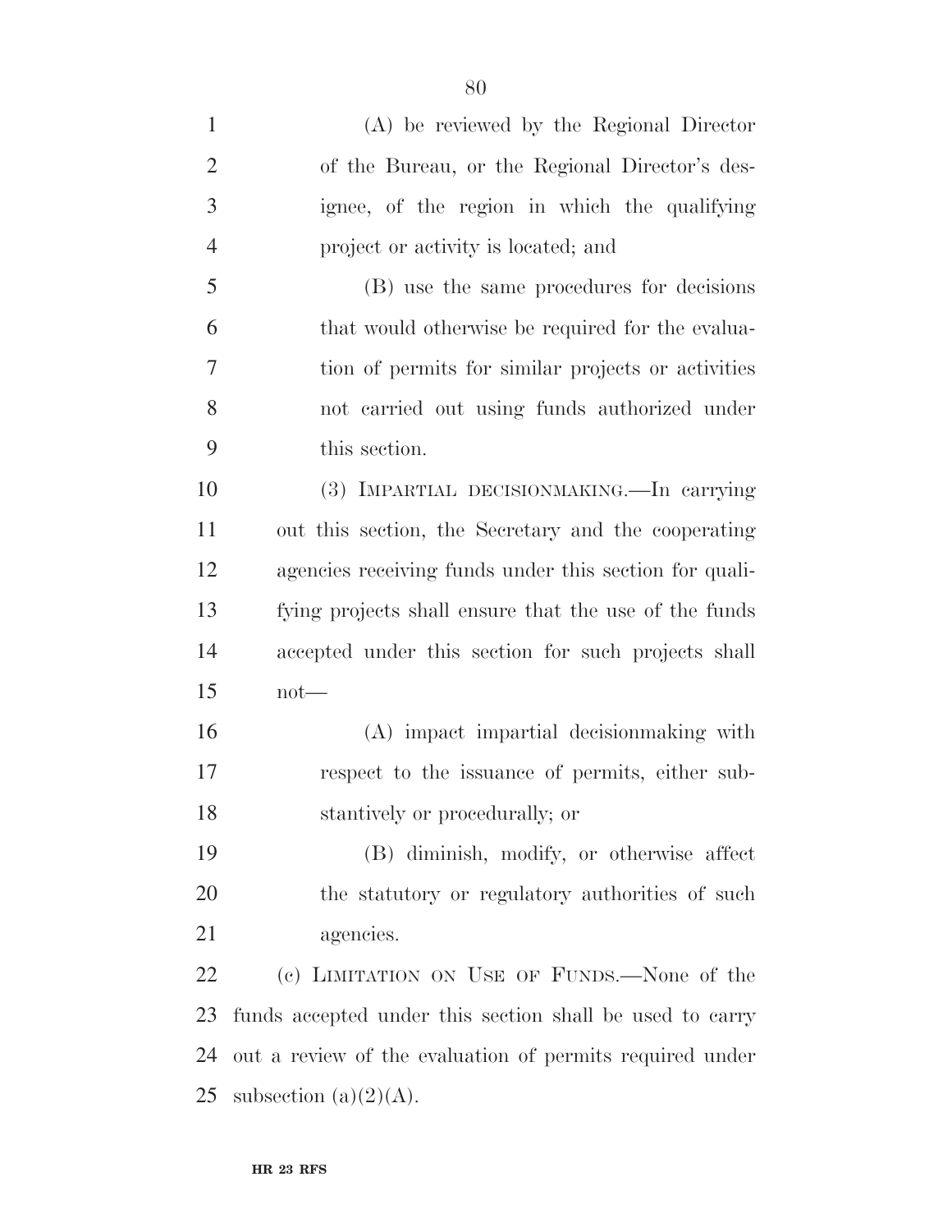(A) be reviewed by the Regional Director of the Bureau, or the Regional Director's designee, of the region in which the qualifying project or activity is located; and

(B) use the same procedures for decisions that would otherwise be required for the evaluation of permits for similar projects or activities not carried out using funds authorized under this section.

(3) IMPARTIAL DECISIONMAKING.—In carrying out this section, the Secretary and the cooperating agencies receiving funds under this section for qualifying projects shall ensure that the use of the funds accepted under this section for such projects shall not—

(A) impact impartial decisionmaking with respect to the issuance of permits, either substantively or procedurally; or

(B) diminish, modify, or otherwise affect the statutory or regulatory authorities of such agencies.

(c) LIMITATION ON USE OF FUNDS.—None of the funds accepted under this section shall be used to carry out a review of the evaluation of permits required under subsection (a)(2)(A).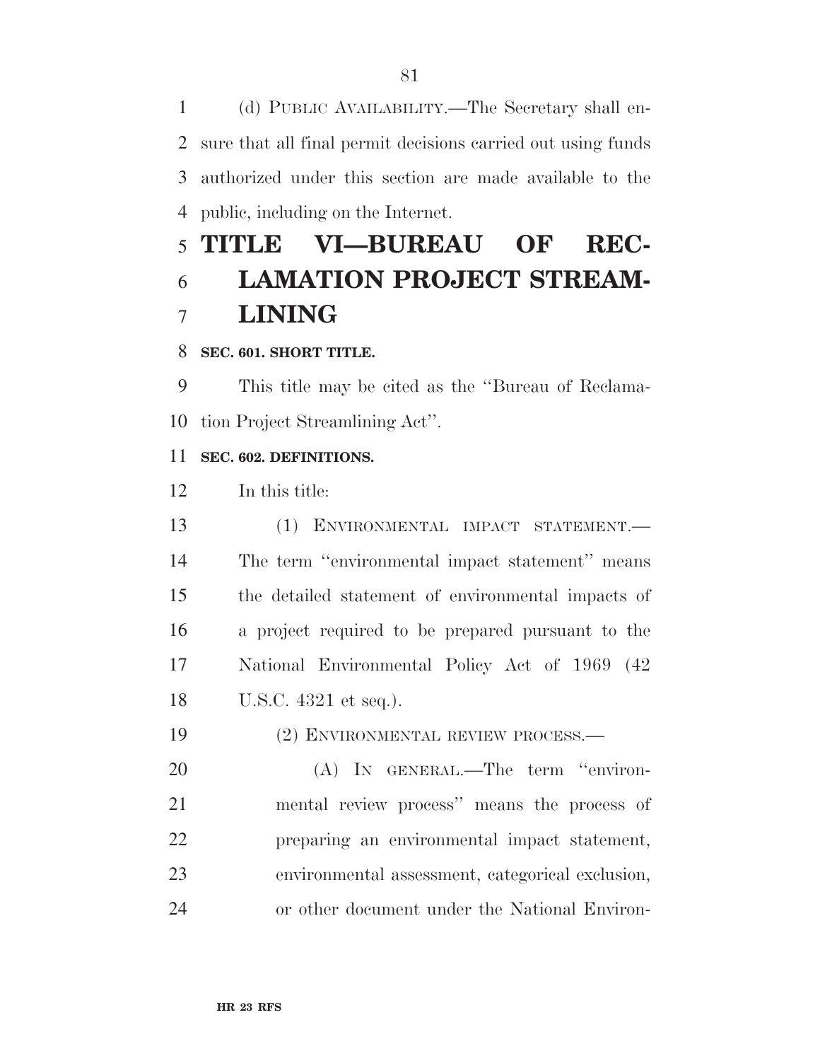(d) PUBLIC AVAILABILITY.—The Secretary shall ensure that all final permit decisions carried out using funds authorized under this section are made available to the public, including on the Internet.

# TITLE VI—BUREAU OF RECLAMATION PROJECT STREAMLINING

### SEC. 601. SHORT TITLE.

This title may be cited as the ''Bureau of Reclamation Project Streamlining Act''.

### SEC. 602. DEFINITIONS.

In this title:

(1) ENVIRONMENTAL IMPACT STATEMENT.—The term ''environmental impact statement'' means the detailed statement of environmental impacts of a project required to be prepared pursuant to the National Environmental Policy Act of 1969 (42 U.S.C. 4321 et seq.).

(2) ENVIRONMENTAL REVIEW PROCESS.—

(A) IN GENERAL.—The term ''environmental review process'' means the process of preparing an environmental impact statement, environmental assessment, categorical exclusion, or other document under the National Environ-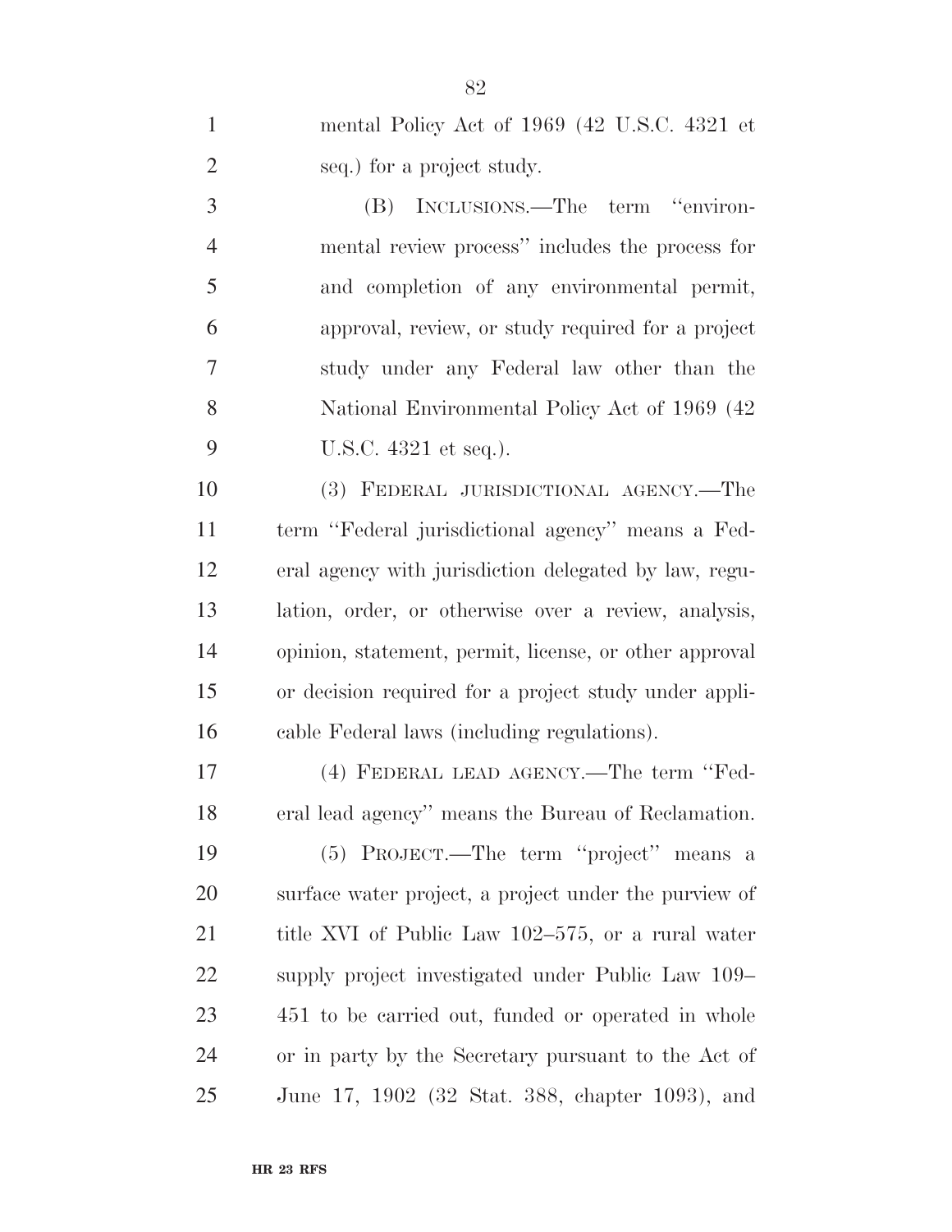mental Policy Act of 1969 (42 U.S.C. 4321 et seq.) for a project study.

(B) INCLUSIONS.—The term ''environmental review process'' includes the process for and completion of any environmental permit, approval, review, or study required for a project study under any Federal law other than the National Environmental Policy Act of 1969 (42 U.S.C. 4321 et seq.).

(3) FEDERAL JURISDICTIONAL AGENCY.—The term ''Federal jurisdictional agency'' means a Federal agency with jurisdiction delegated by law, regulation, order, or otherwise over a review, analysis, opinion, statement, permit, license, or other approval or decision required for a project study under applicable Federal laws (including regulations).

(4) FEDERAL LEAD AGENCY.—The term ''Federal lead agency'' means the Bureau of Reclamation.

(5) PROJECT.—The term ''project'' means a surface water project, a project under the purview of title XVI of Public Law 102–575, or a rural water supply project investigated under Public Law 109–451 to be carried out, funded or operated in whole or in party by the Secretary pursuant to the Act of June 17, 1902 (32 Stat. 388, chapter 1093), and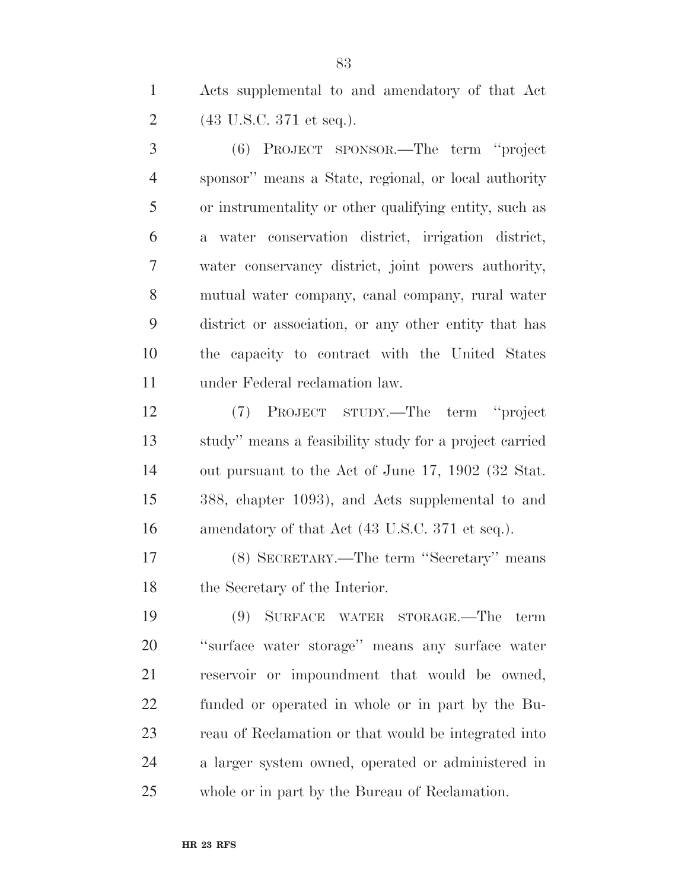Acts supplemental to and amendatory of that Act (43 U.S.C. 371 et seq.).

(6) PROJECT SPONSOR.—The term ''project sponsor'' means a State, regional, or local authority or instrumentality or other qualifying entity, such as a water conservation district, irrigation district, water conservancy district, joint powers authority, mutual water company, canal company, rural water district or association, or any other entity that has the capacity to contract with the United States under Federal reclamation law.

(7) PROJECT STUDY.—The term ''project study'' means a feasibility study for a project carried out pursuant to the Act of June 17, 1902 (32 Stat. 388, chapter 1093), and Acts supplemental to and amendatory of that Act (43 U.S.C. 371 et seq.).

(8) SECRETARY.—The term ''Secretary'' means the Secretary of the Interior.

(9) SURFACE WATER STORAGE.—The term ''surface water storage'' means any surface water reservoir or impoundment that would be owned, funded or operated in whole or in part by the Bureau of Reclamation or that would be integrated into a larger system owned, operated or administered in whole or in part by the Bureau of Reclamation.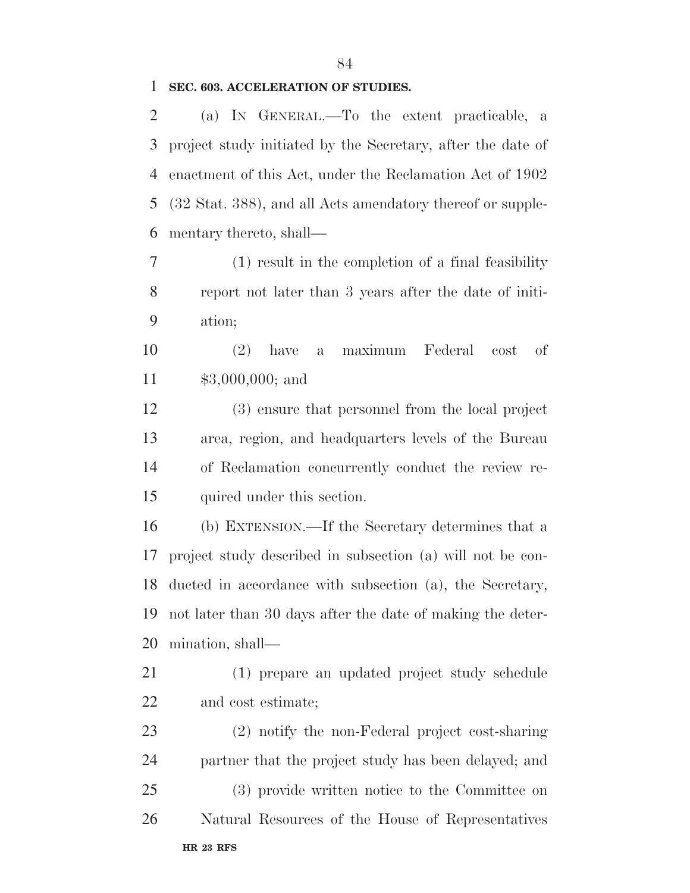**SEC. 603. ACCELERATION OF STUDIES.**

(a) IN GENERAL.—To the extent practicable, a project study initiated by the Secretary, after the date of enactment of this Act, under the Reclamation Act of 1902 (32 Stat. 388), and all Acts amendatory thereof or supplementary thereto, shall—

(1) result in the completion of a final feasibility report not later than 3 years after the date of initiation;

(2) have a maximum Federal cost of $3,000,000; and

(3) ensure that personnel from the local project area, region, and headquarters levels of the Bureau of Reclamation concurrently conduct the review required under this section.

(b) EXTENSION.—If the Secretary determines that a project study described in subsection (a) will not be conducted in accordance with subsection (a), the Secretary, not later than 30 days after the date of making the determination, shall—

(1) prepare an updated project study schedule and cost estimate;

(2) notify the non-Federal project cost-sharing partner that the project study has been delayed; and

(3) provide written notice to the Committee on Natural Resources of the House of Representatives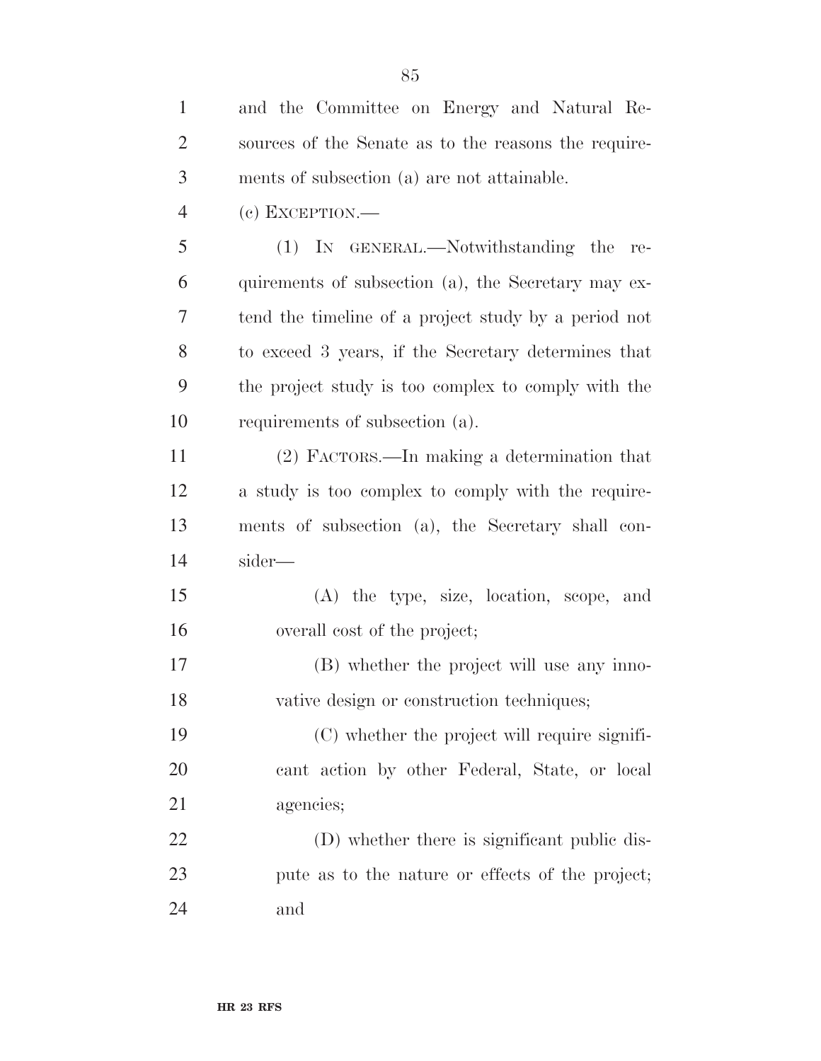and the Committee on Energy and Natural Resources of the Senate as to the reasons the requirements of subsection (a) are not attainable.

(c) EXCEPTION.—

(1) IN GENERAL.—Notwithstanding the requirements of subsection (a), the Secretary may extend the timeline of a project study by a period not to exceed 3 years, if the Secretary determines that the project study is too complex to comply with the requirements of subsection (a).

(2) FACTORS.—In making a determination that a study is too complex to comply with the requirements of subsection (a), the Secretary shall consider—

(A) the type, size, location, scope, and overall cost of the project;

(B) whether the project will use any innovative design or construction techniques;

(C) whether the project will require significant action by other Federal, State, or local agencies;

(D) whether there is significant public dispute as to the nature or effects of the project; and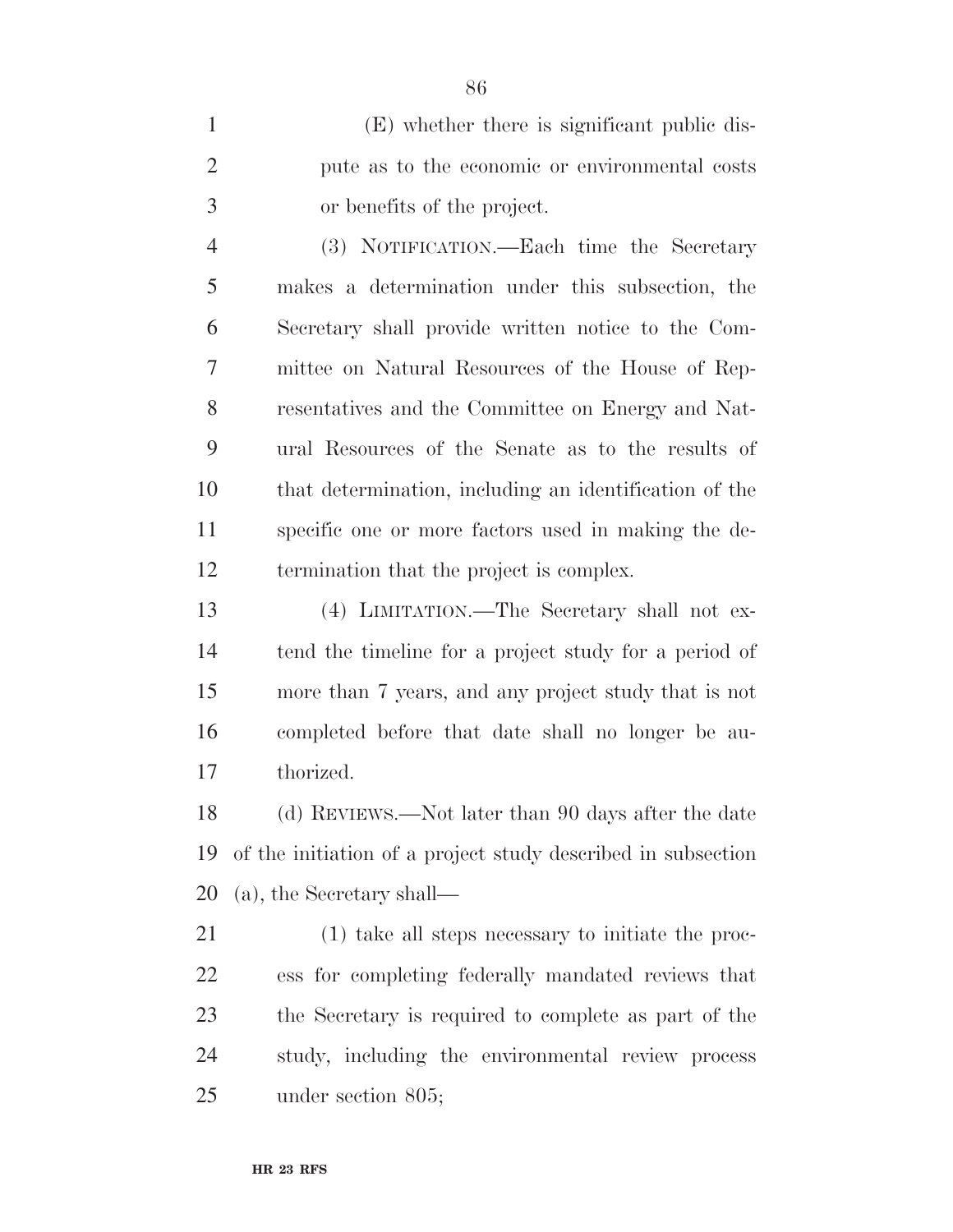(E) whether there is significant public dispute as to the economic or environmental costs or benefits of the project.

(3) NOTIFICATION.—Each time the Secretary makes a determination under this subsection, the Secretary shall provide written notice to the Committee on Natural Resources of the House of Representatives and the Committee on Energy and Natural Resources of the Senate as to the results of that determination, including an identification of the specific one or more factors used in making the determination that the project is complex.

(4) LIMITATION.—The Secretary shall not extend the timeline for a project study for a period of more than 7 years, and any project study that is not completed before that date shall no longer be authorized.

(d) REVIEWS.—Not later than 90 days after the date of the initiation of a project study described in subsection (a), the Secretary shall—

(1) take all steps necessary to initiate the process for completing federally mandated reviews that the Secretary is required to complete as part of the study, including the environmental review process under section 805;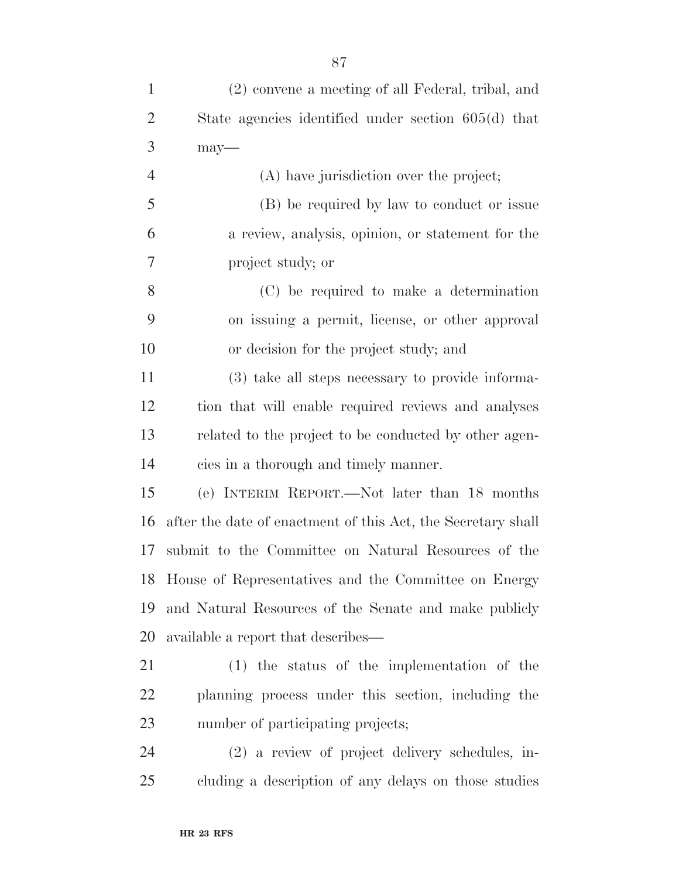(2) convene a meeting of all Federal, tribal, and State agencies identified under section 605(d) that may—

(A) have jurisdiction over the project;

(B) be required by law to conduct or issue a review, analysis, opinion, or statement for the project study; or

(C) be required to make a determination on issuing a permit, license, or other approval or decision for the project study; and

(3) take all steps necessary to provide information that will enable required reviews and analyses related to the project to be conducted by other agencies in a thorough and timely manner.

(e) INTERIM REPORT.—Not later than 18 months after the date of enactment of this Act, the Secretary shall submit to the Committee on Natural Resources of the House of Representatives and the Committee on Energy and Natural Resources of the Senate and make publicly available a report that describes—

(1) the status of the implementation of the planning process under this section, including the number of participating projects;

(2) a review of project delivery schedules, including a description of any delays on those studies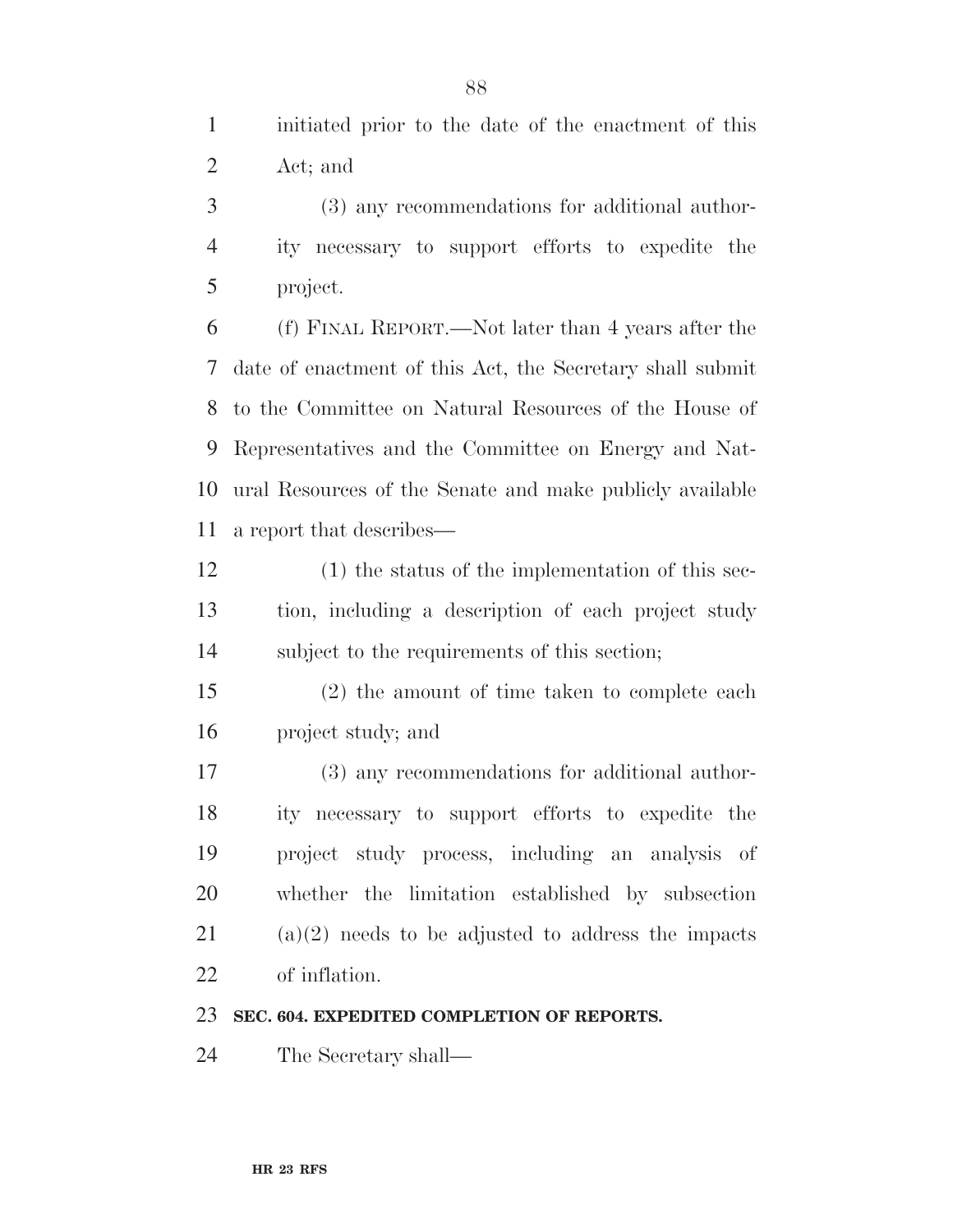initiated prior to the date of the enactment of this Act; and

(3) any recommendations for additional authority necessary to support efforts to expedite the project.

(f) FINAL REPORT.—Not later than 4 years after the date of enactment of this Act, the Secretary shall submit to the Committee on Natural Resources of the House of Representatives and the Committee on Energy and Natural Resources of the Senate and make publicly available a report that describes—

(1) the status of the implementation of this section, including a description of each project study subject to the requirements of this section;

(2) the amount of time taken to complete each project study; and

(3) any recommendations for additional authority necessary to support efforts to expedite the project study process, including an analysis of whether the limitation established by subsection (a)(2) needs to be adjusted to address the impacts of inflation.

**SEC. 604. EXPEDITED COMPLETION OF REPORTS.**

The Secretary shall—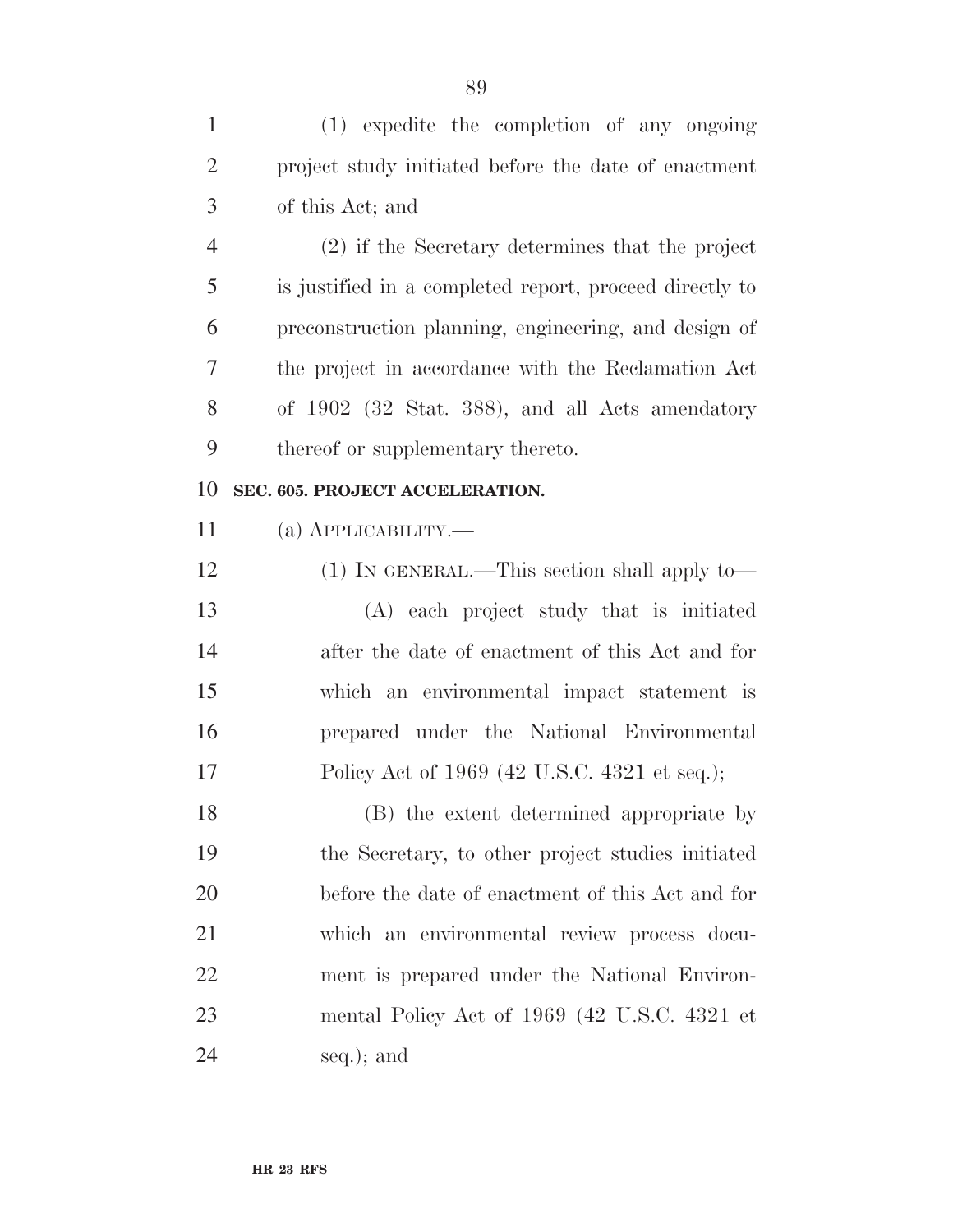(1) expedite the completion of any ongoing project study initiated before the date of enactment of this Act; and

(2) if the Secretary determines that the project is justified in a completed report, proceed directly to preconstruction planning, engineering, and design of the project in accordance with the Reclamation Act of 1902 (32 Stat. 388), and all Acts amendatory thereof or supplementary thereto.

**SEC. 605. PROJECT ACCELERATION.**

(a) APPLICABILITY.—

(1) IN GENERAL.—This section shall apply to—

(A) each project study that is initiated after the date of enactment of this Act and for which an environmental impact statement is prepared under the National Environmental Policy Act of 1969 (42 U.S.C. 4321 et seq.);

(B) the extent determined appropriate by the Secretary, to other project studies initiated before the date of enactment of this Act and for which an environmental review process document is prepared under the National Environmental Policy Act of 1969 (42 U.S.C. 4321 et seq.); and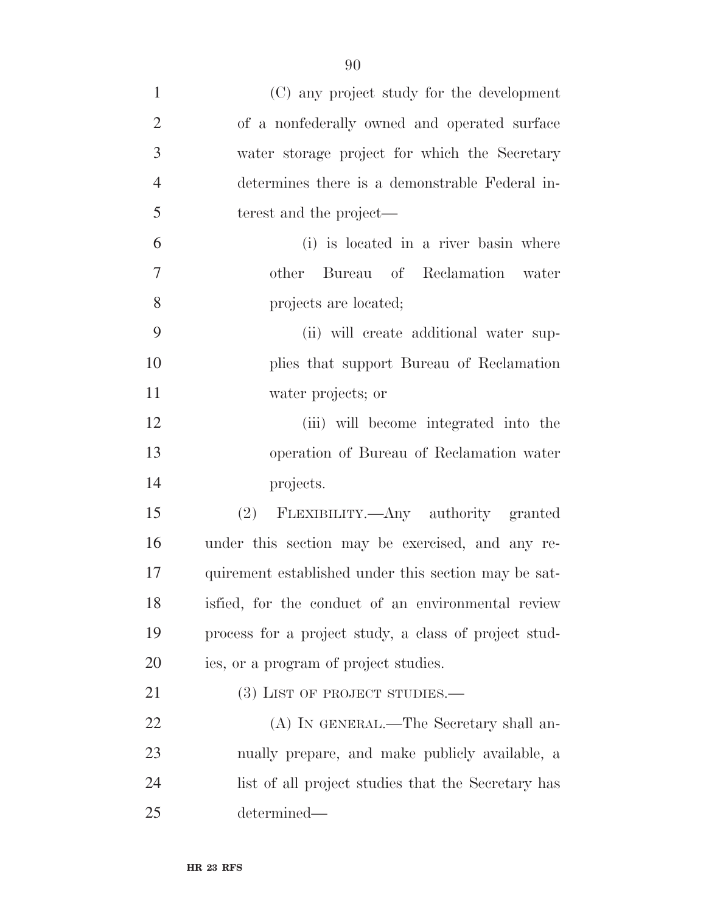(C) any project study for the development of a nonfederally owned and operated surface water storage project for which the Secretary determines there is a demonstrable Federal interest and the project—

(i) is located in a river basin where other Bureau of Reclamation water projects are located;

(ii) will create additional water supplies that support Bureau of Reclamation water projects; or

(iii) will become integrated into the operation of Bureau of Reclamation water projects.

(2) FLEXIBILITY.—Any authority granted under this section may be exercised, and any requirement established under this section may be satisfied, for the conduct of an environmental review process for a project study, a class of project studies, or a program of project studies.

(3) LIST OF PROJECT STUDIES.—

(A) IN GENERAL.—The Secretary shall annually prepare, and make publicly available, a list of all project studies that the Secretary has determined—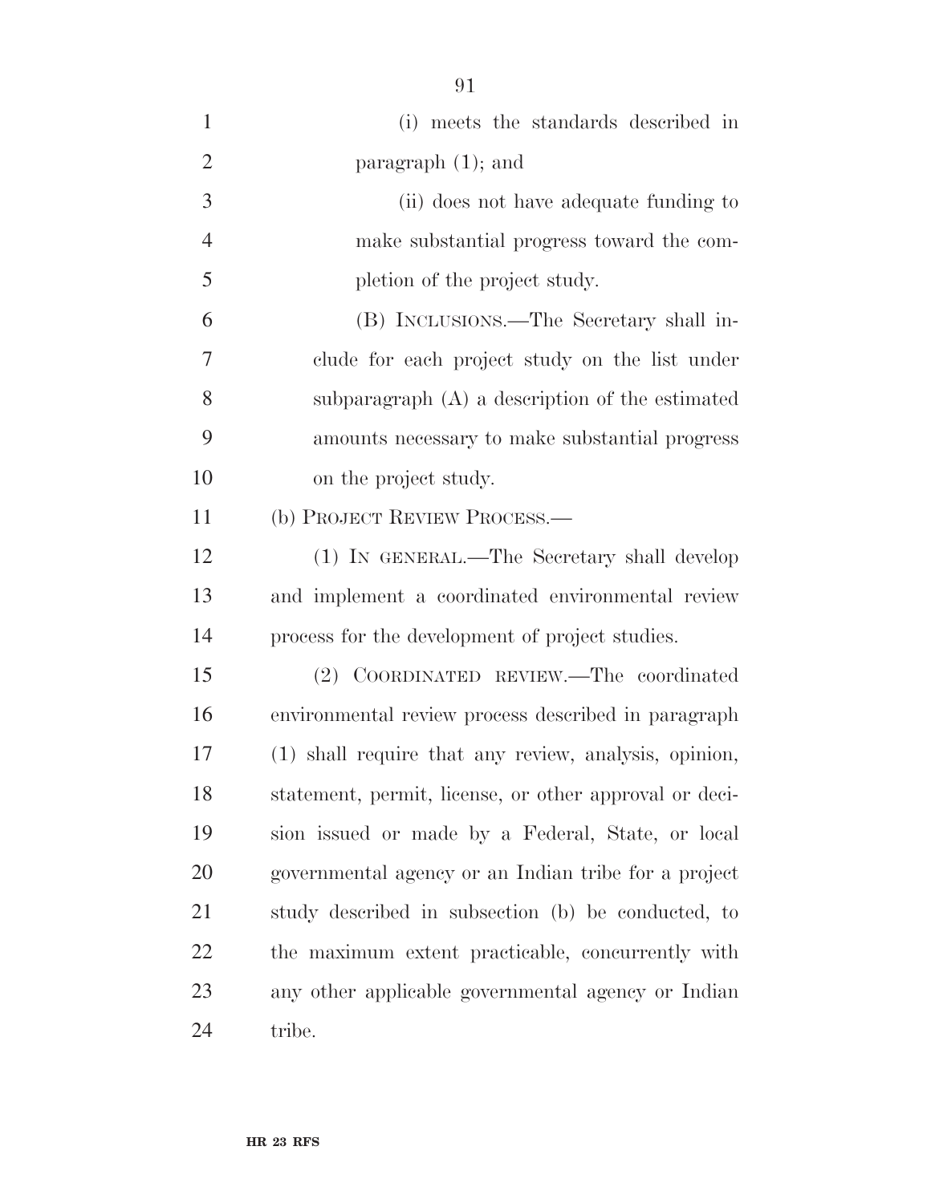(i) meets the standards described in paragraph (1); and

(ii) does not have adequate funding to make substantial progress toward the completion of the project study.

(B) INCLUSIONS.—The Secretary shall include for each project study on the list under subparagraph (A) a description of the estimated amounts necessary to make substantial progress on the project study.

(b) PROJECT REVIEW PROCESS.—

(1) IN GENERAL.—The Secretary shall develop and implement a coordinated environmental review process for the development of project studies.

(2) COORDINATED REVIEW.—The coordinated environmental review process described in paragraph (1) shall require that any review, analysis, opinion, statement, permit, license, or other approval or decision issued or made by a Federal, State, or local governmental agency or an Indian tribe for a project study described in subsection (b) be conducted, to the maximum extent practicable, concurrently with any other applicable governmental agency or Indian tribe.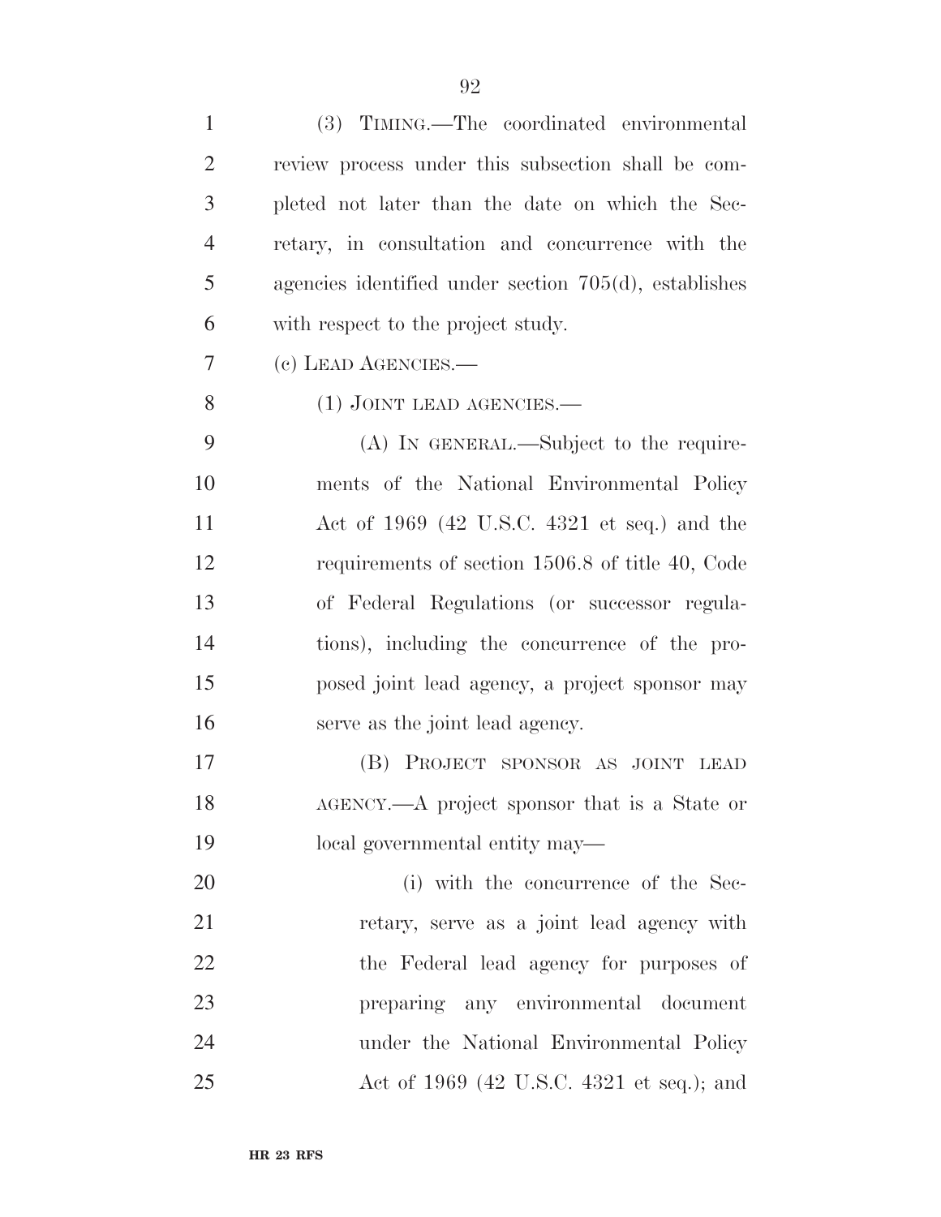(3) TIMING.—The coordinated environmental review process under this subsection shall be completed not later than the date on which the Secretary, in consultation and concurrence with the agencies identified under section 705(d), establishes with respect to the project study.

(c) LEAD AGENCIES.—

(1) JOINT LEAD AGENCIES.—

(A) IN GENERAL.—Subject to the requirements of the National Environmental Policy Act of 1969 (42 U.S.C. 4321 et seq.) and the requirements of section 1506.8 of title 40, Code of Federal Regulations (or successor regulations), including the concurrence of the proposed joint lead agency, a project sponsor may serve as the joint lead agency.

(B) PROJECT SPONSOR AS JOINT LEAD AGENCY.—A project sponsor that is a State or local governmental entity may—

(i) with the concurrence of the Secretary, serve as a joint lead agency with the Federal lead agency for purposes of preparing any environmental document under the National Environmental Policy Act of 1969 (42 U.S.C. 4321 et seq.); and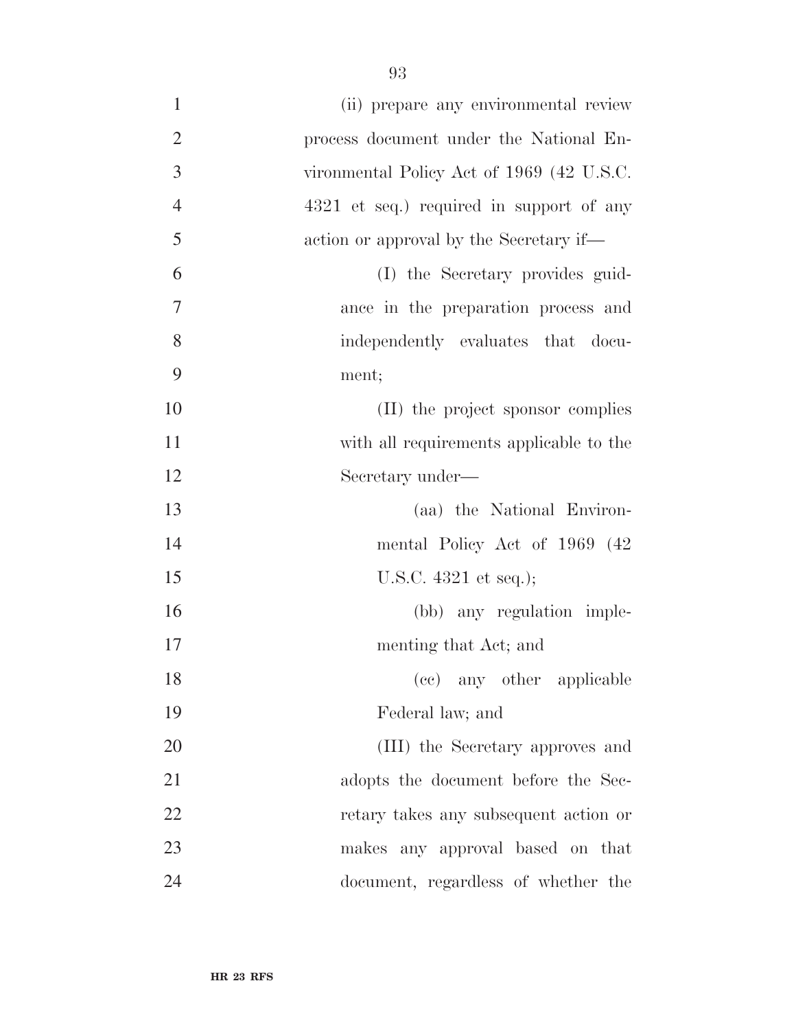(ii) prepare any environmental review process document under the National Environmental Policy Act of 1969 (42 U.S.C. 4321 et seq.) required in support of any action or approval by the Secretary if—

(I) the Secretary provides guidance in the preparation process and independently evaluates that document;

(II) the project sponsor complies with all requirements applicable to the Secretary under—

(aa) the National Environmental Policy Act of 1969 (42 U.S.C. 4321 et seq.);

(bb) any regulation implementing that Act; and

(cc) any other applicable Federal law; and

(III) the Secretary approves and adopts the document before the Secretary takes any subsequent action or makes any approval based on that document, regardless of whether the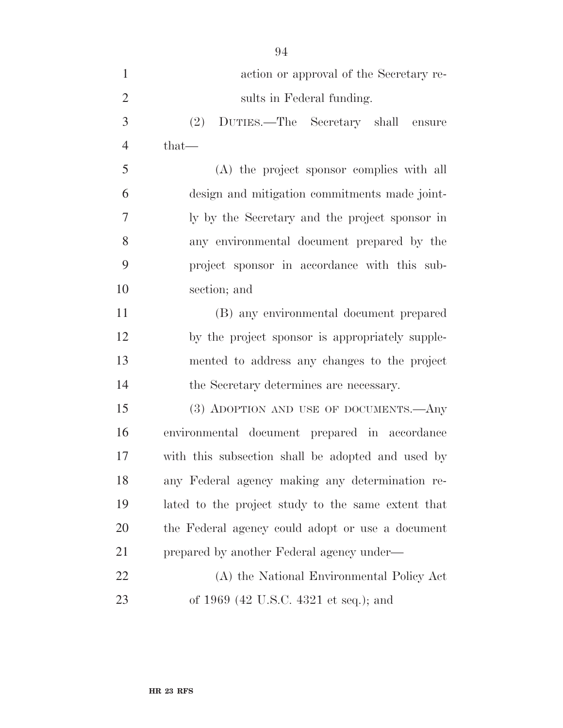action or approval of the Secretary results in Federal funding.

(2) DUTIES.—The Secretary shall ensure that—

(A) the project sponsor complies with all design and mitigation commitments made jointly by the Secretary and the project sponsor in any environmental document prepared by the project sponsor in accordance with this subsection; and

(B) any environmental document prepared by the project sponsor is appropriately supplemented to address any changes to the project the Secretary determines are necessary.

(3) ADOPTION AND USE OF DOCUMENTS.—Any environmental document prepared in accordance with this subsection shall be adopted and used by any Federal agency making any determination related to the project study to the same extent that the Federal agency could adopt or use a document prepared by another Federal agency under—

(A) the National Environmental Policy Act of 1969 (42 U.S.C. 4321 et seq.); and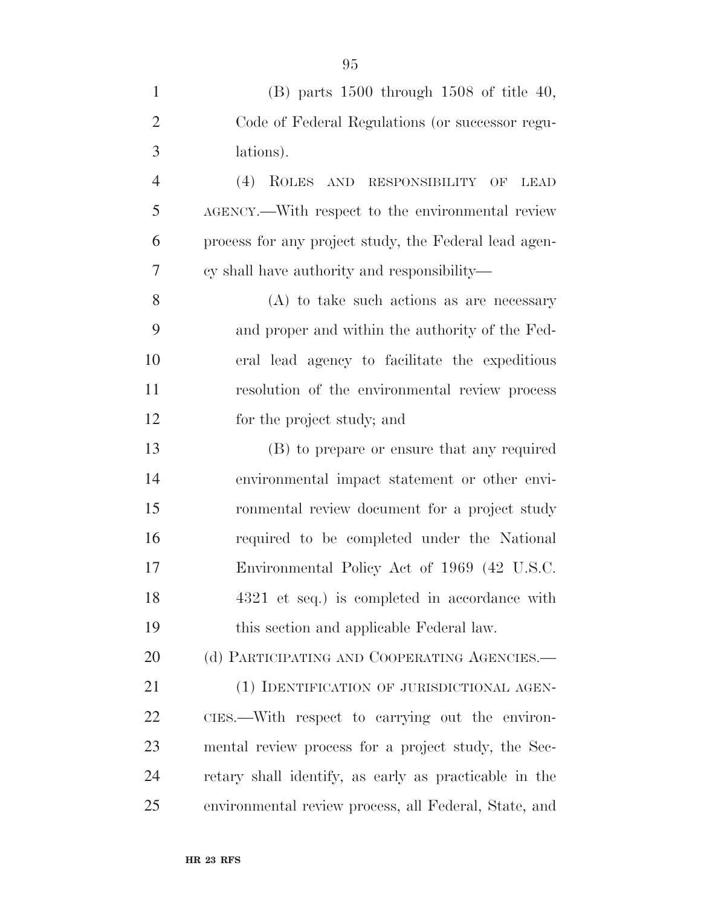(B) parts 1500 through 1508 of title 40, Code of Federal Regulations (or successor regulations).

(4) ROLES AND RESPONSIBILITY OF LEAD AGENCY.—With respect to the environmental review process for any project study, the Federal lead agency shall have authority and responsibility—

(A) to take such actions as are necessary and proper and within the authority of the Federal lead agency to facilitate the expeditious resolution of the environmental review process for the project study; and

(B) to prepare or ensure that any required environmental impact statement or other environmental review document for a project study required to be completed under the National Environmental Policy Act of 1969 (42 U.S.C. 4321 et seq.) is completed in accordance with this section and applicable Federal law.

(d) PARTICIPATING AND COOPERATING AGENCIES.—

(1) IDENTIFICATION OF JURISDICTIONAL AGENCIES.—With respect to carrying out the environmental review process for a project study, the Secretary shall identify, as early as practicable in the environmental review process, all Federal, State, and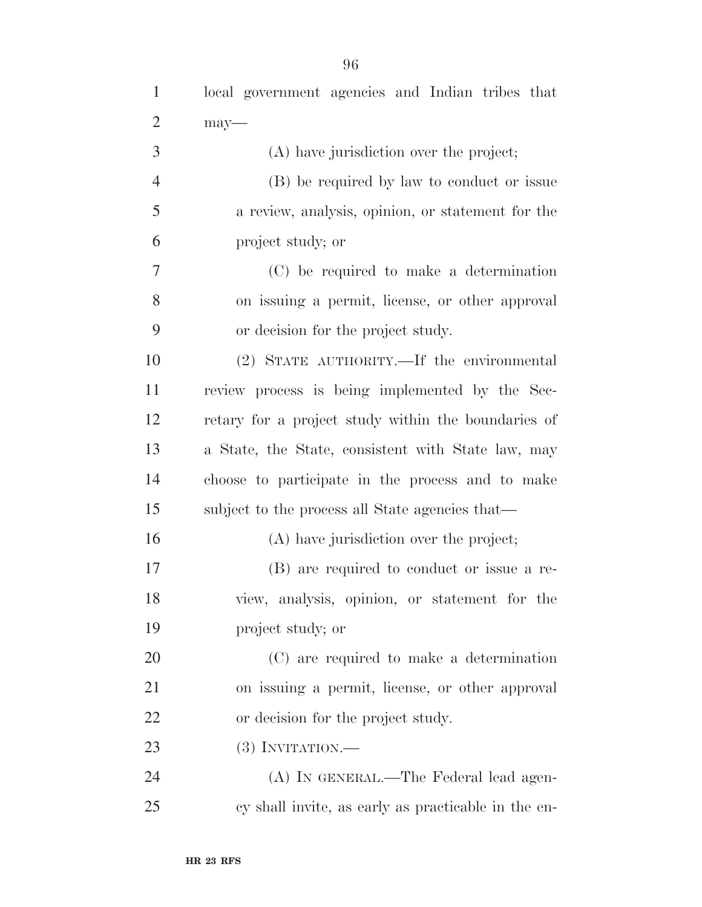local government agencies and Indian tribes that may—

(A) have jurisdiction over the project;

(B) be required by law to conduct or issue a review, analysis, opinion, or statement for the project study; or

(C) be required to make a determination on issuing a permit, license, or other approval or decision for the project study.

(2) STATE AUTHORITY.—If the environmental review process is being implemented by the Secretary for a project study within the boundaries of a State, the State, consistent with State law, may choose to participate in the process and to make subject to the process all State agencies that—

(A) have jurisdiction over the project;

(B) are required to conduct or issue a review, analysis, opinion, or statement for the project study; or

(C) are required to make a determination on issuing a permit, license, or other approval or decision for the project study.

(3) INVITATION.—

(A) IN GENERAL.—The Federal lead agency shall invite, as early as practicable in the en-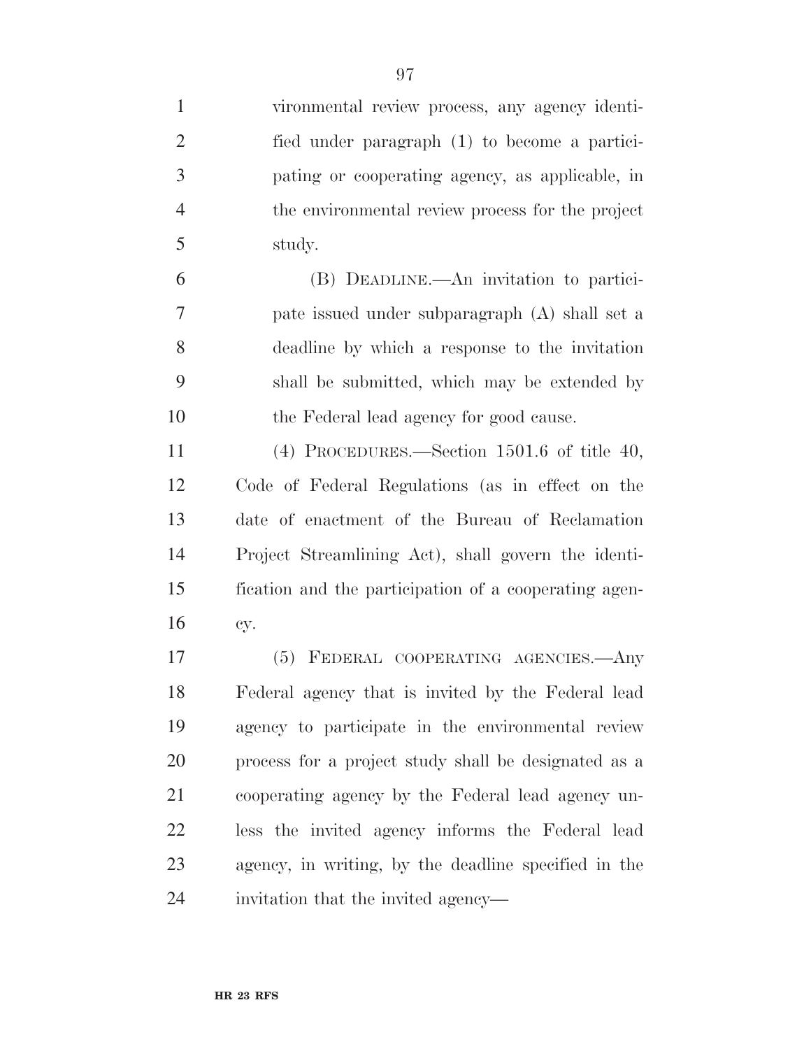vironmental review process, any agency identified under paragraph (1) to become a participating or cooperating agency, as applicable, in the environmental review process for the project study.

(B) DEADLINE.—An invitation to participate issued under subparagraph (A) shall set a deadline by which a response to the invitation shall be submitted, which may be extended by the Federal lead agency for good cause.

(4) PROCEDURES.—Section 1501.6 of title 40, Code of Federal Regulations (as in effect on the date of enactment of the Bureau of Reclamation Project Streamlining Act), shall govern the identification and the participation of a cooperating agency.

(5) FEDERAL COOPERATING AGENCIES.—Any Federal agency that is invited by the Federal lead agency to participate in the environmental review process for a project study shall be designated as a cooperating agency by the Federal lead agency unless the invited agency informs the Federal lead agency, in writing, by the deadline specified in the invitation that the invited agency—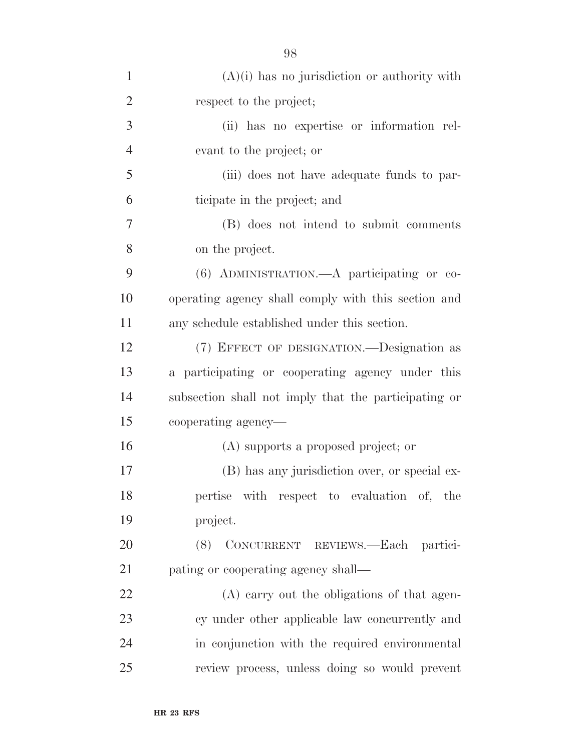(A)(i) has no jurisdiction or authority with respect to the project;

(ii) has no expertise or information relevant to the project; or

(iii) does not have adequate funds to participate in the project; and

(B) does not intend to submit comments on the project.

(6) ADMINISTRATION.—A participating or cooperating agency shall comply with this section and any schedule established under this section.

(7) EFFECT OF DESIGNATION.—Designation as a participating or cooperating agency under this subsection shall not imply that the participating or cooperating agency—

(A) supports a proposed project; or

(B) has any jurisdiction over, or special expertise with respect to evaluation of, the project.

(8) CONCURRENT REVIEWS.—Each participating or cooperating agency shall—

(A) carry out the obligations of that agency under other applicable law concurrently and in conjunction with the required environmental review process, unless doing so would prevent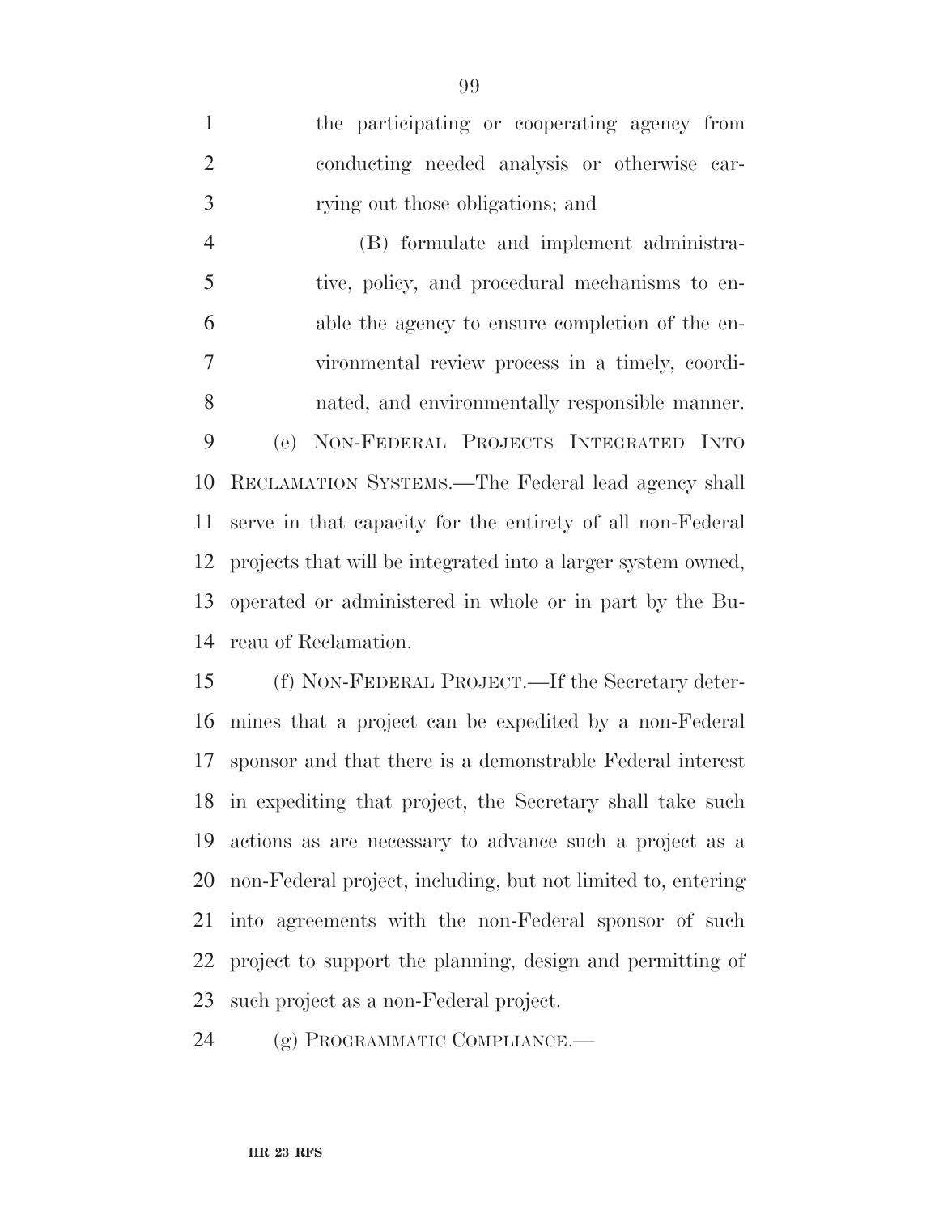the participating or cooperating agency from conducting needed analysis or otherwise carrying out those obligations; and

(B) formulate and implement administrative, policy, and procedural mechanisms to enable the agency to ensure completion of the environmental review process in a timely, coordinated, and environmentally responsible manner.

(e) NON-FEDERAL PROJECTS INTEGRATED INTO RECLAMATION SYSTEMS.—The Federal lead agency shall serve in that capacity for the entirety of all non-Federal projects that will be integrated into a larger system owned, operated or administered in whole or in part by the Bureau of Reclamation.

(f) NON-FEDERAL PROJECT.—If the Secretary determines that a project can be expedited by a non-Federal sponsor and that there is a demonstrable Federal interest in expediting that project, the Secretary shall take such actions as are necessary to advance such a project as a non-Federal project, including, but not limited to, entering into agreements with the non-Federal sponsor of such project to support the planning, design and permitting of such project as a non-Federal project.

(g) PROGRAMMATIC COMPLIANCE.—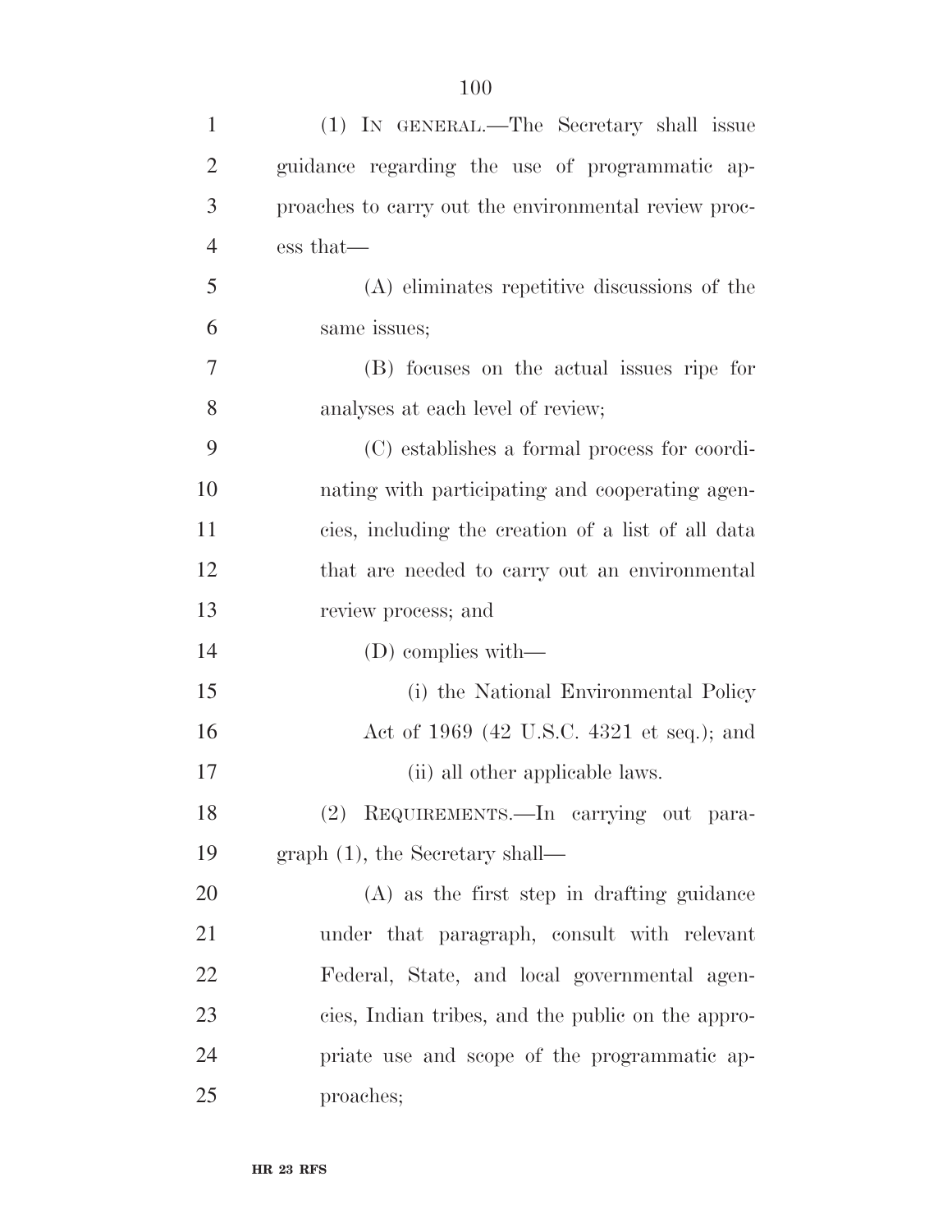(1) IN GENERAL.—The Secretary shall issue guidance regarding the use of programmatic approaches to carry out the environmental review process that—

(A) eliminates repetitive discussions of the same issues;

(B) focuses on the actual issues ripe for analyses at each level of review;

(C) establishes a formal process for coordinating with participating and cooperating agencies, including the creation of a list of all data that are needed to carry out an environmental review process; and

(D) complies with—

(i) the National Environmental Policy Act of 1969 (42 U.S.C. 4321 et seq.); and

(ii) all other applicable laws.

(2) REQUIREMENTS.—In carrying out paragraph (1), the Secretary shall—

(A) as the first step in drafting guidance under that paragraph, consult with relevant Federal, State, and local governmental agencies, Indian tribes, and the public on the appropriate use and scope of the programmatic approaches;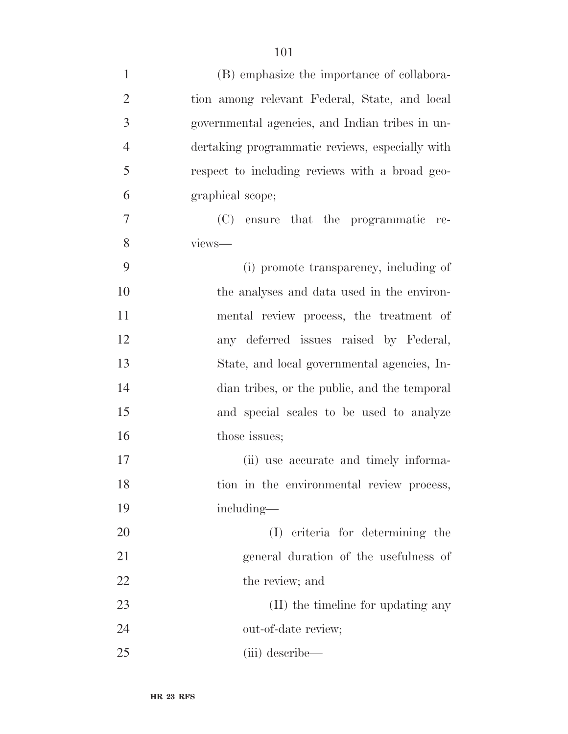(B) emphasize the importance of collaboration among relevant Federal, State, and local governmental agencies, and Indian tribes in undertaking programmatic reviews, especially with respect to including reviews with a broad geographical scope;

(C) ensure that the programmatic reviews—

(i) promote transparency, including of the analyses and data used in the environmental review process, the treatment of any deferred issues raised by Federal, State, and local governmental agencies, Indian tribes, or the public, and the temporal and special scales to be used to analyze those issues;

(ii) use accurate and timely information in the environmental review process, including—

(I) criteria for determining the general duration of the usefulness of the review; and

(II) the timeline for updating any out-of-date review;

(iii) describe—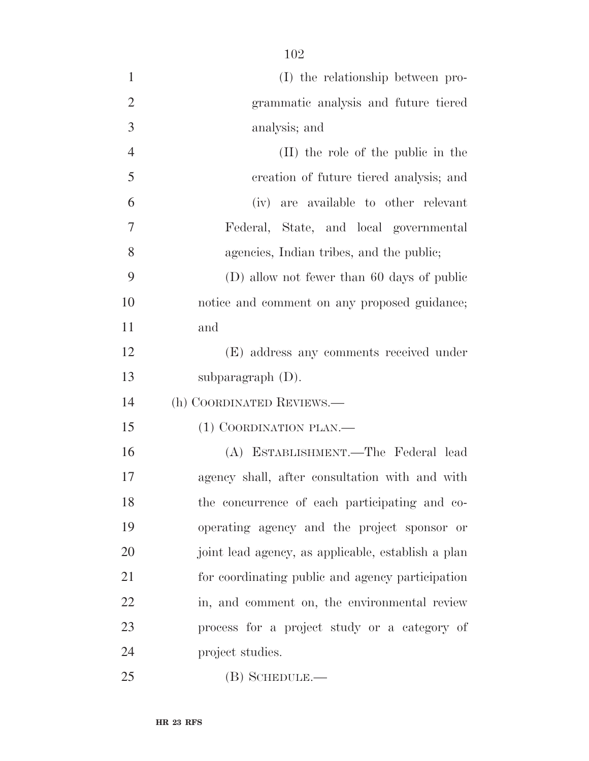(I) the relationship between programmatic analysis and future tiered analysis; and

(II) the role of the public in the creation of future tiered analysis; and

(iv) are available to other relevant Federal, State, and local governmental agencies, Indian tribes, and the public;

(D) allow not fewer than 60 days of public notice and comment on any proposed guidance; and

(E) address any comments received under subparagraph (D).

(h) COORDINATED REVIEWS.—

(1) COORDINATION PLAN.—

(A) ESTABLISHMENT.—The Federal lead agency shall, after consultation with and with the concurrence of each participating and cooperating agency and the project sponsor or joint lead agency, as applicable, establish a plan for coordinating public and agency participation in, and comment on, the environmental review process for a project study or a category of project studies.

(B) SCHEDULE.—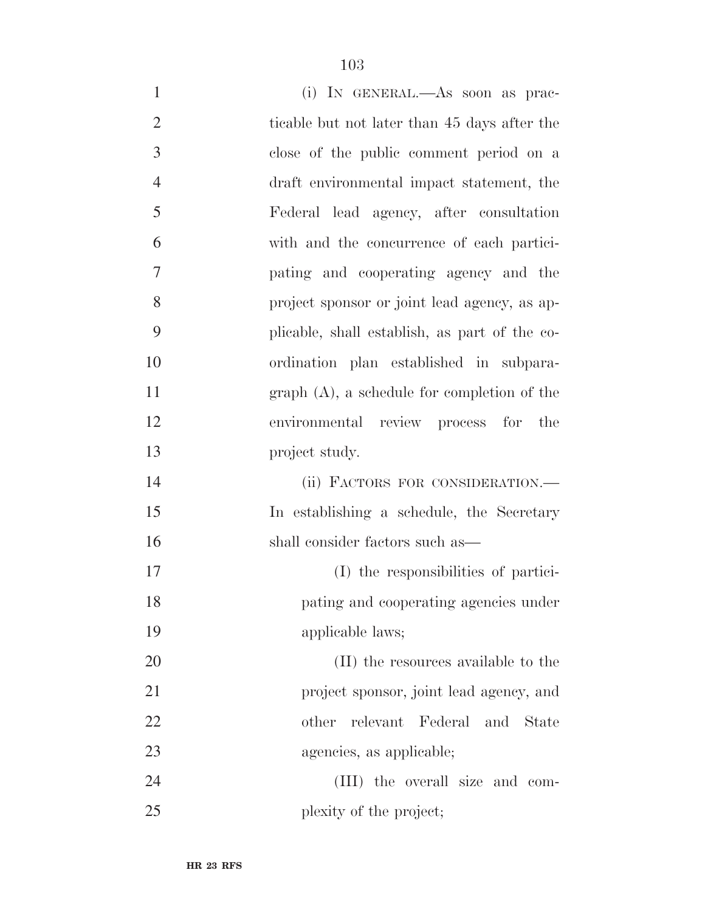(i) IN GENERAL.—As soon as practicable but not later than 45 days after the close of the public comment period on a draft environmental impact statement, the Federal lead agency, after consultation with and the concurrence of each participating and cooperating agency and the project sponsor or joint lead agency, as applicable, shall establish, as part of the coordination plan established in subparagraph (A), a schedule for completion of the environmental review process for the project study.

(ii) FACTORS FOR CONSIDERATION.—In establishing a schedule, the Secretary shall consider factors such as—

(I) the responsibilities of participating and cooperating agencies under applicable laws;

(II) the resources available to the project sponsor, joint lead agency, and other relevant Federal and State agencies, as applicable;

(III) the overall size and complexity of the project;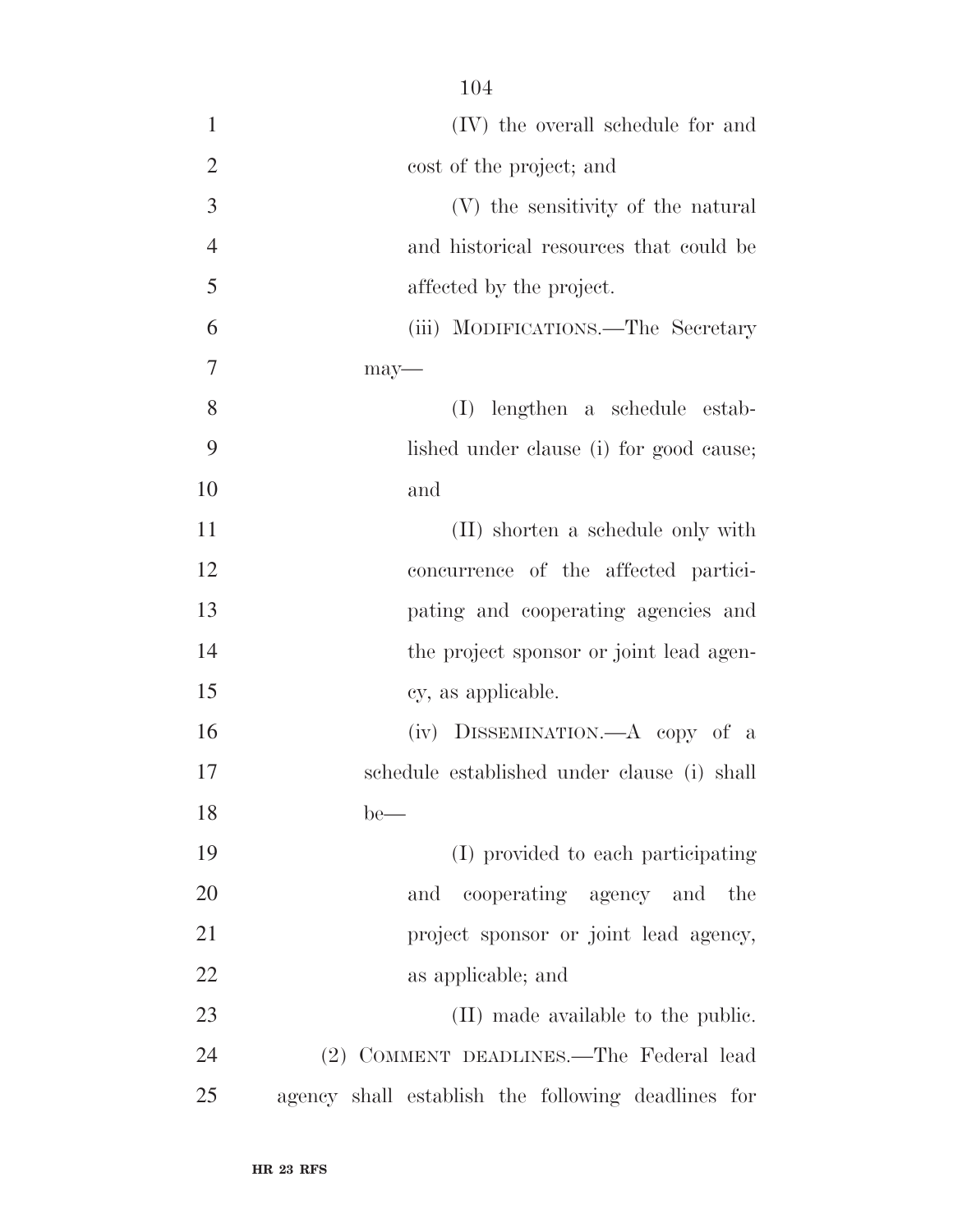(IV) the overall schedule for and cost of the project; and

(V) the sensitivity of the natural and historical resources that could be affected by the project.

(iii) MODIFICATIONS.—The Secretary may—

(I) lengthen a schedule established under clause (i) for good cause; and

(II) shorten a schedule only with concurrence of the affected participating and cooperating agencies and the project sponsor or joint lead agency, as applicable.

(iv) DISSEMINATION.—A copy of a schedule established under clause (i) shall be—

(I) provided to each participating and cooperating agency and the project sponsor or joint lead agency, as applicable; and

(II) made available to the public.

(2) COMMENT DEADLINES.—The Federal lead agency shall establish the following deadlines for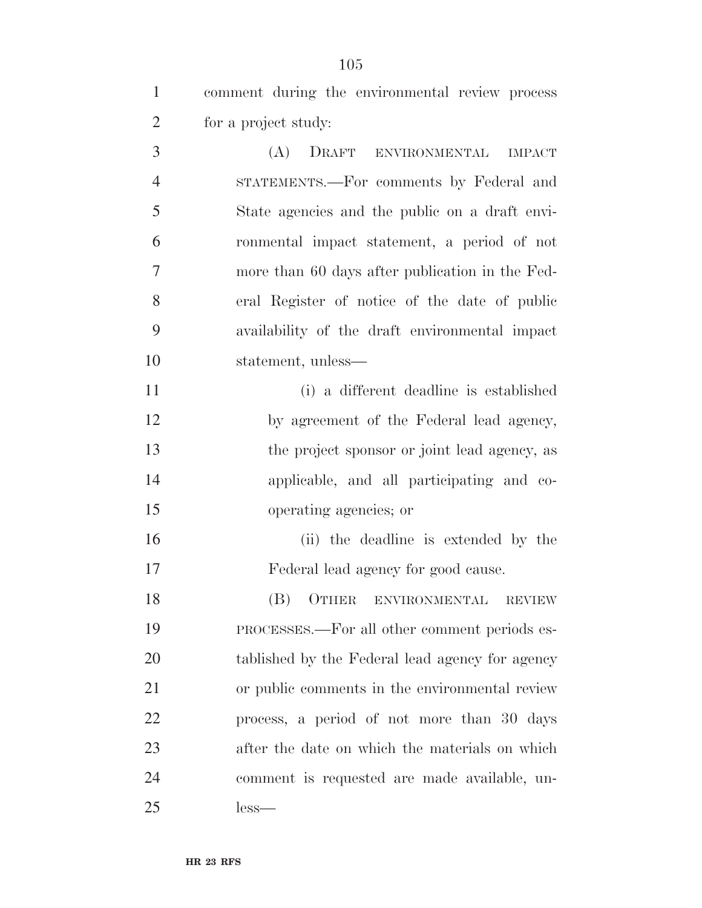comment during the environmental review process for a project study:

(A) DRAFT ENVIRONMENTAL IMPACT STATEMENTS.—For comments by Federal and State agencies and the public on a draft environmental impact statement, a period of not more than 60 days after publication in the Federal Register of notice of the date of public availability of the draft environmental impact statement, unless—

(i) a different deadline is established by agreement of the Federal lead agency, the project sponsor or joint lead agency, as applicable, and all participating and cooperating agencies; or

(ii) the deadline is extended by the Federal lead agency for good cause.

(B) OTHER ENVIRONMENTAL REVIEW PROCESSES.—For all other comment periods established by the Federal lead agency for agency or public comments in the environmental review process, a period of not more than 30 days after the date on which the materials on which comment is requested are made available, unless—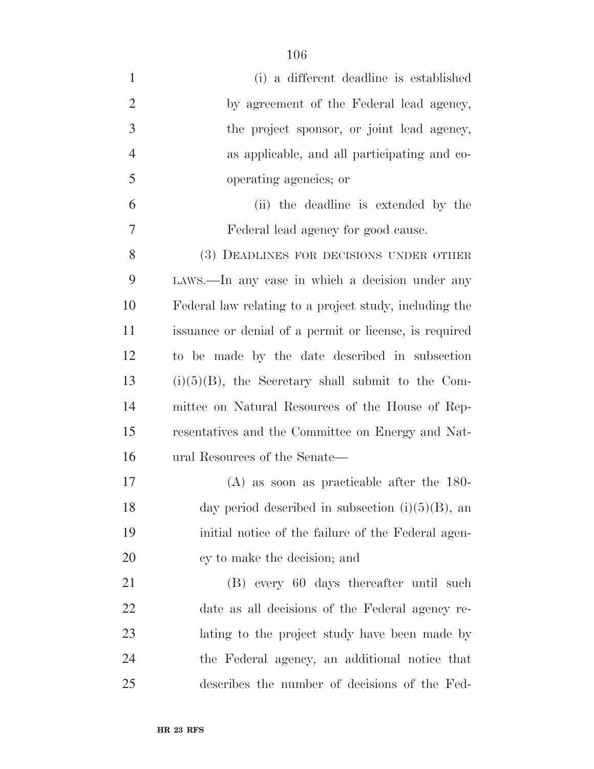(i) a different deadline is established by agreement of the Federal lead agency, the project sponsor, or joint lead agency, as applicable, and all participating and cooperating agencies; or

(ii) the deadline is extended by the Federal lead agency for good cause.

(3) DEADLINES FOR DECISIONS UNDER OTHER LAWS.—In any case in which a decision under any Federal law relating to a project study, including the issuance or denial of a permit or license, is required to be made by the date described in subsection (i)(5)(B), the Secretary shall submit to the Committee on Natural Resources of the House of Representatives and the Committee on Energy and Natural Resources of the Senate—

(A) as soon as practicable after the 180-day period described in subsection (i)(5)(B), an initial notice of the failure of the Federal agency to make the decision; and

(B) every 60 days thereafter until such date as all decisions of the Federal agency relating to the project study have been made by the Federal agency, an additional notice that describes the number of decisions of the Fed-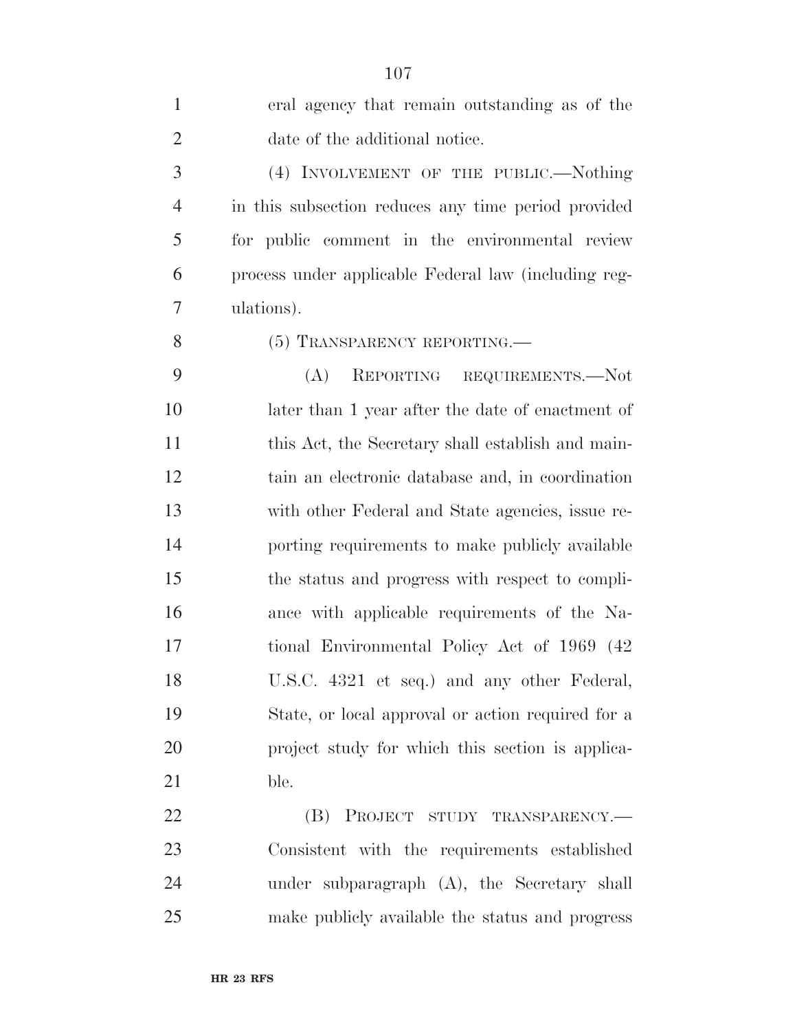eral agency that remain outstanding as of the date of the additional notice.

(4) INVOLVEMENT OF THE PUBLIC.—Nothing in this subsection reduces any time period provided for public comment in the environmental review process under applicable Federal law (including regulations).

(5) TRANSPARENCY REPORTING.—

(A) REPORTING REQUIREMENTS.—Not later than 1 year after the date of enactment of this Act, the Secretary shall establish and maintain an electronic database and, in coordination with other Federal and State agencies, issue reporting requirements to make publicly available the status and progress with respect to compliance with applicable requirements of the National Environmental Policy Act of 1969 (42 U.S.C. 4321 et seq.) and any other Federal, State, or local approval or action required for a project study for which this section is applicable.

(B) PROJECT STUDY TRANSPARENCY.—Consistent with the requirements established under subparagraph (A), the Secretary shall make publicly available the status and progress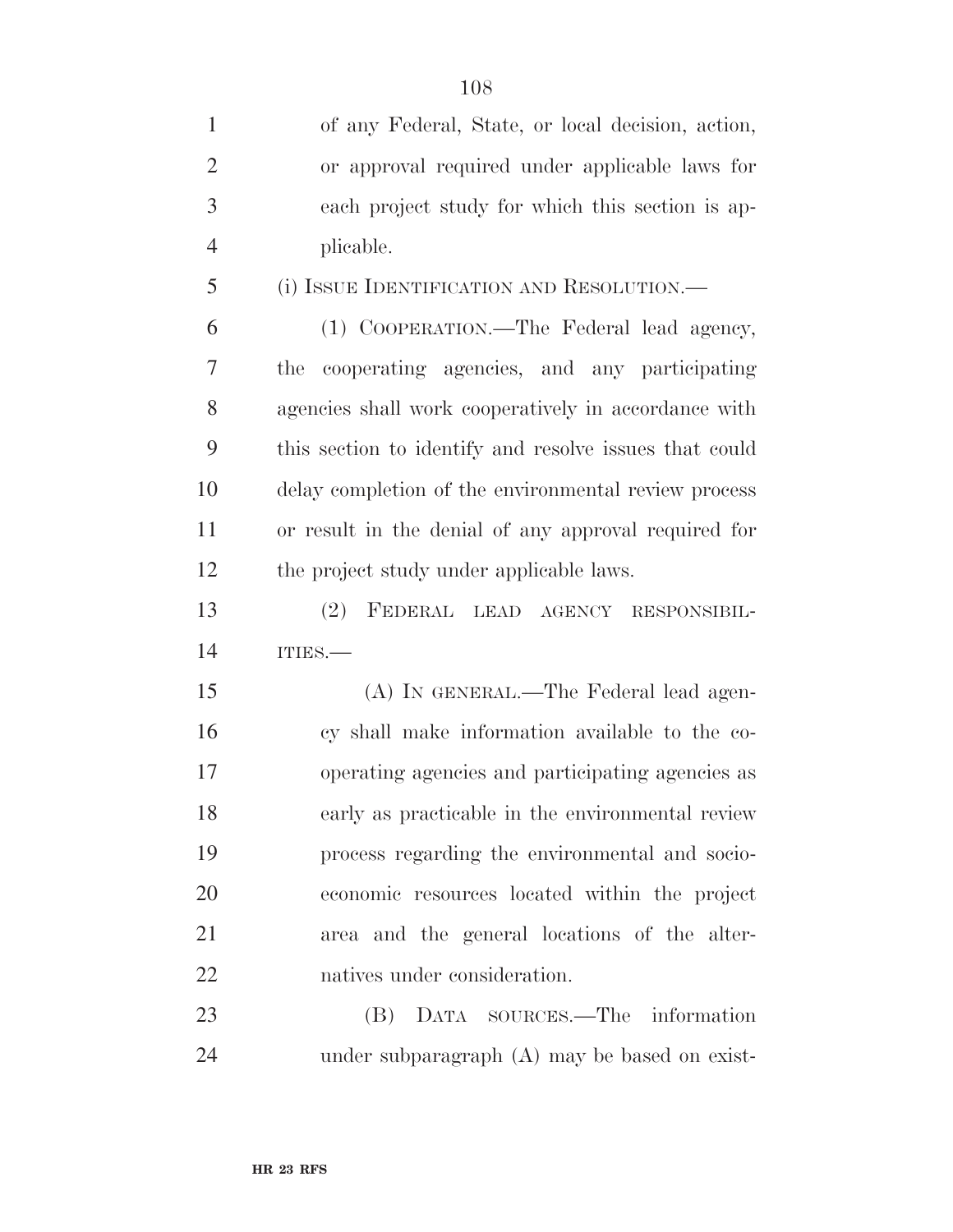of any Federal, State, or local decision, action, or approval required under applicable laws for each project study for which this section is applicable.

(i) ISSUE IDENTIFICATION AND RESOLUTION.—

(1) COOPERATION.—The Federal lead agency, the cooperating agencies, and any participating agencies shall work cooperatively in accordance with this section to identify and resolve issues that could delay completion of the environmental review process or result in the denial of any approval required for the project study under applicable laws.

(2) FEDERAL LEAD AGENCY RESPONSIBILITIES.—

(A) IN GENERAL.—The Federal lead agency shall make information available to the cooperating agencies and participating agencies as early as practicable in the environmental review process regarding the environmental and socioeconomic resources located within the project area and the general locations of the alternatives under consideration.

(B) DATA SOURCES.—The information under subparagraph (A) may be based on exist-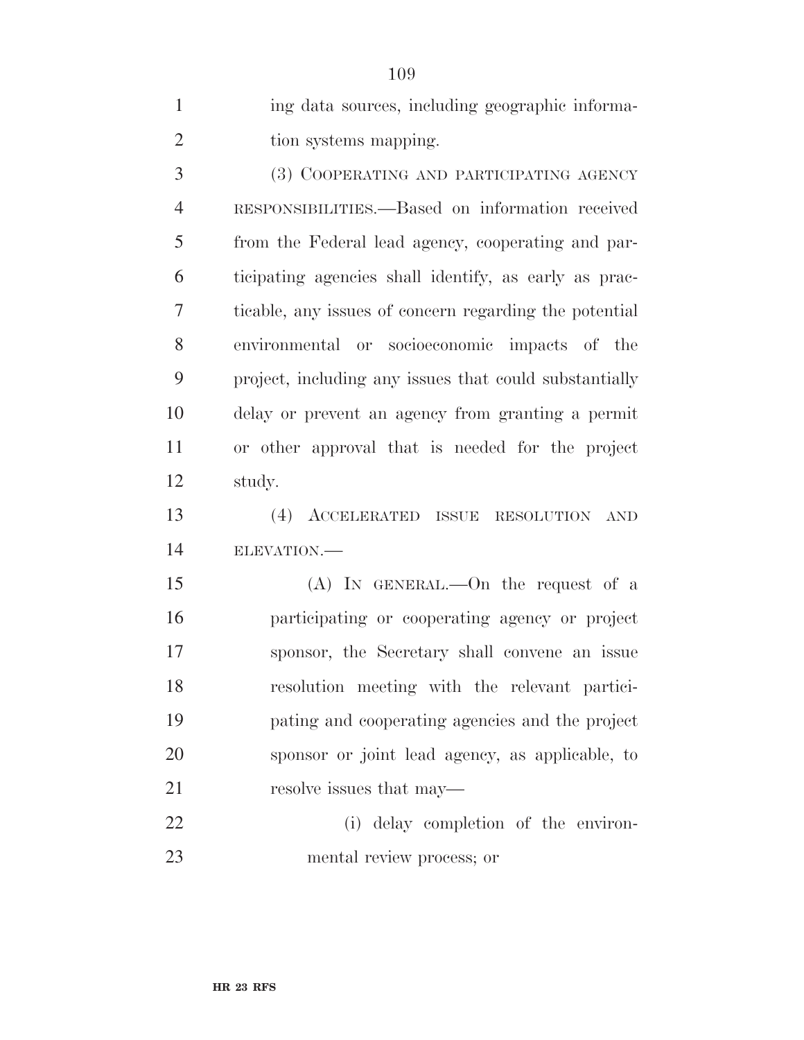ing data sources, including geographic information systems mapping.

(3) COOPERATING AND PARTICIPATING AGENCY RESPONSIBILITIES.—Based on information received from the Federal lead agency, cooperating and participating agencies shall identify, as early as practicable, any issues of concern regarding the potential environmental or socioeconomic impacts of the project, including any issues that could substantially delay or prevent an agency from granting a permit or other approval that is needed for the project study.

(4) ACCELERATED ISSUE RESOLUTION AND ELEVATION.—

(A) IN GENERAL.—On the request of a participating or cooperating agency or project sponsor, the Secretary shall convene an issue resolution meeting with the relevant participating and cooperating agencies and the project sponsor or joint lead agency, as applicable, to resolve issues that may—

(i) delay completion of the environmental review process; or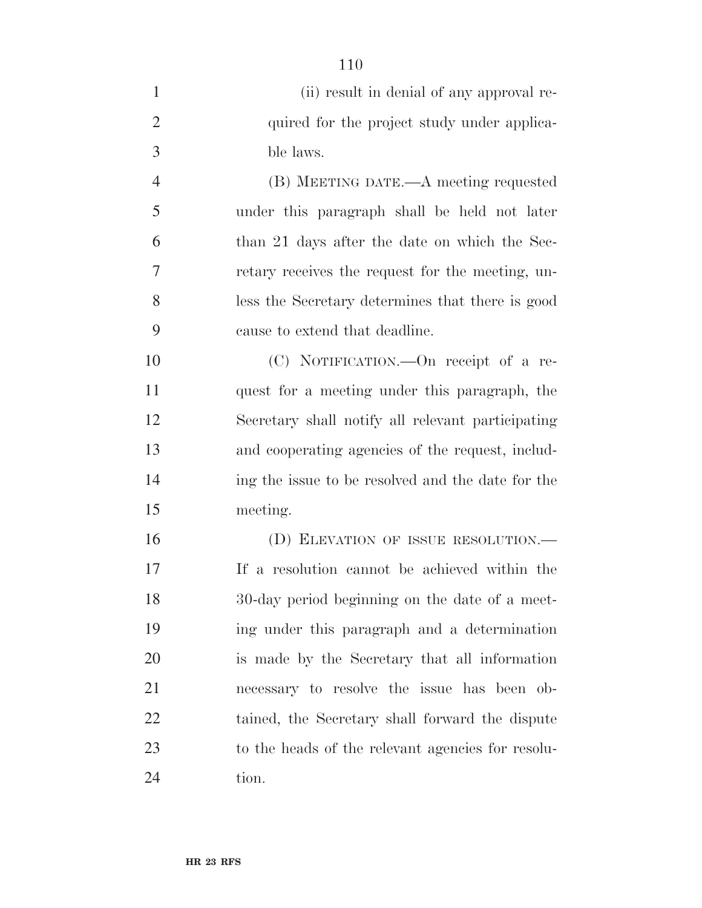(ii) result in denial of any approval required for the project study under applicable laws.

(B) MEETING DATE.—A meeting requested under this paragraph shall be held not later than 21 days after the date on which the Secretary receives the request for the meeting, unless the Secretary determines that there is good cause to extend that deadline.

(C) NOTIFICATION.—On receipt of a request for a meeting under this paragraph, the Secretary shall notify all relevant participating and cooperating agencies of the request, including the issue to be resolved and the date for the meeting.

(D) ELEVATION OF ISSUE RESOLUTION.—If a resolution cannot be achieved within the 30-day period beginning on the date of a meeting under this paragraph and a determination is made by the Secretary that all information necessary to resolve the issue has been obtained, the Secretary shall forward the dispute to the heads of the relevant agencies for resolution.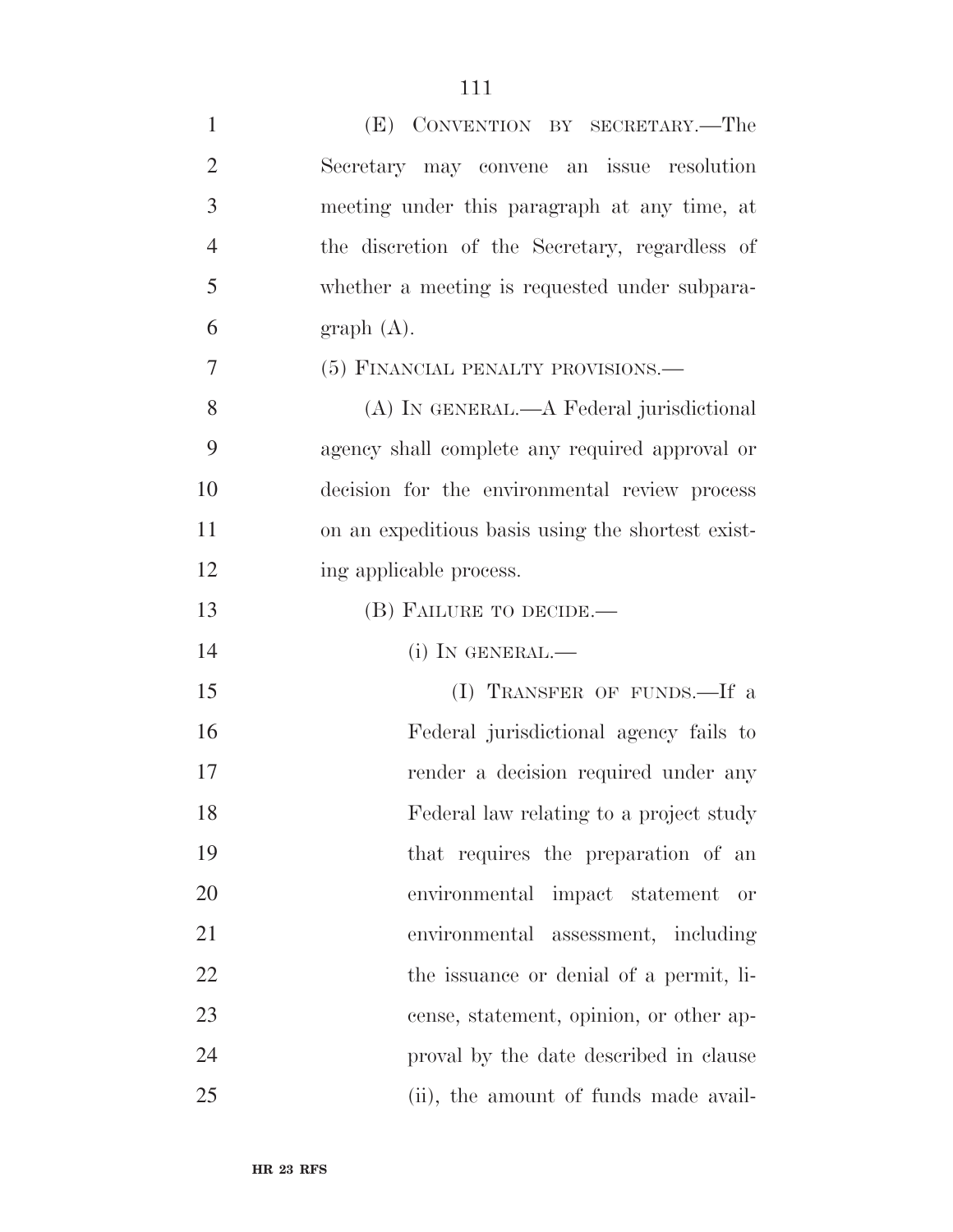(E) CONVENTION BY SECRETARY.—The Secretary may convene an issue resolution meeting under this paragraph at any time, at the discretion of the Secretary, regardless of whether a meeting is requested under subparagraph (A).

(5) FINANCIAL PENALTY PROVISIONS.—

(A) IN GENERAL.—A Federal jurisdictional agency shall complete any required approval or decision for the environmental review process on an expeditious basis using the shortest existing applicable process.

(B) FAILURE TO DECIDE.—

(i) IN GENERAL.—

(I) TRANSFER OF FUNDS.—If a Federal jurisdictional agency fails to render a decision required under any Federal law relating to a project study that requires the preparation of an environmental impact statement or environmental assessment, including the issuance or denial of a permit, license, statement, opinion, or other approval by the date described in clause (ii), the amount of funds made avail-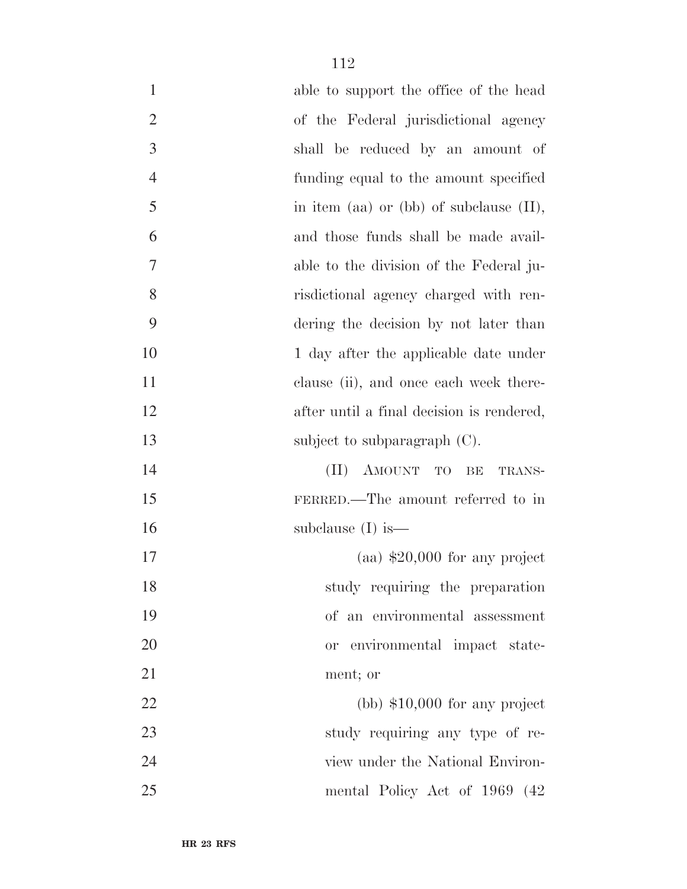able to support the office of the head of the Federal jurisdictional agency shall be reduced by an amount of funding equal to the amount specified in item (aa) or (bb) of subclause (II), and those funds shall be made available to the division of the Federal jurisdictional agency charged with rendering the decision by not later than 1 day after the applicable date under clause (ii), and once each week thereafter until a final decision is rendered, subject to subparagraph (C).

(II) AMOUNT TO BE TRANSFERRED.—The amount referred to in subclause (I) is—

(aa) $20,000 for any project study requiring the preparation of an environmental assessment or environmental impact statement; or

(bb) $10,000 for any project study requiring any type of review under the National Environmental Policy Act of 1969 (42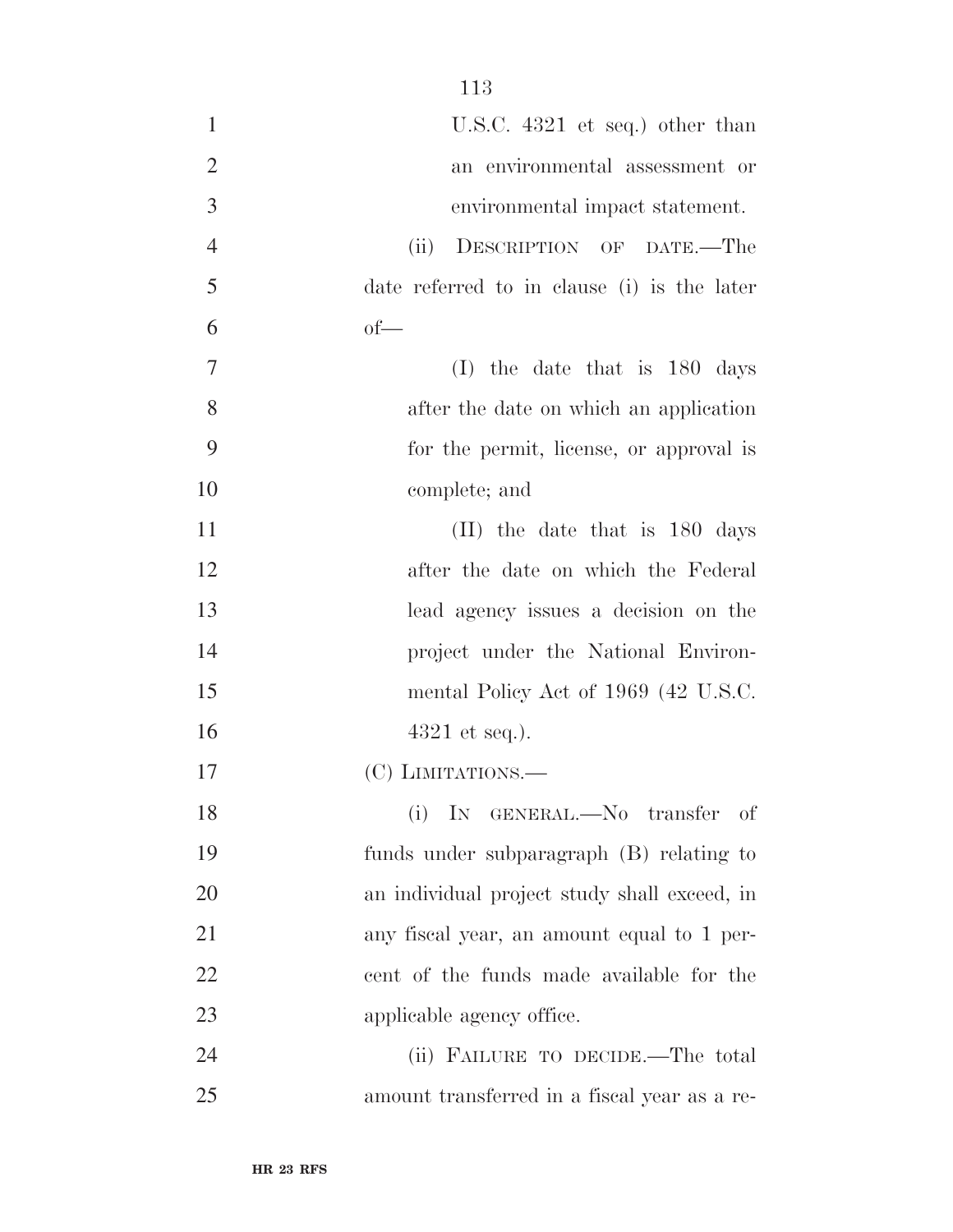U.S.C. 4321 et seq.) other than an environmental assessment or environmental impact statement.

(ii) DESCRIPTION OF DATE.—The date referred to in clause (i) is the later of—

(I) the date that is 180 days after the date on which an application for the permit, license, or approval is complete; and

(II) the date that is 180 days after the date on which the Federal lead agency issues a decision on the project under the National Environmental Policy Act of 1969 (42 U.S.C. 4321 et seq.).

(C) LIMITATIONS.—

(i) IN GENERAL.—No transfer of funds under subparagraph (B) relating to an individual project study shall exceed, in any fiscal year, an amount equal to 1 percent of the funds made available for the applicable agency office.

(ii) FAILURE TO DECIDE.—The total amount transferred in a fiscal year as a re-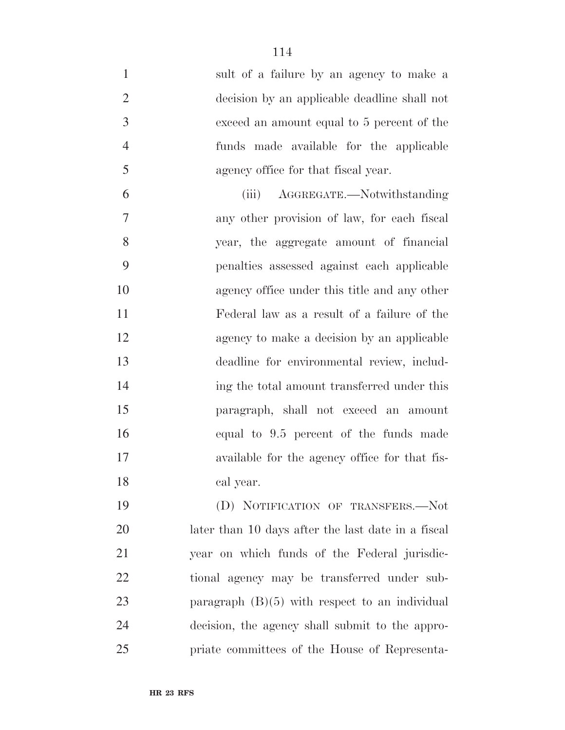sult of a failure by an agency to make a decision by an applicable deadline shall not exceed an amount equal to 5 percent of the funds made available for the applicable agency office for that fiscal year.

(iii) AGGREGATE.—Notwithstanding any other provision of law, for each fiscal year, the aggregate amount of financial penalties assessed against each applicable agency office under this title and any other Federal law as a result of a failure of the agency to make a decision by an applicable deadline for environmental review, including the total amount transferred under this paragraph, shall not exceed an amount equal to 9.5 percent of the funds made available for the agency office for that fiscal year.

(D) NOTIFICATION OF TRANSFERS.—Not later than 10 days after the last date in a fiscal year on which funds of the Federal jurisdictional agency may be transferred under subparagraph (B)(5) with respect to an individual decision, the agency shall submit to the appropriate committees of the House of Representa-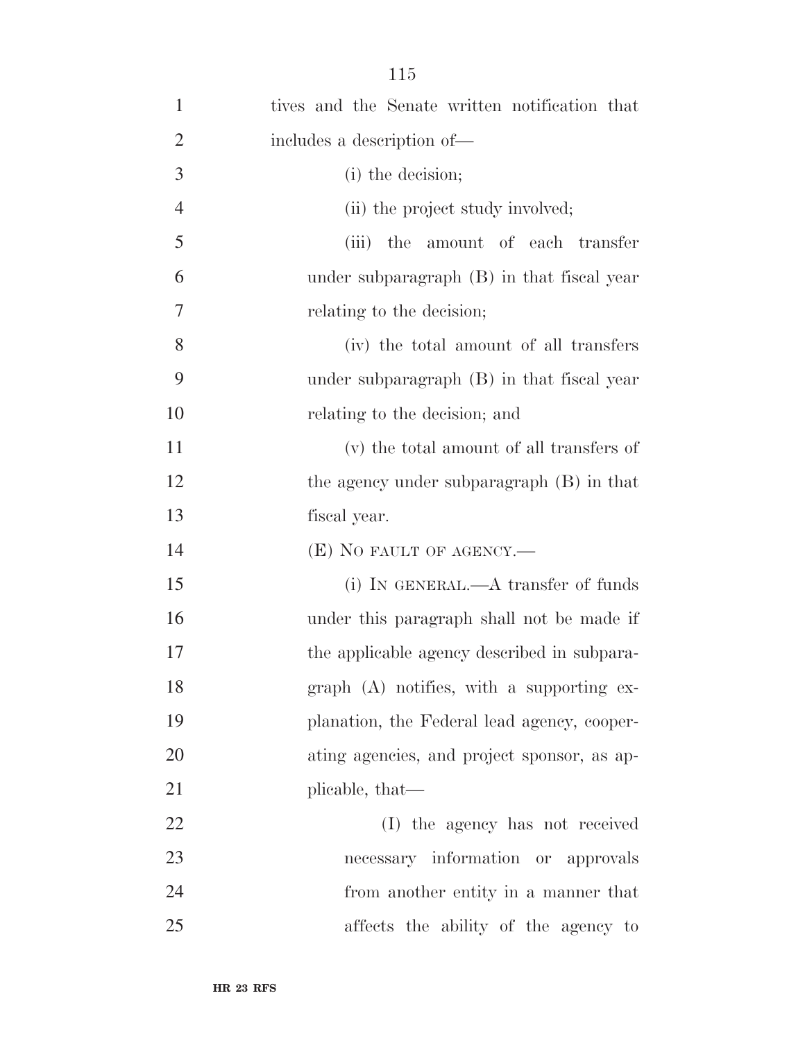tives and the Senate written notification that includes a description of—

(i) the decision;

(ii) the project study involved;

(iii) the amount of each transfer under subparagraph (B) in that fiscal year relating to the decision;

(iv) the total amount of all transfers under subparagraph (B) in that fiscal year relating to the decision; and

(v) the total amount of all transfers of the agency under subparagraph (B) in that fiscal year.

(E) NO FAULT OF AGENCY.—

(i) IN GENERAL.—A transfer of funds under this paragraph shall not be made if the applicable agency described in subparagraph (A) notifies, with a supporting explanation, the Federal lead agency, cooperating agencies, and project sponsor, as applicable, that—

(I) the agency has not received necessary information or approvals from another entity in a manner that affects the ability of the agency to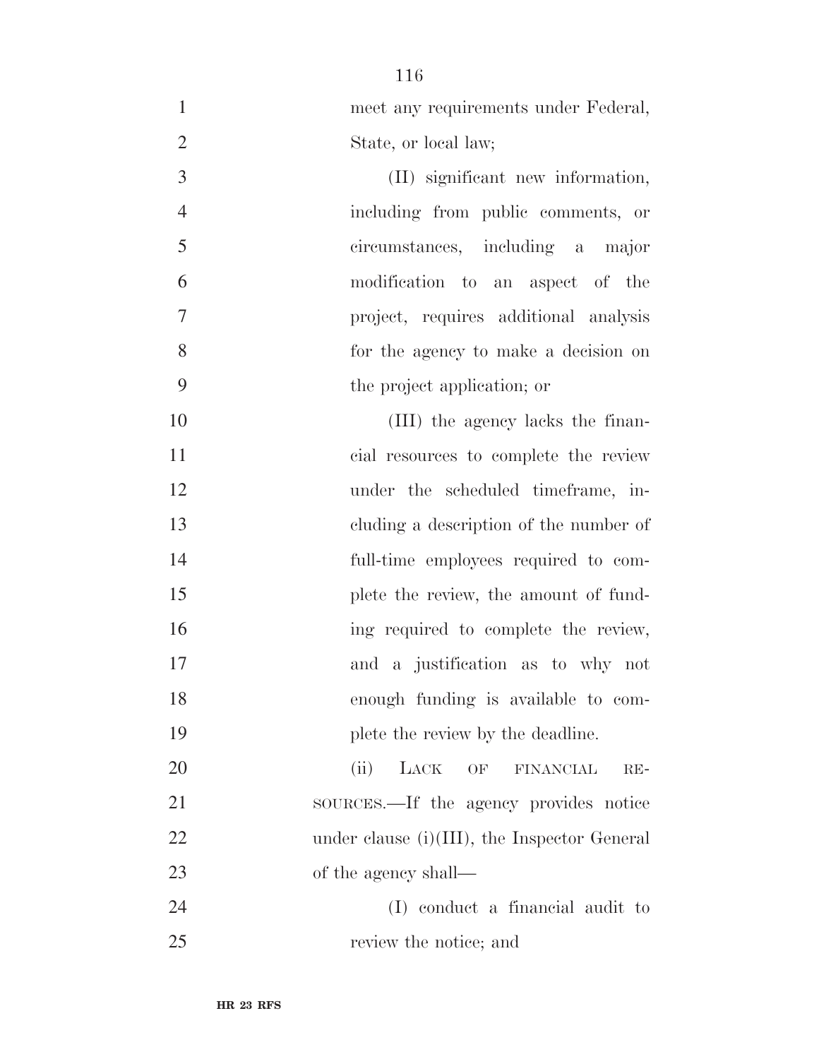meet any requirements under Federal, State, or local law;

(II) significant new information, including from public comments, or circumstances, including a major modification to an aspect of the project, requires additional analysis for the agency to make a decision on the project application; or

(III) the agency lacks the financial resources to complete the review under the scheduled timeframe, including a description of the number of full-time employees required to complete the review, the amount of funding required to complete the review, and a justification as to why not enough funding is available to complete the review by the deadline.

(ii) LACK OF FINANCIAL RESOURCES.—If the agency provides notice under clause (i)(III), the Inspector General of the agency shall—

(I) conduct a financial audit to review the notice; and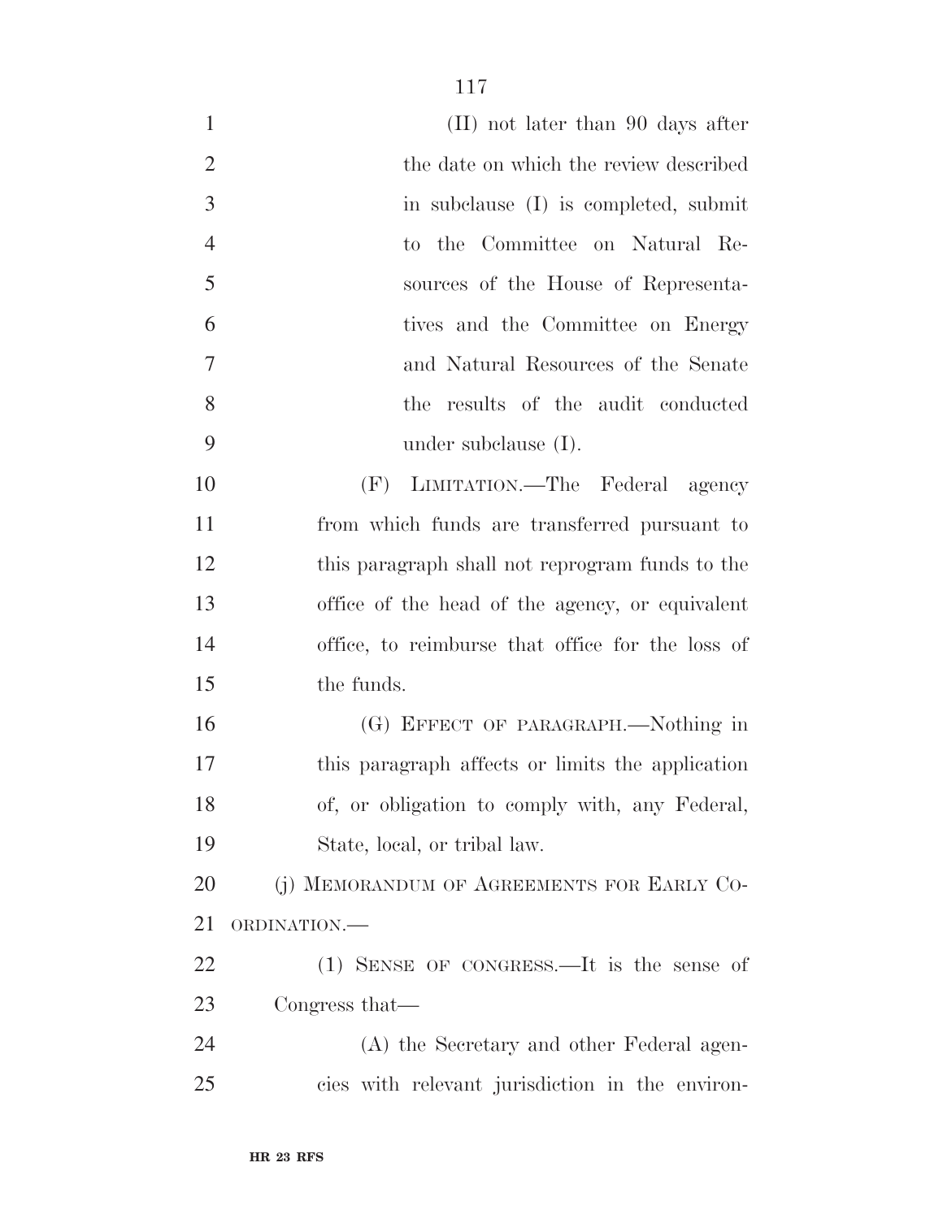(II) not later than 90 days after the date on which the review described in subclause (I) is completed, submit to the Committee on Natural Resources of the House of Representatives and the Committee on Energy and Natural Resources of the Senate the results of the audit conducted under subclause (I).

(F) LIMITATION.—The Federal agency from which funds are transferred pursuant to this paragraph shall not reprogram funds to the office of the head of the agency, or equivalent office, to reimburse that office for the loss of the funds.

(G) EFFECT OF PARAGRAPH.—Nothing in this paragraph affects or limits the application of, or obligation to comply with, any Federal, State, local, or tribal law.

(j) MEMORANDUM OF AGREEMENTS FOR EARLY COORDINATION.—

(1) SENSE OF CONGRESS.—It is the sense of Congress that—

(A) the Secretary and other Federal agencies with relevant jurisdiction in the environ-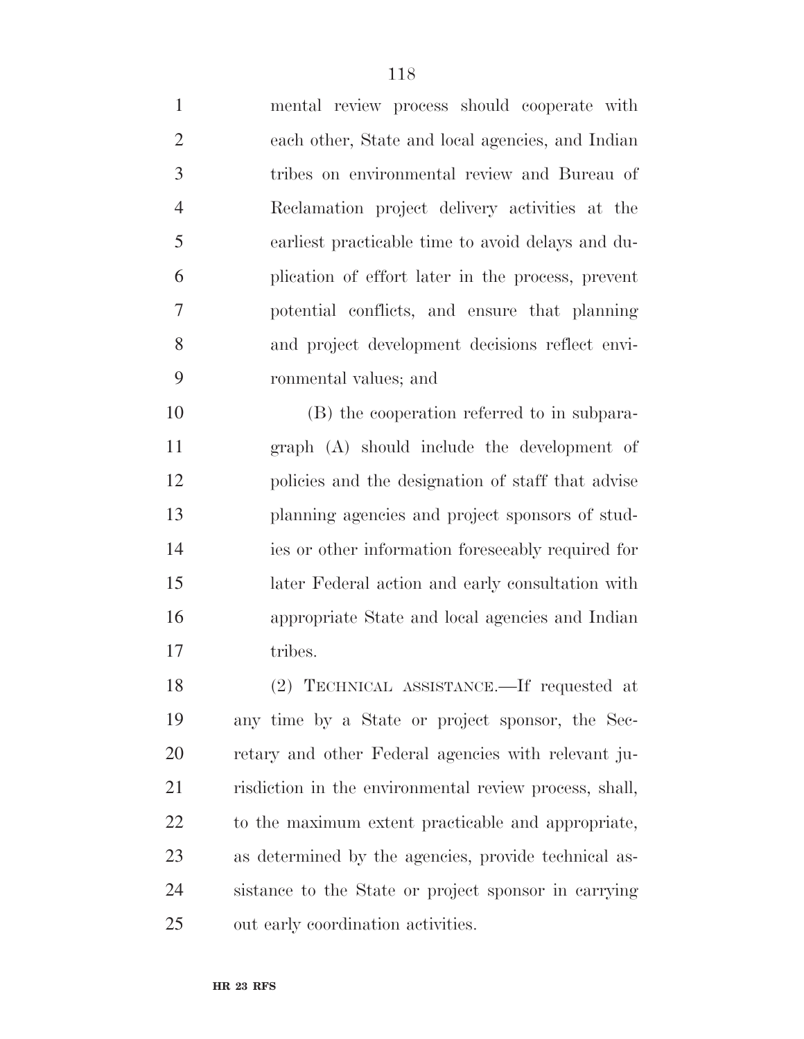mental review process should cooperate with each other, State and local agencies, and Indian tribes on environmental review and Bureau of Reclamation project delivery activities at the earliest practicable time to avoid delays and duplication of effort later in the process, prevent potential conflicts, and ensure that planning and project development decisions reflect environmental values; and

(B) the cooperation referred to in subparagraph (A) should include the development of policies and the designation of staff that advise planning agencies and project sponsors of studies or other information foreseeably required for later Federal action and early consultation with appropriate State and local agencies and Indian tribes.

(2) TECHNICAL ASSISTANCE.—If requested at any time by a State or project sponsor, the Secretary and other Federal agencies with relevant jurisdiction in the environmental review process, shall, to the maximum extent practicable and appropriate, as determined by the agencies, provide technical assistance to the State or project sponsor in carrying out early coordination activities.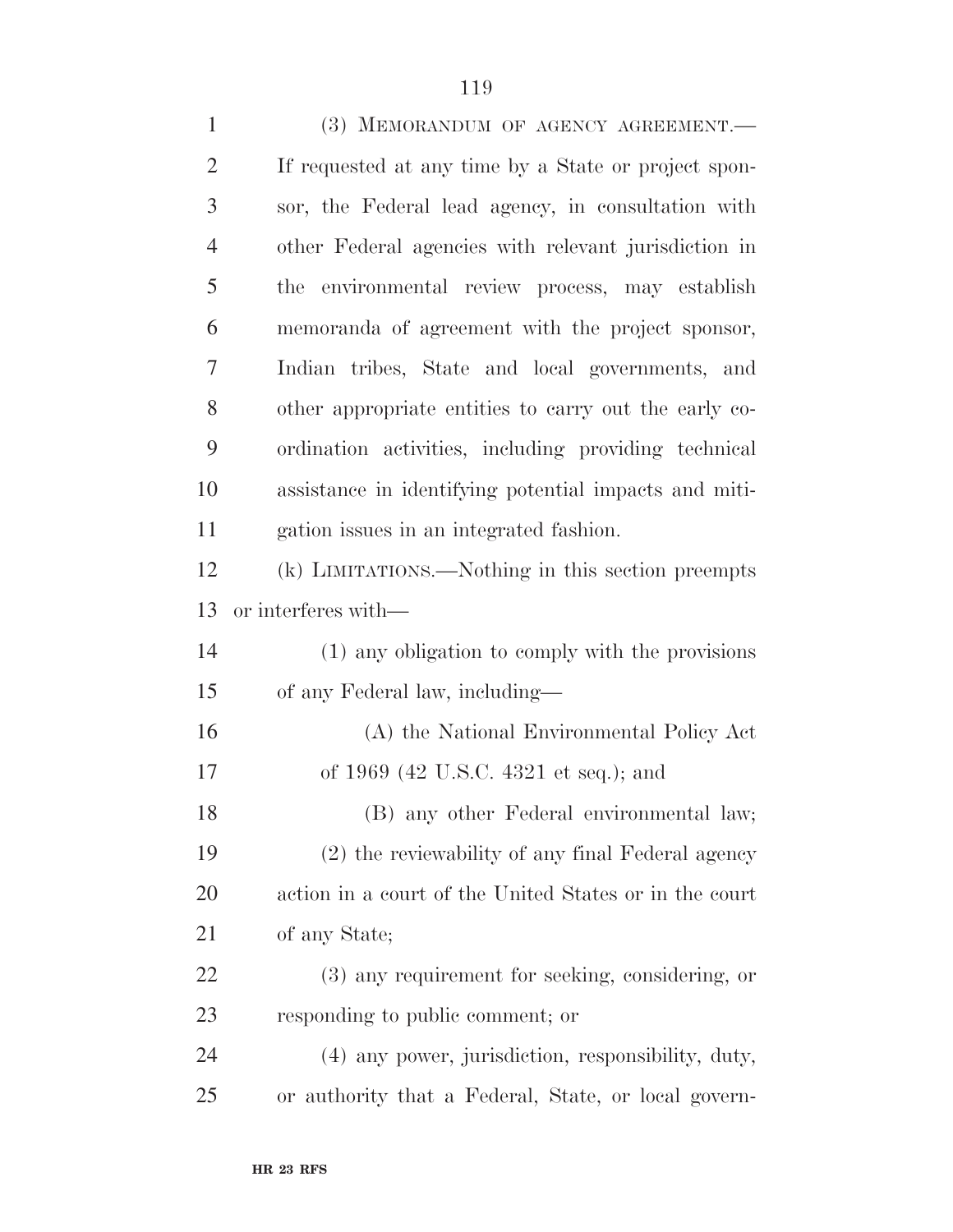(3) MEMORANDUM OF AGENCY AGREEMENT.— If requested at any time by a State or project sponsor, the Federal lead agency, in consultation with other Federal agencies with relevant jurisdiction in the environmental review process, may establish memoranda of agreement with the project sponsor, Indian tribes, State and local governments, and other appropriate entities to carry out the early coordination activities, including providing technical assistance in identifying potential impacts and mitigation issues in an integrated fashion.

(k) LIMITATIONS.—Nothing in this section preempts or interferes with—

(1) any obligation to comply with the provisions of any Federal law, including—

(A) the National Environmental Policy Act of 1969 (42 U.S.C. 4321 et seq.); and

(B) any other Federal environmental law;

(2) the reviewability of any final Federal agency action in a court of the United States or in the court of any State;

(3) any requirement for seeking, considering, or responding to public comment; or

(4) any power, jurisdiction, responsibility, duty, or authority that a Federal, State, or local govern-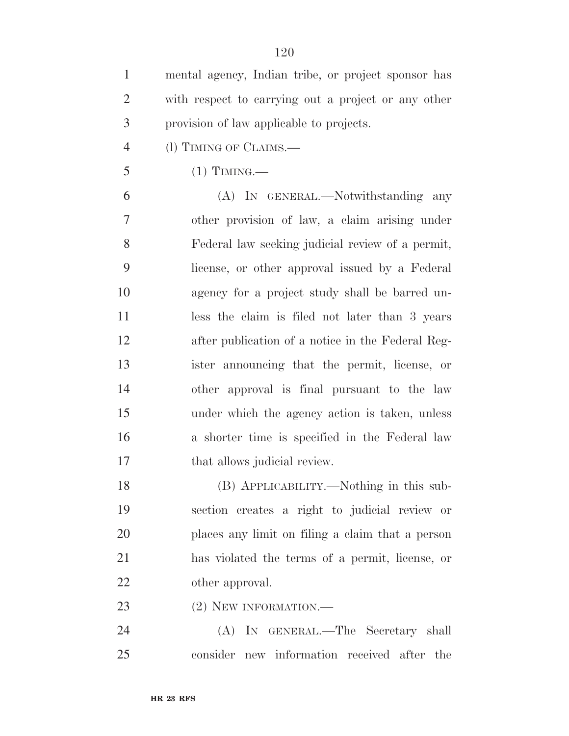mental agency, Indian tribe, or project sponsor has with respect to carrying out a project or any other provision of law applicable to projects.

(l) TIMING OF CLAIMS.—

(1) TIMING.—

(A) IN GENERAL.—Notwithstanding any other provision of law, a claim arising under Federal law seeking judicial review of a permit, license, or other approval issued by a Federal agency for a project study shall be barred unless the claim is filed not later than 3 years after publication of a notice in the Federal Register announcing that the permit, license, or other approval is final pursuant to the law under which the agency action is taken, unless a shorter time is specified in the Federal law that allows judicial review.

(B) APPLICABILITY.—Nothing in this subsection creates a right to judicial review or places any limit on filing a claim that a person has violated the terms of a permit, license, or other approval.

(2) NEW INFORMATION.—

(A) IN GENERAL.—The Secretary shall consider new information received after the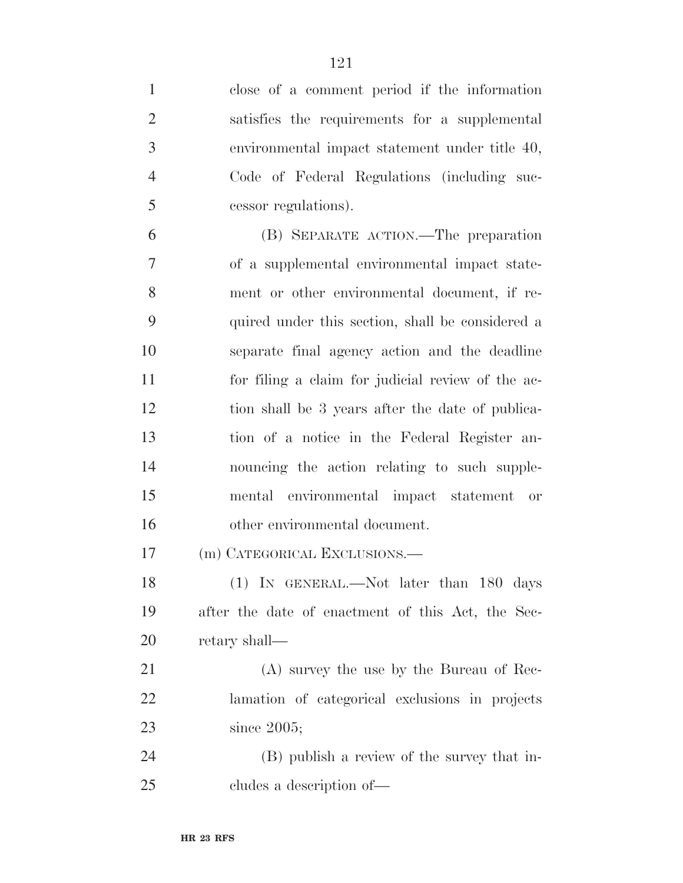close of a comment period if the information satisfies the requirements for a supplemental environmental impact statement under title 40, Code of Federal Regulations (including successor regulations).

(B) SEPARATE ACTION.—The preparation of a supplemental environmental impact statement or other environmental document, if required under this section, shall be considered a separate final agency action and the deadline for filing a claim for judicial review of the action shall be 3 years after the date of publication of a notice in the Federal Register announcing the action relating to such supplemental environmental impact statement or other environmental document.

(m) CATEGORICAL EXCLUSIONS.—

(1) IN GENERAL.—Not later than 180 days after the date of enactment of this Act, the Secretary shall—

(A) survey the use by the Bureau of Reclamation of categorical exclusions in projects since 2005;

(B) publish a review of the survey that includes a description of—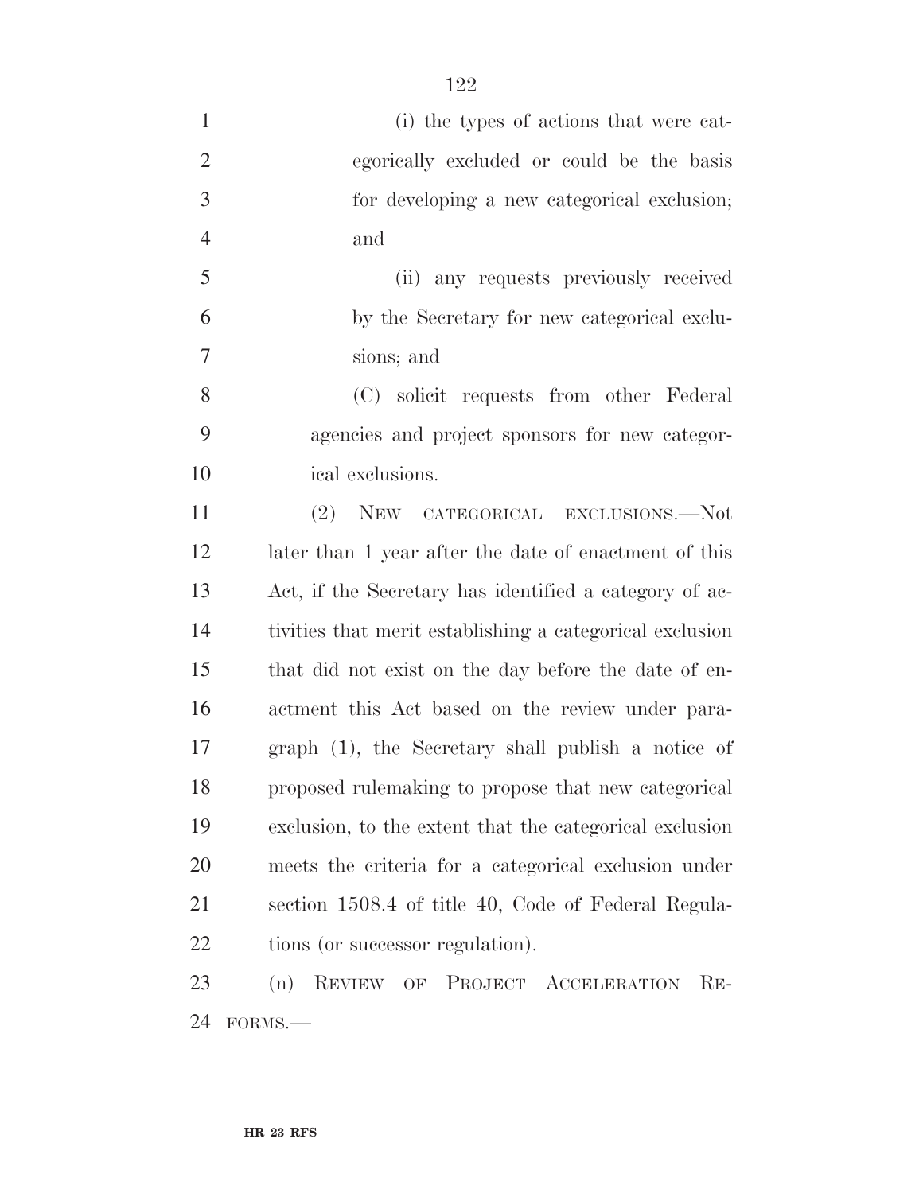(i) the types of actions that were categorically excluded or could be the basis for developing a new categorical exclusion; and

(ii) any requests previously received by the Secretary for new categorical exclusions; and

(C) solicit requests from other Federal agencies and project sponsors for new categorical exclusions.

(2) NEW CATEGORICAL EXCLUSIONS.—Not later than 1 year after the date of enactment of this Act, if the Secretary has identified a category of activities that merit establishing a categorical exclusion that did not exist on the day before the date of enactment this Act based on the review under paragraph (1), the Secretary shall publish a notice of proposed rulemaking to propose that new categorical exclusion, to the extent that the categorical exclusion meets the criteria for a categorical exclusion under section 1508.4 of title 40, Code of Federal Regulations (or successor regulation).

(n) REVIEW OF PROJECT ACCELERATION REFORMS.—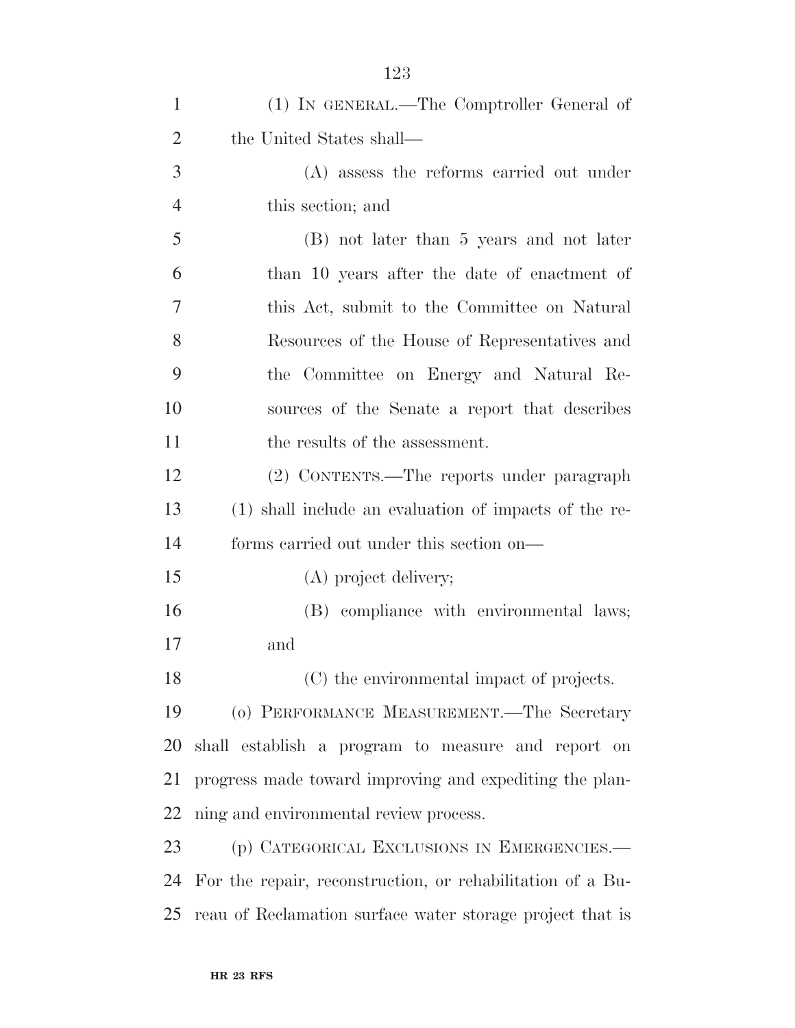(1) IN GENERAL.—The Comptroller General of the United States shall—

(A) assess the reforms carried out under this section; and

(B) not later than 5 years and not later than 10 years after the date of enactment of this Act, submit to the Committee on Natural Resources of the House of Representatives and the Committee on Energy and Natural Resources of the Senate a report that describes the results of the assessment.

(2) CONTENTS.—The reports under paragraph (1) shall include an evaluation of impacts of the reforms carried out under this section on—

(A) project delivery;

(B) compliance with environmental laws; and

(C) the environmental impact of projects.

(o) PERFORMANCE MEASUREMENT.—The Secretary shall establish a program to measure and report on progress made toward improving and expediting the planning and environmental review process.

(p) CATEGORICAL EXCLUSIONS IN EMERGENCIES.—For the repair, reconstruction, or rehabilitation of a Bureau of Reclamation surface water storage project that is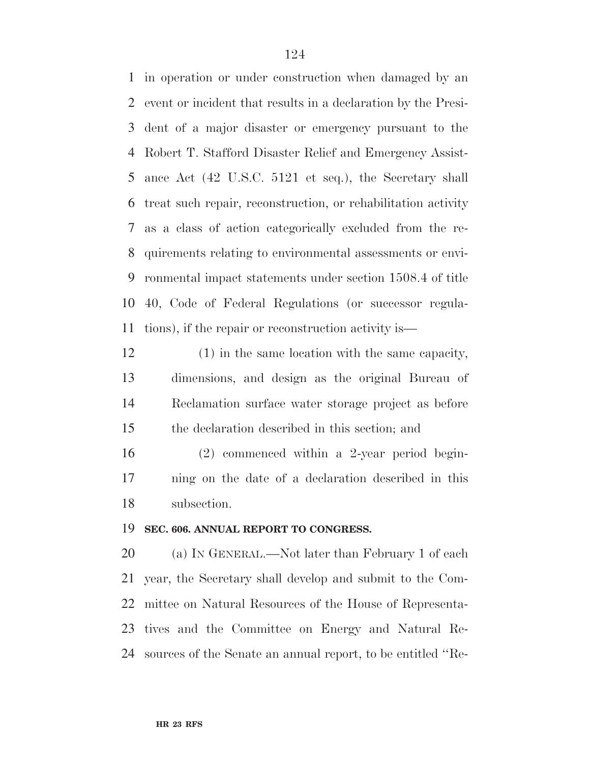in operation or under construction when damaged by an event or incident that results in a declaration by the President of a major disaster or emergency pursuant to the Robert T. Stafford Disaster Relief and Emergency Assistance Act (42 U.S.C. 5121 et seq.), the Secretary shall treat such repair, reconstruction, or rehabilitation activity as a class of action categorically excluded from the requirements relating to environmental assessments or environmental impact statements under section 1508.4 of title 40, Code of Federal Regulations (or successor regulations), if the repair or reconstruction activity is—

(1) in the same location with the same capacity, dimensions, and design as the original Bureau of Reclamation surface water storage project as before the declaration described in this section; and

(2) commenced within a 2-year period beginning on the date of a declaration described in this subsection.

**SEC. 606. ANNUAL REPORT TO CONGRESS.**

(a) IN GENERAL.—Not later than February 1 of each year, the Secretary shall develop and submit to the Committee on Natural Resources of the House of Representatives and the Committee on Energy and Natural Resources of the Senate an annual report, to be entitled ''Re-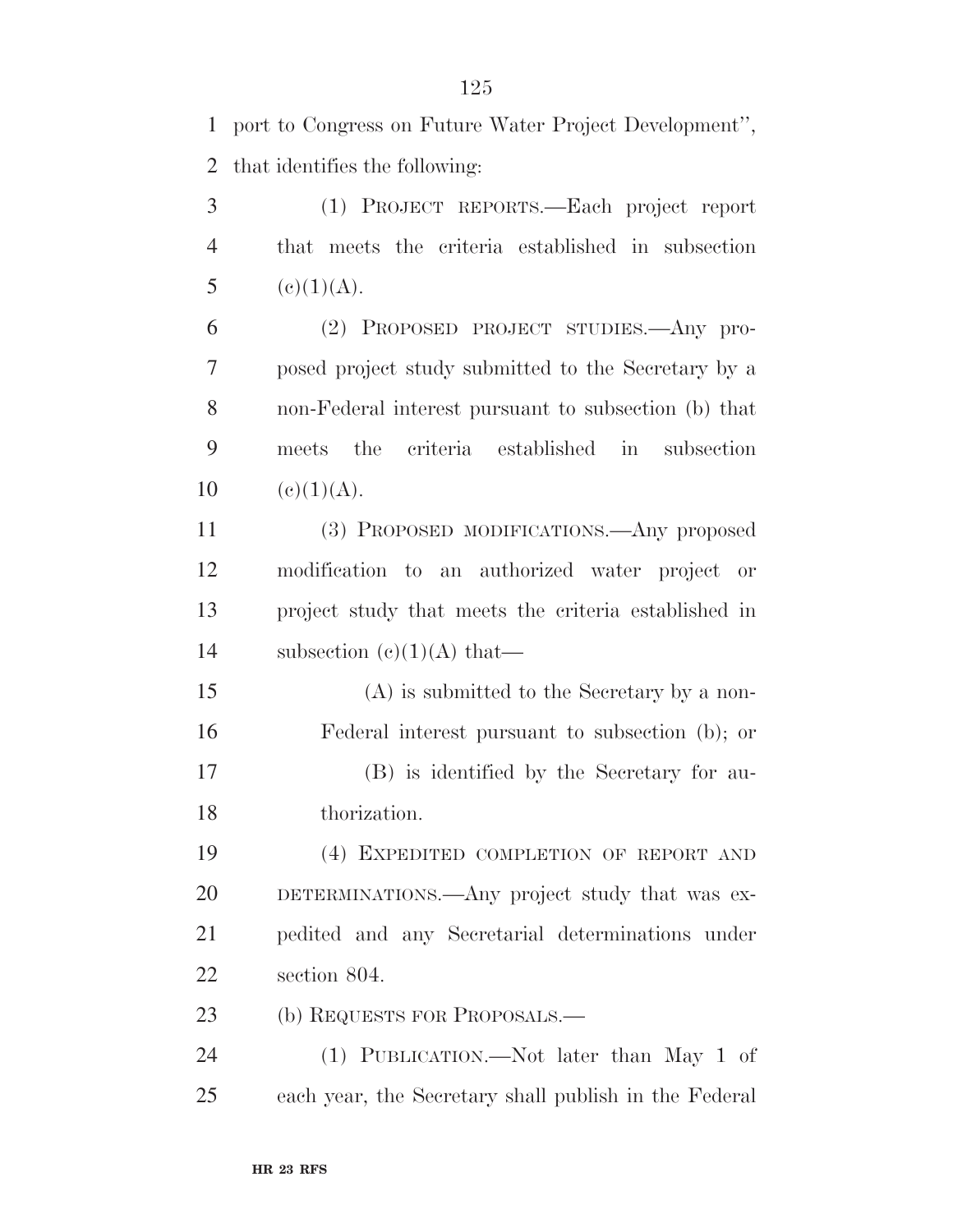port to Congress on Future Water Project Development'', that identifies the following:

(1) PROJECT REPORTS.—Each project report that meets the criteria established in subsection (c)(1)(A).

(2) PROPOSED PROJECT STUDIES.—Any proposed project study submitted to the Secretary by a non-Federal interest pursuant to subsection (b) that meets the criteria established in subsection (c)(1)(A).

(3) PROPOSED MODIFICATIONS.—Any proposed modification to an authorized water project or project study that meets the criteria established in subsection (c)(1)(A) that—

(A) is submitted to the Secretary by a non-Federal interest pursuant to subsection (b); or

(B) is identified by the Secretary for authorization.

(4) EXPEDITED COMPLETION OF REPORT AND DETERMINATIONS.—Any project study that was expedited and any Secretarial determinations under section 804.

(b) REQUESTS FOR PROPOSALS.—

(1) PUBLICATION.—Not later than May 1 of each year, the Secretary shall publish in the Federal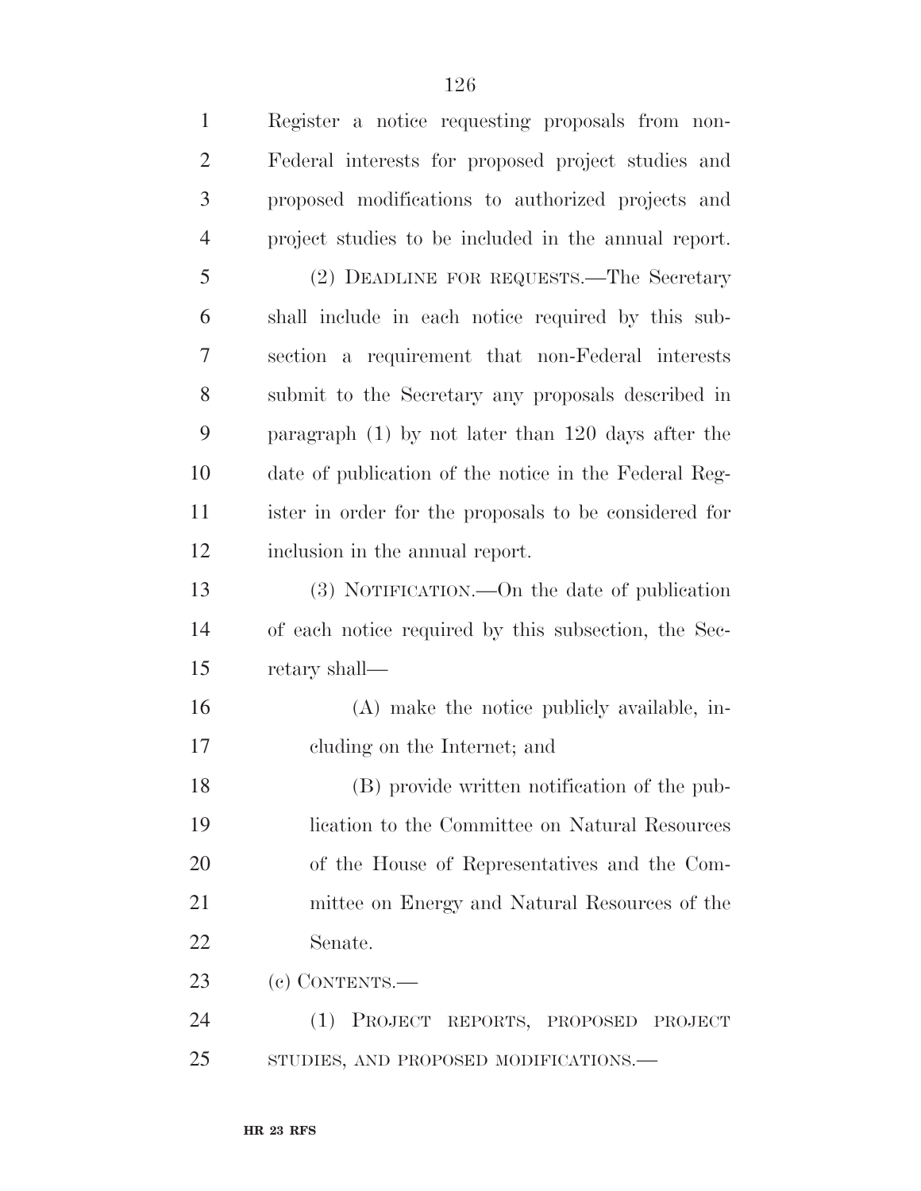Register a notice requesting proposals from non-Federal interests for proposed project studies and proposed modifications to authorized projects and project studies to be included in the annual report.

(2) DEADLINE FOR REQUESTS.—The Secretary shall include in each notice required by this subsection a requirement that non-Federal interests submit to the Secretary any proposals described in paragraph (1) by not later than 120 days after the date of publication of the notice in the Federal Register in order for the proposals to be considered for inclusion in the annual report.

(3) NOTIFICATION.—On the date of publication of each notice required by this subsection, the Secretary shall—

(A) make the notice publicly available, including on the Internet; and

(B) provide written notification of the publication to the Committee on Natural Resources of the House of Representatives and the Committee on Energy and Natural Resources of the Senate.

(c) CONTENTS.—

(1) PROJECT REPORTS, PROPOSED PROJECT STUDIES, AND PROPOSED MODIFICATIONS.—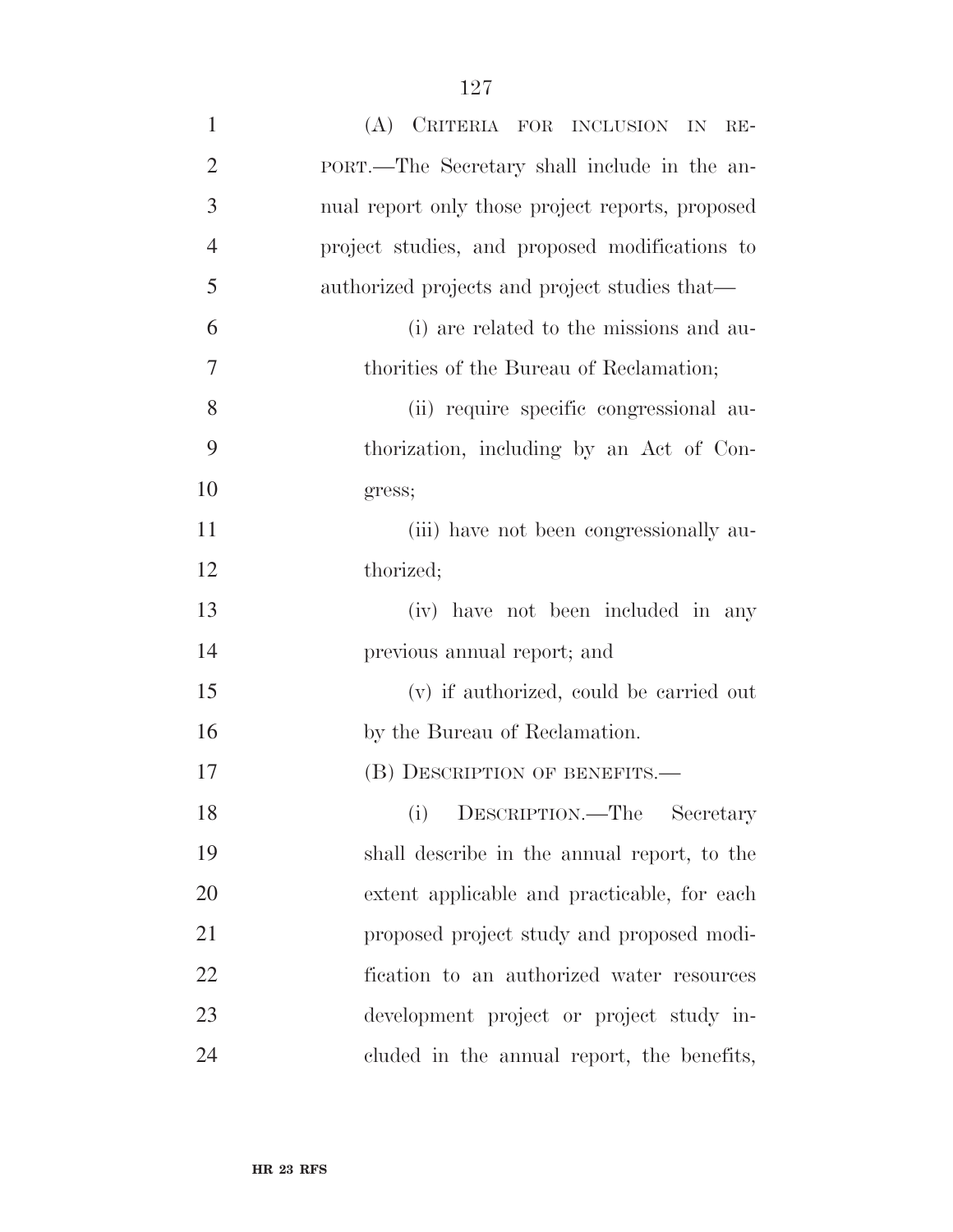(A) CRITERIA FOR INCLUSION IN REPORT.—The Secretary shall include in the annual report only those project reports, proposed project studies, and proposed modifications to authorized projects and project studies that—

(i) are related to the missions and authorities of the Bureau of Reclamation;

(ii) require specific congressional authorization, including by an Act of Congress;

(iii) have not been congressionally authorized;

(iv) have not been included in any previous annual report; and

(v) if authorized, could be carried out by the Bureau of Reclamation.

(B) DESCRIPTION OF BENEFITS.—

(i) DESCRIPTION.—The Secretary shall describe in the annual report, to the extent applicable and practicable, for each proposed project study and proposed modification to an authorized water resources development project or project study included in the annual report, the benefits,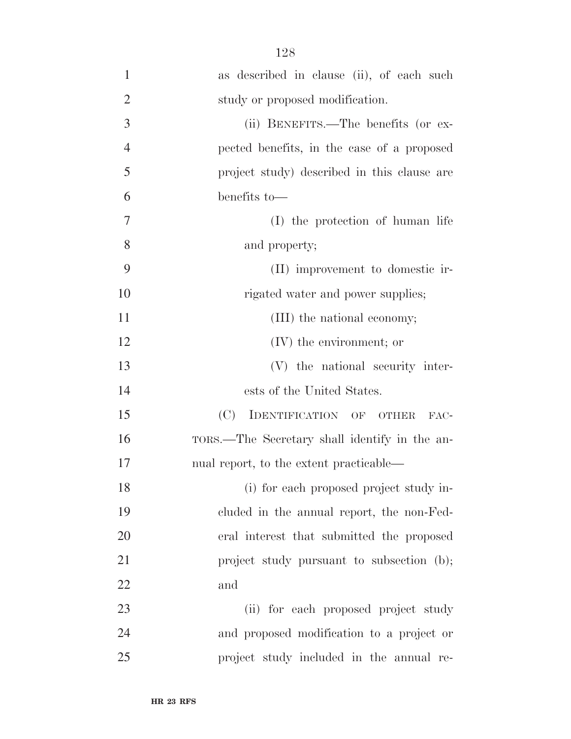as described in clause (ii), of each such study or proposed modification.

(ii) BENEFITS.—The benefits (or expected benefits, in the case of a proposed project study) described in this clause are benefits to—

(I) the protection of human life and property;

(II) improvement to domestic irrigated water and power supplies;

(III) the national economy;

(IV) the environment; or

(V) the national security interests of the United States.

(C) IDENTIFICATION OF OTHER FACTORS.—The Secretary shall identify in the annual report, to the extent practicable—

(i) for each proposed project study included in the annual report, the non-Federal interest that submitted the proposed project study pursuant to subsection (b); and

(ii) for each proposed project study and proposed modification to a project or project study included in the annual re-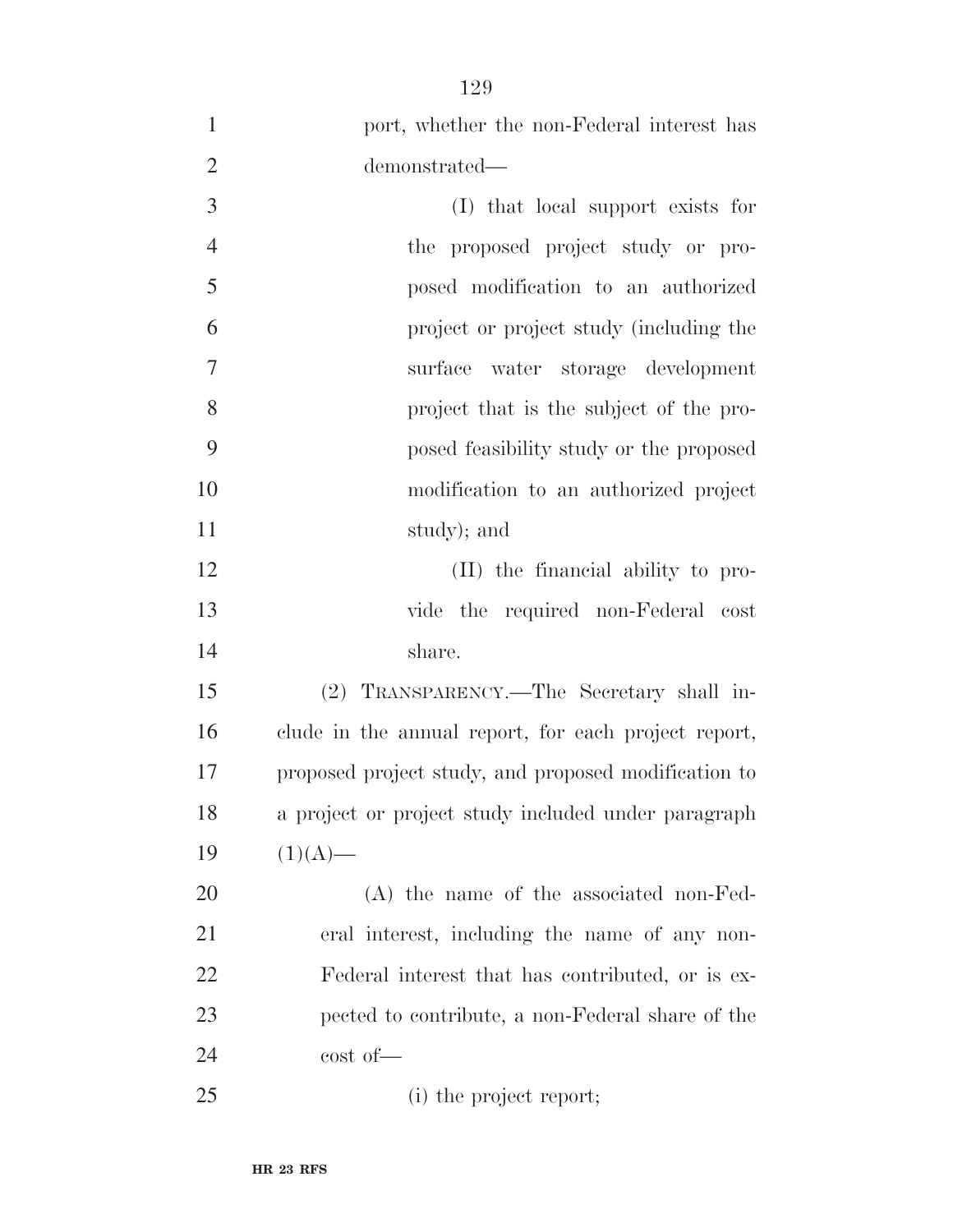port, whether the non-Federal interest has demonstrated—

(I) that local support exists for the proposed project study or proposed modification to an authorized project or project study (including the surface water storage development project that is the subject of the proposed feasibility study or the proposed modification to an authorized project study); and

(II) the financial ability to provide the required non-Federal cost share.

(2) TRANSPARENCY.—The Secretary shall include in the annual report, for each project report, proposed project study, and proposed modification to a project or project study included under paragraph (1)(A)—

(A) the name of the associated non-Federal interest, including the name of any non-Federal interest that has contributed, or is expected to contribute, a non-Federal share of the cost of—

(i) the project report;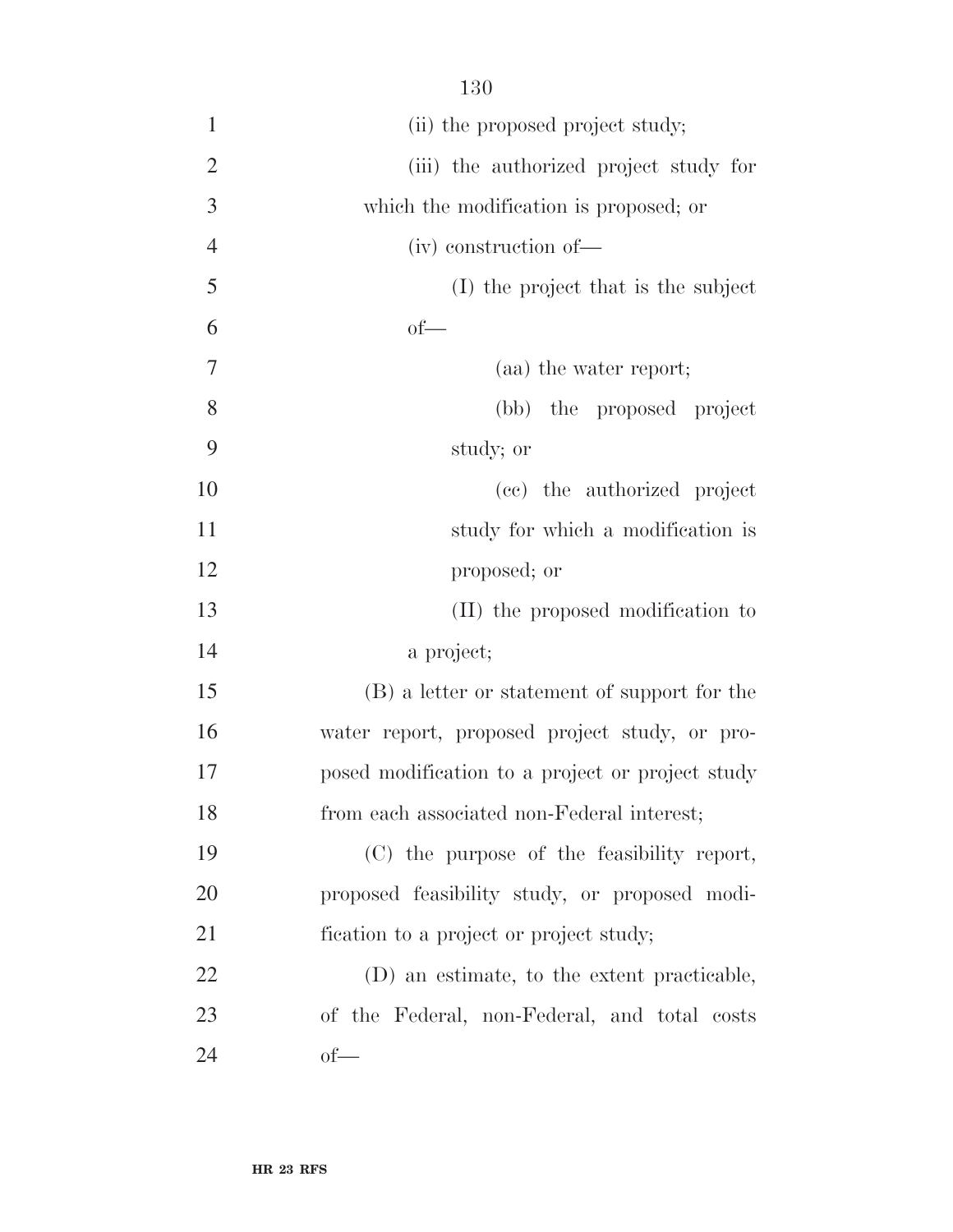(ii) the proposed project study;

(iii) the authorized project study for which the modification is proposed; or

(iv) construction of—

(I) the project that is the subject of—

(aa) the water report;

(bb) the proposed project study; or

(cc) the authorized project study for which a modification is proposed; or

(II) the proposed modification to a project;

(B) a letter or statement of support for the water report, proposed project study, or proposed modification to a project or project study from each associated non-Federal interest;

(C) the purpose of the feasibility report, proposed feasibility study, or proposed modification to a project or project study;

(D) an estimate, to the extent practicable, of the Federal, non-Federal, and total costs of—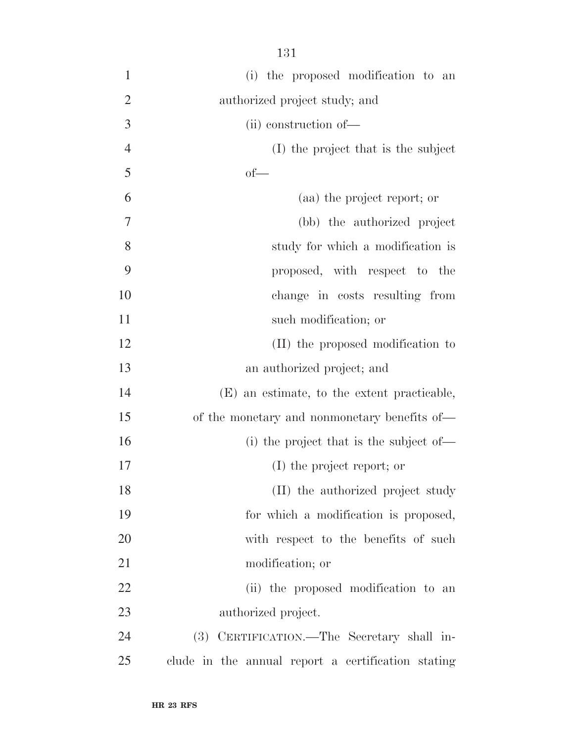(i) the proposed modification to an authorized project study; and

(ii) construction of—

(I) the project that is the subject of—

(aa) the project report; or

(bb) the authorized project study for which a modification is proposed, with respect to the change in costs resulting from such modification; or

(II) the proposed modification to an authorized project; and

(E) an estimate, to the extent practicable, of the monetary and nonmonetary benefits of—

(i) the project that is the subject of—

(I) the project report; or

(II) the authorized project study for which a modification is proposed, with respect to the benefits of such modification; or

(ii) the proposed modification to an authorized project.

(3) CERTIFICATION.—The Secretary shall include in the annual report a certification stating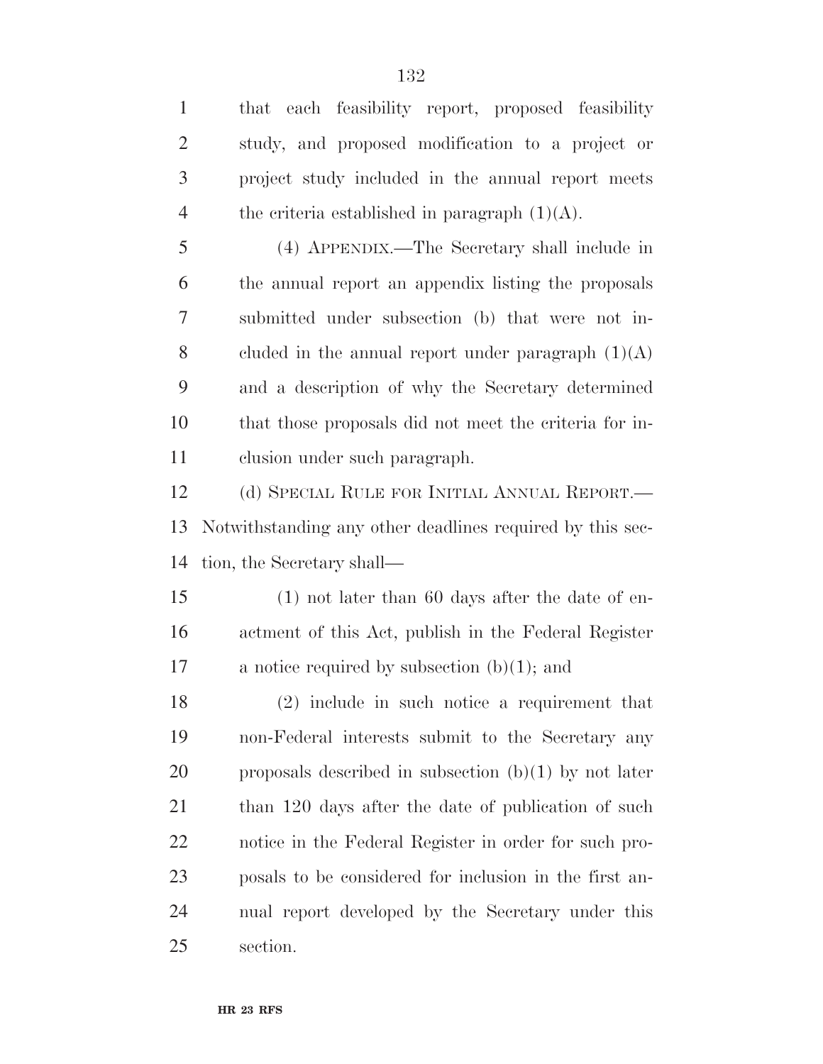that each feasibility report, proposed feasibility study, and proposed modification to a project or project study included in the annual report meets the criteria established in paragraph (1)(A).

(4) APPENDIX.—The Secretary shall include in the annual report an appendix listing the proposals submitted under subsection (b) that were not included in the annual report under paragraph (1)(A) and a description of why the Secretary determined that those proposals did not meet the criteria for inclusion under such paragraph.

(d) SPECIAL RULE FOR INITIAL ANNUAL REPORT.—Notwithstanding any other deadlines required by this section, the Secretary shall—

(1) not later than 60 days after the date of enactment of this Act, publish in the Federal Register a notice required by subsection (b)(1); and

(2) include in such notice a requirement that non-Federal interests submit to the Secretary any proposals described in subsection (b)(1) by not later than 120 days after the date of publication of such notice in the Federal Register in order for such proposals to be considered for inclusion in the first annual report developed by the Secretary under this section.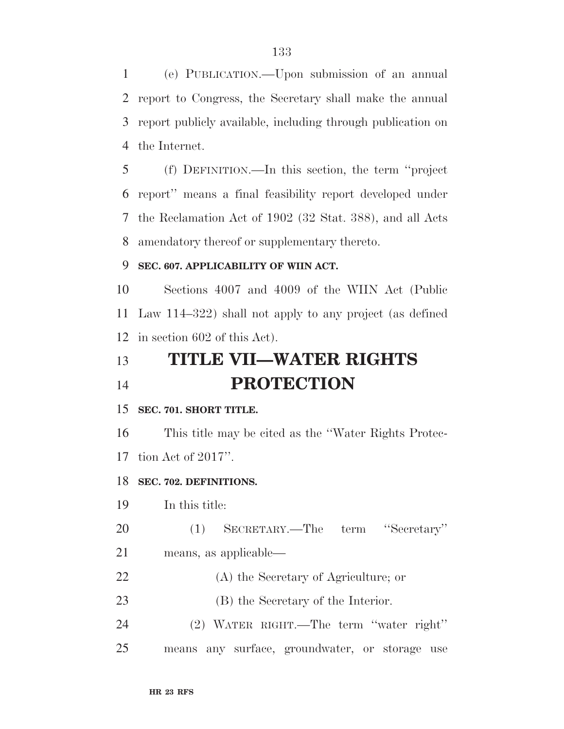(e) PUBLICATION.—Upon submission of an annual report to Congress, the Secretary shall make the annual report publicly available, including through publication on the Internet.

(f) DEFINITION.—In this section, the term ''project report'' means a final feasibility report developed under the Reclamation Act of 1902 (32 Stat. 388), and all Acts amendatory thereof or supplementary thereto.

**SEC. 607. APPLICABILITY OF WIIN ACT.**

Sections 4007 and 4009 of the WIIN Act (Public Law 114–322) shall not apply to any project (as defined in section 602 of this Act).

# TITLE VII—WATER RIGHTS PROTECTION

**SEC. 701. SHORT TITLE.**

This title may be cited as the ''Water Rights Protection Act of 2017''.

**SEC. 702. DEFINITIONS.**

In this title:

(1) SECRETARY.—The term ''Secretary'' means, as applicable—

(A) the Secretary of Agriculture; or

(B) the Secretary of the Interior.

(2) WATER RIGHT.—The term ''water right'' means any surface, groundwater, or storage use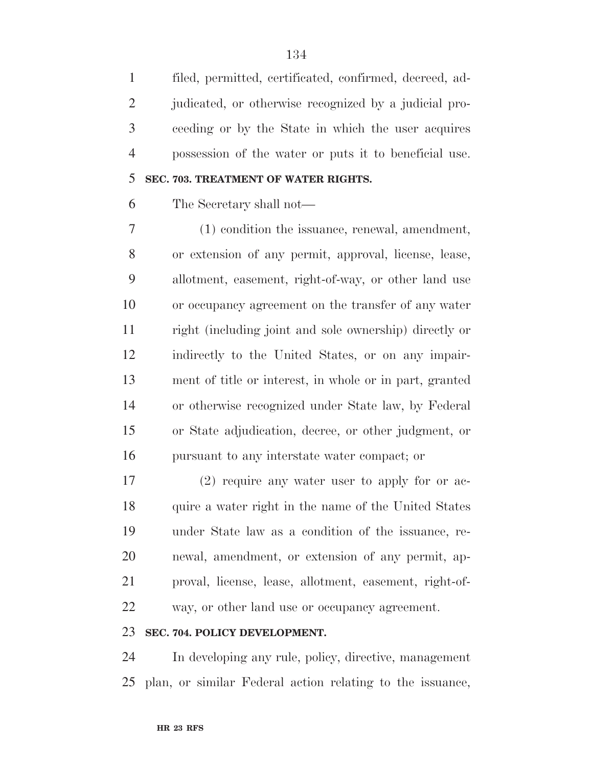filed, permitted, certificated, confirmed, decreed, adjudicated, or otherwise recognized by a judicial proceeding or by the State in which the user acquires possession of the water or puts it to beneficial use.

**SEC. 703. TREATMENT OF WATER RIGHTS.**

The Secretary shall not—

(1) condition the issuance, renewal, amendment, or extension of any permit, approval, license, lease, allotment, easement, right-of-way, or other land use or occupancy agreement on the transfer of any water right (including joint and sole ownership) directly or indirectly to the United States, or on any impairment of title or interest, in whole or in part, granted or otherwise recognized under State law, by Federal or State adjudication, decree, or other judgment, or pursuant to any interstate water compact; or

(2) require any water user to apply for or acquire a water right in the name of the United States under State law as a condition of the issuance, renewal, amendment, or extension of any permit, approval, license, lease, allotment, easement, right-of-way, or other land use or occupancy agreement.

**SEC. 704. POLICY DEVELOPMENT.**

In developing any rule, policy, directive, management plan, or similar Federal action relating to the issuance,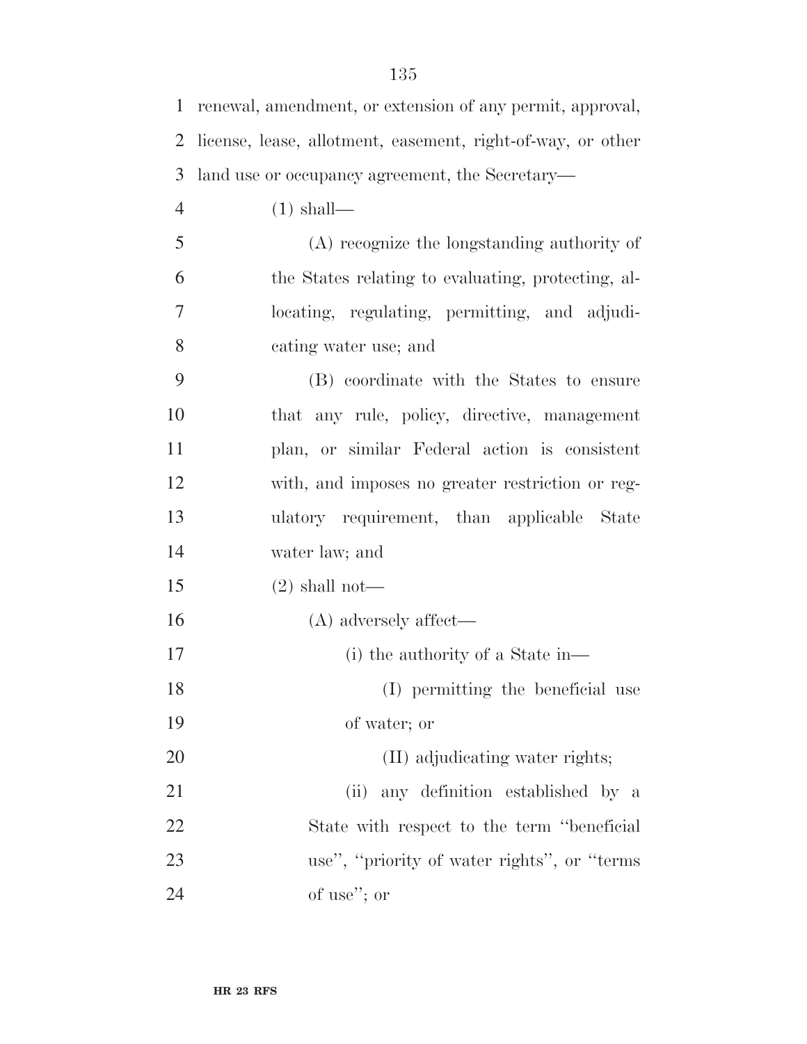renewal, amendment, or extension of any permit, approval, license, lease, allotment, easement, right-of-way, or other land use or occupancy agreement, the Secretary—

(1) shall—

(A) recognize the longstanding authority of the States relating to evaluating, protecting, allocating, regulating, permitting, and adjudicating water use; and

(B) coordinate with the States to ensure that any rule, policy, directive, management plan, or similar Federal action is consistent with, and imposes no greater restriction or regulatory requirement, than applicable State water law; and

(2) shall not—

(A) adversely affect—

(i) the authority of a State in—

(I) permitting the beneficial use of water; or

(II) adjudicating water rights;

(ii) any definition established by a State with respect to the term ''beneficial use'', ''priority of water rights'', or ''terms of use''; or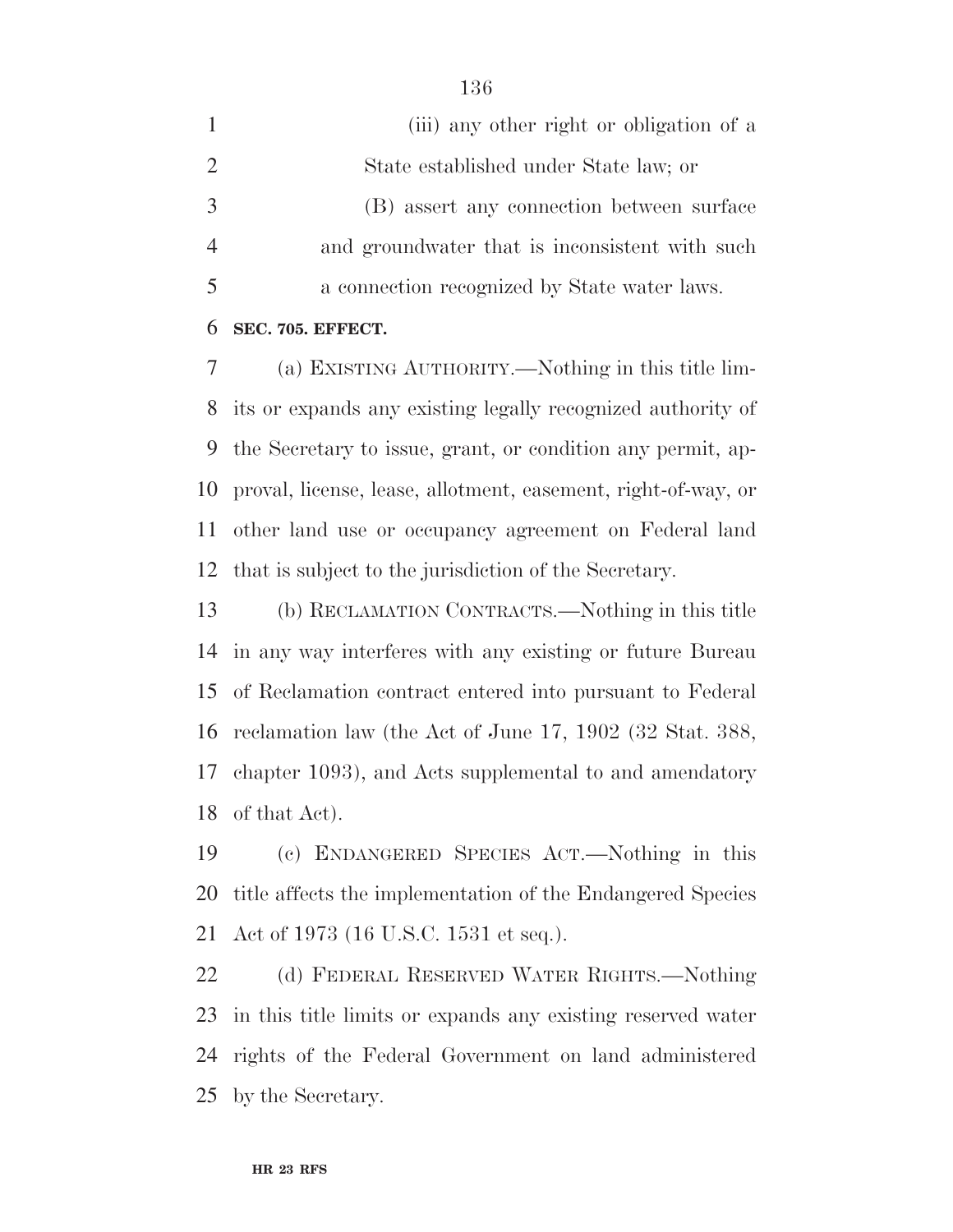(iii) any other right or obligation of a State established under State law; or

(B) assert any connection between surface and groundwater that is inconsistent with such a connection recognized by State water laws.

**SEC. 705. EFFECT.**

(a) EXISTING AUTHORITY.—Nothing in this title limits or expands any existing legally recognized authority of the Secretary to issue, grant, or condition any permit, approval, license, lease, allotment, easement, right-of-way, or other land use or occupancy agreement on Federal land that is subject to the jurisdiction of the Secretary.

(b) RECLAMATION CONTRACTS.—Nothing in this title in any way interferes with any existing or future Bureau of Reclamation contract entered into pursuant to Federal reclamation law (the Act of June 17, 1902 (32 Stat. 388, chapter 1093), and Acts supplemental to and amendatory of that Act).

(c) ENDANGERED SPECIES ACT.—Nothing in this title affects the implementation of the Endangered Species Act of 1973 (16 U.S.C. 1531 et seq.).

(d) FEDERAL RESERVED WATER RIGHTS.—Nothing in this title limits or expands any existing reserved water rights of the Federal Government on land administered by the Secretary.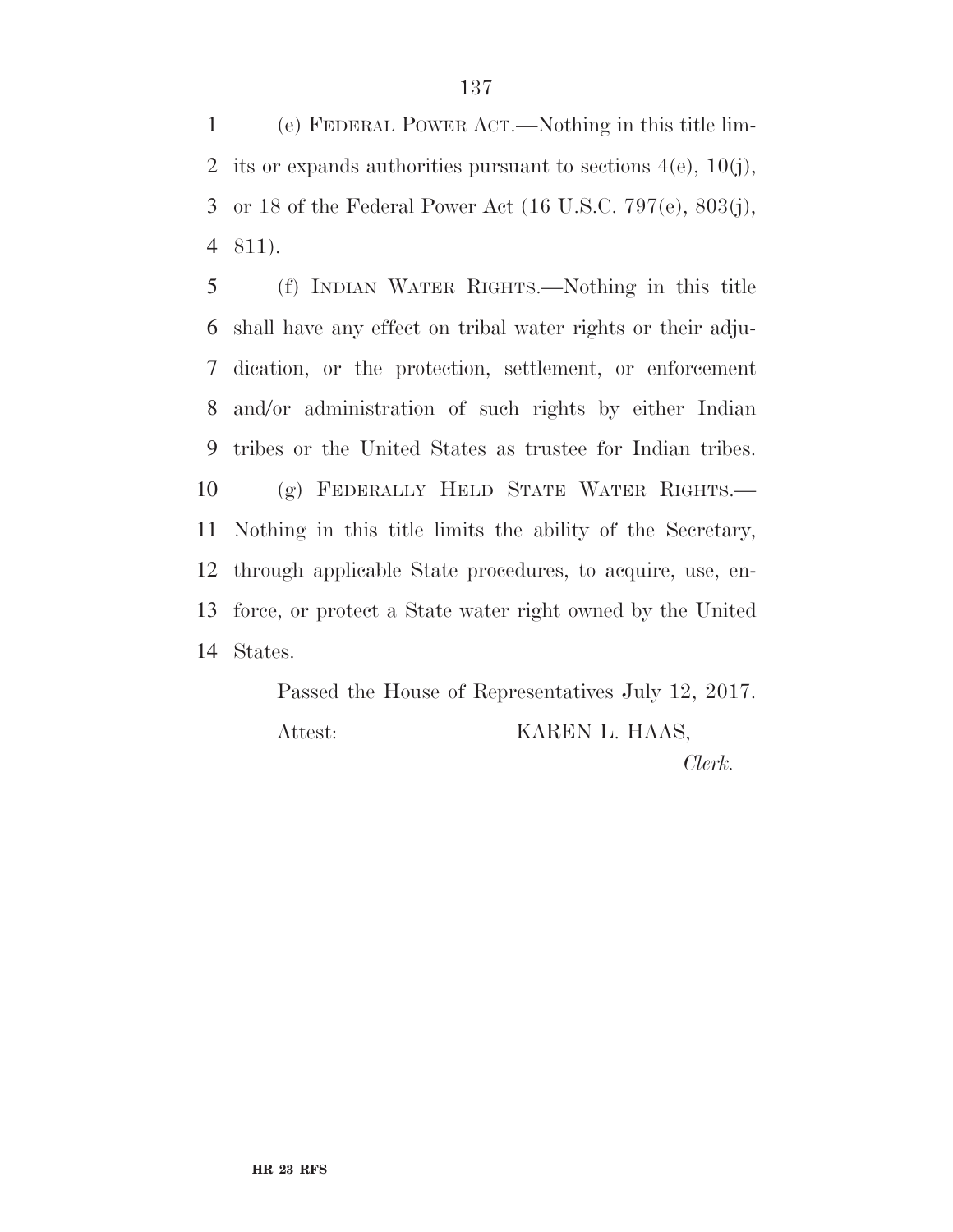(e) FEDERAL POWER ACT.—Nothing in this title limits or expands authorities pursuant to sections 4(e), 10(j), or 18 of the Federal Power Act (16 U.S.C. 797(e), 803(j), 811).

(f) INDIAN WATER RIGHTS.—Nothing in this title shall have any effect on tribal water rights or their adjudication, or the protection, settlement, or enforcement and/or administration of such rights by either Indian tribes or the United States as trustee for Indian tribes.

(g) FEDERALLY HELD STATE WATER RIGHTS.—Nothing in this title limits the ability of the Secretary, through applicable State procedures, to acquire, use, enforce, or protect a State water right owned by the United States.

Passed the House of Representatives July 12, 2017.

Attest: KAREN L. HAAS,

*Clerk.*